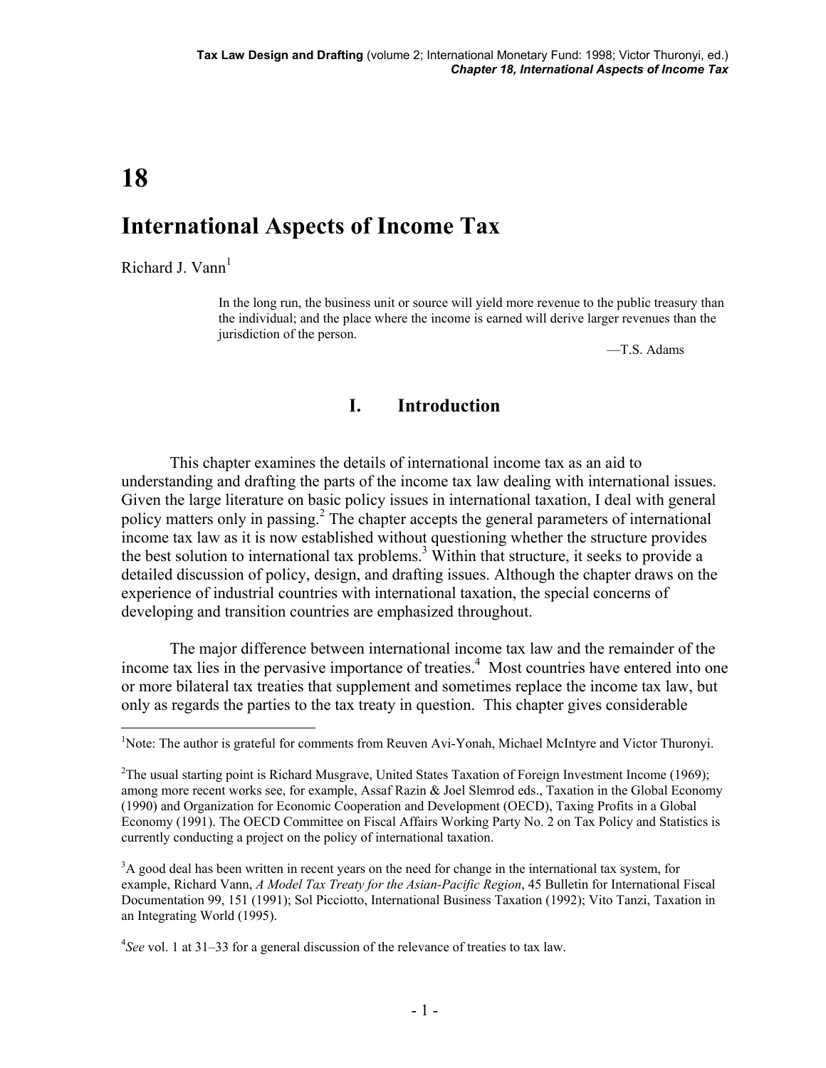# 18

# International Aspects of Income Tax

Richard J. Vann[1]

> In the long run, the business unit or source will yield more revenue to the public treasury than the individual; and the place where the income is earned will derive larger revenues than the jurisdiction of the person.
>
> —T.S. Adams

## I. Introduction

This chapter examines the details of international income tax as an aid to understanding and drafting the parts of the income tax law dealing with international issues. Given the large literature on basic policy issues in international taxation, I deal with general policy matters only in passing.[2] The chapter accepts the general parameters of international income tax law as it is now established without questioning whether the structure provides the best solution to international tax problems.[3] Within that structure, it seeks to provide a detailed discussion of policy, design, and drafting issues. Although the chapter draws on the experience of industrial countries with international taxation, the special concerns of developing and transition countries are emphasized throughout.

The major difference between international income tax law and the remainder of the income tax lies in the pervasive importance of treaties.[4] Most countries have entered into one or more bilateral tax treaties that supplement and sometimes replace the income tax law, but only as regards the parties to the tax treaty in question. This chapter gives considerable

---

[1]Note: The author is grateful for comments from Reuven Avi-Yonah, Michael McIntyre and Victor Thuronyi.

[2]The usual starting point is Richard Musgrave, United States Taxation of Foreign Investment Income (1969); among more recent works see, for example, Assaf Razin & Joel Slemrod eds., Taxation in the Global Economy (1990) and Organization for Economic Cooperation and Development (OECD), Taxing Profits in a Global Economy (1991). The OECD Committee on Fiscal Affairs Working Party No. 2 on Tax Policy and Statistics is currently conducting a project on the policy of international taxation.

[3]A good deal has been written in recent years on the need for change in the international tax system, for example, Richard Vann, *A Model Tax Treaty for the Asian-Pacific Region*, 45 Bulletin for International Fiscal Documentation 99, 151 (1991); Sol Picciotto, International Business Taxation (1992); Vito Tanzi, Taxation in an Integrating World (1995).

[4]*See* vol. 1 at 31–33 for a general discussion of the relevance of treaties to tax law.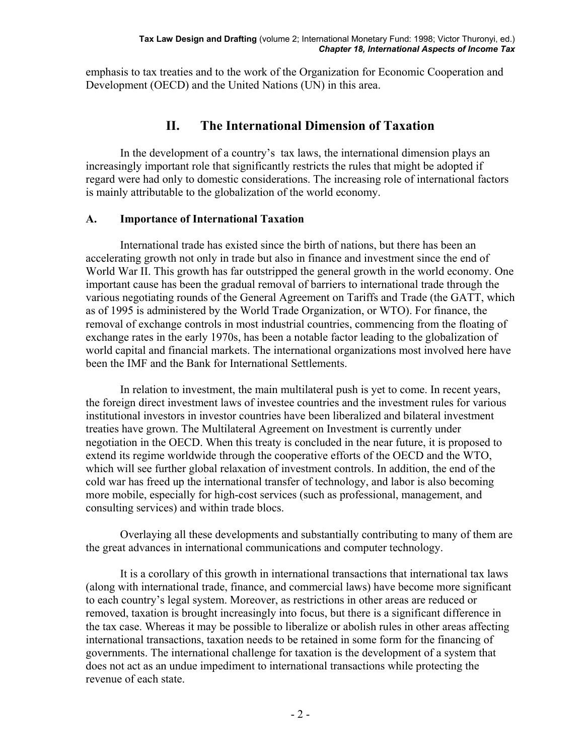emphasis to tax treaties and to the work of the Organization for Economic Cooperation and Development (OECD) and the United Nations (UN) in this area.

## II. The International Dimension of Taxation

In the development of a country's tax laws, the international dimension plays an increasingly important role that significantly restricts the rules that might be adopted if regard were had only to domestic considerations. The increasing role of international factors is mainly attributable to the globalization of the world economy.

### A. Importance of International Taxation

International trade has existed since the birth of nations, but there has been an accelerating growth not only in trade but also in finance and investment since the end of World War II. This growth has far outstripped the general growth in the world economy. One important cause has been the gradual removal of barriers to international trade through the various negotiating rounds of the General Agreement on Tariffs and Trade (the GATT, which as of 1995 is administered by the World Trade Organization, or WTO). For finance, the removal of exchange controls in most industrial countries, commencing from the floating of exchange rates in the early 1970s, has been a notable factor leading to the globalization of world capital and financial markets. The international organizations most involved here have been the IMF and the Bank for International Settlements.

In relation to investment, the main multilateral push is yet to come. In recent years, the foreign direct investment laws of investee countries and the investment rules for various institutional investors in investor countries have been liberalized and bilateral investment treaties have grown. The Multilateral Agreement on Investment is currently under negotiation in the OECD. When this treaty is concluded in the near future, it is proposed to extend its regime worldwide through the cooperative efforts of the OECD and the WTO, which will see further global relaxation of investment controls. In addition, the end of the cold war has freed up the international transfer of technology, and labor is also becoming more mobile, especially for high-cost services (such as professional, management, and consulting services) and within trade blocs.

Overlaying all these developments and substantially contributing to many of them are the great advances in international communications and computer technology.

It is a corollary of this growth in international transactions that international tax laws (along with international trade, finance, and commercial laws) have become more significant to each country's legal system. Moreover, as restrictions in other areas are reduced or removed, taxation is brought increasingly into focus, but there is a significant difference in the tax case. Whereas it may be possible to liberalize or abolish rules in other areas affecting international transactions, taxation needs to be retained in some form for the financing of governments. The international challenge for taxation is the development of a system that does not act as an undue impediment to international transactions while protecting the revenue of each state.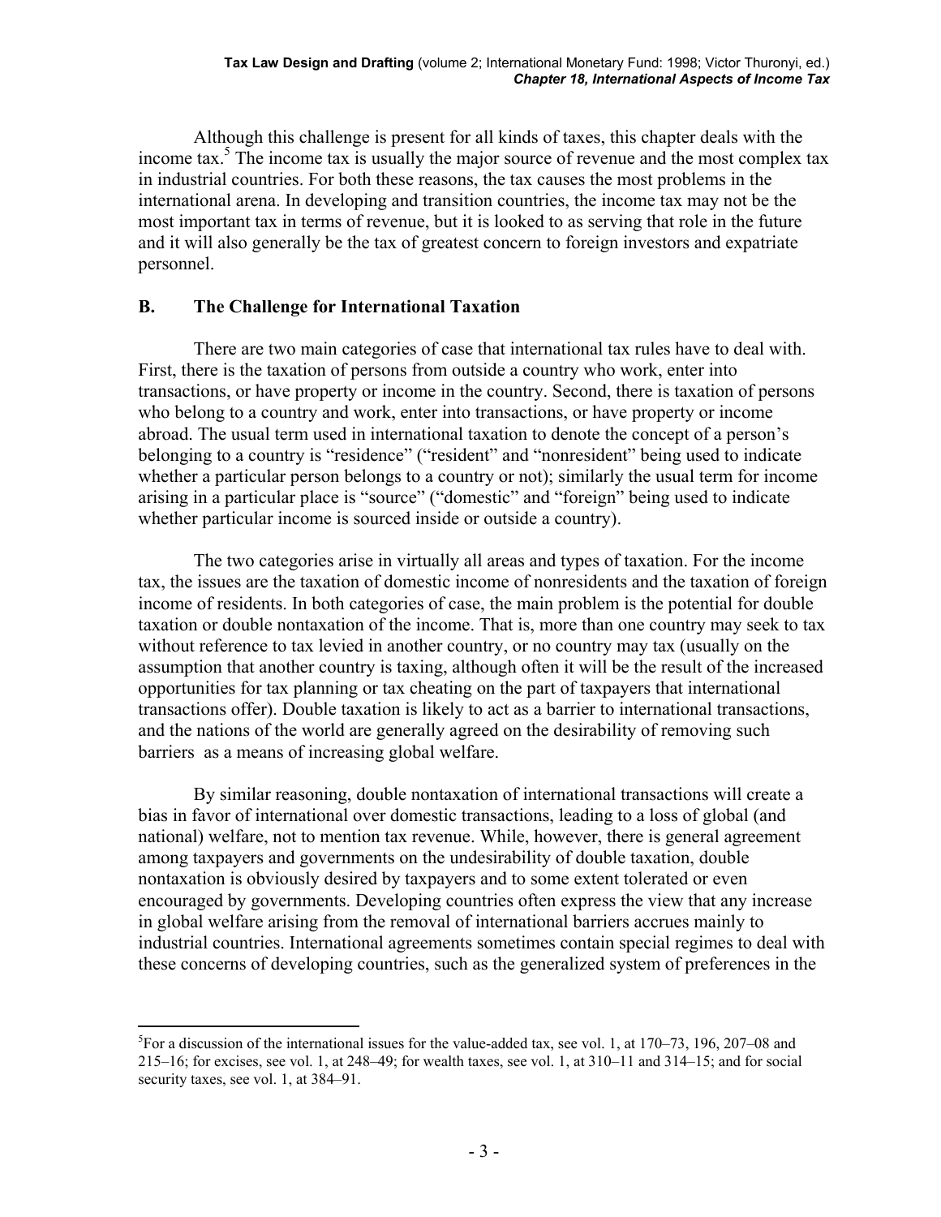Although this challenge is present for all kinds of taxes, this chapter deals with the income tax.[5] The income tax is usually the major source of revenue and the most complex tax in industrial countries. For both these reasons, the tax causes the most problems in the international arena. In developing and transition countries, the income tax may not be the most important tax in terms of revenue, but it is looked to as serving that role in the future and it will also generally be the tax of greatest concern to foreign investors and expatriate personnel.

## B. The Challenge for International Taxation

There are two main categories of case that international tax rules have to deal with. First, there is the taxation of persons from outside a country who work, enter into transactions, or have property or income in the country. Second, there is taxation of persons who belong to a country and work, enter into transactions, or have property or income abroad. The usual term used in international taxation to denote the concept of a person's belonging to a country is "residence" ("resident" and "nonresident" being used to indicate whether a particular person belongs to a country or not); similarly the usual term for income arising in a particular place is "source" ("domestic" and "foreign" being used to indicate whether particular income is sourced inside or outside a country).

The two categories arise in virtually all areas and types of taxation. For the income tax, the issues are the taxation of domestic income of nonresidents and the taxation of foreign income of residents. In both categories of case, the main problem is the potential for double taxation or double nontaxation of the income. That is, more than one country may seek to tax without reference to tax levied in another country, or no country may tax (usually on the assumption that another country is taxing, although often it will be the result of the increased opportunities for tax planning or tax cheating on the part of taxpayers that international transactions offer). Double taxation is likely to act as a barrier to international transactions, and the nations of the world are generally agreed on the desirability of removing such barriers as a means of increasing global welfare.

By similar reasoning, double nontaxation of international transactions will create a bias in favor of international over domestic transactions, leading to a loss of global (and national) welfare, not to mention tax revenue. While, however, there is general agreement among taxpayers and governments on the undesirability of double taxation, double nontaxation is obviously desired by taxpayers and to some extent tolerated or even encouraged by governments. Developing countries often express the view that any increase in global welfare arising from the removal of international barriers accrues mainly to industrial countries. International agreements sometimes contain special regimes to deal with these concerns of developing countries, such as the generalized system of preferences in the

---

[5]For a discussion of the international issues for the value-added tax, see vol. 1, at 170–73, 196, 207–08 and 215–16; for excises, see vol. 1, at 248–49; for wealth taxes, see vol. 1, at 310–11 and 314–15; and for social security taxes, see vol. 1, at 384–91.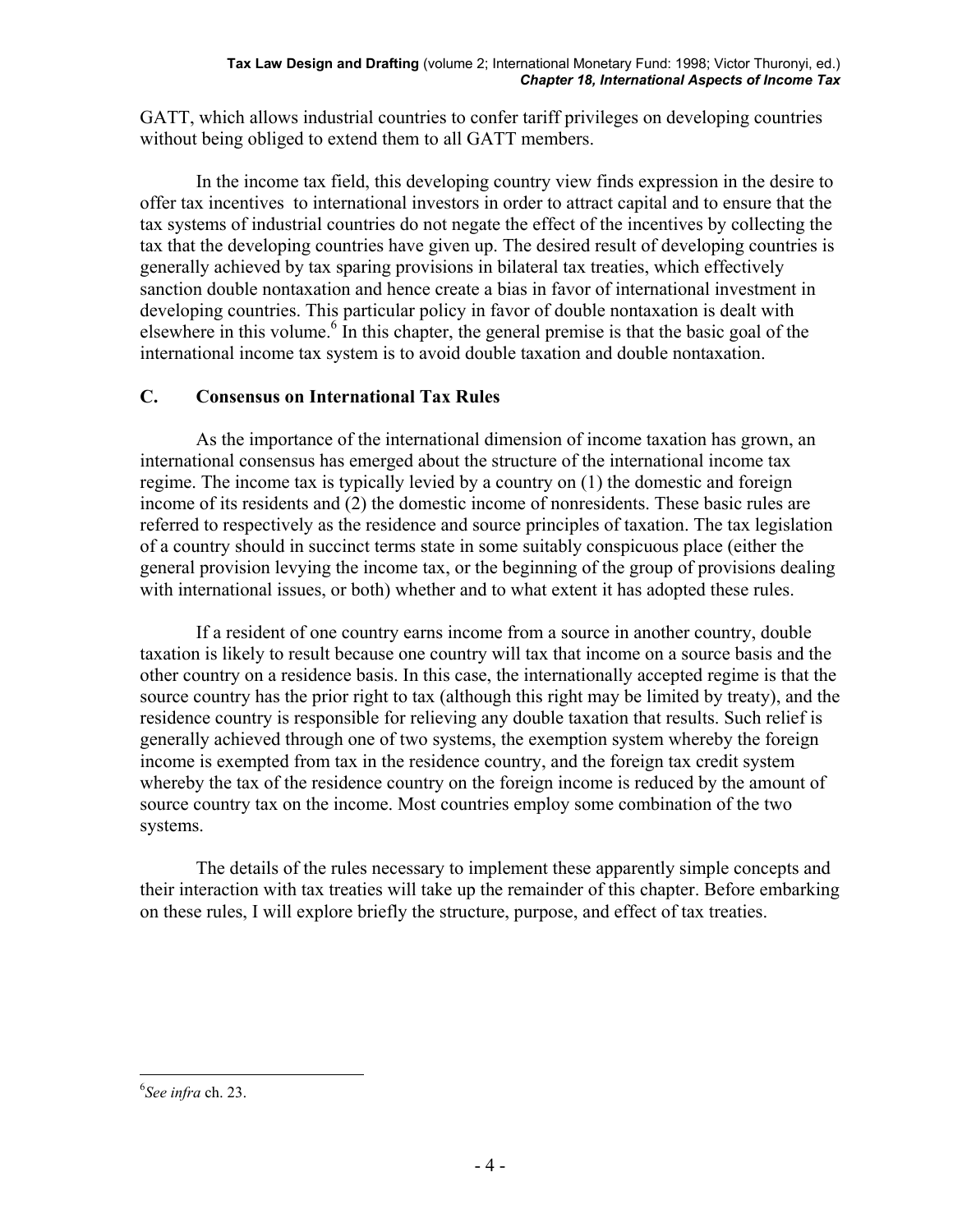GATT, which allows industrial countries to confer tariff privileges on developing countries without being obliged to extend them to all GATT members.

In the income tax field, this developing country view finds expression in the desire to offer tax incentives to international investors in order to attract capital and to ensure that the tax systems of industrial countries do not negate the effect of the incentives by collecting the tax that the developing countries have given up. The desired result of developing countries is generally achieved by tax sparing provisions in bilateral tax treaties, which effectively sanction double nontaxation and hence create a bias in favor of international investment in developing countries. This particular policy in favor of double nontaxation is dealt with elsewhere in this volume.[6] In this chapter, the general premise is that the basic goal of the international income tax system is to avoid double taxation and double nontaxation.

## C. Consensus on International Tax Rules

As the importance of the international dimension of income taxation has grown, an international consensus has emerged about the structure of the international income tax regime. The income tax is typically levied by a country on (1) the domestic and foreign income of its residents and (2) the domestic income of nonresidents. These basic rules are referred to respectively as the residence and source principles of taxation. The tax legislation of a country should in succinct terms state in some suitably conspicuous place (either the general provision levying the income tax, or the beginning of the group of provisions dealing with international issues, or both) whether and to what extent it has adopted these rules.

If a resident of one country earns income from a source in another country, double taxation is likely to result because one country will tax that income on a source basis and the other country on a residence basis. In this case, the internationally accepted regime is that the source country has the prior right to tax (although this right may be limited by treaty), and the residence country is responsible for relieving any double taxation that results. Such relief is generally achieved through one of two systems, the exemption system whereby the foreign income is exempted from tax in the residence country, and the foreign tax credit system whereby the tax of the residence country on the foreign income is reduced by the amount of source country tax on the income. Most countries employ some combination of the two systems.

The details of the rules necessary to implement these apparently simple concepts and their interaction with tax treaties will take up the remainder of this chapter. Before embarking on these rules, I will explore briefly the structure, purpose, and effect of tax treaties.

---

[6] *See infra* ch. 23.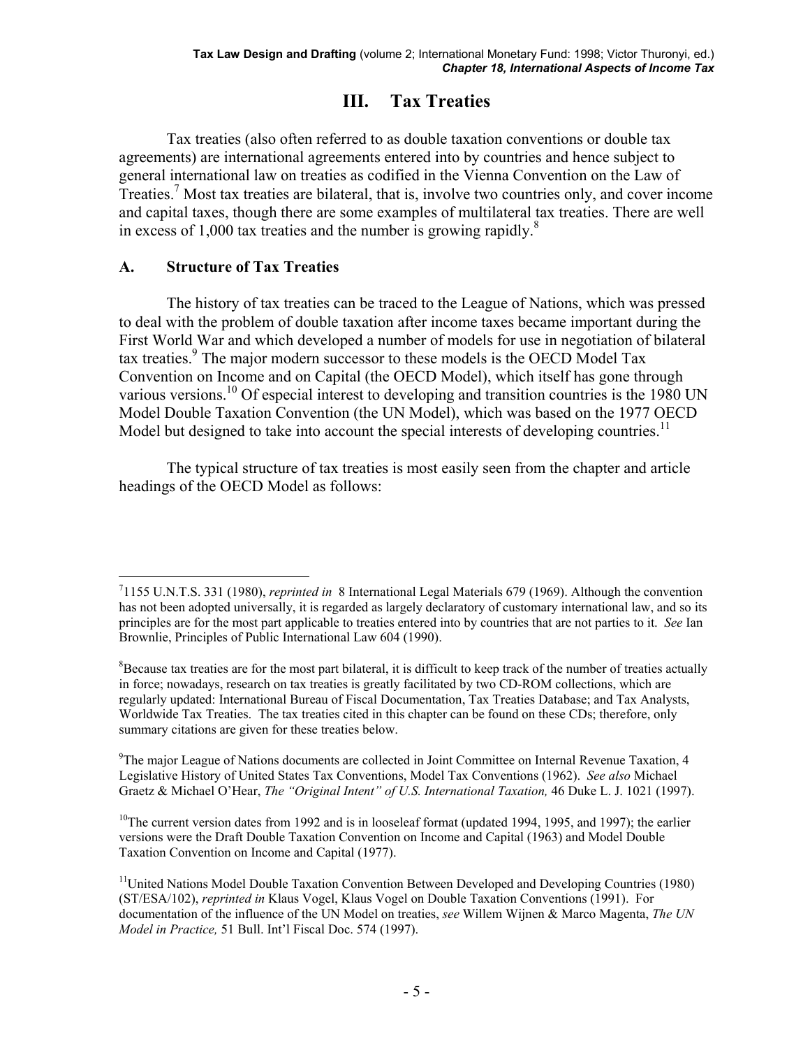# III. Tax Treaties

Tax treaties (also often referred to as double taxation conventions or double tax agreements) are international agreements entered into by countries and hence subject to general international law on treaties as codified in the Vienna Convention on the Law of Treaties.[7] Most tax treaties are bilateral, that is, involve two countries only, and cover income and capital taxes, though there are some examples of multilateral tax treaties. There are well in excess of 1,000 tax treaties and the number is growing rapidly.[8]

## A. Structure of Tax Treaties

The history of tax treaties can be traced to the League of Nations, which was pressed to deal with the problem of double taxation after income taxes became important during the First World War and which developed a number of models for use in negotiation of bilateral tax treaties.[9] The major modern successor to these models is the OECD Model Tax Convention on Income and on Capital (the OECD Model), which itself has gone through various versions.[10] Of especial interest to developing and transition countries is the 1980 UN Model Double Taxation Convention (the UN Model), which was based on the 1977 OECD Model but designed to take into account the special interests of developing countries.[11]

The typical structure of tax treaties is most easily seen from the chapter and article headings of the OECD Model as follows:

---

[7] 1155 U.N.T.S. 331 (1980), *reprinted in* 8 International Legal Materials 679 (1969). Although the convention has not been adopted universally, it is regarded as largely declaratory of customary international law, and so its principles are for the most part applicable to treaties entered into by countries that are not parties to it. *See* Ian Brownlie, Principles of Public International Law 604 (1990).

[8] Because tax treaties are for the most part bilateral, it is difficult to keep track of the number of treaties actually in force; nowadays, research on tax treaties is greatly facilitated by two CD-ROM collections, which are regularly updated: International Bureau of Fiscal Documentation, Tax Treaties Database; and Tax Analysts, Worldwide Tax Treaties. The tax treaties cited in this chapter can be found on these CDs; therefore, only summary citations are given for these treaties below.

[9] The major League of Nations documents are collected in Joint Committee on Internal Revenue Taxation, 4 Legislative History of United States Tax Conventions, Model Tax Conventions (1962). *See also* Michael Graetz & Michael O'Hear, *The "Original Intent" of U.S. International Taxation,* 46 Duke L. J. 1021 (1997).

[10] The current version dates from 1992 and is in looseleaf format (updated 1994, 1995, and 1997); the earlier versions were the Draft Double Taxation Convention on Income and Capital (1963) and Model Double Taxation Convention on Income and Capital (1977).

[11] United Nations Model Double Taxation Convention Between Developed and Developing Countries (1980) (ST/ESA/102), *reprinted in* Klaus Vogel, Klaus Vogel on Double Taxation Conventions (1991). For documentation of the influence of the UN Model on treaties, *see* Willem Wijnen & Marco Magenta, *The UN Model in Practice,* 51 Bull. Int'l Fiscal Doc. 574 (1997).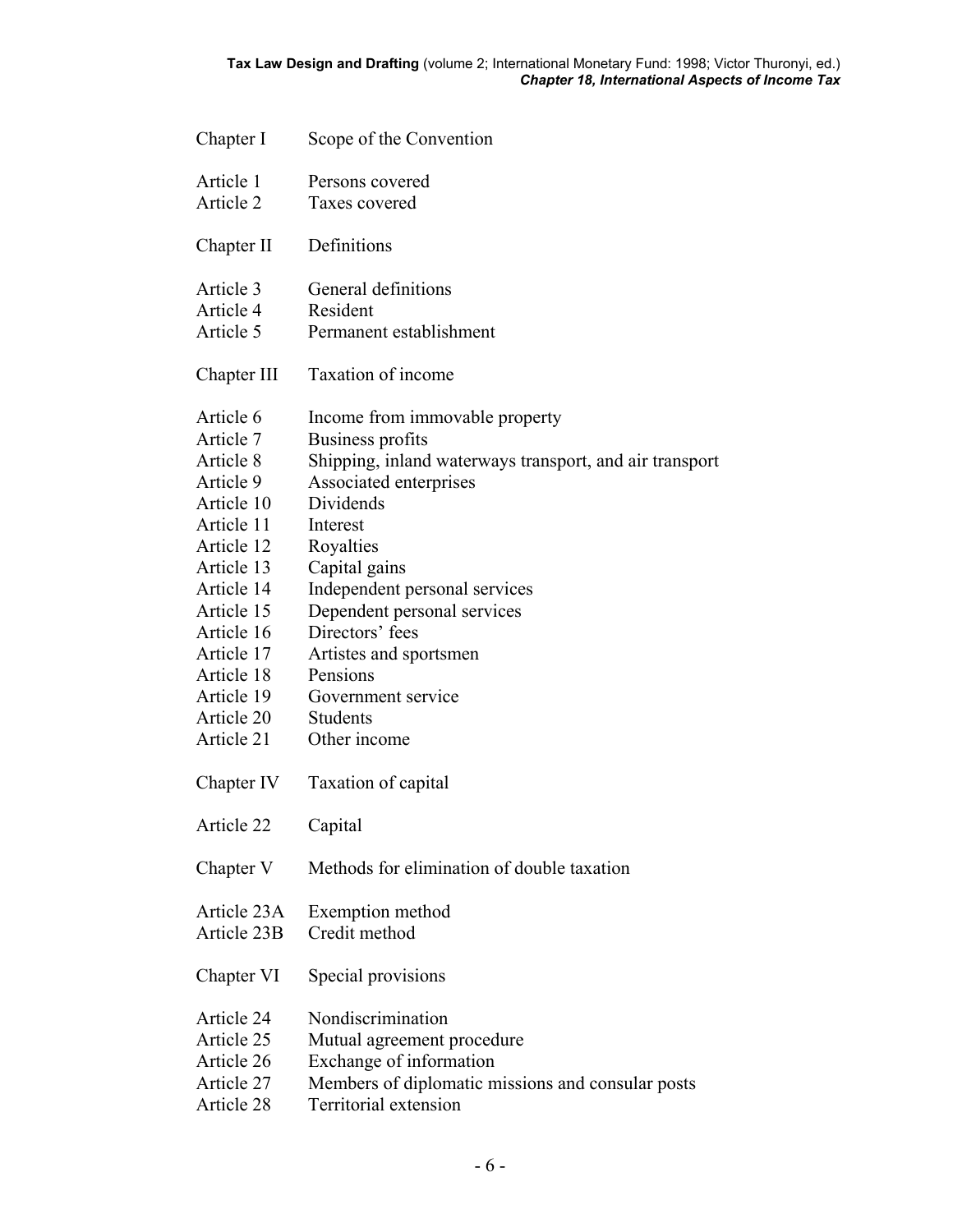| | |
|---|---|
| Chapter I | Scope of the Convention |
| Article 1 | Persons covered |
| Article 2 | Taxes covered |
| Chapter II | Definitions |
| Article 3 | General definitions |
| Article 4 | Resident |
| Article 5 | Permanent establishment |
| Chapter III | Taxation of income |
| Article 6 | Income from immovable property |
| Article 7 | Business profits |
| Article 8 | Shipping, inland waterways transport, and air transport |
| Article 9 | Associated enterprises |
| Article 10 | Dividends |
| Article 11 | Interest |
| Article 12 | Royalties |
| Article 13 | Capital gains |
| Article 14 | Independent personal services |
| Article 15 | Dependent personal services |
| Article 16 | Directors' fees |
| Article 17 | Artistes and sportsmen |
| Article 18 | Pensions |
| Article 19 | Government service |
| Article 20 | Students |
| Article 21 | Other income |
| Chapter IV | Taxation of capital |
| Article 22 | Capital |
| Chapter V | Methods for elimination of double taxation |
| Article 23A | Exemption method |
| Article 23B | Credit method |
| Chapter VI | Special provisions |
| Article 24 | Nondiscrimination |
| Article 25 | Mutual agreement procedure |
| Article 26 | Exchange of information |
| Article 27 | Members of diplomatic missions and consular posts |
| Article 28 | Territorial extension |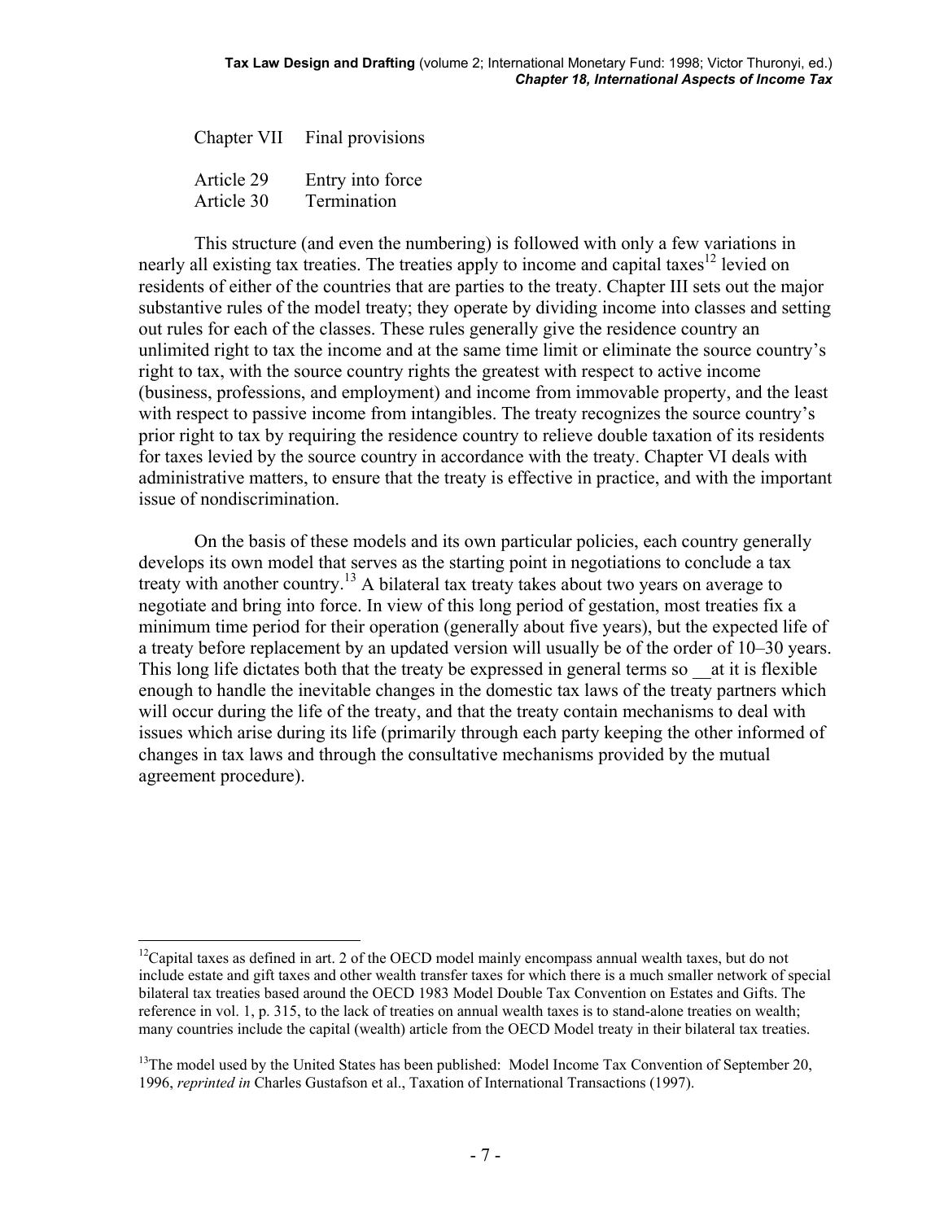| | |
|---|---|
| Chapter VII | Final provisions |
| Article 29 | Entry into force |
| Article 30 | Termination |

This structure (and even the numbering) is followed with only a few variations in nearly all existing tax treaties. The treaties apply to income and capital taxes[12] levied on residents of either of the countries that are parties to the treaty. Chapter III sets out the major substantive rules of the model treaty; they operate by dividing income into classes and setting out rules for each of the classes. These rules generally give the residence country an unlimited right to tax the income and at the same time limit or eliminate the source country's right to tax, with the source country rights the greatest with respect to active income (business, professions, and employment) and income from immovable property, and the least with respect to passive income from intangibles. The treaty recognizes the source country's prior right to tax by requiring the residence country to relieve double taxation of its residents for taxes levied by the source country in accordance with the treaty. Chapter VI deals with administrative matters, to ensure that the treaty is effective in practice, and with the important issue of nondiscrimination.

On the basis of these models and its own particular policies, each country generally develops its own model that serves as the starting point in negotiations to conclude a tax treaty with another country.[13] A bilateral tax treaty takes about two years on average to negotiate and bring into force. In view of this long period of gestation, most treaties fix a minimum time period for their operation (generally about five years), but the expected life of a treaty before replacement by an updated version will usually be of the order of 10–30 years. This long life dictates both that the treaty be expressed in general terms so __at it is flexible enough to handle the inevitable changes in the domestic tax laws of the treaty partners which will occur during the life of the treaty, and that the treaty contain mechanisms to deal with issues which arise during its life (primarily through each party keeping the other informed of changes in tax laws and through the consultative mechanisms provided by the mutual agreement procedure).

---

[12]Capital taxes as defined in art. 2 of the OECD model mainly encompass annual wealth taxes, but do not include estate and gift taxes and other wealth transfer taxes for which there is a much smaller network of special bilateral tax treaties based around the OECD 1983 Model Double Tax Convention on Estates and Gifts. The reference in vol. 1, p. 315, to the lack of treaties on annual wealth taxes is to stand-alone treaties on wealth; many countries include the capital (wealth) article from the OECD Model treaty in their bilateral tax treaties.

[13]The model used by the United States has been published: Model Income Tax Convention of September 20, 1996, *reprinted in* Charles Gustafson et al., Taxation of International Transactions (1997).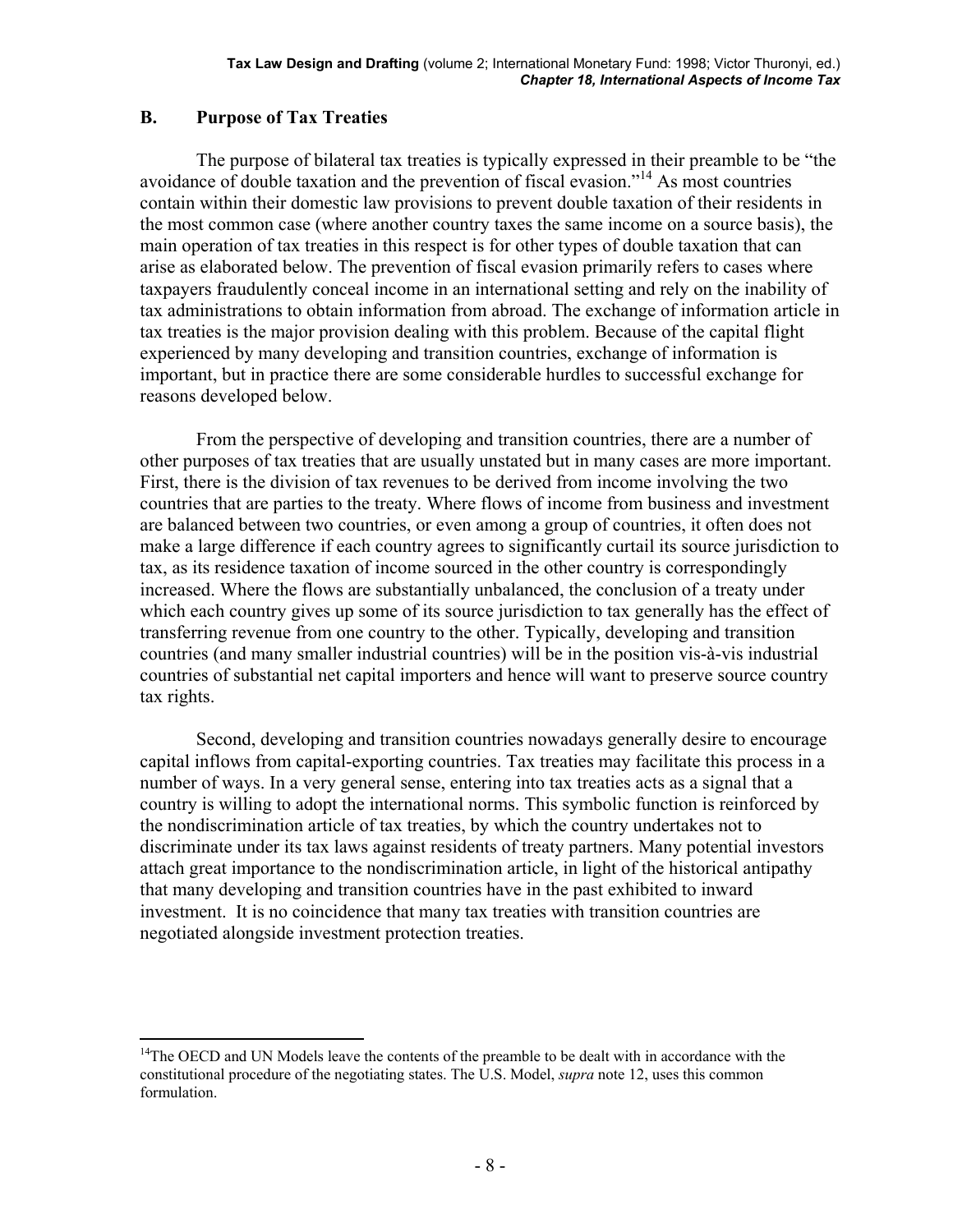## B. Purpose of Tax Treaties

The purpose of bilateral tax treaties is typically expressed in their preamble to be "the avoidance of double taxation and the prevention of fiscal evasion."[14] As most countries contain within their domestic law provisions to prevent double taxation of their residents in the most common case (where another country taxes the same income on a source basis), the main operation of tax treaties in this respect is for other types of double taxation that can arise as elaborated below. The prevention of fiscal evasion primarily refers to cases where taxpayers fraudulently conceal income in an international setting and rely on the inability of tax administrations to obtain information from abroad. The exchange of information article in tax treaties is the major provision dealing with this problem. Because of the capital flight experienced by many developing and transition countries, exchange of information is important, but in practice there are some considerable hurdles to successful exchange for reasons developed below.

From the perspective of developing and transition countries, there are a number of other purposes of tax treaties that are usually unstated but in many cases are more important. First, there is the division of tax revenues to be derived from income involving the two countries that are parties to the treaty. Where flows of income from business and investment are balanced between two countries, or even among a group of countries, it often does not make a large difference if each country agrees to significantly curtail its source jurisdiction to tax, as its residence taxation of income sourced in the other country is correspondingly increased. Where the flows are substantially unbalanced, the conclusion of a treaty under which each country gives up some of its source jurisdiction to tax generally has the effect of transferring revenue from one country to the other. Typically, developing and transition countries (and many smaller industrial countries) will be in the position vis-à-vis industrial countries of substantial net capital importers and hence will want to preserve source country tax rights.

Second, developing and transition countries nowadays generally desire to encourage capital inflows from capital-exporting countries. Tax treaties may facilitate this process in a number of ways. In a very general sense, entering into tax treaties acts as a signal that a country is willing to adopt the international norms. This symbolic function is reinforced by the nondiscrimination article of tax treaties, by which the country undertakes not to discriminate under its tax laws against residents of treaty partners. Many potential investors attach great importance to the nondiscrimination article, in light of the historical antipathy that many developing and transition countries have in the past exhibited to inward investment. It is no coincidence that many tax treaties with transition countries are negotiated alongside investment protection treaties.

---

[14]The OECD and UN Models leave the contents of the preamble to be dealt with in accordance with the constitutional procedure of the negotiating states. The U.S. Model, *supra* note 12, uses this common formulation.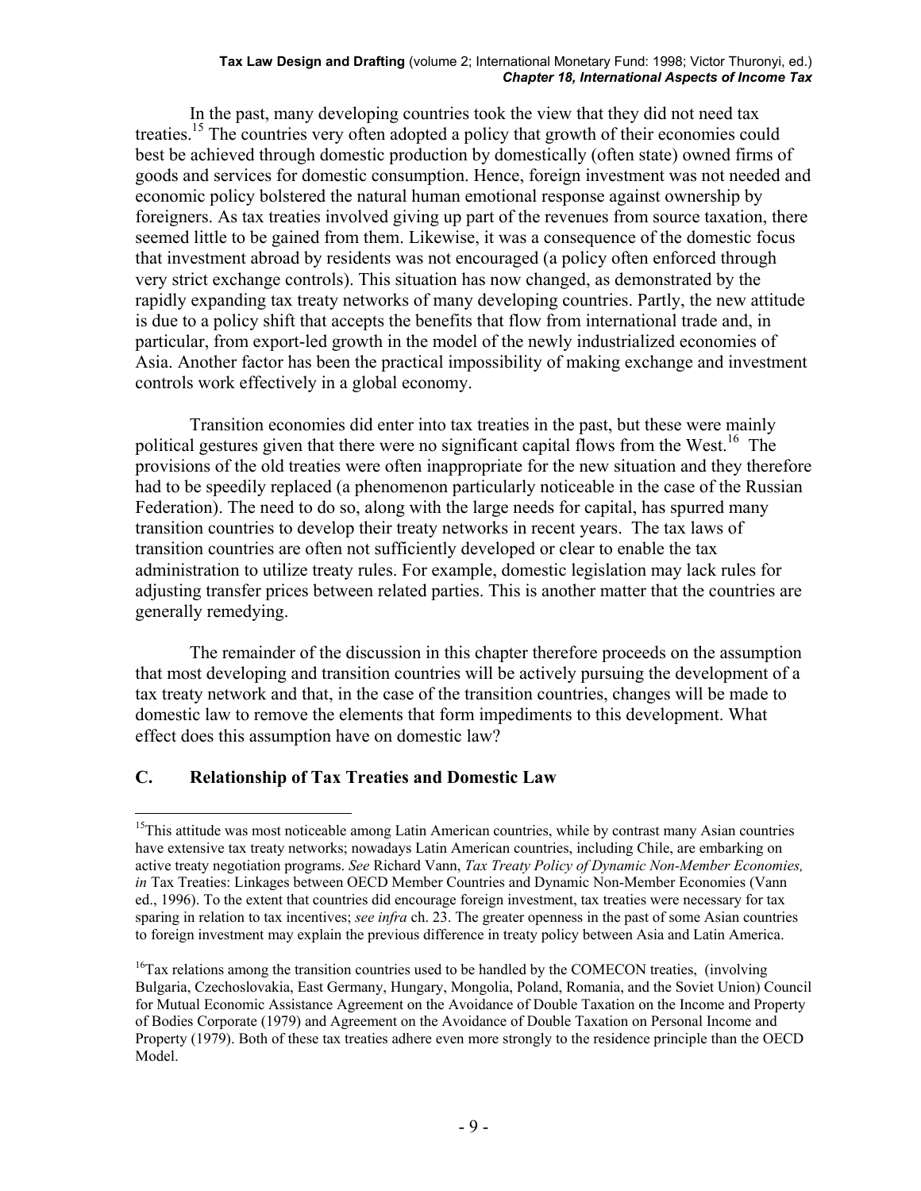In the past, many developing countries took the view that they did not need tax treaties.[15] The countries very often adopted a policy that growth of their economies could best be achieved through domestic production by domestically (often state) owned firms of goods and services for domestic consumption. Hence, foreign investment was not needed and economic policy bolstered the natural human emotional response against ownership by foreigners. As tax treaties involved giving up part of the revenues from source taxation, there seemed little to be gained from them. Likewise, it was a consequence of the domestic focus that investment abroad by residents was not encouraged (a policy often enforced through very strict exchange controls). This situation has now changed, as demonstrated by the rapidly expanding tax treaty networks of many developing countries. Partly, the new attitude is due to a policy shift that accepts the benefits that flow from international trade and, in particular, from export-led growth in the model of the newly industrialized economies of Asia. Another factor has been the practical impossibility of making exchange and investment controls work effectively in a global economy.

Transition economies did enter into tax treaties in the past, but these were mainly political gestures given that there were no significant capital flows from the West.[16] The provisions of the old treaties were often inappropriate for the new situation and they therefore had to be speedily replaced (a phenomenon particularly noticeable in the case of the Russian Federation). The need to do so, along with the large needs for capital, has spurred many transition countries to develop their treaty networks in recent years. The tax laws of transition countries are often not sufficiently developed or clear to enable the tax administration to utilize treaty rules. For example, domestic legislation may lack rules for adjusting transfer prices between related parties. This is another matter that the countries are generally remedying.

The remainder of the discussion in this chapter therefore proceeds on the assumption that most developing and transition countries will be actively pursuing the development of a tax treaty network and that, in the case of the transition countries, changes will be made to domestic law to remove the elements that form impediments to this development. What effect does this assumption have on domestic law?

## C. Relationship of Tax Treaties and Domestic Law

---

[15] This attitude was most noticeable among Latin American countries, while by contrast many Asian countries have extensive tax treaty networks; nowadays Latin American countries, including Chile, are embarking on active treaty negotiation programs. *See* Richard Vann, *Tax Treaty Policy of Dynamic Non-Member Economies, in* Tax Treaties: Linkages between OECD Member Countries and Dynamic Non-Member Economies (Vann ed., 1996). To the extent that countries did encourage foreign investment, tax treaties were necessary for tax sparing in relation to tax incentives; *see infra* ch. 23. The greater openness in the past of some Asian countries to foreign investment may explain the previous difference in treaty policy between Asia and Latin America.

[16] Tax relations among the transition countries used to be handled by the COMECON treaties, (involving Bulgaria, Czechoslovakia, East Germany, Hungary, Mongolia, Poland, Romania, and the Soviet Union) Council for Mutual Economic Assistance Agreement on the Avoidance of Double Taxation on the Income and Property of Bodies Corporate (1979) and Agreement on the Avoidance of Double Taxation on Personal Income and Property (1979). Both of these tax treaties adhere even more strongly to the residence principle than the OECD Model.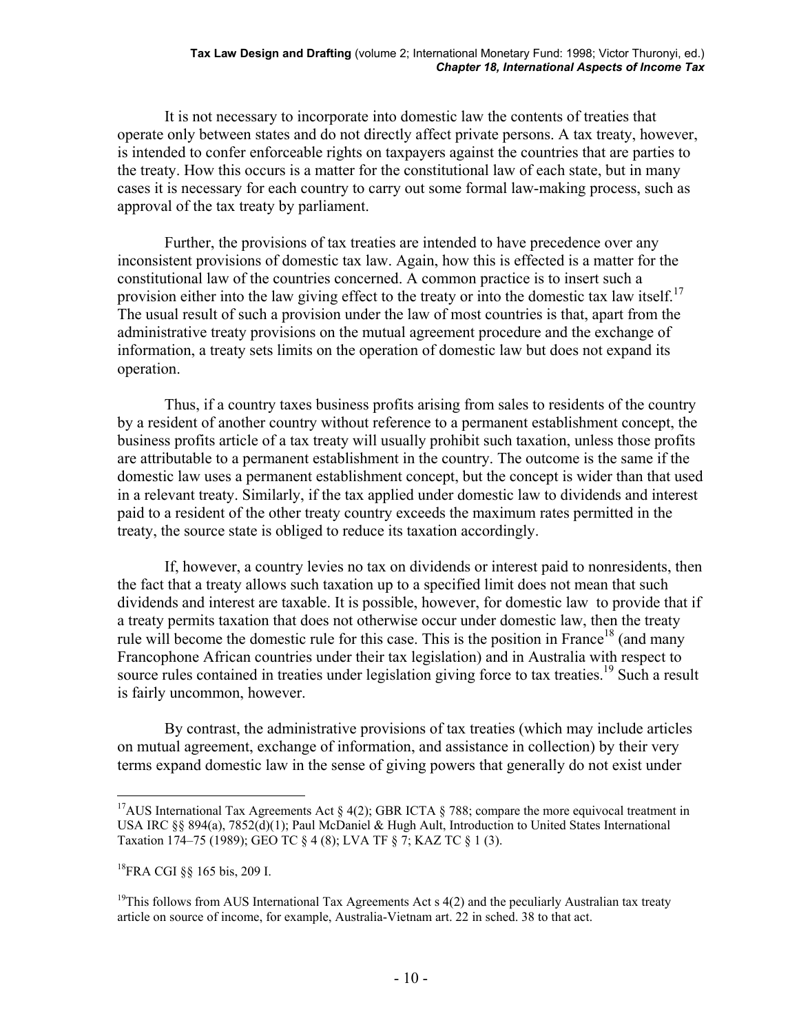It is not necessary to incorporate into domestic law the contents of treaties that operate only between states and do not directly affect private persons. A tax treaty, however, is intended to confer enforceable rights on taxpayers against the countries that are parties to the treaty. How this occurs is a matter for the constitutional law of each state, but in many cases it is necessary for each country to carry out some formal law-making process, such as approval of the tax treaty by parliament.

Further, the provisions of tax treaties are intended to have precedence over any inconsistent provisions of domestic tax law. Again, how this is effected is a matter for the constitutional law of the countries concerned. A common practice is to insert such a provision either into the law giving effect to the treaty or into the domestic tax law itself.[17] The usual result of such a provision under the law of most countries is that, apart from the administrative treaty provisions on the mutual agreement procedure and the exchange of information, a treaty sets limits on the operation of domestic law but does not expand its operation.

Thus, if a country taxes business profits arising from sales to residents of the country by a resident of another country without reference to a permanent establishment concept, the business profits article of a tax treaty will usually prohibit such taxation, unless those profits are attributable to a permanent establishment in the country. The outcome is the same if the domestic law uses a permanent establishment concept, but the concept is wider than that used in a relevant treaty. Similarly, if the tax applied under domestic law to dividends and interest paid to a resident of the other treaty country exceeds the maximum rates permitted in the treaty, the source state is obliged to reduce its taxation accordingly.

If, however, a country levies no tax on dividends or interest paid to nonresidents, then the fact that a treaty allows such taxation up to a specified limit does not mean that such dividends and interest are taxable. It is possible, however, for domestic law to provide that if a treaty permits taxation that does not otherwise occur under domestic law, then the treaty rule will become the domestic rule for this case. This is the position in France[18] (and many Francophone African countries under their tax legislation) and in Australia with respect to source rules contained in treaties under legislation giving force to tax treaties.[19] Such a result is fairly uncommon, however.

By contrast, the administrative provisions of tax treaties (which may include articles on mutual agreement, exchange of information, and assistance in collection) by their very terms expand domestic law in the sense of giving powers that generally do not exist under

---

[17] AUS International Tax Agreements Act § 4(2); GBR ICTA § 788; compare the more equivocal treatment in USA IRC §§ 894(a), 7852(d)(1); Paul McDaniel & Hugh Ault, Introduction to United States International Taxation 174–75 (1989); GEO TC § 4 (8); LVA TF § 7; KAZ TC § 1 (3).

[18] FRA CGI §§ 165 bis, 209 I.

[19] This follows from AUS International Tax Agreements Act s 4(2) and the peculiarly Australian tax treaty article on source of income, for example, Australia-Vietnam art. 22 in sched. 38 to that act.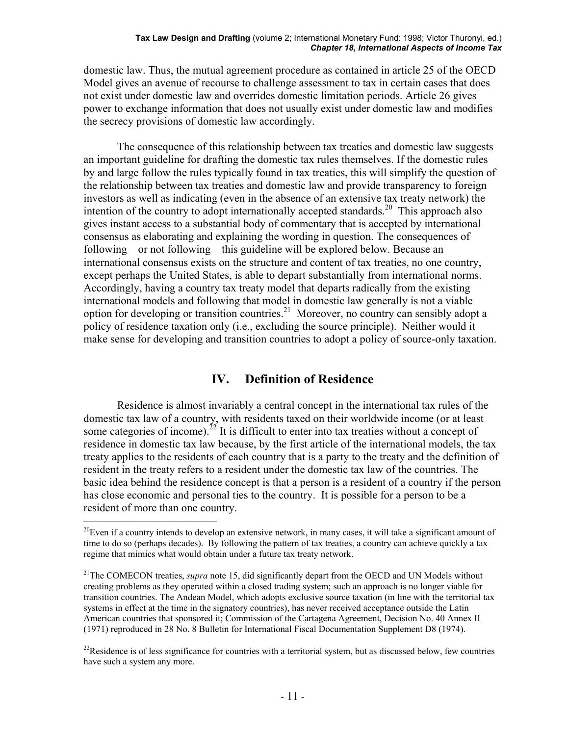domestic law. Thus, the mutual agreement procedure as contained in article 25 of the OECD Model gives an avenue of recourse to challenge assessment to tax in certain cases that does not exist under domestic law and overrides domestic limitation periods. Article 26 gives power to exchange information that does not usually exist under domestic law and modifies the secrecy provisions of domestic law accordingly.

The consequence of this relationship between tax treaties and domestic law suggests an important guideline for drafting the domestic tax rules themselves. If the domestic rules by and large follow the rules typically found in tax treaties, this will simplify the question of the relationship between tax treaties and domestic law and provide transparency to foreign investors as well as indicating (even in the absence of an extensive tax treaty network) the intention of the country to adopt internationally accepted standards.[20] This approach also gives instant access to a substantial body of commentary that is accepted by international consensus as elaborating and explaining the wording in question. The consequences of following—or not following—this guideline will be explored below. Because an international consensus exists on the structure and content of tax treaties, no one country, except perhaps the United States, is able to depart substantially from international norms. Accordingly, having a country tax treaty model that departs radically from the existing international models and following that model in domestic law generally is not a viable option for developing or transition countries.[21] Moreover, no country can sensibly adopt a policy of residence taxation only (i.e., excluding the source principle). Neither would it make sense for developing and transition countries to adopt a policy of source-only taxation.

## IV. Definition of Residence

Residence is almost invariably a central concept in the international tax rules of the domestic tax law of a country, with residents taxed on their worldwide income (or at least some categories of income).[22] It is difficult to enter into tax treaties without a concept of residence in domestic tax law because, by the first article of the international models, the tax treaty applies to the residents of each country that is a party to the treaty and the definition of resident in the treaty refers to a resident under the domestic tax law of the countries. The basic idea behind the residence concept is that a person is a resident of a country if the person has close economic and personal ties to the country. It is possible for a person to be a resident of more than one country.

---

[20]Even if a country intends to develop an extensive network, in many cases, it will take a significant amount of time to do so (perhaps decades). By following the pattern of tax treaties, a country can achieve quickly a tax regime that mimics what would obtain under a future tax treaty network.

[21]The COMECON treaties, *supra* note 15, did significantly depart from the OECD and UN Models without creating problems as they operated within a closed trading system; such an approach is no longer viable for transition countries. The Andean Model, which adopts exclusive source taxation (in line with the territorial tax systems in effect at the time in the signatory countries), has never received acceptance outside the Latin American countries that sponsored it; Commission of the Cartagena Agreement, Decision No. 40 Annex II (1971) reproduced in 28 No. 8 Bulletin for International Fiscal Documentation Supplement D8 (1974).

[22]Residence is of less significance for countries with a territorial system, but as discussed below, few countries have such a system any more.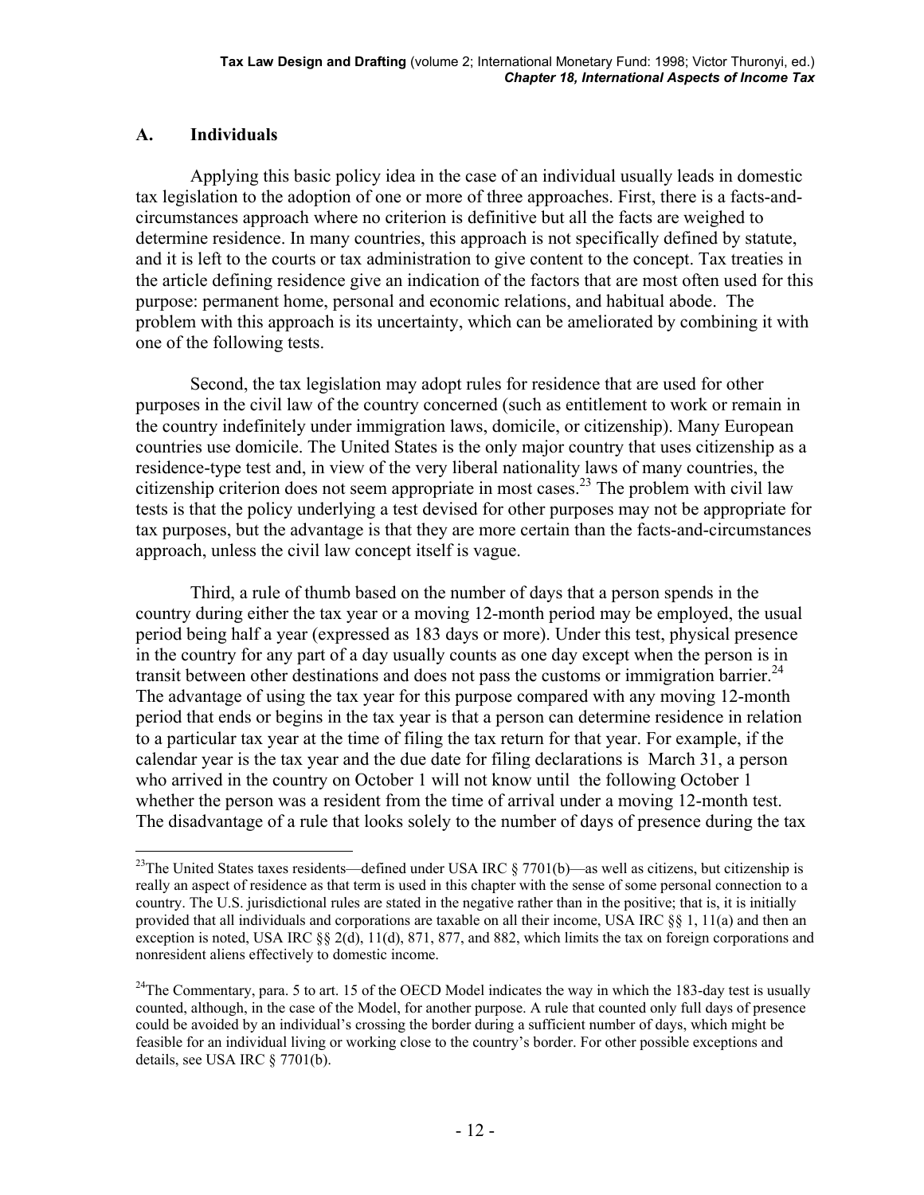## A. Individuals

Applying this basic policy idea in the case of an individual usually leads in domestic tax legislation to the adoption of one or more of three approaches. First, there is a facts-and-circumstances approach where no criterion is definitive but all the facts are weighed to determine residence. In many countries, this approach is not specifically defined by statute, and it is left to the courts or tax administration to give content to the concept. Tax treaties in the article defining residence give an indication of the factors that are most often used for this purpose: permanent home, personal and economic relations, and habitual abode. The problem with this approach is its uncertainty, which can be ameliorated by combining it with one of the following tests.

Second, the tax legislation may adopt rules for residence that are used for other purposes in the civil law of the country concerned (such as entitlement to work or remain in the country indefinitely under immigration laws, domicile, or citizenship). Many European countries use domicile. The United States is the only major country that uses citizenship as a residence-type test and, in view of the very liberal nationality laws of many countries, the citizenship criterion does not seem appropriate in most cases.[23] The problem with civil law tests is that the policy underlying a test devised for other purposes may not be appropriate for tax purposes, but the advantage is that they are more certain than the facts-and-circumstances approach, unless the civil law concept itself is vague.

Third, a rule of thumb based on the number of days that a person spends in the country during either the tax year or a moving 12-month period may be employed, the usual period being half a year (expressed as 183 days or more). Under this test, physical presence in the country for any part of a day usually counts as one day except when the person is in transit between other destinations and does not pass the customs or immigration barrier.[24] The advantage of using the tax year for this purpose compared with any moving 12-month period that ends or begins in the tax year is that a person can determine residence in relation to a particular tax year at the time of filing the tax return for that year. For example, if the calendar year is the tax year and the due date for filing declarations is March 31, a person who arrived in the country on October 1 will not know until the following October 1 whether the person was a resident from the time of arrival under a moving 12-month test. The disadvantage of a rule that looks solely to the number of days of presence during the tax

---

[23]The United States taxes residents—defined under USA IRC § 7701(b)—as well as citizens, but citizenship is really an aspect of residence as that term is used in this chapter with the sense of some personal connection to a country. The U.S. jurisdictional rules are stated in the negative rather than in the positive; that is, it is initially provided that all individuals and corporations are taxable on all their income, USA IRC §§ 1, 11(a) and then an exception is noted, USA IRC §§ 2(d), 11(d), 871, 877, and 882, which limits the tax on foreign corporations and nonresident aliens effectively to domestic income.

[24]The Commentary, para. 5 to art. 15 of the OECD Model indicates the way in which the 183-day test is usually counted, although, in the case of the Model, for another purpose. A rule that counted only full days of presence could be avoided by an individual's crossing the border during a sufficient number of days, which might be feasible for an individual living or working close to the country's border. For other possible exceptions and details, see USA IRC § 7701(b).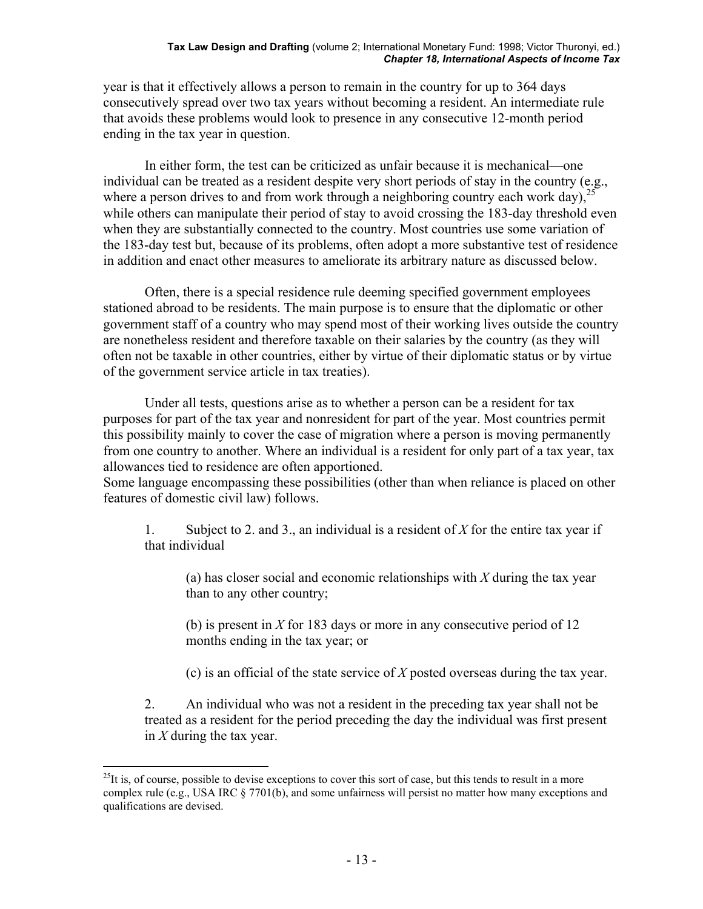year is that it effectively allows a person to remain in the country for up to 364 days consecutively spread over two tax years without becoming a resident. An intermediate rule that avoids these problems would look to presence in any consecutive 12-month period ending in the tax year in question.

In either form, the test can be criticized as unfair because it is mechanical—one individual can be treated as a resident despite very short periods of stay in the country (e.g., where a person drives to and from work through a neighboring country each work day),[25] while others can manipulate their period of stay to avoid crossing the 183-day threshold even when they are substantially connected to the country. Most countries use some variation of the 183-day test but, because of its problems, often adopt a more substantive test of residence in addition and enact other measures to ameliorate its arbitrary nature as discussed below.

Often, there is a special residence rule deeming specified government employees stationed abroad to be residents. The main purpose is to ensure that the diplomatic or other government staff of a country who may spend most of their working lives outside the country are nonetheless resident and therefore taxable on their salaries by the country (as they will often not be taxable in other countries, either by virtue of their diplomatic status or by virtue of the government service article in tax treaties).

Under all tests, questions arise as to whether a person can be a resident for tax purposes for part of the tax year and nonresident for part of the year. Most countries permit this possibility mainly to cover the case of migration where a person is moving permanently from one country to another. Where an individual is a resident for only part of a tax year, tax allowances tied to residence are often apportioned.
Some language encompassing these possibilities (other than when reliance is placed on other features of domestic civil law) follows.

> 1. Subject to 2. and 3., an individual is a resident of *X* for the entire tax year if that individual
>
> > (a) has closer social and economic relationships with *X* during the tax year than to any other country;
> >
> > (b) is present in *X* for 183 days or more in any consecutive period of 12 months ending in the tax year; or
> >
> > (c) is an official of the state service of *X* posted overseas during the tax year.
>
> 2. An individual who was not a resident in the preceding tax year shall not be treated as a resident for the period preceding the day the individual was first present in *X* during the tax year.

[25]It is, of course, possible to devise exceptions to cover this sort of case, but this tends to result in a more complex rule (e.g., USA IRC § 7701(b), and some unfairness will persist no matter how many exceptions and qualifications are devised.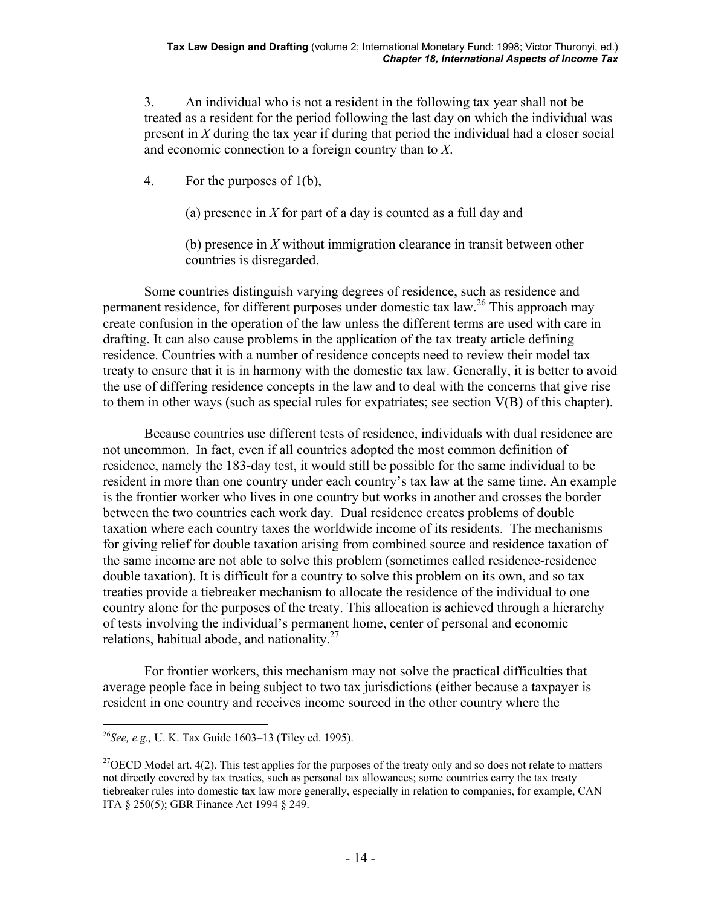3. An individual who is not a resident in the following tax year shall not be treated as a resident for the period following the last day on which the individual was present in *X* during the tax year if during that period the individual had a closer social and economic connection to a foreign country than to *X*.

4. For the purposes of 1(b),

(a) presence in *X* for part of a day is counted as a full day and

(b) presence in *X* without immigration clearance in transit between other countries is disregarded.

Some countries distinguish varying degrees of residence, such as residence and permanent residence, for different purposes under domestic tax law.[26] This approach may create confusion in the operation of the law unless the different terms are used with care in drafting. It can also cause problems in the application of the tax treaty article defining residence. Countries with a number of residence concepts need to review their model tax treaty to ensure that it is in harmony with the domestic tax law. Generally, it is better to avoid the use of differing residence concepts in the law and to deal with the concerns that give rise to them in other ways (such as special rules for expatriates; see section V(B) of this chapter).

Because countries use different tests of residence, individuals with dual residence are not uncommon. In fact, even if all countries adopted the most common definition of residence, namely the 183-day test, it would still be possible for the same individual to be resident in more than one country under each country's tax law at the same time. An example is the frontier worker who lives in one country but works in another and crosses the border between the two countries each work day. Dual residence creates problems of double taxation where each country taxes the worldwide income of its residents. The mechanisms for giving relief for double taxation arising from combined source and residence taxation of the same income are not able to solve this problem (sometimes called residence-residence double taxation). It is difficult for a country to solve this problem on its own, and so tax treaties provide a tiebreaker mechanism to allocate the residence of the individual to one country alone for the purposes of the treaty. This allocation is achieved through a hierarchy of tests involving the individual's permanent home, center of personal and economic relations, habitual abode, and nationality.[27]

For frontier workers, this mechanism may not solve the practical difficulties that average people face in being subject to two tax jurisdictions (either because a taxpayer is resident in one country and receives income sourced in the other country where the

---

[26] *See, e.g.,* U. K. Tax Guide 1603–13 (Tiley ed. 1995).

[27] OECD Model art. 4(2). This test applies for the purposes of the treaty only and so does not relate to matters not directly covered by tax treaties, such as personal tax allowances; some countries carry the tax treaty tiebreaker rules into domestic tax law more generally, especially in relation to companies, for example, CAN ITA § 250(5); GBR Finance Act 1994 § 249.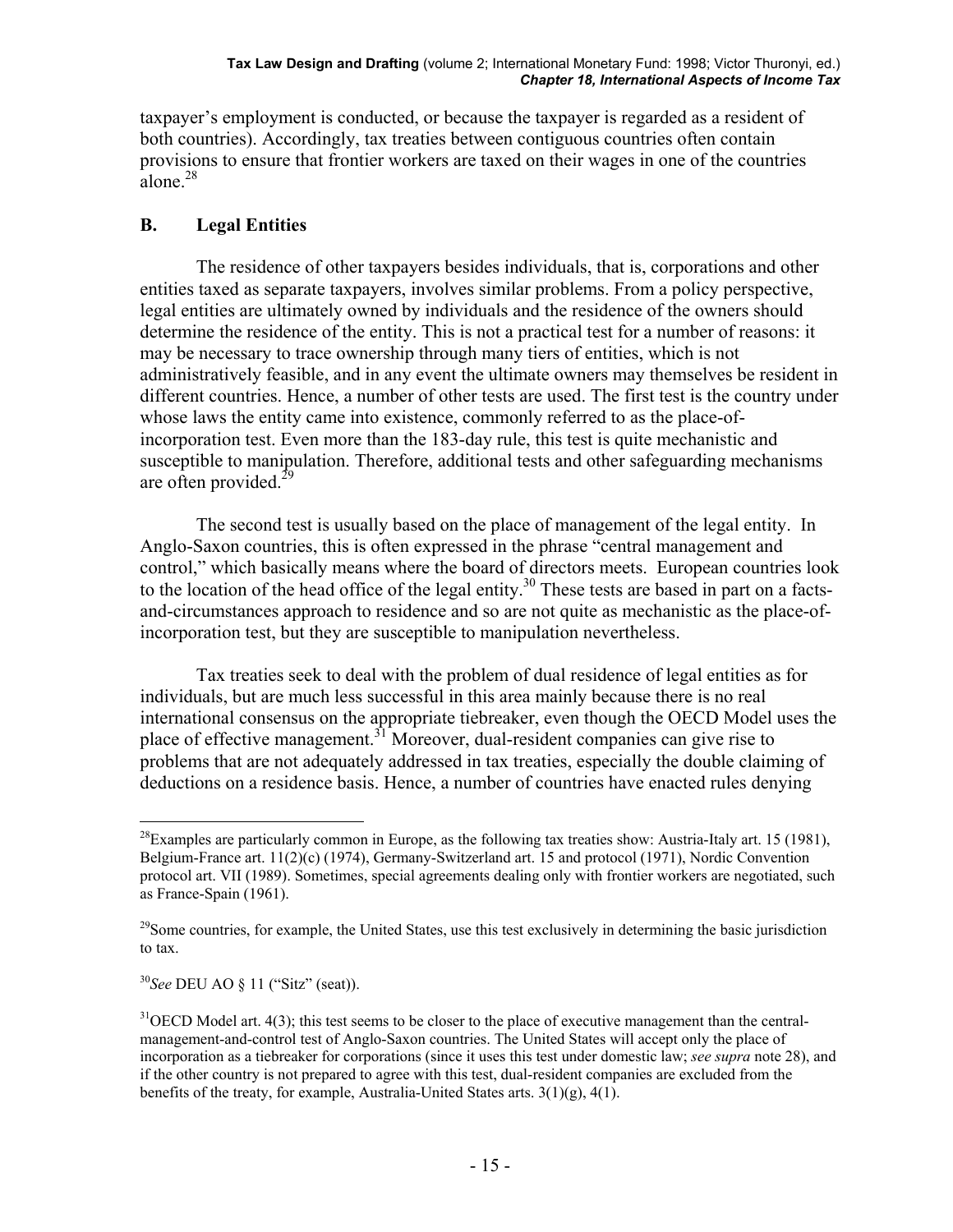taxpayer's employment is conducted, or because the taxpayer is regarded as a resident of both countries). Accordingly, tax treaties between contiguous countries often contain provisions to ensure that frontier workers are taxed on their wages in one of the countries alone.[28]

## B. Legal Entities

The residence of other taxpayers besides individuals, that is, corporations and other entities taxed as separate taxpayers, involves similar problems. From a policy perspective, legal entities are ultimately owned by individuals and the residence of the owners should determine the residence of the entity. This is not a practical test for a number of reasons: it may be necessary to trace ownership through many tiers of entities, which is not administratively feasible, and in any event the ultimate owners may themselves be resident in different countries. Hence, a number of other tests are used. The first test is the country under whose laws the entity came into existence, commonly referred to as the place-of-incorporation test. Even more than the 183-day rule, this test is quite mechanistic and susceptible to manipulation. Therefore, additional tests and other safeguarding mechanisms are often provided.[29]

The second test is usually based on the place of management of the legal entity. In Anglo-Saxon countries, this is often expressed in the phrase "central management and control," which basically means where the board of directors meets. European countries look to the location of the head office of the legal entity.[30] These tests are based in part on a facts-and-circumstances approach to residence and so are not quite as mechanistic as the place-of-incorporation test, but they are susceptible to manipulation nevertheless.

Tax treaties seek to deal with the problem of dual residence of legal entities as for individuals, but are much less successful in this area mainly because there is no real international consensus on the appropriate tiebreaker, even though the OECD Model uses the place of effective management.[31] Moreover, dual-resident companies can give rise to problems that are not adequately addressed in tax treaties, especially the double claiming of deductions on a residence basis. Hence, a number of countries have enacted rules denying

---

[28]Examples are particularly common in Europe, as the following tax treaties show: Austria-Italy art. 15 (1981), Belgium-France art. 11(2)(c) (1974), Germany-Switzerland art. 15 and protocol (1971), Nordic Convention protocol art. VII (1989). Sometimes, special agreements dealing only with frontier workers are negotiated, such as France-Spain (1961).

[29]Some countries, for example, the United States, use this test exclusively in determining the basic jurisdiction to tax.

[30]*See* DEU AO § 11 ("Sitz" (seat)).

[31]OECD Model art. 4(3); this test seems to be closer to the place of executive management than the central-management-and-control test of Anglo-Saxon countries. The United States will accept only the place of incorporation as a tiebreaker for corporations (since it uses this test under domestic law; *see supra* note 28), and if the other country is not prepared to agree with this test, dual-resident companies are excluded from the benefits of the treaty, for example, Australia-United States arts. 3(1)(g), 4(1).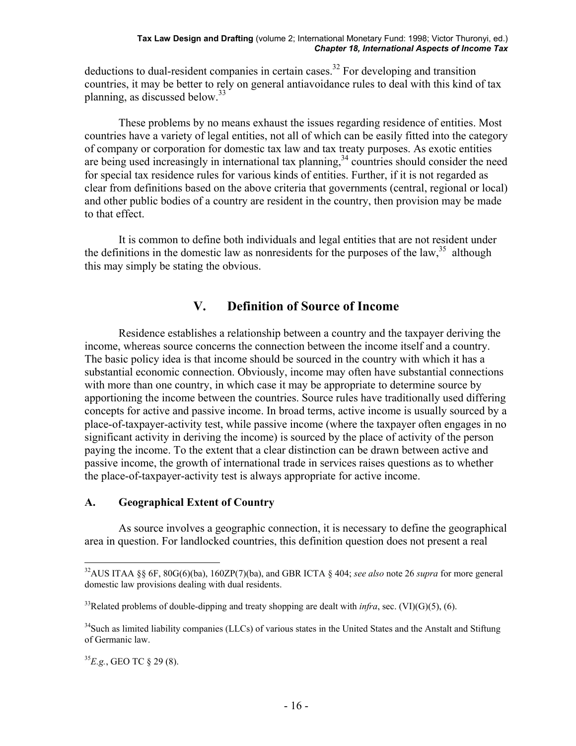deductions to dual-resident companies in certain cases.[32] For developing and transition countries, it may be better to rely on general antiavoidance rules to deal with this kind of tax planning, as discussed below.[33]

These problems by no means exhaust the issues regarding residence of entities. Most countries have a variety of legal entities, not all of which can be easily fitted into the category of company or corporation for domestic tax law and tax treaty purposes. As exotic entities are being used increasingly in international tax planning,[34] countries should consider the need for special tax residence rules for various kinds of entities. Further, if it is not regarded as clear from definitions based on the above criteria that governments (central, regional or local) and other public bodies of a country are resident in the country, then provision may be made to that effect.

It is common to define both individuals and legal entities that are not resident under the definitions in the domestic law as nonresidents for the purposes of the law,[35] although this may simply be stating the obvious.

## V. Definition of Source of Income

Residence establishes a relationship between a country and the taxpayer deriving the income, whereas source concerns the connection between the income itself and a country. The basic policy idea is that income should be sourced in the country with which it has a substantial economic connection. Obviously, income may often have substantial connections with more than one country, in which case it may be appropriate to determine source by apportioning the income between the countries. Source rules have traditionally used differing concepts for active and passive income. In broad terms, active income is usually sourced by a place-of-taxpayer-activity test, while passive income (where the taxpayer often engages in no significant activity in deriving the income) is sourced by the place of activity of the person paying the income. To the extent that a clear distinction can be drawn between active and passive income, the growth of international trade in services raises questions as to whether the place-of-taxpayer-activity test is always appropriate for active income.

### A. Geographical Extent of Country

As source involves a geographic connection, it is necessary to define the geographical area in question. For landlocked countries, this definition question does not present a real

---

[32] AUS ITAA §§ 6F, 80G(6)(ba), 160ZP(7)(ba), and GBR ICTA § 404; *see also* note 26 *supra* for more general domestic law provisions dealing with dual residents.

[33] Related problems of double-dipping and treaty shopping are dealt with *infra*, sec. (VI)(G)(5), (6).

[34] Such as limited liability companies (LLCs) of various states in the United States and the Anstalt and Stiftung of Germanic law.

[35] *E.g.*, GEO TC § 29 (8).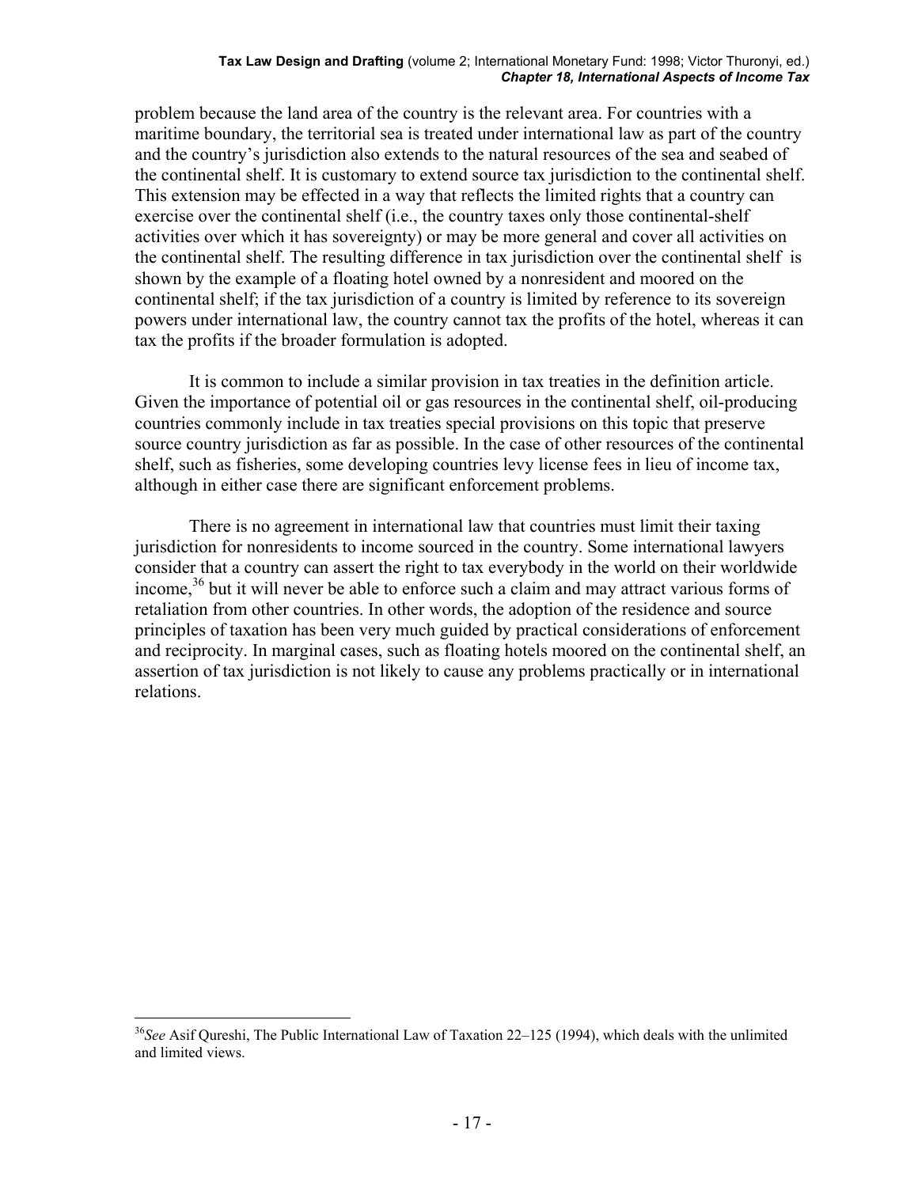problem because the land area of the country is the relevant area. For countries with a maritime boundary, the territorial sea is treated under international law as part of the country and the country's jurisdiction also extends to the natural resources of the sea and seabed of the continental shelf. It is customary to extend source tax jurisdiction to the continental shelf. This extension may be effected in a way that reflects the limited rights that a country can exercise over the continental shelf (i.e., the country taxes only those continental-shelf activities over which it has sovereignty) or may be more general and cover all activities on the continental shelf. The resulting difference in tax jurisdiction over the continental shelf is shown by the example of a floating hotel owned by a nonresident and moored on the continental shelf; if the tax jurisdiction of a country is limited by reference to its sovereign powers under international law, the country cannot tax the profits of the hotel, whereas it can tax the profits if the broader formulation is adopted.

It is common to include a similar provision in tax treaties in the definition article. Given the importance of potential oil or gas resources in the continental shelf, oil-producing countries commonly include in tax treaties special provisions on this topic that preserve source country jurisdiction as far as possible. In the case of other resources of the continental shelf, such as fisheries, some developing countries levy license fees in lieu of income tax, although in either case there are significant enforcement problems.

There is no agreement in international law that countries must limit their taxing jurisdiction for nonresidents to income sourced in the country. Some international lawyers consider that a country can assert the right to tax everybody in the world on their worldwide income,[36] but it will never be able to enforce such a claim and may attract various forms of retaliation from other countries. In other words, the adoption of the residence and source principles of taxation has been very much guided by practical considerations of enforcement and reciprocity. In marginal cases, such as floating hotels moored on the continental shelf, an assertion of tax jurisdiction is not likely to cause any problems practically or in international relations.

---

[36] *See* Asif Qureshi, The Public International Law of Taxation 22–125 (1994), which deals with the unlimited and limited views.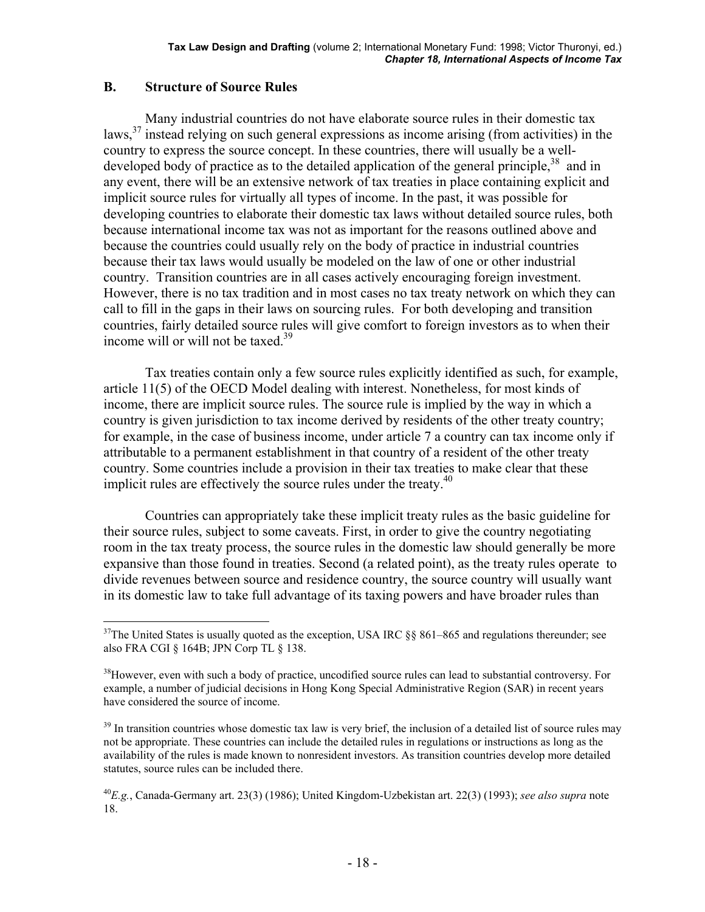## B. Structure of Source Rules

Many industrial countries do not have elaborate source rules in their domestic tax laws,[37] instead relying on such general expressions as income arising (from activities) in the country to express the source concept. In these countries, there will usually be a well-developed body of practice as to the detailed application of the general principle,[38] and in any event, there will be an extensive network of tax treaties in place containing explicit and implicit source rules for virtually all types of income. In the past, it was possible for developing countries to elaborate their domestic tax laws without detailed source rules, both because international income tax was not as important for the reasons outlined above and because the countries could usually rely on the body of practice in industrial countries because their tax laws would usually be modeled on the law of one or other industrial country. Transition countries are in all cases actively encouraging foreign investment. However, there is no tax tradition and in most cases no tax treaty network on which they can call to fill in the gaps in their laws on sourcing rules. For both developing and transition countries, fairly detailed source rules will give comfort to foreign investors as to when their income will or will not be taxed.[39]

Tax treaties contain only a few source rules explicitly identified as such, for example, article 11(5) of the OECD Model dealing with interest. Nonetheless, for most kinds of income, there are implicit source rules. The source rule is implied by the way in which a country is given jurisdiction to tax income derived by residents of the other treaty country; for example, in the case of business income, under article 7 a country can tax income only if attributable to a permanent establishment in that country of a resident of the other treaty country. Some countries include a provision in their tax treaties to make clear that these implicit rules are effectively the source rules under the treaty.[40]

Countries can appropriately take these implicit treaty rules as the basic guideline for their source rules, subject to some caveats. First, in order to give the country negotiating room in the tax treaty process, the source rules in the domestic law should generally be more expansive than those found in treaties. Second (a related point), as the treaty rules operate to divide revenues between source and residence country, the source country will usually want in its domestic law to take full advantage of its taxing powers and have broader rules than

---

[37] The United States is usually quoted as the exception, USA IRC §§ 861–865 and regulations thereunder; see also FRA CGI § 164B; JPN Corp TL § 138.

[38] However, even with such a body of practice, uncodified source rules can lead to substantial controversy. For example, a number of judicial decisions in Hong Kong Special Administrative Region (SAR) in recent years have considered the source of income.

[39] In transition countries whose domestic tax law is very brief, the inclusion of a detailed list of source rules may not be appropriate. These countries can include the detailed rules in regulations or instructions as long as the availability of the rules is made known to nonresident investors. As transition countries develop more detailed statutes, source rules can be included there.

[40] *E.g.*, Canada-Germany art. 23(3) (1986); United Kingdom-Uzbekistan art. 22(3) (1993); *see also supra* note 18.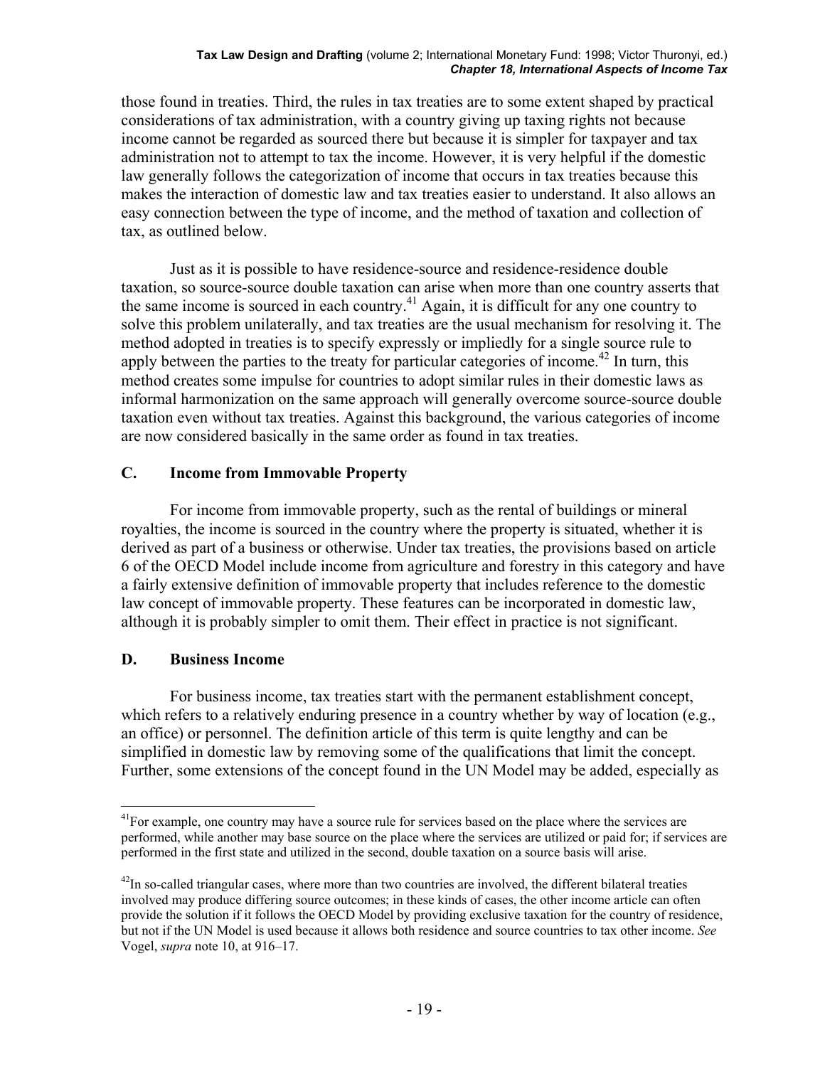those found in treaties. Third, the rules in tax treaties are to some extent shaped by practical considerations of tax administration, with a country giving up taxing rights not because income cannot be regarded as sourced there but because it is simpler for taxpayer and tax administration not to attempt to tax the income. However, it is very helpful if the domestic law generally follows the categorization of income that occurs in tax treaties because this makes the interaction of domestic law and tax treaties easier to understand. It also allows an easy connection between the type of income, and the method of taxation and collection of tax, as outlined below.

Just as it is possible to have residence-source and residence-residence double taxation, so source-source double taxation can arise when more than one country asserts that the same income is sourced in each country.[41] Again, it is difficult for any one country to solve this problem unilaterally, and tax treaties are the usual mechanism for resolving it. The method adopted in treaties is to specify expressly or impliedly for a single source rule to apply between the parties to the treaty for particular categories of income.[42] In turn, this method creates some impulse for countries to adopt similar rules in their domestic laws as informal harmonization on the same approach will generally overcome source-source double taxation even without tax treaties. Against this background, the various categories of income are now considered basically in the same order as found in tax treaties.

## C. Income from Immovable Property

For income from immovable property, such as the rental of buildings or mineral royalties, the income is sourced in the country where the property is situated, whether it is derived as part of a business or otherwise. Under tax treaties, the provisions based on article 6 of the OECD Model include income from agriculture and forestry in this category and have a fairly extensive definition of immovable property that includes reference to the domestic law concept of immovable property. These features can be incorporated in domestic law, although it is probably simpler to omit them. Their effect in practice is not significant.

## D. Business Income

For business income, tax treaties start with the permanent establishment concept, which refers to a relatively enduring presence in a country whether by way of location (e.g., an office) or personnel. The definition article of this term is quite lengthy and can be simplified in domestic law by removing some of the qualifications that limit the concept. Further, some extensions of the concept found in the UN Model may be added, especially as

---

[41] For example, one country may have a source rule for services based on the place where the services are performed, while another may base source on the place where the services are utilized or paid for; if services are performed in the first state and utilized in the second, double taxation on a source basis will arise.

[42] In so-called triangular cases, where more than two countries are involved, the different bilateral treaties involved may produce differing source outcomes; in these kinds of cases, the other income article can often provide the solution if it follows the OECD Model by providing exclusive taxation for the country of residence, but not if the UN Model is used because it allows both residence and source countries to tax other income. *See* Vogel, *supra* note 10, at 916–17.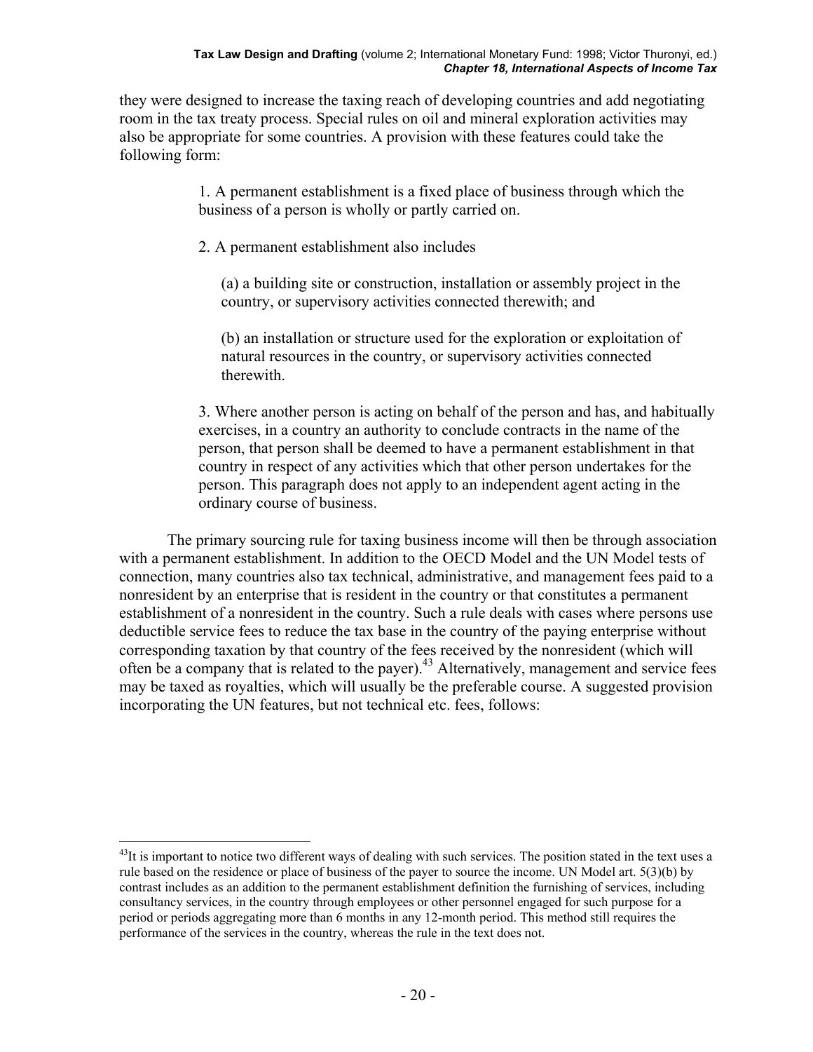they were designed to increase the taxing reach of developing countries and add negotiating room in the tax treaty process. Special rules on oil and mineral exploration activities may also be appropriate for some countries. A provision with these features could take the following form:

> 1. A permanent establishment is a fixed place of business through which the business of a person is wholly or partly carried on.
>
> 2. A permanent establishment also includes
>
> (a) a building site or construction, installation or assembly project in the country, or supervisory activities connected therewith; and
>
> (b) an installation or structure used for the exploration or exploitation of natural resources in the country, or supervisory activities connected therewith.
>
> 3. Where another person is acting on behalf of the person and has, and habitually exercises, in a country an authority to conclude contracts in the name of the person, that person shall be deemed to have a permanent establishment in that country in respect of any activities which that other person undertakes for the person. This paragraph does not apply to an independent agent acting in the ordinary course of business.

The primary sourcing rule for taxing business income will then be through association with a permanent establishment. In addition to the OECD Model and the UN Model tests of connection, many countries also tax technical, administrative, and management fees paid to a nonresident by an enterprise that is resident in the country or that constitutes a permanent establishment of a nonresident in the country. Such a rule deals with cases where persons use deductible service fees to reduce the tax base in the country of the paying enterprise without corresponding taxation by that country of the fees received by the nonresident (which will often be a company that is related to the payer).[43] Alternatively, management and service fees may be taxed as royalties, which will usually be the preferable course. A suggested provision incorporating the UN features, but not technical etc. fees, follows:

---

[43] It is important to notice two different ways of dealing with such services. The position stated in the text uses a rule based on the residence or place of business of the payer to source the income. UN Model art. 5(3)(b) by contrast includes as an addition to the permanent establishment definition the furnishing of services, including consultancy services, in the country through employees or other personnel engaged for such purpose for a period or periods aggregating more than 6 months in any 12-month period. This method still requires the performance of the services in the country, whereas the rule in the text does not.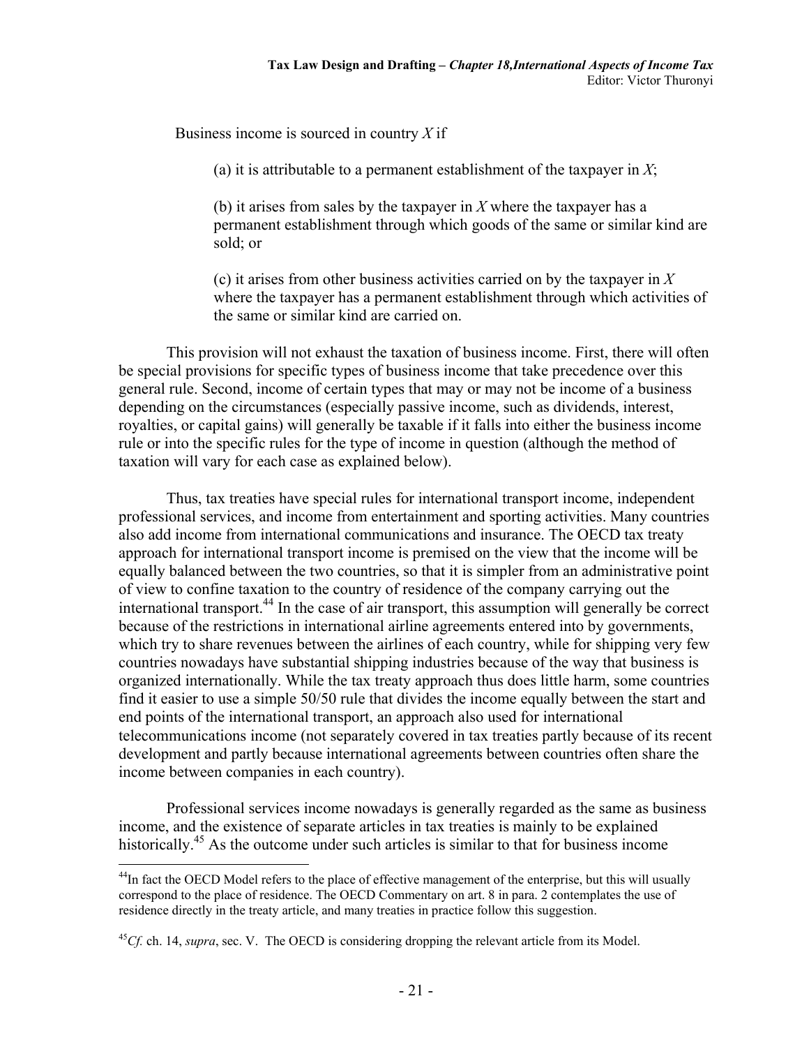Business income is sourced in country *X* if

> (a) it is attributable to a permanent establishment of the taxpayer in *X*;
>
> (b) it arises from sales by the taxpayer in *X* where the taxpayer has a permanent establishment through which goods of the same or similar kind are sold; or
>
> (c) it arises from other business activities carried on by the taxpayer in *X* where the taxpayer has a permanent establishment through which activities of the same or similar kind are carried on.

This provision will not exhaust the taxation of business income. First, there will often be special provisions for specific types of business income that take precedence over this general rule. Second, income of certain types that may or may not be income of a business depending on the circumstances (especially passive income, such as dividends, interest, royalties, or capital gains) will generally be taxable if it falls into either the business income rule or into the specific rules for the type of income in question (although the method of taxation will vary for each case as explained below).

Thus, tax treaties have special rules for international transport income, independent professional services, and income from entertainment and sporting activities. Many countries also add income from international communications and insurance. The OECD tax treaty approach for international transport income is premised on the view that the income will be equally balanced between the two countries, so that it is simpler from an administrative point of view to confine taxation to the country of residence of the company carrying out the international transport.[44] In the case of air transport, this assumption will generally be correct because of the restrictions in international airline agreements entered into by governments, which try to share revenues between the airlines of each country, while for shipping very few countries nowadays have substantial shipping industries because of the way that business is organized internationally. While the tax treaty approach thus does little harm, some countries find it easier to use a simple 50/50 rule that divides the income equally between the start and end points of the international transport, an approach also used for international telecommunications income (not separately covered in tax treaties partly because of its recent development and partly because international agreements between countries often share the income between companies in each country).

Professional services income nowadays is generally regarded as the same as business income, and the existence of separate articles in tax treaties is mainly to be explained historically.[45] As the outcome under such articles is similar to that for business income

---

[44]In fact the OECD Model refers to the place of effective management of the enterprise, but this will usually correspond to the place of residence. The OECD Commentary on art. 8 in para. 2 contemplates the use of residence directly in the treaty article, and many treaties in practice follow this suggestion.

[45]*Cf.* ch. 14, *supra*, sec. V. The OECD is considering dropping the relevant article from its Model.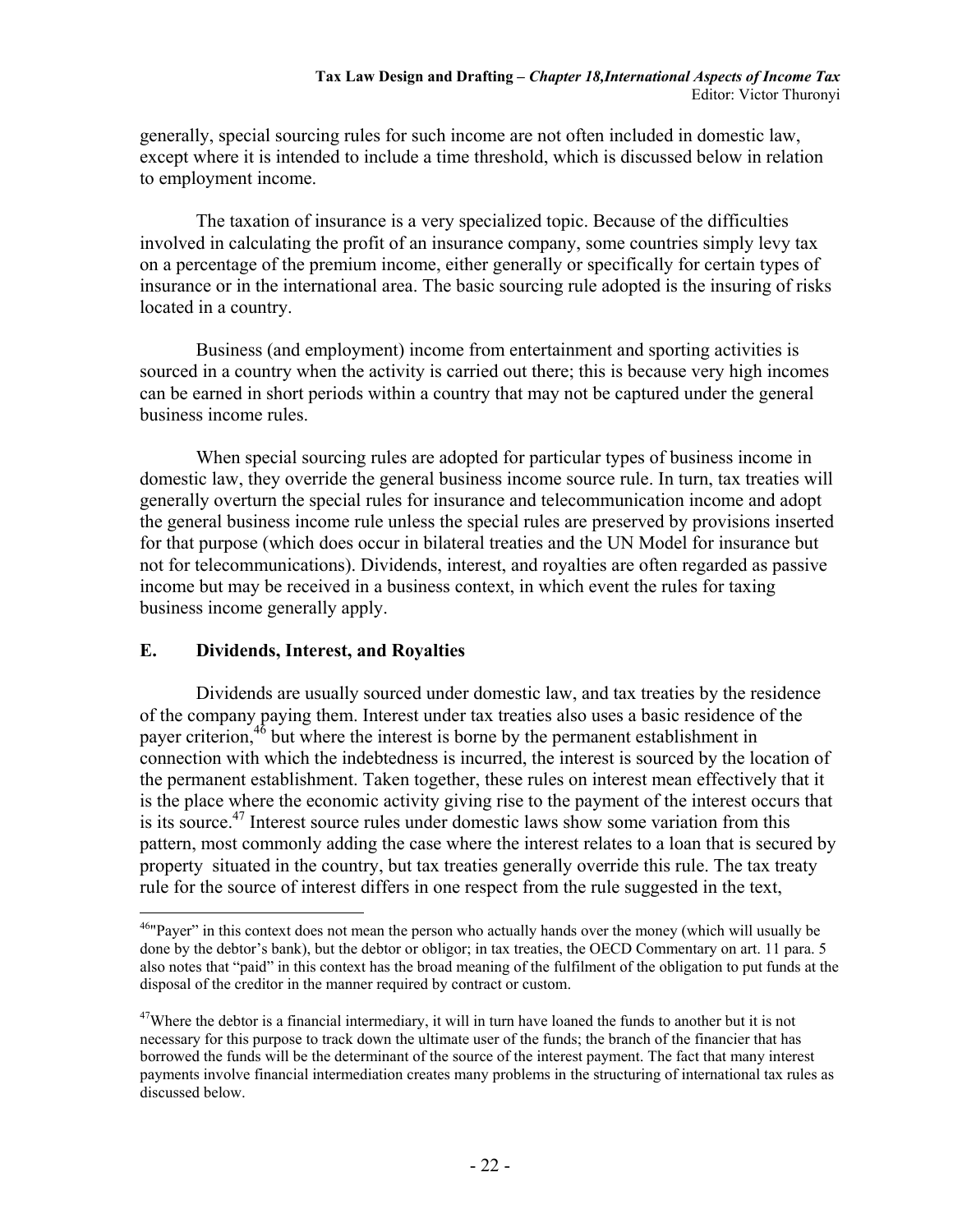generally, special sourcing rules for such income are not often included in domestic law, except where it is intended to include a time threshold, which is discussed below in relation to employment income.

The taxation of insurance is a very specialized topic. Because of the difficulties involved in calculating the profit of an insurance company, some countries simply levy tax on a percentage of the premium income, either generally or specifically for certain types of insurance or in the international area. The basic sourcing rule adopted is the insuring of risks located in a country.

Business (and employment) income from entertainment and sporting activities is sourced in a country when the activity is carried out there; this is because very high incomes can be earned in short periods within a country that may not be captured under the general business income rules.

When special sourcing rules are adopted for particular types of business income in domestic law, they override the general business income source rule. In turn, tax treaties will generally overturn the special rules for insurance and telecommunication income and adopt the general business income rule unless the special rules are preserved by provisions inserted for that purpose (which does occur in bilateral treaties and the UN Model for insurance but not for telecommunications). Dividends, interest, and royalties are often regarded as passive income but may be received in a business context, in which event the rules for taxing business income generally apply.

## E. Dividends, Interest, and Royalties

Dividends are usually sourced under domestic law, and tax treaties by the residence of the company paying them. Interest under tax treaties also uses a basic residence of the payer criterion,[46] but where the interest is borne by the permanent establishment in connection with which the indebtedness is incurred, the interest is sourced by the location of the permanent establishment. Taken together, these rules on interest mean effectively that it is the place where the economic activity giving rise to the payment of the interest occurs that is its source.[47] Interest source rules under domestic laws show some variation from this pattern, most commonly adding the case where the interest relates to a loan that is secured by property situated in the country, but tax treaties generally override this rule. The tax treaty rule for the source of interest differs in one respect from the rule suggested in the text,

---

[46] "Payer" in this context does not mean the person who actually hands over the money (which will usually be done by the debtor's bank), but the debtor or obligor; in tax treaties, the OECD Commentary on art. 11 para. 5 also notes that "paid" in this context has the broad meaning of the fulfilment of the obligation to put funds at the disposal of the creditor in the manner required by contract or custom.

[47] Where the debtor is a financial intermediary, it will in turn have loaned the funds to another but it is not necessary for this purpose to track down the ultimate user of the funds; the branch of the financier that has borrowed the funds will be the determinant of the source of the interest payment. The fact that many interest payments involve financial intermediation creates many problems in the structuring of international tax rules as discussed below.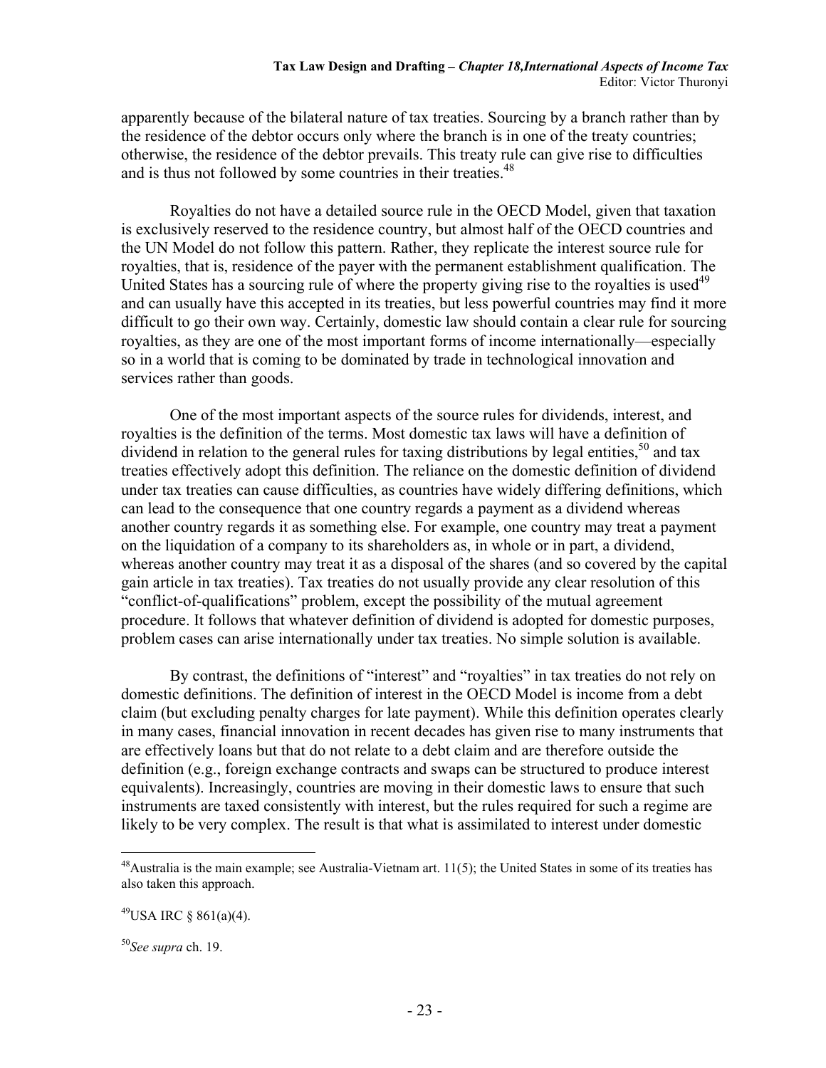apparently because of the bilateral nature of tax treaties. Sourcing by a branch rather than by the residence of the debtor occurs only where the branch is in one of the treaty countries; otherwise, the residence of the debtor prevails. This treaty rule can give rise to difficulties and is thus not followed by some countries in their treaties.[48]

Royalties do not have a detailed source rule in the OECD Model, given that taxation is exclusively reserved to the residence country, but almost half of the OECD countries and the UN Model do not follow this pattern. Rather, they replicate the interest source rule for royalties, that is, residence of the payer with the permanent establishment qualification. The United States has a sourcing rule of where the property giving rise to the royalties is used[49] and can usually have this accepted in its treaties, but less powerful countries may find it more difficult to go their own way. Certainly, domestic law should contain a clear rule for sourcing royalties, as they are one of the most important forms of income internationally—especially so in a world that is coming to be dominated by trade in technological innovation and services rather than goods.

One of the most important aspects of the source rules for dividends, interest, and royalties is the definition of the terms. Most domestic tax laws will have a definition of dividend in relation to the general rules for taxing distributions by legal entities,[50] and tax treaties effectively adopt this definition. The reliance on the domestic definition of dividend under tax treaties can cause difficulties, as countries have widely differing definitions, which can lead to the consequence that one country regards a payment as a dividend whereas another country regards it as something else. For example, one country may treat a payment on the liquidation of a company to its shareholders as, in whole or in part, a dividend, whereas another country may treat it as a disposal of the shares (and so covered by the capital gain article in tax treaties). Tax treaties do not usually provide any clear resolution of this "conflict-of-qualifications" problem, except the possibility of the mutual agreement procedure. It follows that whatever definition of dividend is adopted for domestic purposes, problem cases can arise internationally under tax treaties. No simple solution is available.

By contrast, the definitions of "interest" and "royalties" in tax treaties do not rely on domestic definitions. The definition of interest in the OECD Model is income from a debt claim (but excluding penalty charges for late payment). While this definition operates clearly in many cases, financial innovation in recent decades has given rise to many instruments that are effectively loans but that do not relate to a debt claim and are therefore outside the definition (e.g., foreign exchange contracts and swaps can be structured to produce interest equivalents). Increasingly, countries are moving in their domestic laws to ensure that such instruments are taxed consistently with interest, but the rules required for such a regime are likely to be very complex. The result is that what is assimilated to interest under domestic

---

[48] Australia is the main example; see Australia-Vietnam art. 11(5); the United States in some of its treaties has also taken this approach.

[49] USA IRC § 861(a)(4).

[50] *See supra* ch. 19.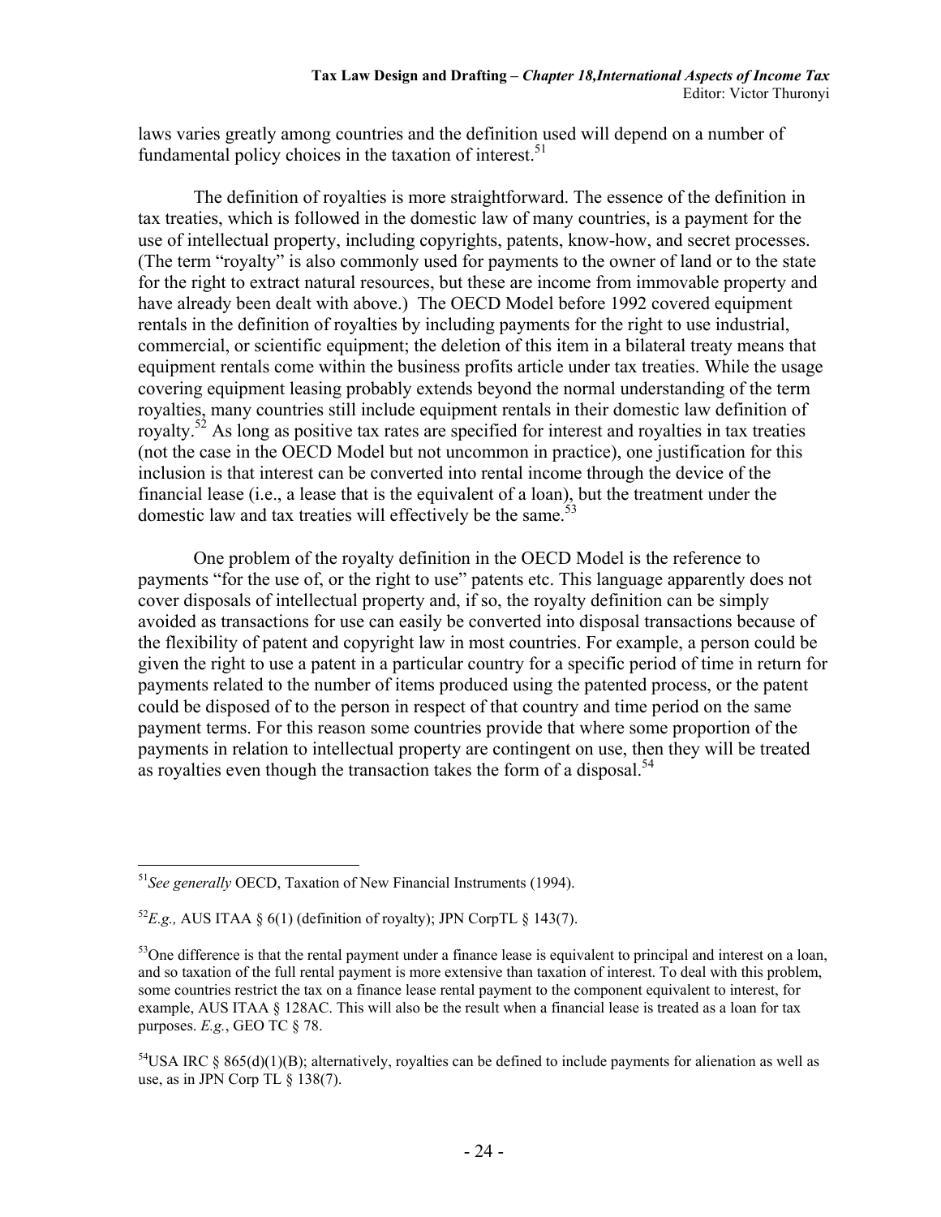laws varies greatly among countries and the definition used will depend on a number of fundamental policy choices in the taxation of interest.[51]

The definition of royalties is more straightforward. The essence of the definition in tax treaties, which is followed in the domestic law of many countries, is a payment for the use of intellectual property, including copyrights, patents, know-how, and secret processes. (The term "royalty" is also commonly used for payments to the owner of land or to the state for the right to extract natural resources, but these are income from immovable property and have already been dealt with above.) The OECD Model before 1992 covered equipment rentals in the definition of royalties by including payments for the right to use industrial, commercial, or scientific equipment; the deletion of this item in a bilateral treaty means that equipment rentals come within the business profits article under tax treaties. While the usage covering equipment leasing probably extends beyond the normal understanding of the term royalties, many countries still include equipment rentals in their domestic law definition of royalty.[52] As long as positive tax rates are specified for interest and royalties in tax treaties (not the case in the OECD Model but not uncommon in practice), one justification for this inclusion is that interest can be converted into rental income through the device of the financial lease (i.e., a lease that is the equivalent of a loan), but the treatment under the domestic law and tax treaties will effectively be the same.[53]

One problem of the royalty definition in the OECD Model is the reference to payments "for the use of, or the right to use" patents etc. This language apparently does not cover disposals of intellectual property and, if so, the royalty definition can be simply avoided as transactions for use can easily be converted into disposal transactions because of the flexibility of patent and copyright law in most countries. For example, a person could be given the right to use a patent in a particular country for a specific period of time in return for payments related to the number of items produced using the patented process, or the patent could be disposed of to the person in respect of that country and time period on the same payment terms. For this reason some countries provide that where some proportion of the payments in relation to intellectual property are contingent on use, then they will be treated as royalties even though the transaction takes the form of a disposal.[54]

---

[51] *See generally* OECD, Taxation of New Financial Instruments (1994).

[52] *E.g.,* AUS ITAA § 6(1) (definition of royalty); JPN CorpTL § 143(7).

[53] One difference is that the rental payment under a finance lease is equivalent to principal and interest on a loan, and so taxation of the full rental payment is more extensive than taxation of interest. To deal with this problem, some countries restrict the tax on a finance lease rental payment to the component equivalent to interest, for example, AUS ITAA § 128AC. This will also be the result when a financial lease is treated as a loan for tax purposes. *E.g.*, GEO TC § 78.

[54] USA IRC § 865(d)(1)(B); alternatively, royalties can be defined to include payments for alienation as well as use, as in JPN Corp TL § 138(7).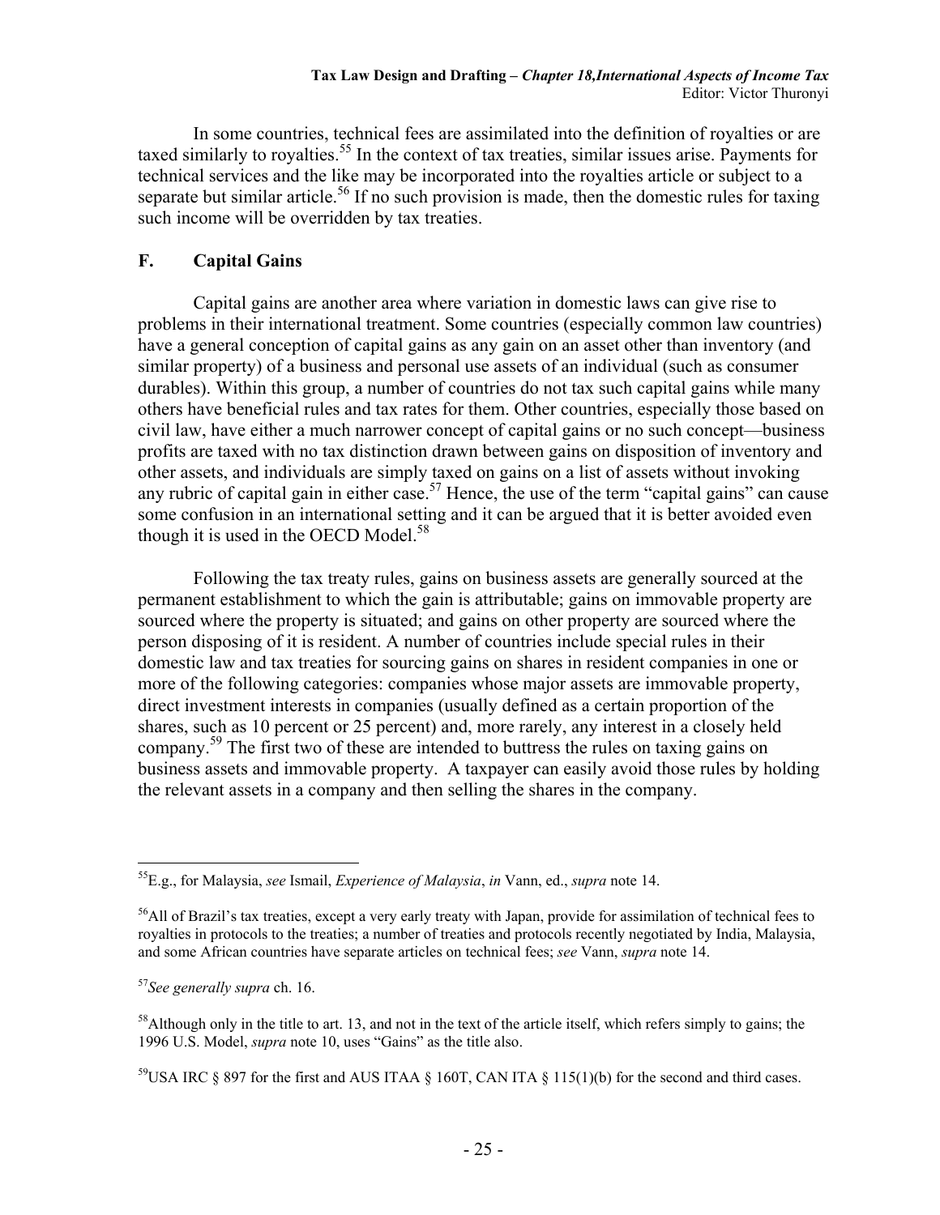In some countries, technical fees are assimilated into the definition of royalties or are taxed similarly to royalties.[55] In the context of tax treaties, similar issues arise. Payments for technical services and the like may be incorporated into the royalties article or subject to a separate but similar article.[56] If no such provision is made, then the domestic rules for taxing such income will be overridden by tax treaties.

## F. Capital Gains

Capital gains are another area where variation in domestic laws can give rise to problems in their international treatment. Some countries (especially common law countries) have a general conception of capital gains as any gain on an asset other than inventory (and similar property) of a business and personal use assets of an individual (such as consumer durables). Within this group, a number of countries do not tax such capital gains while many others have beneficial rules and tax rates for them. Other countries, especially those based on civil law, have either a much narrower concept of capital gains or no such concept—business profits are taxed with no tax distinction drawn between gains on disposition of inventory and other assets, and individuals are simply taxed on gains on a list of assets without invoking any rubric of capital gain in either case.[57] Hence, the use of the term "capital gains" can cause some confusion in an international setting and it can be argued that it is better avoided even though it is used in the OECD Model.[58]

Following the tax treaty rules, gains on business assets are generally sourced at the permanent establishment to which the gain is attributable; gains on immovable property are sourced where the property is situated; and gains on other property are sourced where the person disposing of it is resident. A number of countries include special rules in their domestic law and tax treaties for sourcing gains on shares in resident companies in one or more of the following categories: companies whose major assets are immovable property, direct investment interests in companies (usually defined as a certain proportion of the shares, such as 10 percent or 25 percent) and, more rarely, any interest in a closely held company.[59] The first two of these are intended to buttress the rules on taxing gains on business assets and immovable property. A taxpayer can easily avoid those rules by holding the relevant assets in a company and then selling the shares in the company.

---

[55] E.g., for Malaysia, *see* Ismail, *Experience of Malaysia*, *in* Vann, ed., *supra* note 14.

[56] All of Brazil's tax treaties, except a very early treaty with Japan, provide for assimilation of technical fees to royalties in protocols to the treaties; a number of treaties and protocols recently negotiated by India, Malaysia, and some African countries have separate articles on technical fees; *see* Vann, *supra* note 14.

[57] *See generally supra* ch. 16.

[58] Although only in the title to art. 13, and not in the text of the article itself, which refers simply to gains; the 1996 U.S. Model, *supra* note 10, uses "Gains" as the title also.

[59] USA IRC § 897 for the first and AUS ITAA § 160T, CAN ITA § 115(1)(b) for the second and third cases.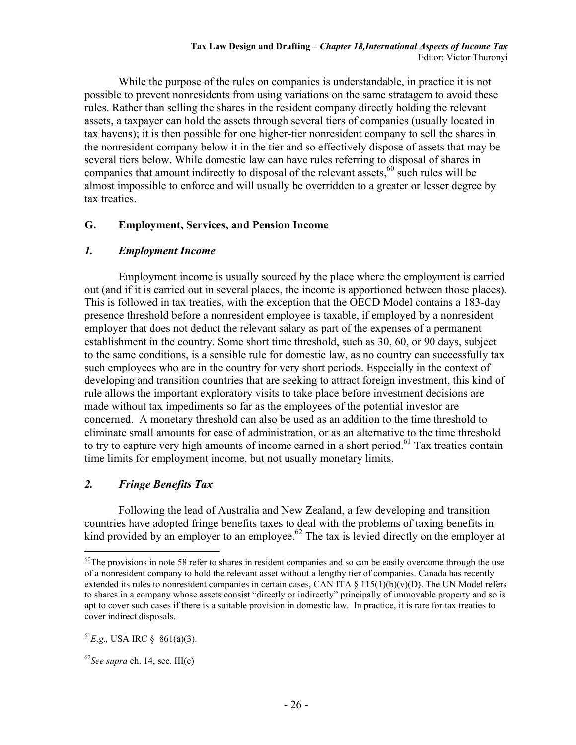While the purpose of the rules on companies is understandable, in practice it is not possible to prevent nonresidents from using variations on the same stratagem to avoid these rules. Rather than selling the shares in the resident company directly holding the relevant assets, a taxpayer can hold the assets through several tiers of companies (usually located in tax havens); it is then possible for one higher-tier nonresident company to sell the shares in the nonresident company below it in the tier and so effectively dispose of assets that may be several tiers below. While domestic law can have rules referring to disposal of shares in companies that amount indirectly to disposal of the relevant assets,[60] such rules will be almost impossible to enforce and will usually be overridden to a greater or lesser degree by tax treaties.

## G. Employment, Services, and Pension Income

### *1. Employment Income*

Employment income is usually sourced by the place where the employment is carried out (and if it is carried out in several places, the income is apportioned between those places). This is followed in tax treaties, with the exception that the OECD Model contains a 183-day presence threshold before a nonresident employee is taxable, if employed by a nonresident employer that does not deduct the relevant salary as part of the expenses of a permanent establishment in the country. Some short time threshold, such as 30, 60, or 90 days, subject to the same conditions, is a sensible rule for domestic law, as no country can successfully tax such employees who are in the country for very short periods. Especially in the context of developing and transition countries that are seeking to attract foreign investment, this kind of rule allows the important exploratory visits to take place before investment decisions are made without tax impediments so far as the employees of the potential investor are concerned. A monetary threshold can also be used as an addition to the time threshold to eliminate small amounts for ease of administration, or as an alternative to the time threshold to try to capture very high amounts of income earned in a short period.[61] Tax treaties contain time limits for employment income, but not usually monetary limits.

### *2. Fringe Benefits Tax*

Following the lead of Australia and New Zealand, a few developing and transition countries have adopted fringe benefits taxes to deal with the problems of taxing benefits in kind provided by an employer to an employee.[62] The tax is levied directly on the employer at

---

[60]The provisions in note 58 refer to shares in resident companies and so can be easily overcome through the use of a nonresident company to hold the relevant asset without a lengthy tier of companies. Canada has recently extended its rules to nonresident companies in certain cases, CAN ITA § 115(1)(b)(v)(D). The UN Model refers to shares in a company whose assets consist "directly or indirectly" principally of immovable property and so is apt to cover such cases if there is a suitable provision in domestic law. In practice, it is rare for tax treaties to cover indirect disposals.

[61]*E.g.,* USA IRC § 861(a)(3).

[62]*See supra* ch. 14, sec. III(c)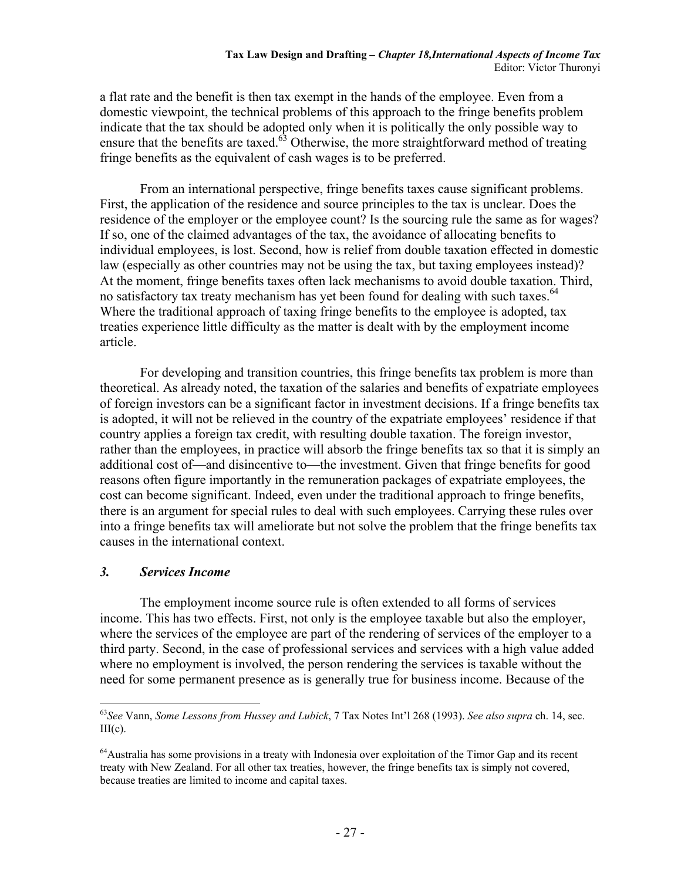a flat rate and the benefit is then tax exempt in the hands of the employee. Even from a domestic viewpoint, the technical problems of this approach to the fringe benefits problem indicate that the tax should be adopted only when it is politically the only possible way to ensure that the benefits are taxed.[63] Otherwise, the more straightforward method of treating fringe benefits as the equivalent of cash wages is to be preferred.

From an international perspective, fringe benefits taxes cause significant problems. First, the application of the residence and source principles to the tax is unclear. Does the residence of the employer or the employee count? Is the sourcing rule the same as for wages? If so, one of the claimed advantages of the tax, the avoidance of allocating benefits to individual employees, is lost. Second, how is relief from double taxation effected in domestic law (especially as other countries may not be using the tax, but taxing employees instead)? At the moment, fringe benefits taxes often lack mechanisms to avoid double taxation. Third, no satisfactory tax treaty mechanism has yet been found for dealing with such taxes.[64] Where the traditional approach of taxing fringe benefits to the employee is adopted, tax treaties experience little difficulty as the matter is dealt with by the employment income article.

For developing and transition countries, this fringe benefits tax problem is more than theoretical. As already noted, the taxation of the salaries and benefits of expatriate employees of foreign investors can be a significant factor in investment decisions. If a fringe benefits tax is adopted, it will not be relieved in the country of the expatriate employees' residence if that country applies a foreign tax credit, with resulting double taxation. The foreign investor, rather than the employees, in practice will absorb the fringe benefits tax so that it is simply an additional cost of—and disincentive to—the investment. Given that fringe benefits for good reasons often figure importantly in the remuneration packages of expatriate employees, the cost can become significant. Indeed, even under the traditional approach to fringe benefits, there is an argument for special rules to deal with such employees. Carrying these rules over into a fringe benefits tax will ameliorate but not solve the problem that the fringe benefits tax causes in the international context.

### *3. Services Income*

The employment income source rule is often extended to all forms of services income. This has two effects. First, not only is the employee taxable but also the employer, where the services of the employee are part of the rendering of services of the employer to a third party. Second, in the case of professional services and services with a high value added where no employment is involved, the person rendering the services is taxable without the need for some permanent presence as is generally true for business income. Because of the

---

[63] *See* Vann, *Some Lessons from Hussey and Lubick*, 7 Tax Notes Int'l 268 (1993). *See also supra* ch. 14, sec. III(c).

[64] Australia has some provisions in a treaty with Indonesia over exploitation of the Timor Gap and its recent treaty with New Zealand. For all other tax treaties, however, the fringe benefits tax is simply not covered, because treaties are limited to income and capital taxes.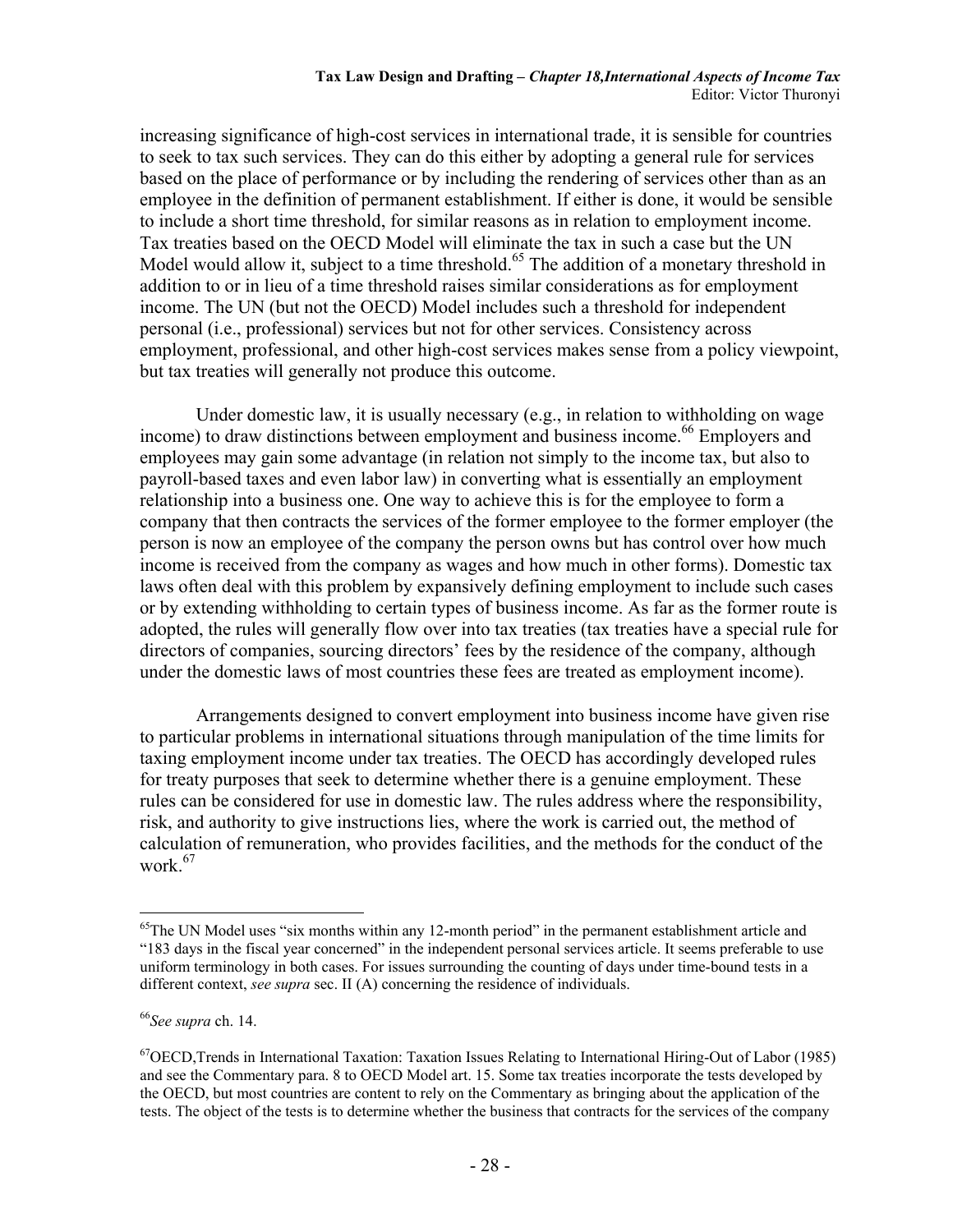increasing significance of high-cost services in international trade, it is sensible for countries to seek to tax such services. They can do this either by adopting a general rule for services based on the place of performance or by including the rendering of services other than as an employee in the definition of permanent establishment. If either is done, it would be sensible to include a short time threshold, for similar reasons as in relation to employment income. Tax treaties based on the OECD Model will eliminate the tax in such a case but the UN Model would allow it, subject to a time threshold.[65] The addition of a monetary threshold in addition to or in lieu of a time threshold raises similar considerations as for employment income. The UN (but not the OECD) Model includes such a threshold for independent personal (i.e., professional) services but not for other services. Consistency across employment, professional, and other high-cost services makes sense from a policy viewpoint, but tax treaties will generally not produce this outcome.

Under domestic law, it is usually necessary (e.g., in relation to withholding on wage income) to draw distinctions between employment and business income.[66] Employers and employees may gain some advantage (in relation not simply to the income tax, but also to payroll-based taxes and even labor law) in converting what is essentially an employment relationship into a business one. One way to achieve this is for the employee to form a company that then contracts the services of the former employee to the former employer (the person is now an employee of the company the person owns but has control over how much income is received from the company as wages and how much in other forms). Domestic tax laws often deal with this problem by expansively defining employment to include such cases or by extending withholding to certain types of business income. As far as the former route is adopted, the rules will generally flow over into tax treaties (tax treaties have a special rule for directors of companies, sourcing directors' fees by the residence of the company, although under the domestic laws of most countries these fees are treated as employment income).

Arrangements designed to convert employment into business income have given rise to particular problems in international situations through manipulation of the time limits for taxing employment income under tax treaties. The OECD has accordingly developed rules for treaty purposes that seek to determine whether there is a genuine employment. These rules can be considered for use in domestic law. The rules address where the responsibility, risk, and authority to give instructions lies, where the work is carried out, the method of calculation of remuneration, who provides facilities, and the methods for the conduct of the work.[67]

---

[65] The UN Model uses "six months within any 12-month period" in the permanent establishment article and "183 days in the fiscal year concerned" in the independent personal services article. It seems preferable to use uniform terminology in both cases. For issues surrounding the counting of days under time-bound tests in a different context, *see supra* sec. II (A) concerning the residence of individuals.

[66] *See supra* ch. 14.

[67] OECD, Trends in International Taxation: Taxation Issues Relating to International Hiring-Out of Labor (1985) and see the Commentary para. 8 to OECD Model art. 15. Some tax treaties incorporate the tests developed by the OECD, but most countries are content to rely on the Commentary as bringing about the application of the tests. The object of the tests is to determine whether the business that contracts for the services of the company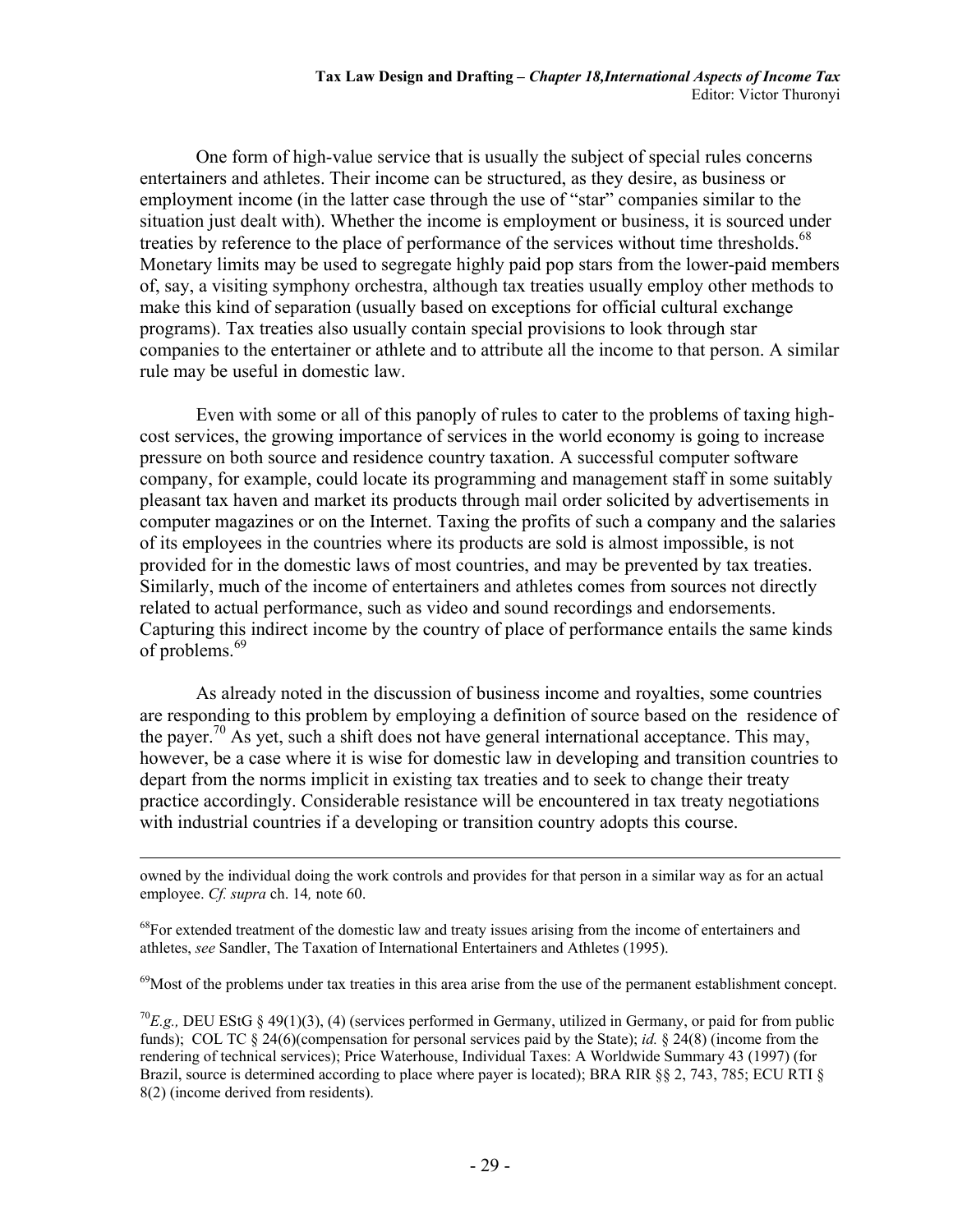One form of high-value service that is usually the subject of special rules concerns entertainers and athletes. Their income can be structured, as they desire, as business or employment income (in the latter case through the use of "star" companies similar to the situation just dealt with). Whether the income is employment or business, it is sourced under treaties by reference to the place of performance of the services without time thresholds.[68] Monetary limits may be used to segregate highly paid pop stars from the lower-paid members of, say, a visiting symphony orchestra, although tax treaties usually employ other methods to make this kind of separation (usually based on exceptions for official cultural exchange programs). Tax treaties also usually contain special provisions to look through star companies to the entertainer or athlete and to attribute all the income to that person. A similar rule may be useful in domestic law.

Even with some or all of this panoply of rules to cater to the problems of taxing high-cost services, the growing importance of services in the world economy is going to increase pressure on both source and residence country taxation. A successful computer software company, for example, could locate its programming and management staff in some suitably pleasant tax haven and market its products through mail order solicited by advertisements in computer magazines or on the Internet. Taxing the profits of such a company and the salaries of its employees in the countries where its products are sold is almost impossible, is not provided for in the domestic laws of most countries, and may be prevented by tax treaties. Similarly, much of the income of entertainers and athletes comes from sources not directly related to actual performance, such as video and sound recordings and endorsements. Capturing this indirect income by the country of place of performance entails the same kinds of problems.[69]

As already noted in the discussion of business income and royalties, some countries are responding to this problem by employing a definition of source based on the residence of the payer.[70] As yet, such a shift does not have general international acceptance. This may, however, be a case where it is wise for domestic law in developing and transition countries to depart from the norms implicit in existing tax treaties and to seek to change their treaty practice accordingly. Considerable resistance will be encountered in tax treaty negotiations with industrial countries if a developing or transition country adopts this course.

---

owned by the individual doing the work controls and provides for that person in a similar way as for an actual employee. *Cf. supra* ch. 14*,* note 60.

[68] For extended treatment of the domestic law and treaty issues arising from the income of entertainers and athletes, *see* Sandler, The Taxation of International Entertainers and Athletes (1995).

[69] Most of the problems under tax treaties in this area arise from the use of the permanent establishment concept.

[70] *E.g.,* DEU EStG § 49(1)(3), (4) (services performed in Germany, utilized in Germany, or paid for from public funds); COL TC § 24(6)(compensation for personal services paid by the State); *id.* § 24(8) (income from the rendering of technical services); Price Waterhouse, Individual Taxes: A Worldwide Summary 43 (1997) (for Brazil, source is determined according to place where payer is located); BRA RIR §§ 2, 743, 785; ECU RTI § 8(2) (income derived from residents).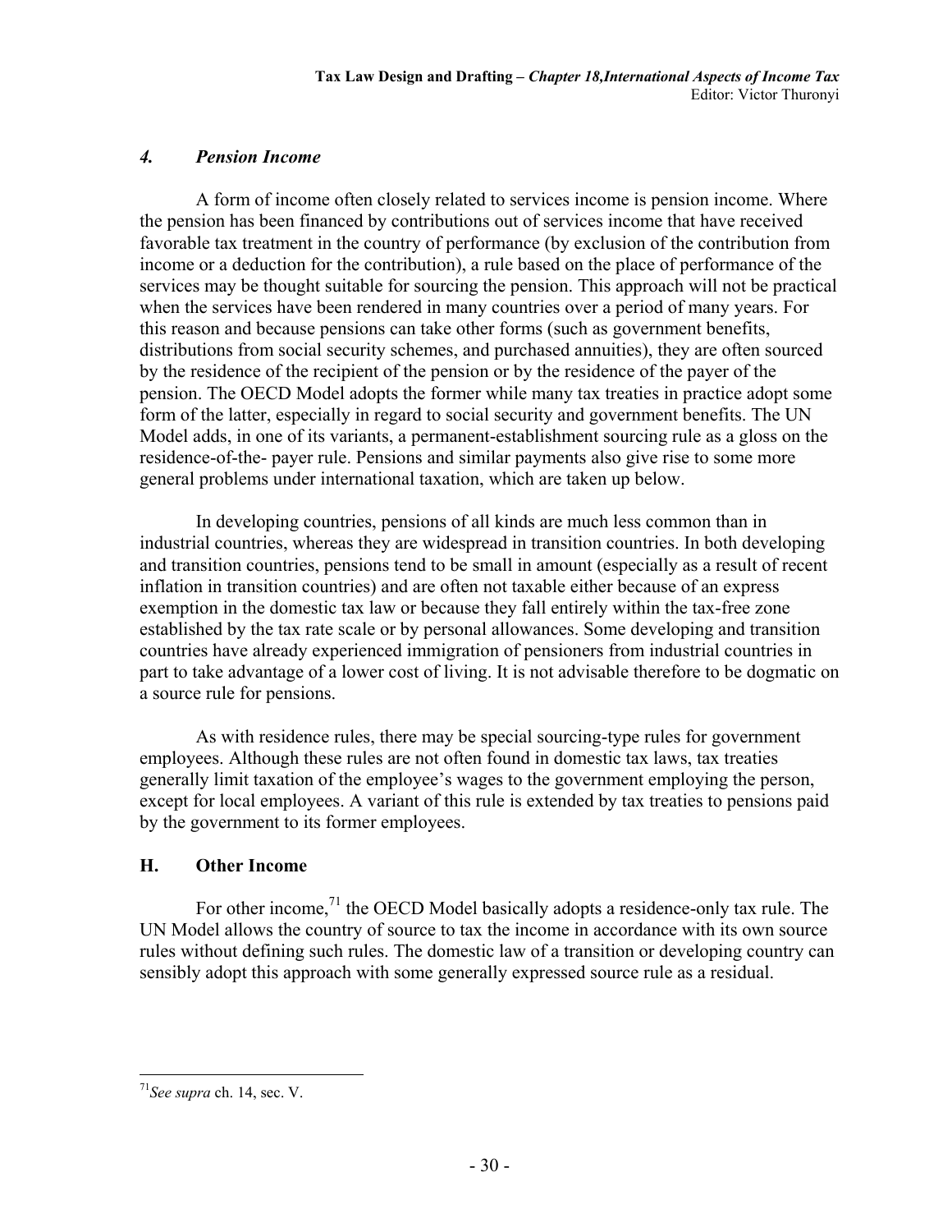### *4. Pension Income*

A form of income often closely related to services income is pension income. Where the pension has been financed by contributions out of services income that have received favorable tax treatment in the country of performance (by exclusion of the contribution from income or a deduction for the contribution), a rule based on the place of performance of the services may be thought suitable for sourcing the pension. This approach will not be practical when the services have been rendered in many countries over a period of many years. For this reason and because pensions can take other forms (such as government benefits, distributions from social security schemes, and purchased annuities), they are often sourced by the residence of the recipient of the pension or by the residence of the payer of the pension. The OECD Model adopts the former while many tax treaties in practice adopt some form of the latter, especially in regard to social security and government benefits. The UN Model adds, in one of its variants, a permanent-establishment sourcing rule as a gloss on the residence-of-the- payer rule. Pensions and similar payments also give rise to some more general problems under international taxation, which are taken up below.

In developing countries, pensions of all kinds are much less common than in industrial countries, whereas they are widespread in transition countries. In both developing and transition countries, pensions tend to be small in amount (especially as a result of recent inflation in transition countries) and are often not taxable either because of an express exemption in the domestic tax law or because they fall entirely within the tax-free zone established by the tax rate scale or by personal allowances. Some developing and transition countries have already experienced immigration of pensioners from industrial countries in part to take advantage of a lower cost of living. It is not advisable therefore to be dogmatic on a source rule for pensions.

As with residence rules, there may be special sourcing-type rules for government employees. Although these rules are not often found in domestic tax laws, tax treaties generally limit taxation of the employee's wages to the government employing the person, except for local employees. A variant of this rule is extended by tax treaties to pensions paid by the government to its former employees.

## H. Other Income

For other income,[71] the OECD Model basically adopts a residence-only tax rule. The UN Model allows the country of source to tax the income in accordance with its own source rules without defining such rules. The domestic law of a transition or developing country can sensibly adopt this approach with some generally expressed source rule as a residual.

---

[71] *See supra* ch. 14, sec. V.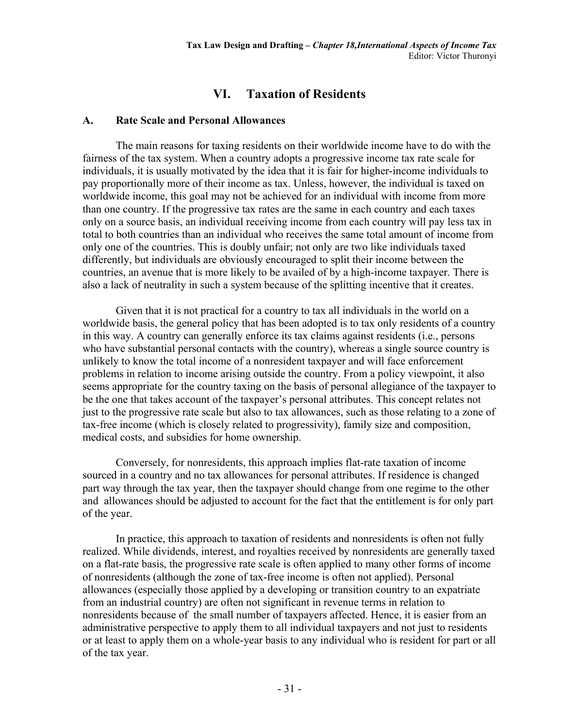# VI. Taxation of Residents

## A. Rate Scale and Personal Allowances

The main reasons for taxing residents on their worldwide income have to do with the fairness of the tax system. When a country adopts a progressive income tax rate scale for individuals, it is usually motivated by the idea that it is fair for higher-income individuals to pay proportionally more of their income as tax. Unless, however, the individual is taxed on worldwide income, this goal may not be achieved for an individual with income from more than one country. If the progressive tax rates are the same in each country and each taxes only on a source basis, an individual receiving income from each country will pay less tax in total to both countries than an individual who receives the same total amount of income from only one of the countries. This is doubly unfair; not only are two like individuals taxed differently, but individuals are obviously encouraged to split their income between the countries, an avenue that is more likely to be availed of by a high-income taxpayer. There is also a lack of neutrality in such a system because of the splitting incentive that it creates.

Given that it is not practical for a country to tax all individuals in the world on a worldwide basis, the general policy that has been adopted is to tax only residents of a country in this way. A country can generally enforce its tax claims against residents (i.e., persons who have substantial personal contacts with the country), whereas a single source country is unlikely to know the total income of a nonresident taxpayer and will face enforcement problems in relation to income arising outside the country. From a policy viewpoint, it also seems appropriate for the country taxing on the basis of personal allegiance of the taxpayer to be the one that takes account of the taxpayer's personal attributes. This concept relates not just to the progressive rate scale but also to tax allowances, such as those relating to a zone of tax-free income (which is closely related to progressivity), family size and composition, medical costs, and subsidies for home ownership.

Conversely, for nonresidents, this approach implies flat-rate taxation of income sourced in a country and no tax allowances for personal attributes. If residence is changed part way through the tax year, then the taxpayer should change from one regime to the other and allowances should be adjusted to account for the fact that the entitlement is for only part of the year.

In practice, this approach to taxation of residents and nonresidents is often not fully realized. While dividends, interest, and royalties received by nonresidents are generally taxed on a flat-rate basis, the progressive rate scale is often applied to many other forms of income of nonresidents (although the zone of tax-free income is often not applied). Personal allowances (especially those applied by a developing or transition country to an expatriate from an industrial country) are often not significant in revenue terms in relation to nonresidents because of the small number of taxpayers affected. Hence, it is easier from an administrative perspective to apply them to all individual taxpayers and not just to residents or at least to apply them on a whole-year basis to any individual who is resident for part or all of the tax year.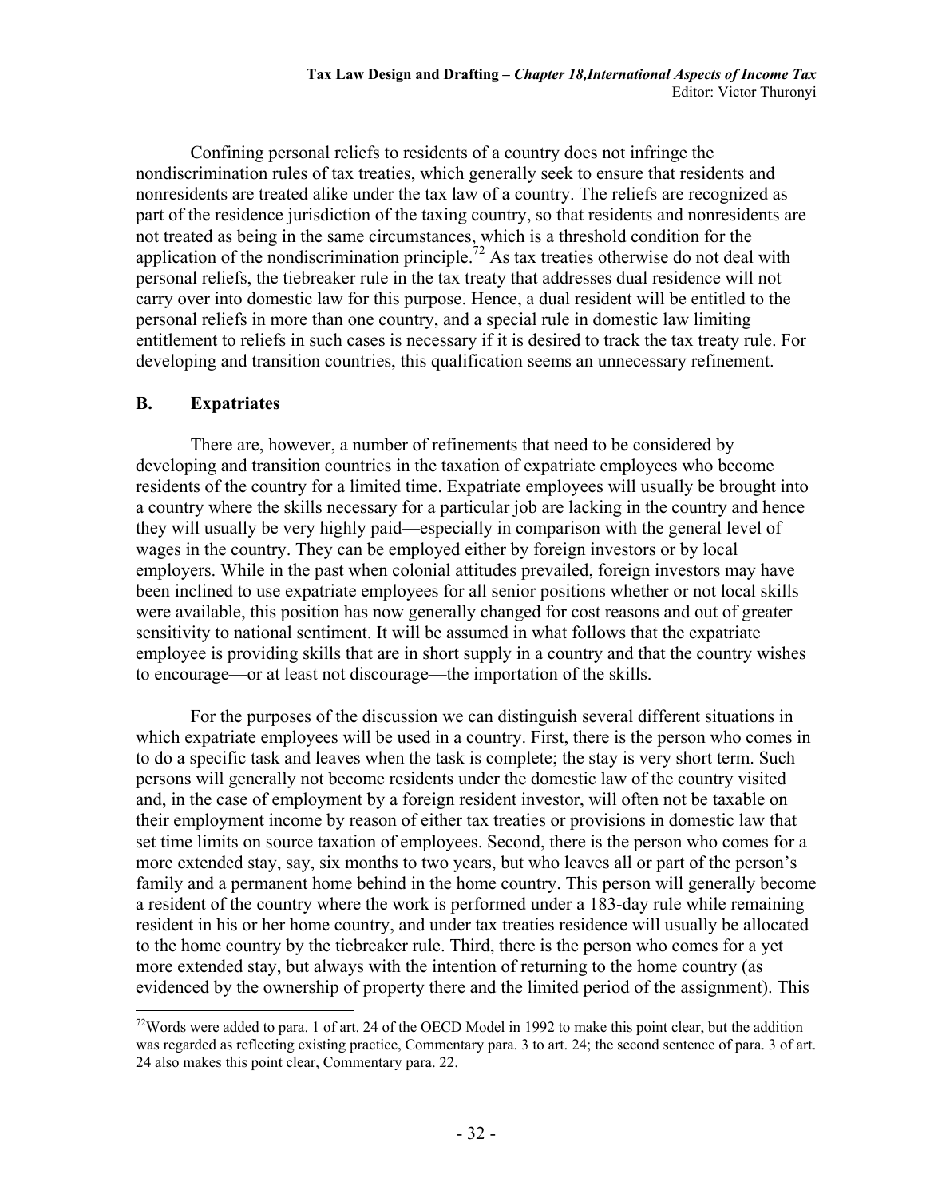Confining personal reliefs to residents of a country does not infringe the nondiscrimination rules of tax treaties, which generally seek to ensure that residents and nonresidents are treated alike under the tax law of a country. The reliefs are recognized as part of the residence jurisdiction of the taxing country, so that residents and nonresidents are not treated as being in the same circumstances, which is a threshold condition for the application of the nondiscrimination principle.[72] As tax treaties otherwise do not deal with personal reliefs, the tiebreaker rule in the tax treaty that addresses dual residence will not carry over into domestic law for this purpose. Hence, a dual resident will be entitled to the personal reliefs in more than one country, and a special rule in domestic law limiting entitlement to reliefs in such cases is necessary if it is desired to track the tax treaty rule. For developing and transition countries, this qualification seems an unnecessary refinement.

## B. Expatriates

There are, however, a number of refinements that need to be considered by developing and transition countries in the taxation of expatriate employees who become residents of the country for a limited time. Expatriate employees will usually be brought into a country where the skills necessary for a particular job are lacking in the country and hence they will usually be very highly paid—especially in comparison with the general level of wages in the country. They can be employed either by foreign investors or by local employers. While in the past when colonial attitudes prevailed, foreign investors may have been inclined to use expatriate employees for all senior positions whether or not local skills were available, this position has now generally changed for cost reasons and out of greater sensitivity to national sentiment. It will be assumed in what follows that the expatriate employee is providing skills that are in short supply in a country and that the country wishes to encourage—or at least not discourage—the importation of the skills.

For the purposes of the discussion we can distinguish several different situations in which expatriate employees will be used in a country. First, there is the person who comes in to do a specific task and leaves when the task is complete; the stay is very short term. Such persons will generally not become residents under the domestic law of the country visited and, in the case of employment by a foreign resident investor, will often not be taxable on their employment income by reason of either tax treaties or provisions in domestic law that set time limits on source taxation of employees. Second, there is the person who comes for a more extended stay, say, six months to two years, but who leaves all or part of the person's family and a permanent home behind in the home country. This person will generally become a resident of the country where the work is performed under a 183-day rule while remaining resident in his or her home country, and under tax treaties residence will usually be allocated to the home country by the tiebreaker rule. Third, there is the person who comes for a yet more extended stay, but always with the intention of returning to the home country (as evidenced by the ownership of property there and the limited period of the assignment). This

[72] Words were added to para. 1 of art. 24 of the OECD Model in 1992 to make this point clear, but the addition was regarded as reflecting existing practice, Commentary para. 3 to art. 24; the second sentence of para. 3 of art. 24 also makes this point clear, Commentary para. 22.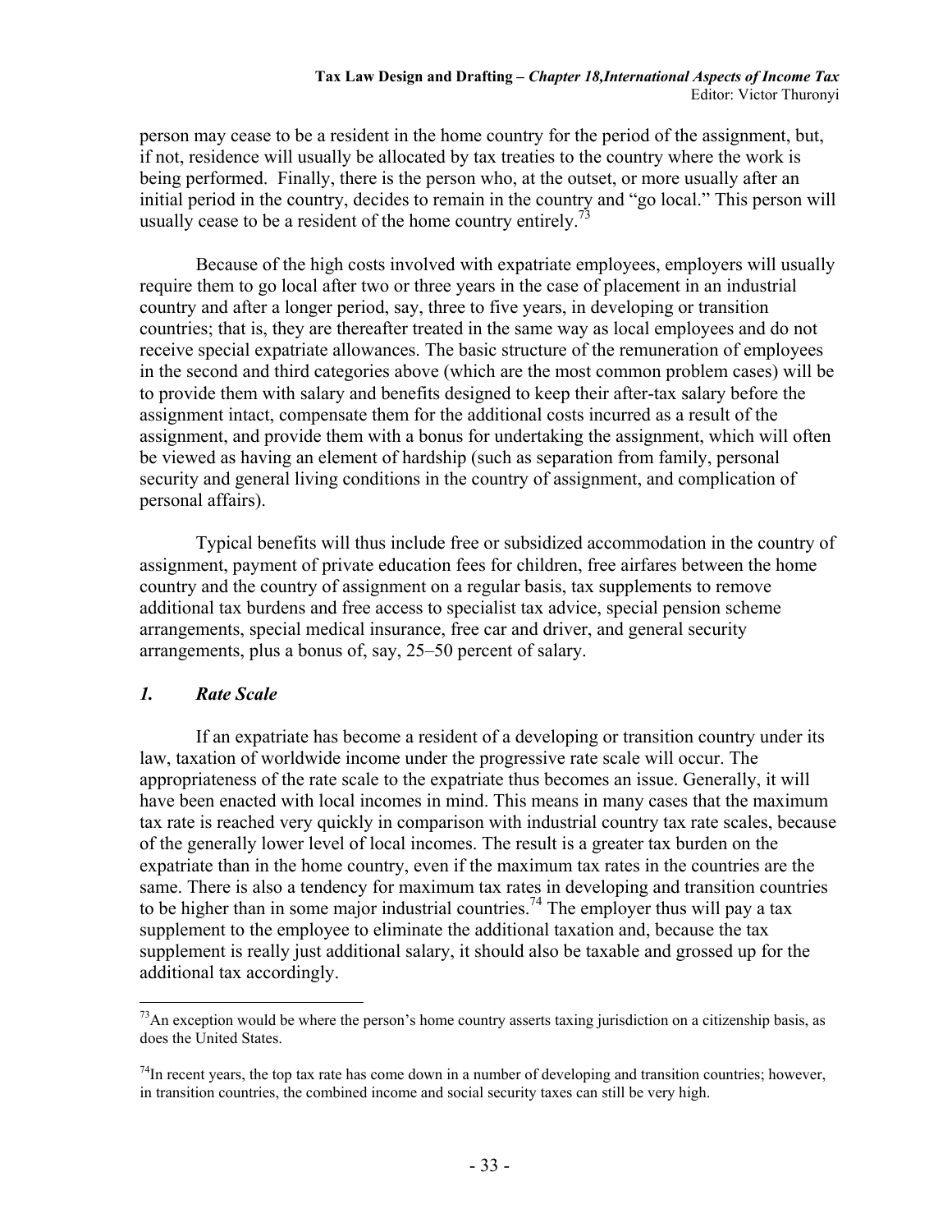person may cease to be a resident in the home country for the period of the assignment, but, if not, residence will usually be allocated by tax treaties to the country where the work is being performed. Finally, there is the person who, at the outset, or more usually after an initial period in the country, decides to remain in the country and "go local." This person will usually cease to be a resident of the home country entirely.[73]

Because of the high costs involved with expatriate employees, employers will usually require them to go local after two or three years in the case of placement in an industrial country and after a longer period, say, three to five years, in developing or transition countries; that is, they are thereafter treated in the same way as local employees and do not receive special expatriate allowances. The basic structure of the remuneration of employees in the second and third categories above (which are the most common problem cases) will be to provide them with salary and benefits designed to keep their after-tax salary before the assignment intact, compensate them for the additional costs incurred as a result of the assignment, and provide them with a bonus for undertaking the assignment, which will often be viewed as having an element of hardship (such as separation from family, personal security and general living conditions in the country of assignment, and complication of personal affairs).

Typical benefits will thus include free or subsidized accommodation in the country of assignment, payment of private education fees for children, free airfares between the home country and the country of assignment on a regular basis, tax supplements to remove additional tax burdens and free access to specialist tax advice, special pension scheme arrangements, special medical insurance, free car and driver, and general security arrangements, plus a bonus of, say, 25–50 percent of salary.

### *1. Rate Scale*

If an expatriate has become a resident of a developing or transition country under its law, taxation of worldwide income under the progressive rate scale will occur. The appropriateness of the rate scale to the expatriate thus becomes an issue. Generally, it will have been enacted with local incomes in mind. This means in many cases that the maximum tax rate is reached very quickly in comparison with industrial country tax rate scales, because of the generally lower level of local incomes. The result is a greater tax burden on the expatriate than in the home country, even if the maximum tax rates in the countries are the same. There is also a tendency for maximum tax rates in developing and transition countries to be higher than in some major industrial countries.[74] The employer thus will pay a tax supplement to the employee to eliminate the additional taxation and, because the tax supplement is really just additional salary, it should also be taxable and grossed up for the additional tax accordingly.

---

[73]An exception would be where the person's home country asserts taxing jurisdiction on a citizenship basis, as does the United States.

[74]In recent years, the top tax rate has come down in a number of developing and transition countries; however, in transition countries, the combined income and social security taxes can still be very high.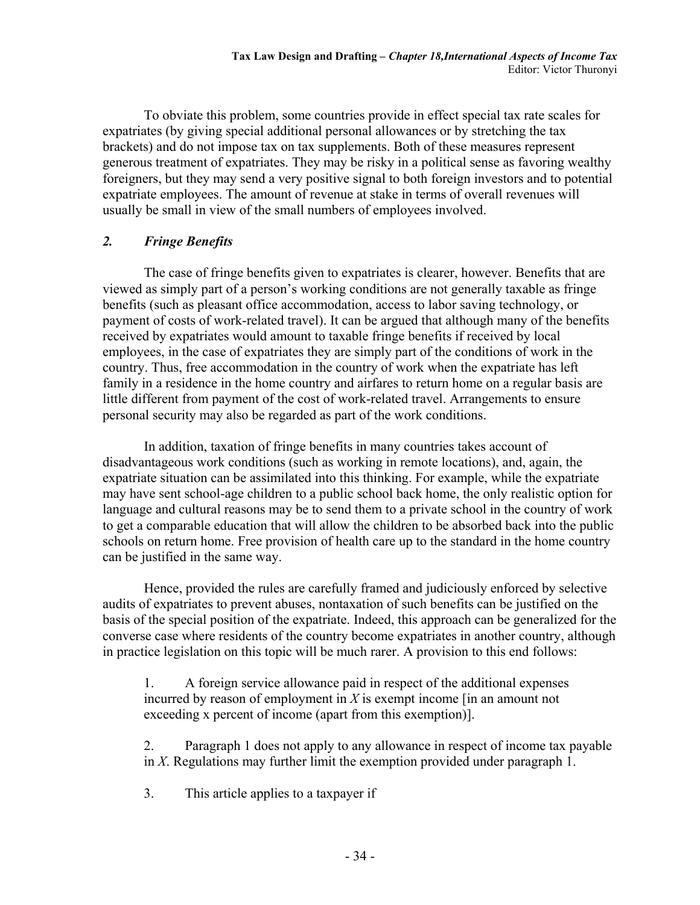To obviate this problem, some countries provide in effect special tax rate scales for expatriates (by giving special additional personal allowances or by stretching the tax brackets) and do not impose tax on tax supplements. Both of these measures represent generous treatment of expatriates. They may be risky in a political sense as favoring wealthy foreigners, but they may send a very positive signal to both foreign investors and to potential expatriate employees. The amount of revenue at stake in terms of overall revenues will usually be small in view of the small numbers of employees involved.

### *2. Fringe Benefits*

The case of fringe benefits given to expatriates is clearer, however. Benefits that are viewed as simply part of a person's working conditions are not generally taxable as fringe benefits (such as pleasant office accommodation, access to labor saving technology, or payment of costs of work-related travel). It can be argued that although many of the benefits received by expatriates would amount to taxable fringe benefits if received by local employees, in the case of expatriates they are simply part of the conditions of work in the country. Thus, free accommodation in the country of work when the expatriate has left family in a residence in the home country and airfares to return home on a regular basis are little different from payment of the cost of work-related travel. Arrangements to ensure personal security may also be regarded as part of the work conditions.

In addition, taxation of fringe benefits in many countries takes account of disadvantageous work conditions (such as working in remote locations), and, again, the expatriate situation can be assimilated into this thinking. For example, while the expatriate may have sent school-age children to a public school back home, the only realistic option for language and cultural reasons may be to send them to a private school in the country of work to get a comparable education that will allow the children to be absorbed back into the public schools on return home. Free provision of health care up to the standard in the home country can be justified in the same way.

Hence, provided the rules are carefully framed and judiciously enforced by selective audits of expatriates to prevent abuses, nontaxation of such benefits can be justified on the basis of the special position of the expatriate. Indeed, this approach can be generalized for the converse case where residents of the country become expatriates in another country, although in practice legislation on this topic will be much rarer. A provision to this end follows:

> 1. A foreign service allowance paid in respect of the additional expenses incurred by reason of employment in *X* is exempt income [in an amount not exceeding x percent of income (apart from this exemption)].
>
> 2. Paragraph 1 does not apply to any allowance in respect of income tax payable in *X*. Regulations may further limit the exemption provided under paragraph 1.
>
> 3. This article applies to a taxpayer if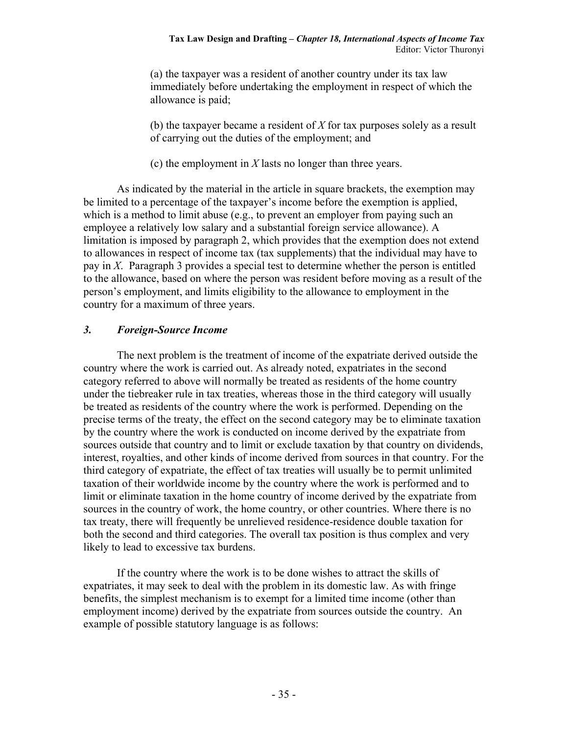(a) the taxpayer was a resident of another country under its tax law immediately before undertaking the employment in respect of which the allowance is paid;

(b) the taxpayer became a resident of *X* for tax purposes solely as a result of carrying out the duties of the employment; and

(c) the employment in *X* lasts no longer than three years.

As indicated by the material in the article in square brackets, the exemption may be limited to a percentage of the taxpayer's income before the exemption is applied, which is a method to limit abuse (e.g., to prevent an employer from paying such an employee a relatively low salary and a substantial foreign service allowance). A limitation is imposed by paragraph 2, which provides that the exemption does not extend to allowances in respect of income tax (tax supplements) that the individual may have to pay in *X*. Paragraph 3 provides a special test to determine whether the person is entitled to the allowance, based on where the person was resident before moving as a result of the person's employment, and limits eligibility to the allowance to employment in the country for a maximum of three years.

### *3. Foreign-Source Income*

The next problem is the treatment of income of the expatriate derived outside the country where the work is carried out. As already noted, expatriates in the second category referred to above will normally be treated as residents of the home country under the tiebreaker rule in tax treaties, whereas those in the third category will usually be treated as residents of the country where the work is performed. Depending on the precise terms of the treaty, the effect on the second category may be to eliminate taxation by the country where the work is conducted on income derived by the expatriate from sources outside that country and to limit or exclude taxation by that country on dividends, interest, royalties, and other kinds of income derived from sources in that country. For the third category of expatriate, the effect of tax treaties will usually be to permit unlimited taxation of their worldwide income by the country where the work is performed and to limit or eliminate taxation in the home country of income derived by the expatriate from sources in the country of work, the home country, or other countries. Where there is no tax treaty, there will frequently be unrelieved residence-residence double taxation for both the second and third categories. The overall tax position is thus complex and very likely to lead to excessive tax burdens.

If the country where the work is to be done wishes to attract the skills of expatriates, it may seek to deal with the problem in its domestic law. As with fringe benefits, the simplest mechanism is to exempt for a limited time income (other than employment income) derived by the expatriate from sources outside the country. An example of possible statutory language is as follows: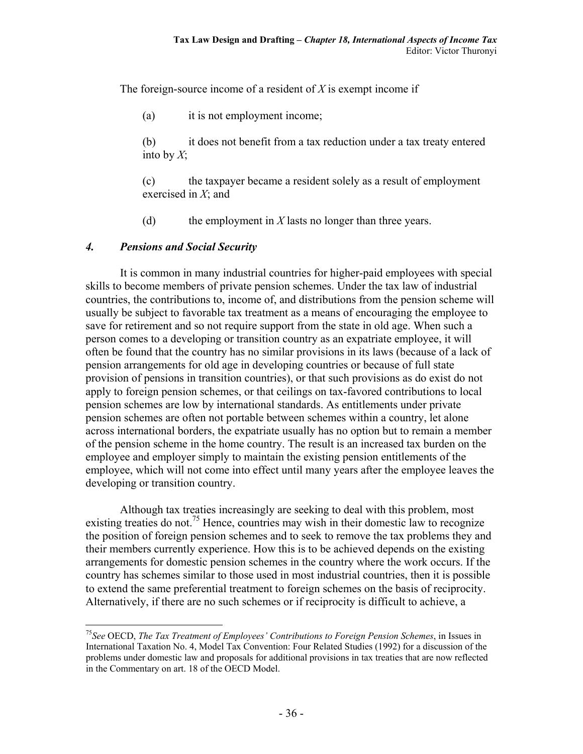The foreign-source income of a resident of *X* is exempt income if

(a) it is not employment income;

(b) it does not benefit from a tax reduction under a tax treaty entered into by *X*;

(c) the taxpayer became a resident solely as a result of employment exercised in *X*; and

(d) the employment in *X* lasts no longer than three years.

### *4. Pensions and Social Security*

It is common in many industrial countries for higher-paid employees with special skills to become members of private pension schemes. Under the tax law of industrial countries, the contributions to, income of, and distributions from the pension scheme will usually be subject to favorable tax treatment as a means of encouraging the employee to save for retirement and so not require support from the state in old age. When such a person comes to a developing or transition country as an expatriate employee, it will often be found that the country has no similar provisions in its laws (because of a lack of pension arrangements for old age in developing countries or because of full state provision of pensions in transition countries), or that such provisions as do exist do not apply to foreign pension schemes, or that ceilings on tax-favored contributions to local pension schemes are low by international standards. As entitlements under private pension schemes are often not portable between schemes within a country, let alone across international borders, the expatriate usually has no option but to remain a member of the pension scheme in the home country. The result is an increased tax burden on the employee and employer simply to maintain the existing pension entitlements of the employee, which will not come into effect until many years after the employee leaves the developing or transition country.

Although tax treaties increasingly are seeking to deal with this problem, most existing treaties do not.[75] Hence, countries may wish in their domestic law to recognize the position of foreign pension schemes and to seek to remove the tax problems they and their members currently experience. How this is to be achieved depends on the existing arrangements for domestic pension schemes in the country where the work occurs. If the country has schemes similar to those used in most industrial countries, then it is possible to extend the same preferential treatment to foreign schemes on the basis of reciprocity. Alternatively, if there are no such schemes or if reciprocity is difficult to achieve, a

---

[75] *See* OECD, *The Tax Treatment of Employees' Contributions to Foreign Pension Schemes*, in Issues in International Taxation No. 4, Model Tax Convention: Four Related Studies (1992) for a discussion of the problems under domestic law and proposals for additional provisions in tax treaties that are now reflected in the Commentary on art. 18 of the OECD Model.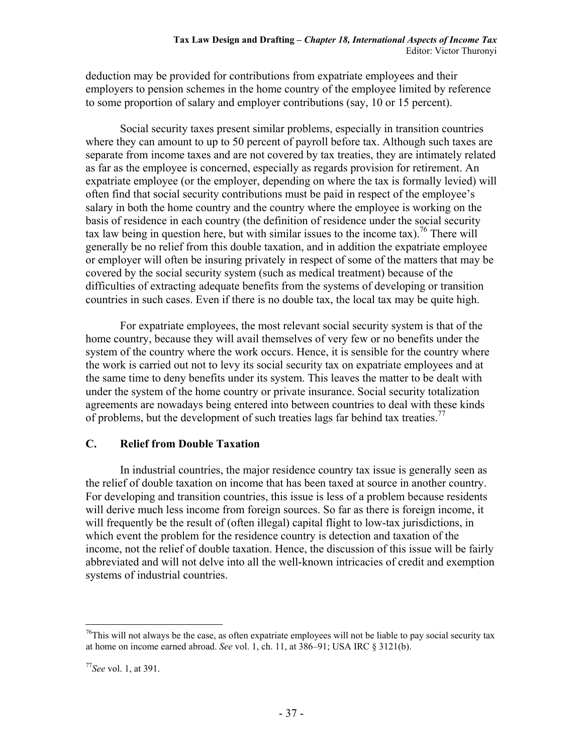deduction may be provided for contributions from expatriate employees and their employers to pension schemes in the home country of the employee limited by reference to some proportion of salary and employer contributions (say, 10 or 15 percent).

Social security taxes present similar problems, especially in transition countries where they can amount to up to 50 percent of payroll before tax. Although such taxes are separate from income taxes and are not covered by tax treaties, they are intimately related as far as the employee is concerned, especially as regards provision for retirement. An expatriate employee (or the employer, depending on where the tax is formally levied) will often find that social security contributions must be paid in respect of the employee's salary in both the home country and the country where the employee is working on the basis of residence in each country (the definition of residence under the social security tax law being in question here, but with similar issues to the income tax).[76] There will generally be no relief from this double taxation, and in addition the expatriate employee or employer will often be insuring privately in respect of some of the matters that may be covered by the social security system (such as medical treatment) because of the difficulties of extracting adequate benefits from the systems of developing or transition countries in such cases. Even if there is no double tax, the local tax may be quite high.

For expatriate employees, the most relevant social security system is that of the home country, because they will avail themselves of very few or no benefits under the system of the country where the work occurs. Hence, it is sensible for the country where the work is carried out not to levy its social security tax on expatriate employees and at the same time to deny benefits under its system. This leaves the matter to be dealt with under the system of the home country or private insurance. Social security totalization agreements are nowadays being entered into between countries to deal with these kinds of problems, but the development of such treaties lags far behind tax treaties.[77]

## C. Relief from Double Taxation

In industrial countries, the major residence country tax issue is generally seen as the relief of double taxation on income that has been taxed at source in another country. For developing and transition countries, this issue is less of a problem because residents will derive much less income from foreign sources. So far as there is foreign income, it will frequently be the result of (often illegal) capital flight to low-tax jurisdictions, in which event the problem for the residence country is detection and taxation of the income, not the relief of double taxation. Hence, the discussion of this issue will be fairly abbreviated and will not delve into all the well-known intricacies of credit and exemption systems of industrial countries.

---

[76] This will not always be the case, as often expatriate employees will not be liable to pay social security tax at home on income earned abroad. *See* vol. 1, ch. 11, at 386–91; USA IRC § 3121(b).

[77] *See* vol. 1, at 391.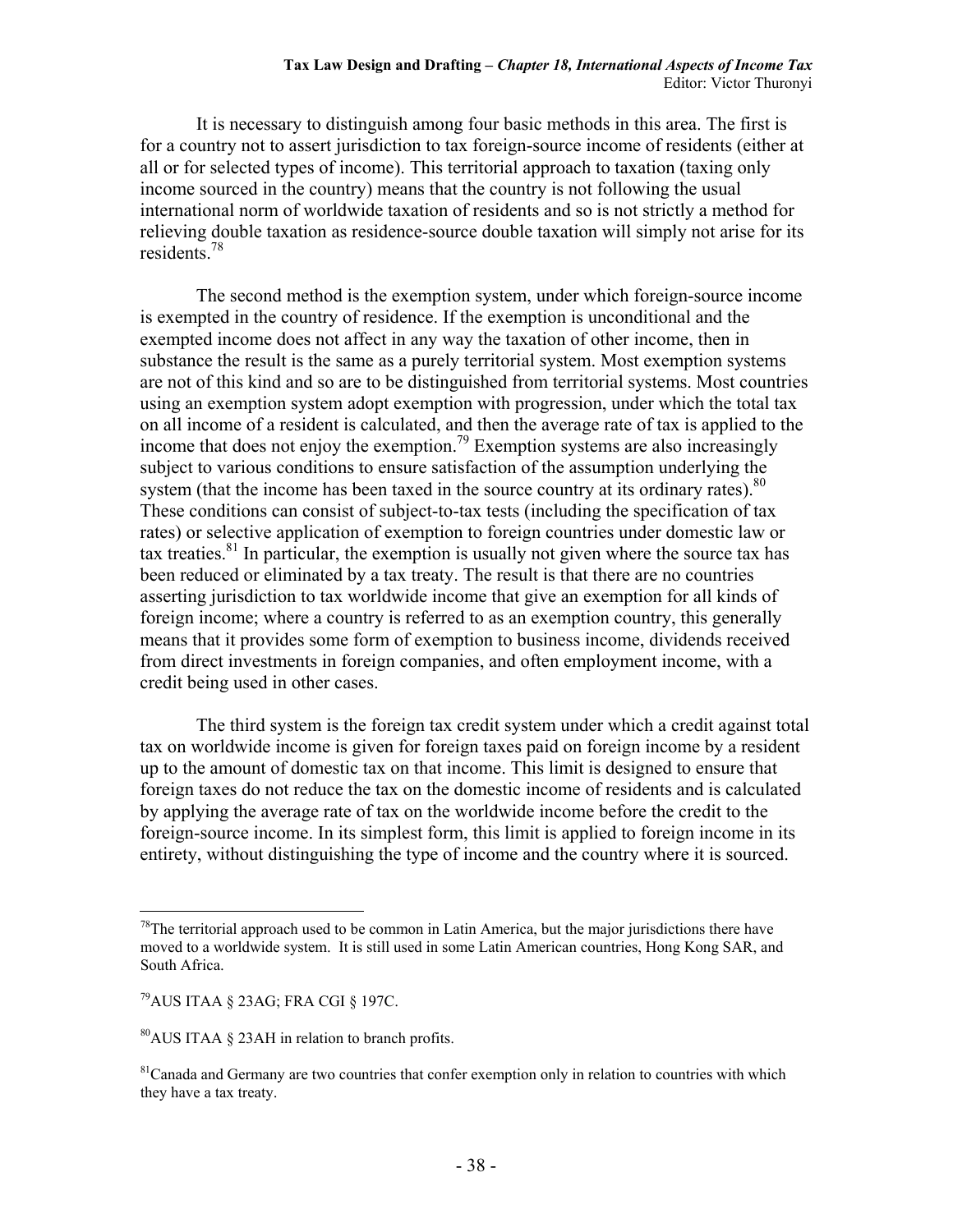It is necessary to distinguish among four basic methods in this area. The first is for a country not to assert jurisdiction to tax foreign-source income of residents (either at all or for selected types of income). This territorial approach to taxation (taxing only income sourced in the country) means that the country is not following the usual international norm of worldwide taxation of residents and so is not strictly a method for relieving double taxation as residence-source double taxation will simply not arise for its residents.[78]

The second method is the exemption system, under which foreign-source income is exempted in the country of residence. If the exemption is unconditional and the exempted income does not affect in any way the taxation of other income, then in substance the result is the same as a purely territorial system. Most exemption systems are not of this kind and so are to be distinguished from territorial systems. Most countries using an exemption system adopt exemption with progression, under which the total tax on all income of a resident is calculated, and then the average rate of tax is applied to the income that does not enjoy the exemption.[79] Exemption systems are also increasingly subject to various conditions to ensure satisfaction of the assumption underlying the system (that the income has been taxed in the source country at its ordinary rates).[80] These conditions can consist of subject-to-tax tests (including the specification of tax rates) or selective application of exemption to foreign countries under domestic law or tax treaties.[81] In particular, the exemption is usually not given where the source tax has been reduced or eliminated by a tax treaty. The result is that there are no countries asserting jurisdiction to tax worldwide income that give an exemption for all kinds of foreign income; where a country is referred to as an exemption country, this generally means that it provides some form of exemption to business income, dividends received from direct investments in foreign companies, and often employment income, with a credit being used in other cases.

The third system is the foreign tax credit system under which a credit against total tax on worldwide income is given for foreign taxes paid on foreign income by a resident up to the amount of domestic tax on that income. This limit is designed to ensure that foreign taxes do not reduce the tax on the domestic income of residents and is calculated by applying the average rate of tax on the worldwide income before the credit to the foreign-source income. In its simplest form, this limit is applied to foreign income in its entirety, without distinguishing the type of income and the country where it is sourced.

---

[78] The territorial approach used to be common in Latin America, but the major jurisdictions there have moved to a worldwide system. It is still used in some Latin American countries, Hong Kong SAR, and South Africa.

[79] AUS ITAA § 23AG; FRA CGI § 197C.

[80] AUS ITAA § 23AH in relation to branch profits.

[81] Canada and Germany are two countries that confer exemption only in relation to countries with which they have a tax treaty.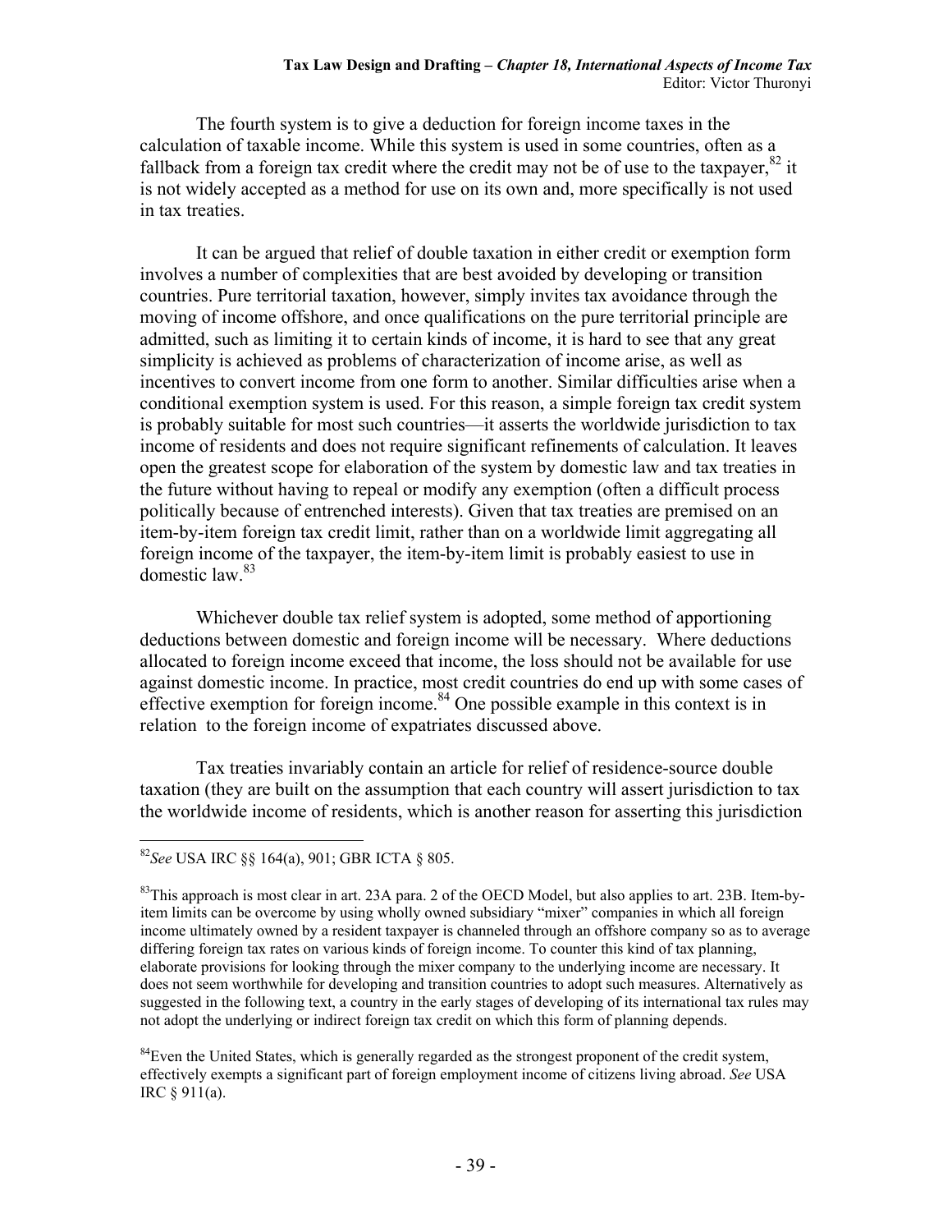The fourth system is to give a deduction for foreign income taxes in the calculation of taxable income. While this system is used in some countries, often as a fallback from a foreign tax credit where the credit may not be of use to the taxpayer,[82] it is not widely accepted as a method for use on its own and, more specifically is not used in tax treaties.

It can be argued that relief of double taxation in either credit or exemption form involves a number of complexities that are best avoided by developing or transition countries. Pure territorial taxation, however, simply invites tax avoidance through the moving of income offshore, and once qualifications on the pure territorial principle are admitted, such as limiting it to certain kinds of income, it is hard to see that any great simplicity is achieved as problems of characterization of income arise, as well as incentives to convert income from one form to another. Similar difficulties arise when a conditional exemption system is used. For this reason, a simple foreign tax credit system is probably suitable for most such countries—it asserts the worldwide jurisdiction to tax income of residents and does not require significant refinements of calculation. It leaves open the greatest scope for elaboration of the system by domestic law and tax treaties in the future without having to repeal or modify any exemption (often a difficult process politically because of entrenched interests). Given that tax treaties are premised on an item-by-item foreign tax credit limit, rather than on a worldwide limit aggregating all foreign income of the taxpayer, the item-by-item limit is probably easiest to use in domestic law.[83]

Whichever double tax relief system is adopted, some method of apportioning deductions between domestic and foreign income will be necessary. Where deductions allocated to foreign income exceed that income, the loss should not be available for use against domestic income. In practice, most credit countries do end up with some cases of effective exemption for foreign income.[84] One possible example in this context is in relation to the foreign income of expatriates discussed above.

Tax treaties invariably contain an article for relief of residence-source double taxation (they are built on the assumption that each country will assert jurisdiction to tax the worldwide income of residents, which is another reason for asserting this jurisdiction

---

[82] *See* USA IRC §§ 164(a), 901; GBR ICTA § 805.

[83] This approach is most clear in art. 23A para. 2 of the OECD Model, but also applies to art. 23B. Item-by-item limits can be overcome by using wholly owned subsidiary "mixer" companies in which all foreign income ultimately owned by a resident taxpayer is channeled through an offshore company so as to average differing foreign tax rates on various kinds of foreign income. To counter this kind of tax planning, elaborate provisions for looking through the mixer company to the underlying income are necessary. It does not seem worthwhile for developing and transition countries to adopt such measures. Alternatively as suggested in the following text, a country in the early stages of developing of its international tax rules may not adopt the underlying or indirect foreign tax credit on which this form of planning depends.

[84] Even the United States, which is generally regarded as the strongest proponent of the credit system, effectively exempts a significant part of foreign employment income of citizens living abroad. *See* USA IRC § 911(a).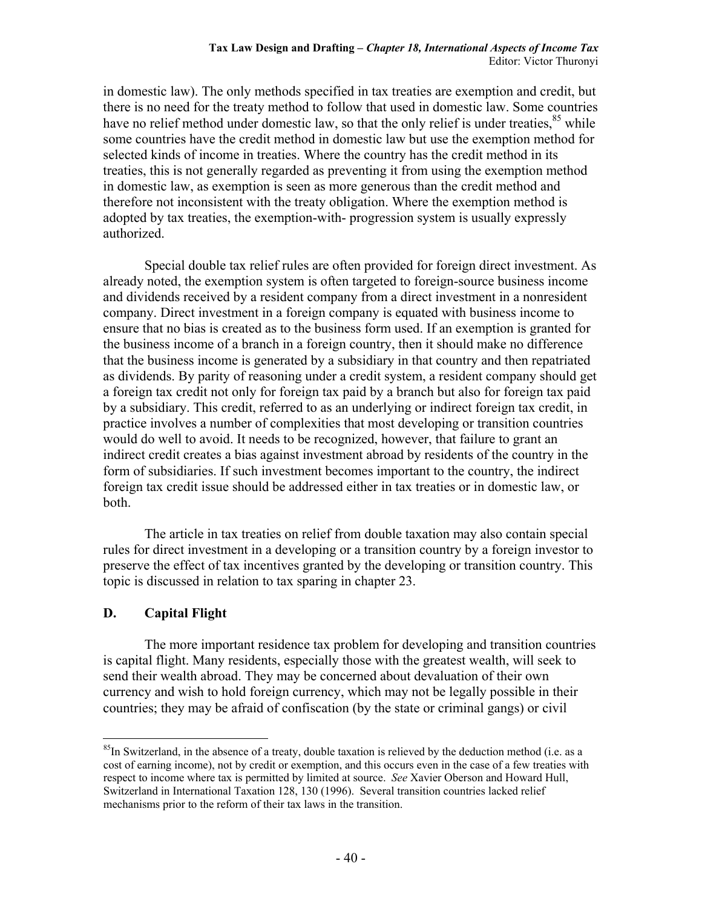in domestic law). The only methods specified in tax treaties are exemption and credit, but there is no need for the treaty method to follow that used in domestic law. Some countries have no relief method under domestic law, so that the only relief is under treaties,[85] while some countries have the credit method in domestic law but use the exemption method for selected kinds of income in treaties. Where the country has the credit method in its treaties, this is not generally regarded as preventing it from using the exemption method in domestic law, as exemption is seen as more generous than the credit method and therefore not inconsistent with the treaty obligation. Where the exemption method is adopted by tax treaties, the exemption-with- progression system is usually expressly authorized.

Special double tax relief rules are often provided for foreign direct investment. As already noted, the exemption system is often targeted to foreign-source business income and dividends received by a resident company from a direct investment in a nonresident company. Direct investment in a foreign company is equated with business income to ensure that no bias is created as to the business form used. If an exemption is granted for the business income of a branch in a foreign country, then it should make no difference that the business income is generated by a subsidiary in that country and then repatriated as dividends. By parity of reasoning under a credit system, a resident company should get a foreign tax credit not only for foreign tax paid by a branch but also for foreign tax paid by a subsidiary. This credit, referred to as an underlying or indirect foreign tax credit, in practice involves a number of complexities that most developing or transition countries would do well to avoid. It needs to be recognized, however, that failure to grant an indirect credit creates a bias against investment abroad by residents of the country in the form of subsidiaries. If such investment becomes important to the country, the indirect foreign tax credit issue should be addressed either in tax treaties or in domestic law, or both.

The article in tax treaties on relief from double taxation may also contain special rules for direct investment in a developing or a transition country by a foreign investor to preserve the effect of tax incentives granted by the developing or transition country. This topic is discussed in relation to tax sparing in chapter 23.

## D. Capital Flight

The more important residence tax problem for developing and transition countries is capital flight. Many residents, especially those with the greatest wealth, will seek to send their wealth abroad. They may be concerned about devaluation of their own currency and wish to hold foreign currency, which may not be legally possible in their countries; they may be afraid of confiscation (by the state or criminal gangs) or civil

---

[85]In Switzerland, in the absence of a treaty, double taxation is relieved by the deduction method (i.e. as a cost of earning income), not by credit or exemption, and this occurs even in the case of a few treaties with respect to income where tax is permitted by limited at source. *See* Xavier Oberson and Howard Hull, Switzerland in International Taxation 128, 130 (1996). Several transition countries lacked relief mechanisms prior to the reform of their tax laws in the transition.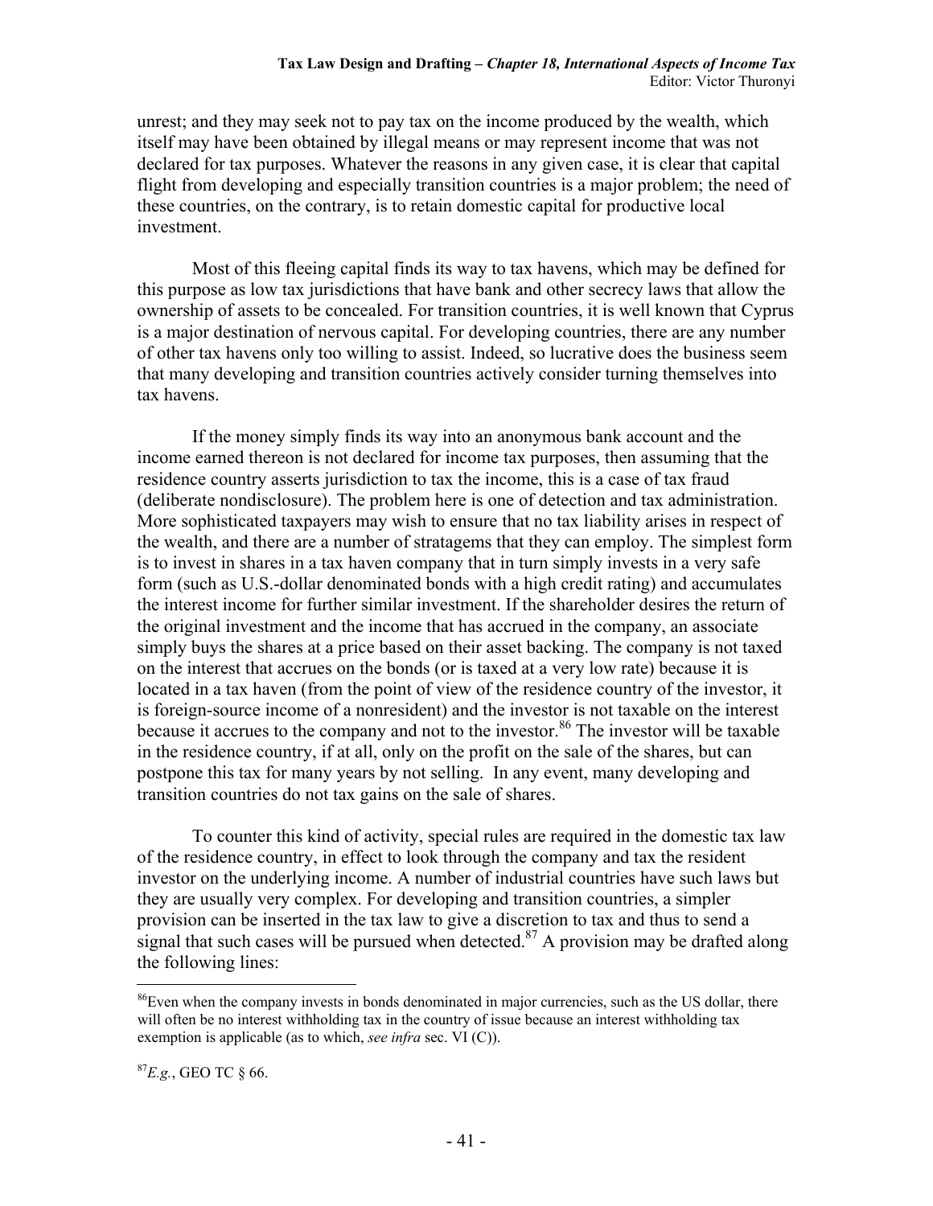unrest; and they may seek not to pay tax on the income produced by the wealth, which itself may have been obtained by illegal means or may represent income that was not declared for tax purposes. Whatever the reasons in any given case, it is clear that capital flight from developing and especially transition countries is a major problem; the need of these countries, on the contrary, is to retain domestic capital for productive local investment.

Most of this fleeing capital finds its way to tax havens, which may be defined for this purpose as low tax jurisdictions that have bank and other secrecy laws that allow the ownership of assets to be concealed. For transition countries, it is well known that Cyprus is a major destination of nervous capital. For developing countries, there are any number of other tax havens only too willing to assist. Indeed, so lucrative does the business seem that many developing and transition countries actively consider turning themselves into tax havens.

If the money simply finds its way into an anonymous bank account and the income earned thereon is not declared for income tax purposes, then assuming that the residence country asserts jurisdiction to tax the income, this is a case of tax fraud (deliberate nondisclosure). The problem here is one of detection and tax administration. More sophisticated taxpayers may wish to ensure that no tax liability arises in respect of the wealth, and there are a number of stratagems that they can employ. The simplest form is to invest in shares in a tax haven company that in turn simply invests in a very safe form (such as U.S.-dollar denominated bonds with a high credit rating) and accumulates the interest income for further similar investment. If the shareholder desires the return of the original investment and the income that has accrued in the company, an associate simply buys the shares at a price based on their asset backing. The company is not taxed on the interest that accrues on the bonds (or is taxed at a very low rate) because it is located in a tax haven (from the point of view of the residence country of the investor, it is foreign-source income of a nonresident) and the investor is not taxable on the interest because it accrues to the company and not to the investor.[86] The investor will be taxable in the residence country, if at all, only on the profit on the sale of the shares, but can postpone this tax for many years by not selling. In any event, many developing and transition countries do not tax gains on the sale of shares.

To counter this kind of activity, special rules are required in the domestic tax law of the residence country, in effect to look through the company and tax the resident investor on the underlying income. A number of industrial countries have such laws but they are usually very complex. For developing and transition countries, a simpler provision can be inserted in the tax law to give a discretion to tax and thus to send a signal that such cases will be pursued when detected.[87] A provision may be drafted along the following lines:

---

[86]Even when the company invests in bonds denominated in major currencies, such as the US dollar, there will often be no interest withholding tax in the country of issue because an interest withholding tax exemption is applicable (as to which, *see infra* sec. VI (C)).

[87]*E.g.*, GEO TC § 66.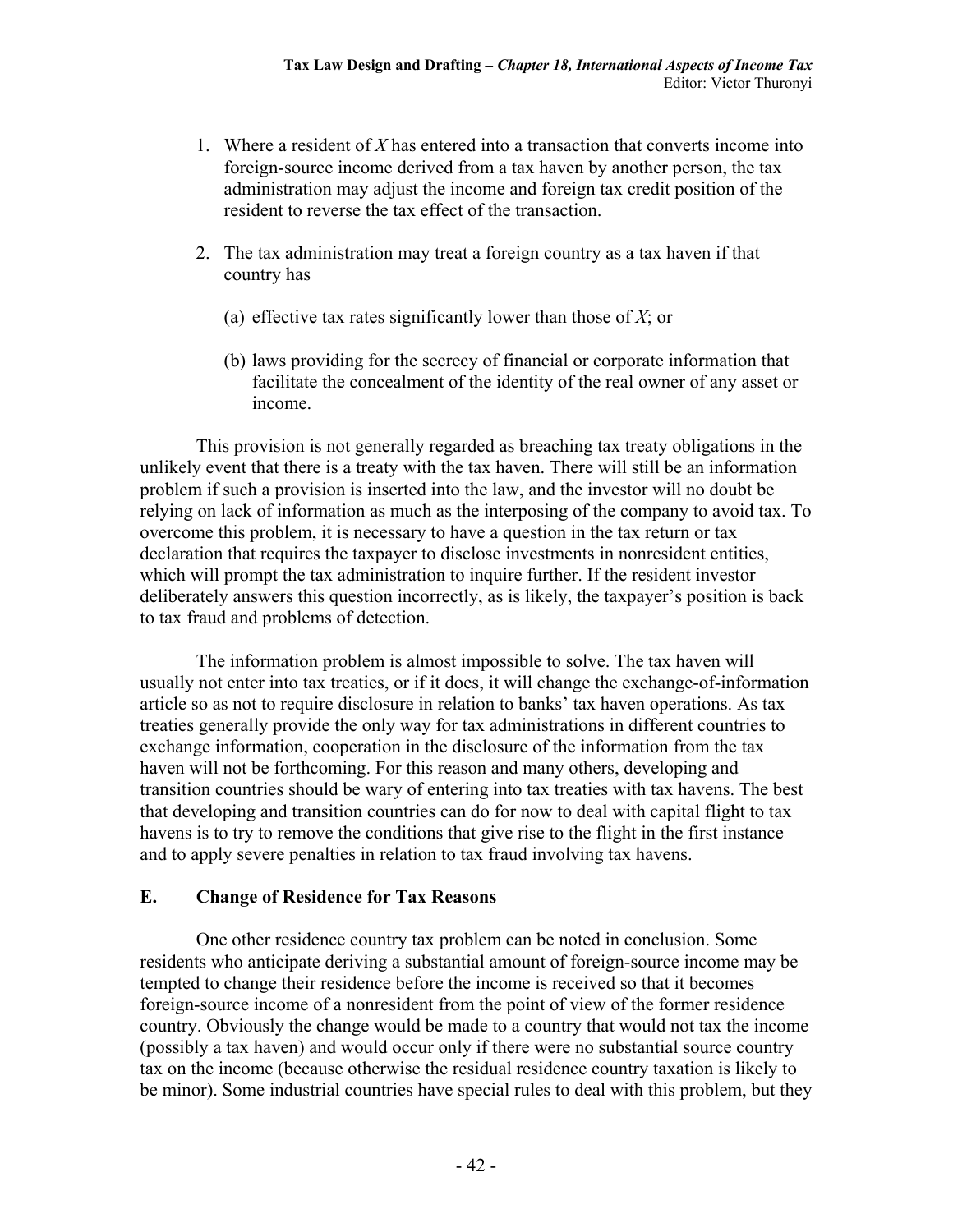1. Where a resident of *X* has entered into a transaction that converts income into foreign-source income derived from a tax haven by another person, the tax administration may adjust the income and foreign tax credit position of the resident to reverse the tax effect of the transaction.

2. The tax administration may treat a foreign country as a tax haven if that country has

   (a) effective tax rates significantly lower than those of *X*; or

   (b) laws providing for the secrecy of financial or corporate information that facilitate the concealment of the identity of the real owner of any asset or income.

This provision is not generally regarded as breaching tax treaty obligations in the unlikely event that there is a treaty with the tax haven. There will still be an information problem if such a provision is inserted into the law, and the investor will no doubt be relying on lack of information as much as the interposing of the company to avoid tax. To overcome this problem, it is necessary to have a question in the tax return or tax declaration that requires the taxpayer to disclose investments in nonresident entities, which will prompt the tax administration to inquire further. If the resident investor deliberately answers this question incorrectly, as is likely, the taxpayer's position is back to tax fraud and problems of detection.

The information problem is almost impossible to solve. The tax haven will usually not enter into tax treaties, or if it does, it will change the exchange-of-information article so as not to require disclosure in relation to banks' tax haven operations. As tax treaties generally provide the only way for tax administrations in different countries to exchange information, cooperation in the disclosure of the information from the tax haven will not be forthcoming. For this reason and many others, developing and transition countries should be wary of entering into tax treaties with tax havens. The best that developing and transition countries can do for now to deal with capital flight to tax havens is to try to remove the conditions that give rise to the flight in the first instance and to apply severe penalties in relation to tax fraud involving tax havens.

## E. Change of Residence for Tax Reasons

One other residence country tax problem can be noted in conclusion. Some residents who anticipate deriving a substantial amount of foreign-source income may be tempted to change their residence before the income is received so that it becomes foreign-source income of a nonresident from the point of view of the former residence country. Obviously the change would be made to a country that would not tax the income (possibly a tax haven) and would occur only if there were no substantial source country tax on the income (because otherwise the residual residence country taxation is likely to be minor). Some industrial countries have special rules to deal with this problem, but they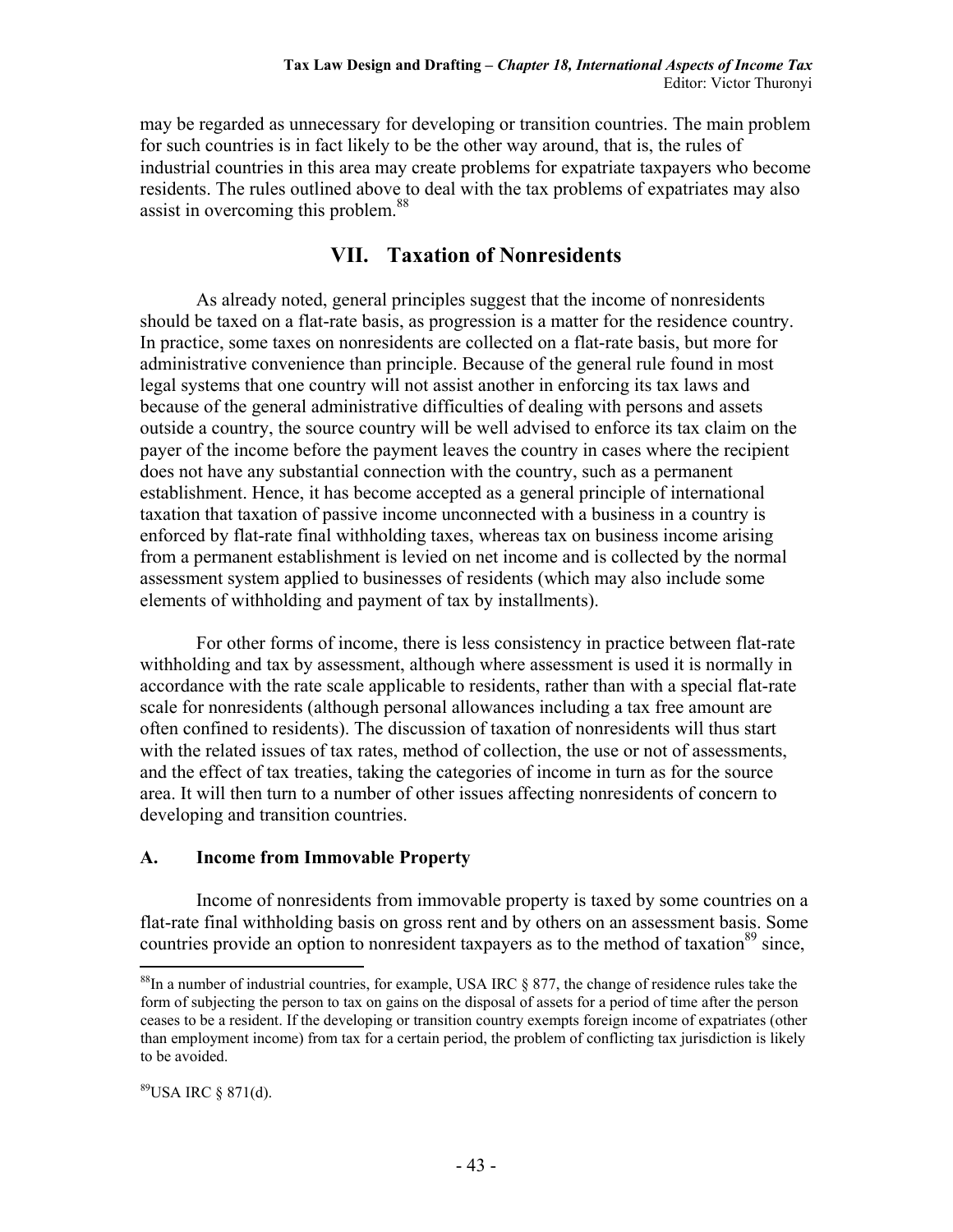may be regarded as unnecessary for developing or transition countries. The main problem for such countries is in fact likely to be the other way around, that is, the rules of industrial countries in this area may create problems for expatriate taxpayers who become residents. The rules outlined above to deal with the tax problems of expatriates may also assist in overcoming this problem.[88]

## VII. Taxation of Nonresidents

As already noted, general principles suggest that the income of nonresidents should be taxed on a flat-rate basis, as progression is a matter for the residence country. In practice, some taxes on nonresidents are collected on a flat-rate basis, but more for administrative convenience than principle. Because of the general rule found in most legal systems that one country will not assist another in enforcing its tax laws and because of the general administrative difficulties of dealing with persons and assets outside a country, the source country will be well advised to enforce its tax claim on the payer of the income before the payment leaves the country in cases where the recipient does not have any substantial connection with the country, such as a permanent establishment. Hence, it has become accepted as a general principle of international taxation that taxation of passive income unconnected with a business in a country is enforced by flat-rate final withholding taxes, whereas tax on business income arising from a permanent establishment is levied on net income and is collected by the normal assessment system applied to businesses of residents (which may also include some elements of withholding and payment of tax by installments).

For other forms of income, there is less consistency in practice between flat-rate withholding and tax by assessment, although where assessment is used it is normally in accordance with the rate scale applicable to residents, rather than with a special flat-rate scale for nonresidents (although personal allowances including a tax free amount are often confined to residents). The discussion of taxation of nonresidents will thus start with the related issues of tax rates, method of collection, the use or not of assessments, and the effect of tax treaties, taking the categories of income in turn as for the source area. It will then turn to a number of other issues affecting nonresidents of concern to developing and transition countries.

### A. Income from Immovable Property

Income of nonresidents from immovable property is taxed by some countries on a flat-rate final withholding basis on gross rent and by others on an assessment basis. Some countries provide an option to nonresident taxpayers as to the method of taxation[89] since,

---

[88] In a number of industrial countries, for example, USA IRC § 877, the change of residence rules take the form of subjecting the person to tax on gains on the disposal of assets for a period of time after the person ceases to be a resident. If the developing or transition country exempts foreign income of expatriates (other than employment income) from tax for a certain period, the problem of conflicting tax jurisdiction is likely to be avoided.

[89] USA IRC § 871(d).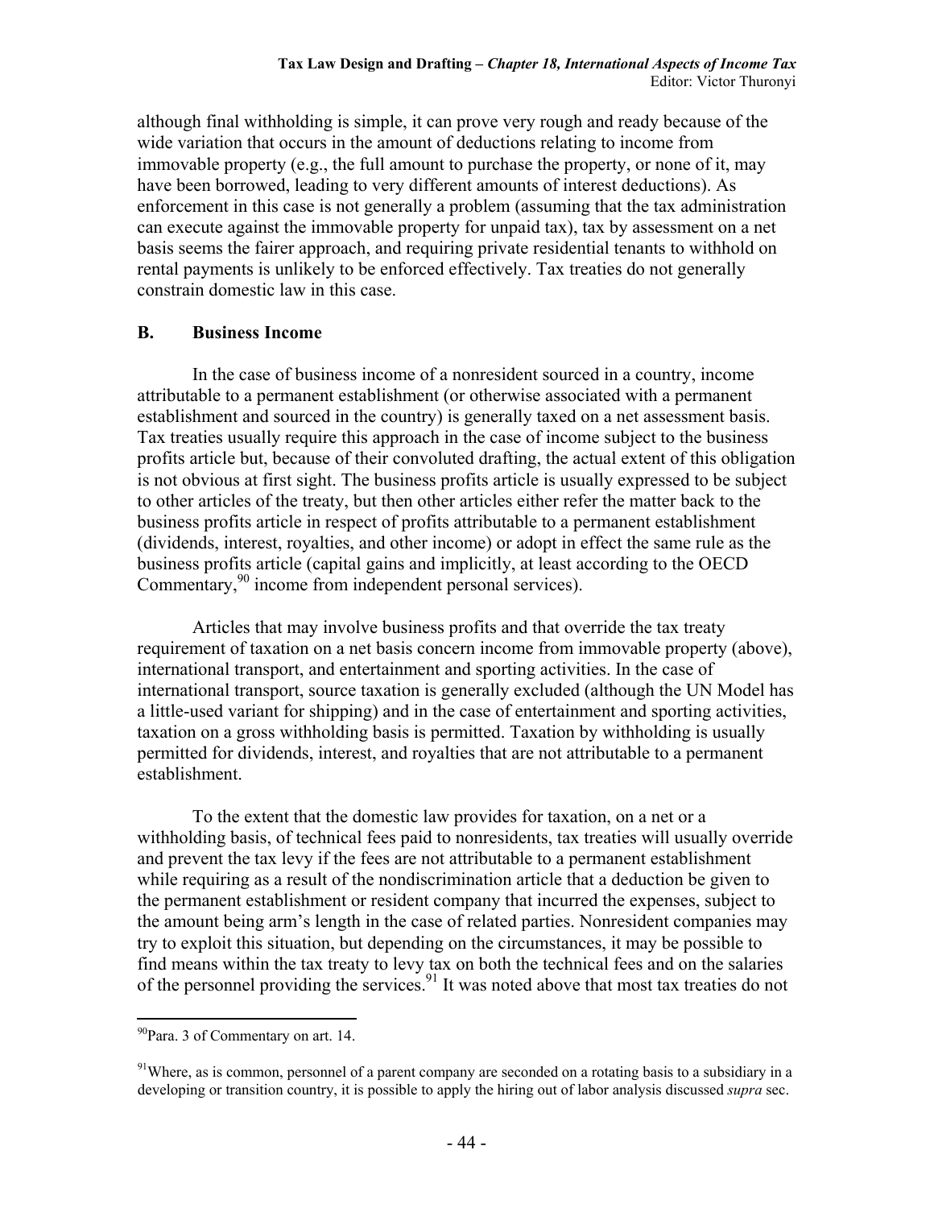although final withholding is simple, it can prove very rough and ready because of the wide variation that occurs in the amount of deductions relating to income from immovable property (e.g., the full amount to purchase the property, or none of it, may have been borrowed, leading to very different amounts of interest deductions). As enforcement in this case is not generally a problem (assuming that the tax administration can execute against the immovable property for unpaid tax), tax by assessment on a net basis seems the fairer approach, and requiring private residential tenants to withhold on rental payments is unlikely to be enforced effectively. Tax treaties do not generally constrain domestic law in this case.

## B. Business Income

In the case of business income of a nonresident sourced in a country, income attributable to a permanent establishment (or otherwise associated with a permanent establishment and sourced in the country) is generally taxed on a net assessment basis. Tax treaties usually require this approach in the case of income subject to the business profits article but, because of their convoluted drafting, the actual extent of this obligation is not obvious at first sight. The business profits article is usually expressed to be subject to other articles of the treaty, but then other articles either refer the matter back to the business profits article in respect of profits attributable to a permanent establishment (dividends, interest, royalties, and other income) or adopt in effect the same rule as the business profits article (capital gains and implicitly, at least according to the OECD Commentary,[90] income from independent personal services).

Articles that may involve business profits and that override the tax treaty requirement of taxation on a net basis concern income from immovable property (above), international transport, and entertainment and sporting activities. In the case of international transport, source taxation is generally excluded (although the UN Model has a little-used variant for shipping) and in the case of entertainment and sporting activities, taxation on a gross withholding basis is permitted. Taxation by withholding is usually permitted for dividends, interest, and royalties that are not attributable to a permanent establishment.

To the extent that the domestic law provides for taxation, on a net or a withholding basis, of technical fees paid to nonresidents, tax treaties will usually override and prevent the tax levy if the fees are not attributable to a permanent establishment while requiring as a result of the nondiscrimination article that a deduction be given to the permanent establishment or resident company that incurred the expenses, subject to the amount being arm's length in the case of related parties. Nonresident companies may try to exploit this situation, but depending on the circumstances, it may be possible to find means within the tax treaty to levy tax on both the technical fees and on the salaries of the personnel providing the services.[91] It was noted above that most tax treaties do not

---

[90]Para. 3 of Commentary on art. 14.

[91]Where, as is common, personnel of a parent company are seconded on a rotating basis to a subsidiary in a developing or transition country, it is possible to apply the hiring out of labor analysis discussed *supra* sec.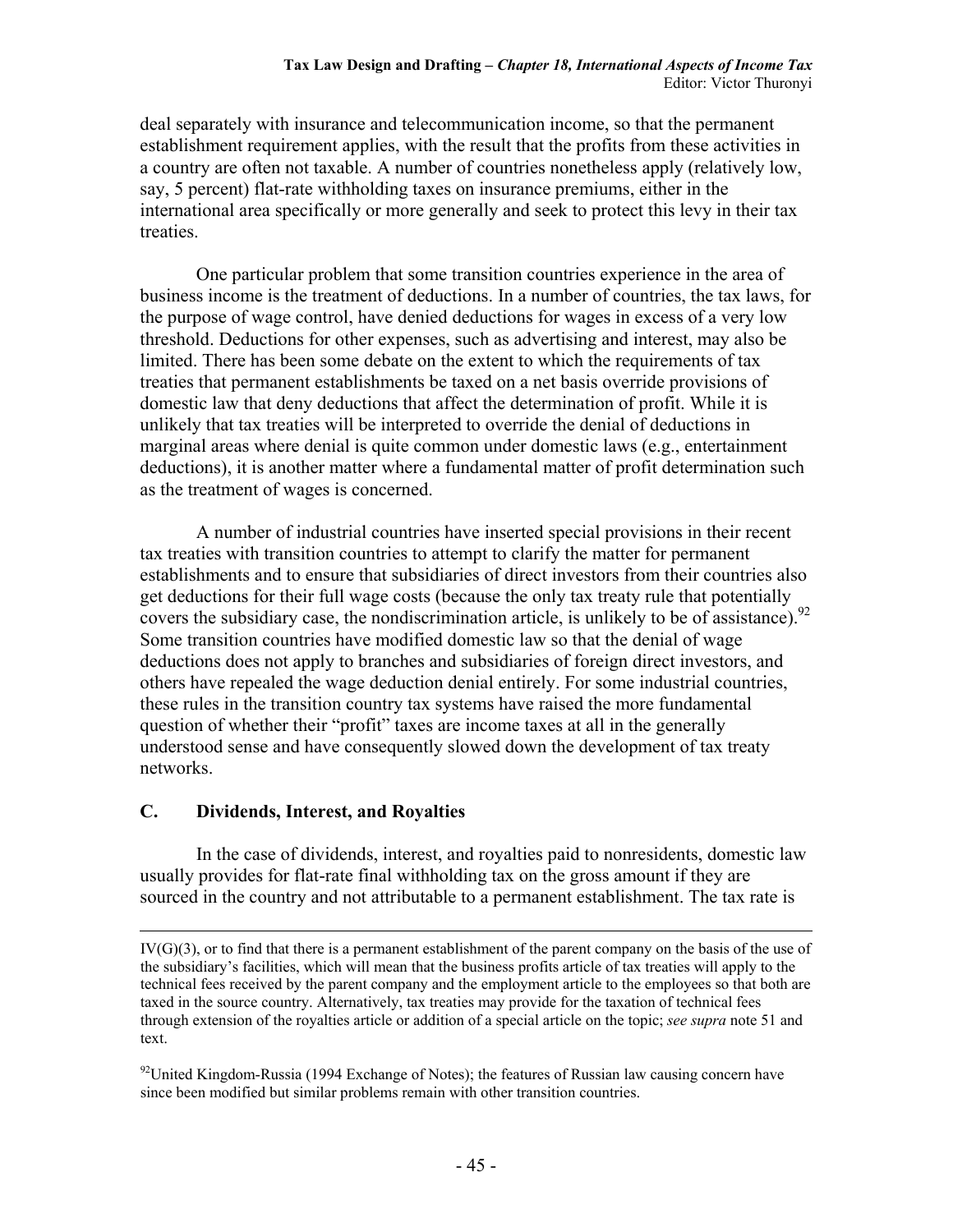deal separately with insurance and telecommunication income, so that the permanent establishment requirement applies, with the result that the profits from these activities in a country are often not taxable. A number of countries nonetheless apply (relatively low, say, 5 percent) flat-rate withholding taxes on insurance premiums, either in the international area specifically or more generally and seek to protect this levy in their tax treaties.

One particular problem that some transition countries experience in the area of business income is the treatment of deductions. In a number of countries, the tax laws, for the purpose of wage control, have denied deductions for wages in excess of a very low threshold. Deductions for other expenses, such as advertising and interest, may also be limited. There has been some debate on the extent to which the requirements of tax treaties that permanent establishments be taxed on a net basis override provisions of domestic law that deny deductions that affect the determination of profit. While it is unlikely that tax treaties will be interpreted to override the denial of deductions in marginal areas where denial is quite common under domestic laws (e.g., entertainment deductions), it is another matter where a fundamental matter of profit determination such as the treatment of wages is concerned.

A number of industrial countries have inserted special provisions in their recent tax treaties with transition countries to attempt to clarify the matter for permanent establishments and to ensure that subsidiaries of direct investors from their countries also get deductions for their full wage costs (because the only tax treaty rule that potentially covers the subsidiary case, the nondiscrimination article, is unlikely to be of assistance).[92] Some transition countries have modified domestic law so that the denial of wage deductions does not apply to branches and subsidiaries of foreign direct investors, and others have repealed the wage deduction denial entirely. For some industrial countries, these rules in the transition country tax systems have raised the more fundamental question of whether their "profit" taxes are income taxes at all in the generally understood sense and have consequently slowed down the development of tax treaty networks.

## C. Dividends, Interest, and Royalties

In the case of dividends, interest, and royalties paid to nonresidents, domestic law usually provides for flat-rate final withholding tax on the gross amount if they are sourced in the country and not attributable to a permanent establishment. The tax rate is

---

IV(G)(3), or to find that there is a permanent establishment of the parent company on the basis of the use of the subsidiary's facilities, which will mean that the business profits article of tax treaties will apply to the technical fees received by the parent company and the employment article to the employees so that both are taxed in the source country. Alternatively, tax treaties may provide for the taxation of technical fees through extension of the royalties article or addition of a special article on the topic; *see supra* note 51 and text.

[92] United Kingdom-Russia (1994 Exchange of Notes); the features of Russian law causing concern have since been modified but similar problems remain with other transition countries.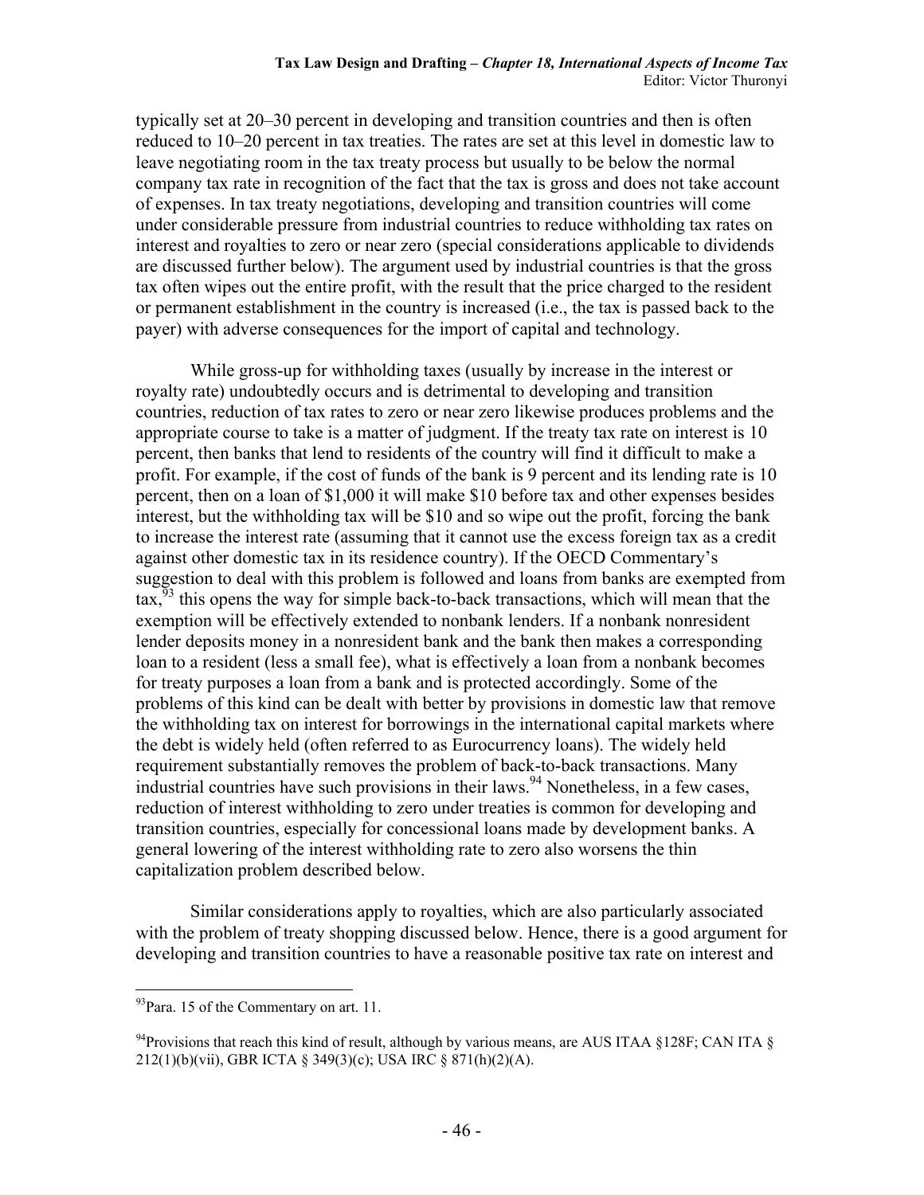typically set at 20–30 percent in developing and transition countries and then is often reduced to 10–20 percent in tax treaties. The rates are set at this level in domestic law to leave negotiating room in the tax treaty process but usually to be below the normal company tax rate in recognition of the fact that the tax is gross and does not take account of expenses. In tax treaty negotiations, developing and transition countries will come under considerable pressure from industrial countries to reduce withholding tax rates on interest and royalties to zero or near zero (special considerations applicable to dividends are discussed further below). The argument used by industrial countries is that the gross tax often wipes out the entire profit, with the result that the price charged to the resident or permanent establishment in the country is increased (i.e., the tax is passed back to the payer) with adverse consequences for the import of capital and technology.

While gross-up for withholding taxes (usually by increase in the interest or royalty rate) undoubtedly occurs and is detrimental to developing and transition countries, reduction of tax rates to zero or near zero likewise produces problems and the appropriate course to take is a matter of judgment. If the treaty tax rate on interest is 10 percent, then banks that lend to residents of the country will find it difficult to make a profit. For example, if the cost of funds of the bank is 9 percent and its lending rate is 10 percent, then on a loan of $1,000 it will make $10 before tax and other expenses besides interest, but the withholding tax will be $10 and so wipe out the profit, forcing the bank to increase the interest rate (assuming that it cannot use the excess foreign tax as a credit against other domestic tax in its residence country). If the OECD Commentary's suggestion to deal with this problem is followed and loans from banks are exempted from tax,[93] this opens the way for simple back-to-back transactions, which will mean that the exemption will be effectively extended to nonbank lenders. If a nonbank nonresident lender deposits money in a nonresident bank and the bank then makes a corresponding loan to a resident (less a small fee), what is effectively a loan from a nonbank becomes for treaty purposes a loan from a bank and is protected accordingly. Some of the problems of this kind can be dealt with better by provisions in domestic law that remove the withholding tax on interest for borrowings in the international capital markets where the debt is widely held (often referred to as Eurocurrency loans). The widely held requirement substantially removes the problem of back-to-back transactions. Many industrial countries have such provisions in their laws.[94] Nonetheless, in a few cases, reduction of interest withholding to zero under treaties is common for developing and transition countries, especially for concessional loans made by development banks. A general lowering of the interest withholding rate to zero also worsens the thin capitalization problem described below.

Similar considerations apply to royalties, which are also particularly associated with the problem of treaty shopping discussed below. Hence, there is a good argument for developing and transition countries to have a reasonable positive tax rate on interest and

---

[93] Para. 15 of the Commentary on art. 11.

[94] Provisions that reach this kind of result, although by various means, are AUS ITAA §128F; CAN ITA § 212(1)(b)(vii), GBR ICTA § 349(3)(c); USA IRC § 871(h)(2)(A).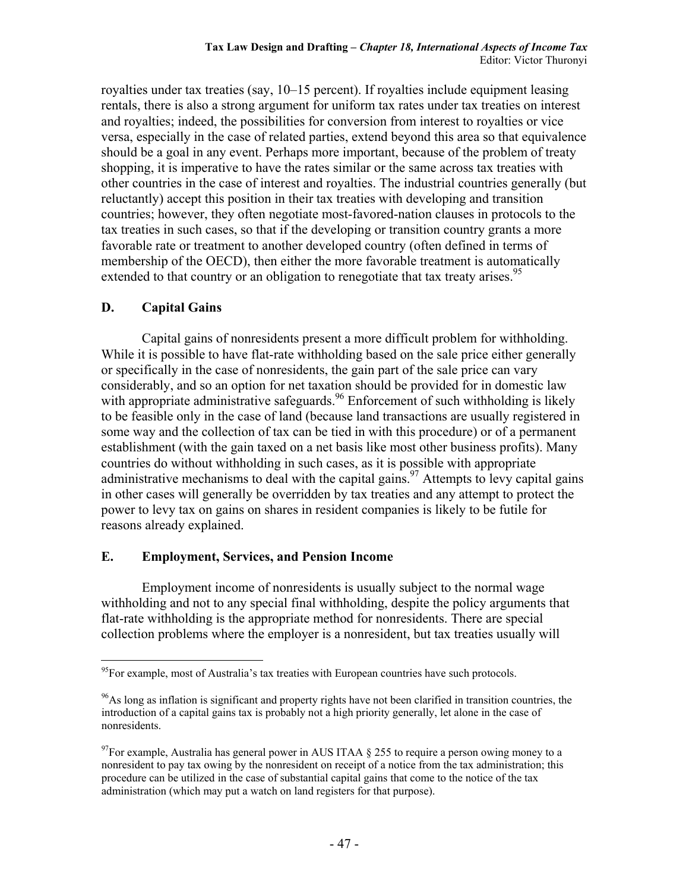royalties under tax treaties (say, 10–15 percent). If royalties include equipment leasing rentals, there is also a strong argument for uniform tax rates under tax treaties on interest and royalties; indeed, the possibilities for conversion from interest to royalties or vice versa, especially in the case of related parties, extend beyond this area so that equivalence should be a goal in any event. Perhaps more important, because of the problem of treaty shopping, it is imperative to have the rates similar or the same across tax treaties with other countries in the case of interest and royalties. The industrial countries generally (but reluctantly) accept this position in their tax treaties with developing and transition countries; however, they often negotiate most-favored-nation clauses in protocols to the tax treaties in such cases, so that if the developing or transition country grants a more favorable rate or treatment to another developed country (often defined in terms of membership of the OECD), then either the more favorable treatment is automatically extended to that country or an obligation to renegotiate that tax treaty arises.[95]

## D. Capital Gains

Capital gains of nonresidents present a more difficult problem for withholding. While it is possible to have flat-rate withholding based on the sale price either generally or specifically in the case of nonresidents, the gain part of the sale price can vary considerably, and so an option for net taxation should be provided for in domestic law with appropriate administrative safeguards.[96] Enforcement of such withholding is likely to be feasible only in the case of land (because land transactions are usually registered in some way and the collection of tax can be tied in with this procedure) or of a permanent establishment (with the gain taxed on a net basis like most other business profits). Many countries do without withholding in such cases, as it is possible with appropriate administrative mechanisms to deal with the capital gains.[97] Attempts to levy capital gains in other cases will generally be overridden by tax treaties and any attempt to protect the power to levy tax on gains on shares in resident companies is likely to be futile for reasons already explained.

## E. Employment, Services, and Pension Income

Employment income of nonresidents is usually subject to the normal wage withholding and not to any special final withholding, despite the policy arguments that flat-rate withholding is the appropriate method for nonresidents. There are special collection problems where the employer is a nonresident, but tax treaties usually will

---

[95]For example, most of Australia's tax treaties with European countries have such protocols.

[96]As long as inflation is significant and property rights have not been clarified in transition countries, the introduction of a capital gains tax is probably not a high priority generally, let alone in the case of nonresidents.

[97]For example, Australia has general power in AUS ITAA § 255 to require a person owing money to a nonresident to pay tax owing by the nonresident on receipt of a notice from the tax administration; this procedure can be utilized in the case of substantial capital gains that come to the notice of the tax administration (which may put a watch on land registers for that purpose).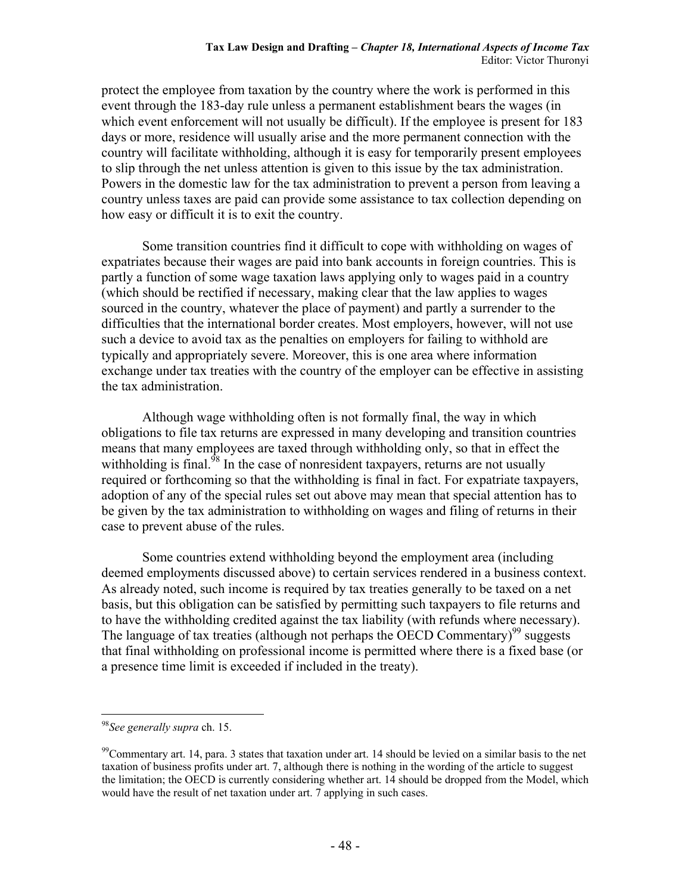protect the employee from taxation by the country where the work is performed in this event through the 183-day rule unless a permanent establishment bears the wages (in which event enforcement will not usually be difficult). If the employee is present for 183 days or more, residence will usually arise and the more permanent connection with the country will facilitate withholding, although it is easy for temporarily present employees to slip through the net unless attention is given to this issue by the tax administration. Powers in the domestic law for the tax administration to prevent a person from leaving a country unless taxes are paid can provide some assistance to tax collection depending on how easy or difficult it is to exit the country.

Some transition countries find it difficult to cope with withholding on wages of expatriates because their wages are paid into bank accounts in foreign countries. This is partly a function of some wage taxation laws applying only to wages paid in a country (which should be rectified if necessary, making clear that the law applies to wages sourced in the country, whatever the place of payment) and partly a surrender to the difficulties that the international border creates. Most employers, however, will not use such a device to avoid tax as the penalties on employers for failing to withhold are typically and appropriately severe. Moreover, this is one area where information exchange under tax treaties with the country of the employer can be effective in assisting the tax administration.

Although wage withholding often is not formally final, the way in which obligations to file tax returns are expressed in many developing and transition countries means that many employees are taxed through withholding only, so that in effect the withholding is final.[98] In the case of nonresident taxpayers, returns are not usually required or forthcoming so that the withholding is final in fact. For expatriate taxpayers, adoption of any of the special rules set out above may mean that special attention has to be given by the tax administration to withholding on wages and filing of returns in their case to prevent abuse of the rules.

Some countries extend withholding beyond the employment area (including deemed employments discussed above) to certain services rendered in a business context. As already noted, such income is required by tax treaties generally to be taxed on a net basis, but this obligation can be satisfied by permitting such taxpayers to file returns and to have the withholding credited against the tax liability (with refunds where necessary). The language of tax treaties (although not perhaps the OECD Commentary)[99] suggests that final withholding on professional income is permitted where there is a fixed base (or a presence time limit is exceeded if included in the treaty).

---

[98] *See generally supra* ch. 15.

[99] Commentary art. 14, para. 3 states that taxation under art. 14 should be levied on a similar basis to the net taxation of business profits under art. 7, although there is nothing in the wording of the article to suggest the limitation; the OECD is currently considering whether art. 14 should be dropped from the Model, which would have the result of net taxation under art. 7 applying in such cases.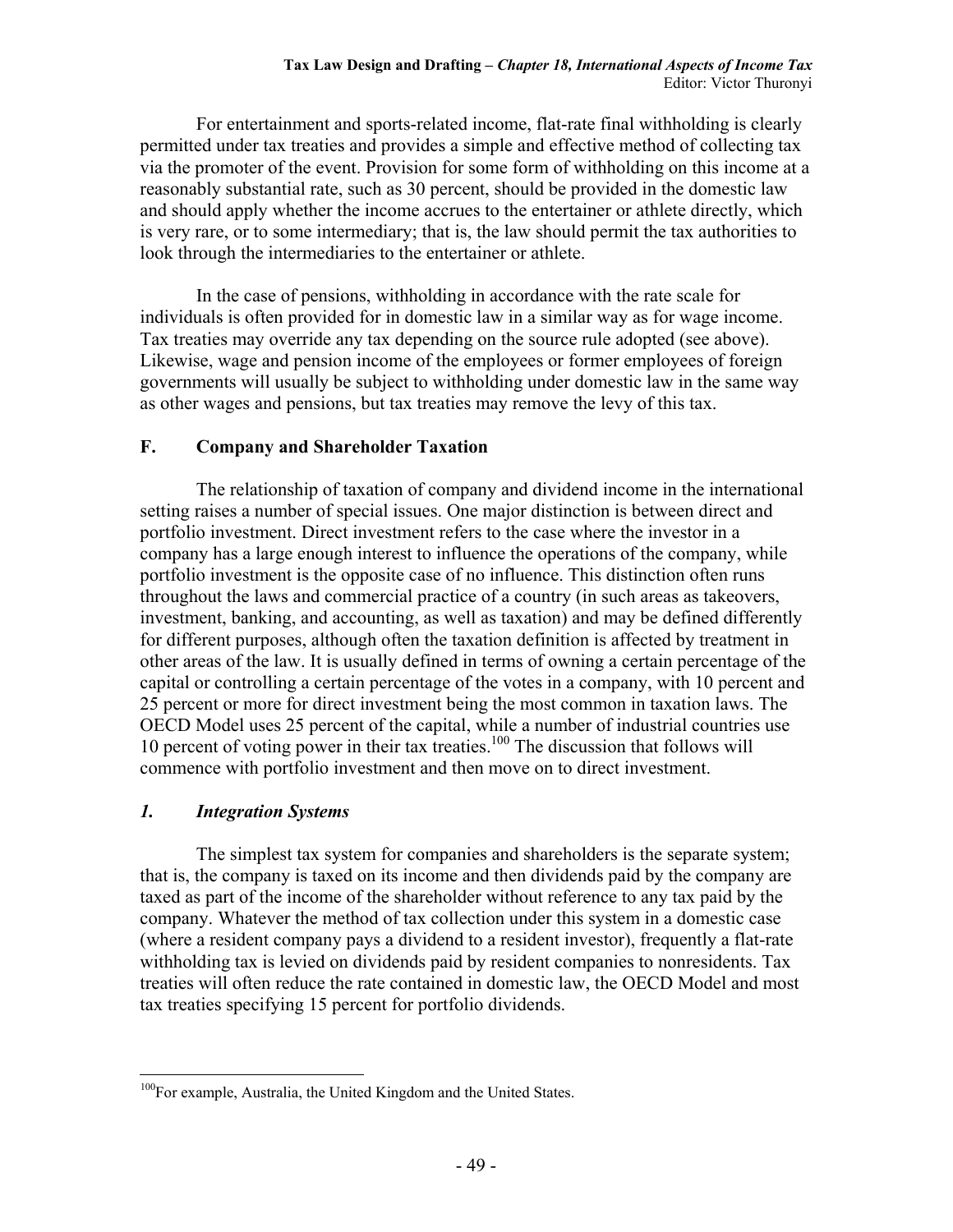For entertainment and sports-related income, flat-rate final withholding is clearly permitted under tax treaties and provides a simple and effective method of collecting tax via the promoter of the event. Provision for some form of withholding on this income at a reasonably substantial rate, such as 30 percent, should be provided in the domestic law and should apply whether the income accrues to the entertainer or athlete directly, which is very rare, or to some intermediary; that is, the law should permit the tax authorities to look through the intermediaries to the entertainer or athlete.

In the case of pensions, withholding in accordance with the rate scale for individuals is often provided for in domestic law in a similar way as for wage income. Tax treaties may override any tax depending on the source rule adopted (see above). Likewise, wage and pension income of the employees or former employees of foreign governments will usually be subject to withholding under domestic law in the same way as other wages and pensions, but tax treaties may remove the levy of this tax.

## F. Company and Shareholder Taxation

The relationship of taxation of company and dividend income in the international setting raises a number of special issues. One major distinction is between direct and portfolio investment. Direct investment refers to the case where the investor in a company has a large enough interest to influence the operations of the company, while portfolio investment is the opposite case of no influence. This distinction often runs throughout the laws and commercial practice of a country (in such areas as takeovers, investment, banking, and accounting, as well as taxation) and may be defined differently for different purposes, although often the taxation definition is affected by treatment in other areas of the law. It is usually defined in terms of owning a certain percentage of the capital or controlling a certain percentage of the votes in a company, with 10 percent and 25 percent or more for direct investment being the most common in taxation laws. The OECD Model uses 25 percent of the capital, while a number of industrial countries use 10 percent of voting power in their tax treaties.[100] The discussion that follows will commence with portfolio investment and then move on to direct investment.

### *1. Integration Systems*

The simplest tax system for companies and shareholders is the separate system; that is, the company is taxed on its income and then dividends paid by the company are taxed as part of the income of the shareholder without reference to any tax paid by the company. Whatever the method of tax collection under this system in a domestic case (where a resident company pays a dividend to a resident investor), frequently a flat-rate withholding tax is levied on dividends paid by resident companies to nonresidents. Tax treaties will often reduce the rate contained in domestic law, the OECD Model and most tax treaties specifying 15 percent for portfolio dividends.

---

[100] For example, Australia, the United Kingdom and the United States.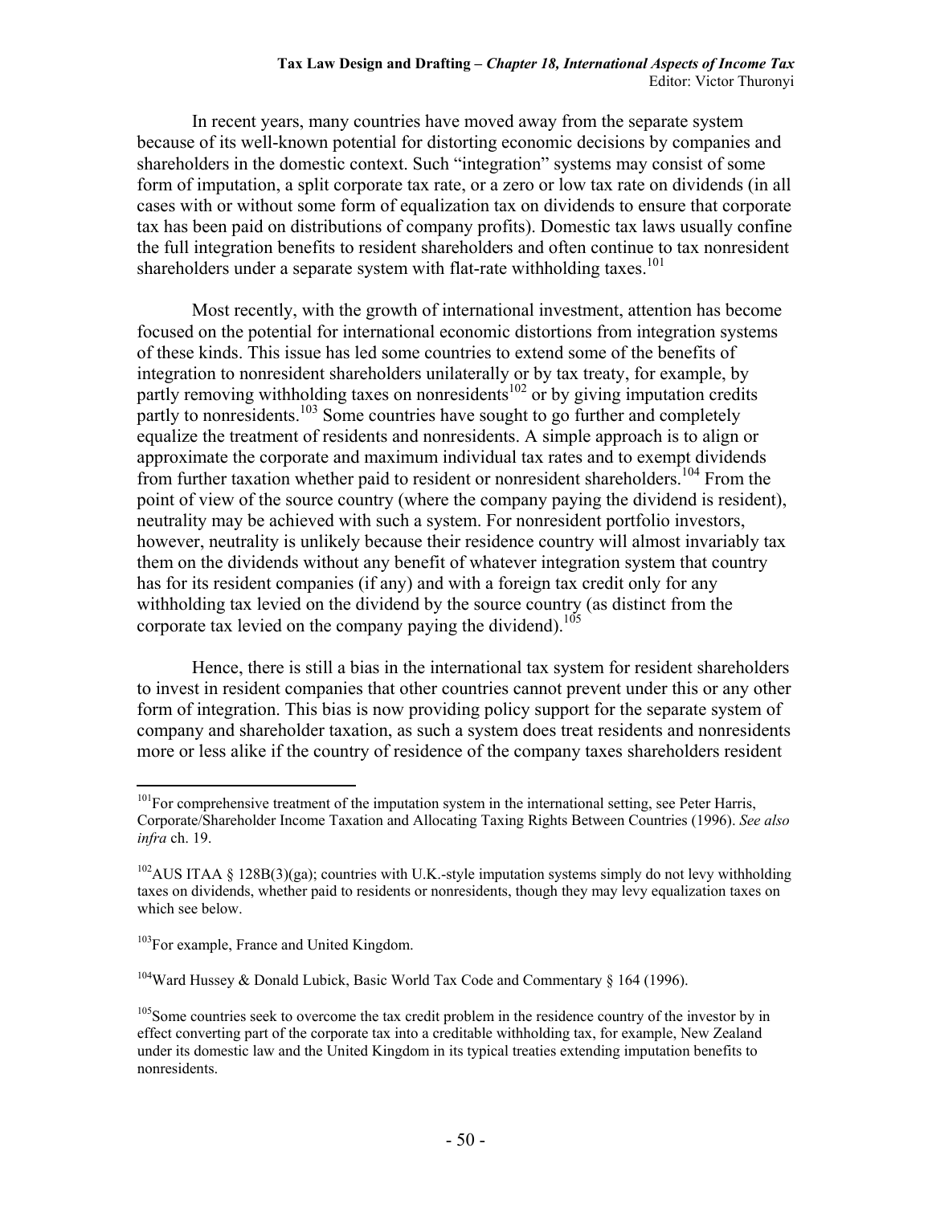In recent years, many countries have moved away from the separate system because of its well-known potential for distorting economic decisions by companies and shareholders in the domestic context. Such "integration" systems may consist of some form of imputation, a split corporate tax rate, or a zero or low tax rate on dividends (in all cases with or without some form of equalization tax on dividends to ensure that corporate tax has been paid on distributions of company profits). Domestic tax laws usually confine the full integration benefits to resident shareholders and often continue to tax nonresident shareholders under a separate system with flat-rate withholding taxes.[101]

Most recently, with the growth of international investment, attention has become focused on the potential for international economic distortions from integration systems of these kinds. This issue has led some countries to extend some of the benefits of integration to nonresident shareholders unilaterally or by tax treaty, for example, by partly removing withholding taxes on nonresidents[102] or by giving imputation credits partly to nonresidents.[103] Some countries have sought to go further and completely equalize the treatment of residents and nonresidents. A simple approach is to align or approximate the corporate and maximum individual tax rates and to exempt dividends from further taxation whether paid to resident or nonresident shareholders.[104] From the point of view of the source country (where the company paying the dividend is resident), neutrality may be achieved with such a system. For nonresident portfolio investors, however, neutrality is unlikely because their residence country will almost invariably tax them on the dividends without any benefit of whatever integration system that country has for its resident companies (if any) and with a foreign tax credit only for any withholding tax levied on the dividend by the source country (as distinct from the corporate tax levied on the company paying the dividend).[105]

Hence, there is still a bias in the international tax system for resident shareholders to invest in resident companies that other countries cannot prevent under this or any other form of integration. This bias is now providing policy support for the separate system of company and shareholder taxation, as such a system does treat residents and nonresidents more or less alike if the country of residence of the company taxes shareholders resident

---

[101] For comprehensive treatment of the imputation system in the international setting, see Peter Harris, Corporate/Shareholder Income Taxation and Allocating Taxing Rights Between Countries (1996). *See also infra* ch. 19.

[102] AUS ITAA § 128B(3)(ga); countries with U.K.-style imputation systems simply do not levy withholding taxes on dividends, whether paid to residents or nonresidents, though they may levy equalization taxes on which see below.

[103] For example, France and United Kingdom.

[104] Ward Hussey & Donald Lubick, Basic World Tax Code and Commentary § 164 (1996).

[105] Some countries seek to overcome the tax credit problem in the residence country of the investor by in effect converting part of the corporate tax into a creditable withholding tax, for example, New Zealand under its domestic law and the United Kingdom in its typical treaties extending imputation benefits to nonresidents.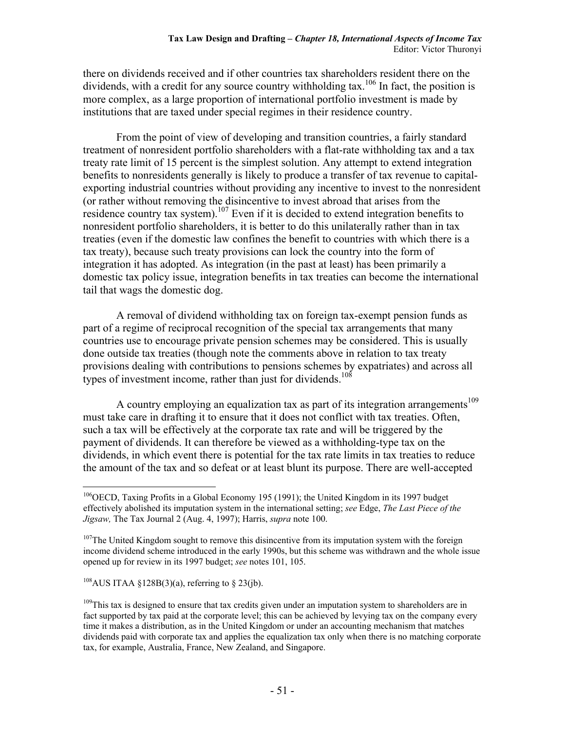there on dividends received and if other countries tax shareholders resident there on the dividends, with a credit for any source country withholding tax.[106] In fact, the position is more complex, as a large proportion of international portfolio investment is made by institutions that are taxed under special regimes in their residence country.

From the point of view of developing and transition countries, a fairly standard treatment of nonresident portfolio shareholders with a flat-rate withholding tax and a tax treaty rate limit of 15 percent is the simplest solution. Any attempt to extend integration benefits to nonresidents generally is likely to produce a transfer of tax revenue to capital-exporting industrial countries without providing any incentive to invest to the nonresident (or rather without removing the disincentive to invest abroad that arises from the residence country tax system).[107] Even if it is decided to extend integration benefits to nonresident portfolio shareholders, it is better to do this unilaterally rather than in tax treaties (even if the domestic law confines the benefit to countries with which there is a tax treaty), because such treaty provisions can lock the country into the form of integration it has adopted. As integration (in the past at least) has been primarily a domestic tax policy issue, integration benefits in tax treaties can become the international tail that wags the domestic dog.

A removal of dividend withholding tax on foreign tax-exempt pension funds as part of a regime of reciprocal recognition of the special tax arrangements that many countries use to encourage private pension schemes may be considered. This is usually done outside tax treaties (though note the comments above in relation to tax treaty provisions dealing with contributions to pensions schemes by expatriates) and across all types of investment income, rather than just for dividends.[108]

A country employing an equalization tax as part of its integration arrangements[109] must take care in drafting it to ensure that it does not conflict with tax treaties. Often, such a tax will be effectively at the corporate tax rate and will be triggered by the payment of dividends. It can therefore be viewed as a withholding-type tax on the dividends, in which event there is potential for the tax rate limits in tax treaties to reduce the amount of the tax and so defeat or at least blunt its purpose. There are well-accepted

---

[106] OECD, Taxing Profits in a Global Economy 195 (1991); the United Kingdom in its 1997 budget effectively abolished its imputation system in the international setting; *see* Edge, *The Last Piece of the Jigsaw,* The Tax Journal 2 (Aug. 4, 1997); Harris, *supra* note 100.

[107] The United Kingdom sought to remove this disincentive from its imputation system with the foreign income dividend scheme introduced in the early 1990s, but this scheme was withdrawn and the whole issue opened up for review in its 1997 budget; *see* notes 101, 105.

[108] AUS ITAA §128B(3)(a), referring to § 23(jb).

[109] This tax is designed to ensure that tax credits given under an imputation system to shareholders are in fact supported by tax paid at the corporate level; this can be achieved by levying tax on the company every time it makes a distribution, as in the United Kingdom or under an accounting mechanism that matches dividends paid with corporate tax and applies the equalization tax only when there is no matching corporate tax, for example, Australia, France, New Zealand, and Singapore.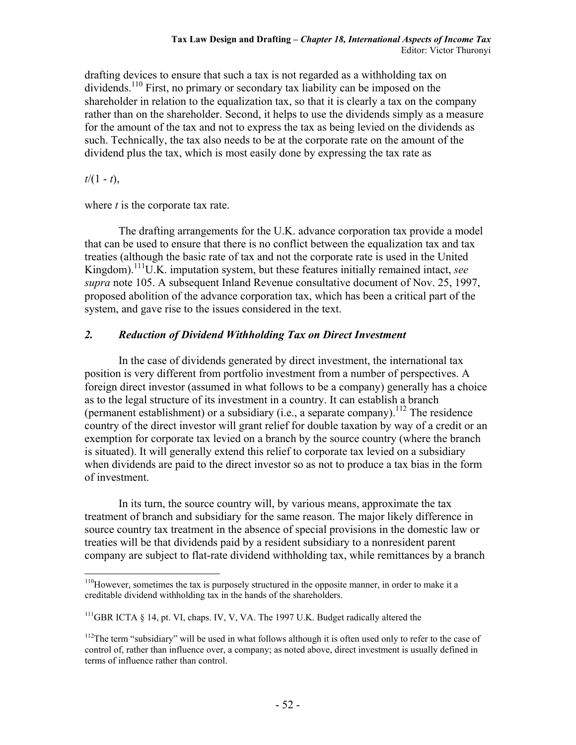drafting devices to ensure that such a tax is not regarded as a withholding tax on dividends.[110] First, no primary or secondary tax liability can be imposed on the shareholder in relation to the equalization tax, so that it is clearly a tax on the company rather than on the shareholder. Second, it helps to use the dividends simply as a measure for the amount of the tax and not to express the tax as being levied on the dividends as such. Technically, the tax also needs to be at the corporate rate on the amount of the dividend plus the tax, which is most easily done by expressing the tax rate as

$t/(1 - t)$,

where $t$ is the corporate tax rate.

The drafting arrangements for the U.K. advance corporation tax provide a model that can be used to ensure that there is no conflict between the equalization tax and tax treaties (although the basic rate of tax and not the corporate rate is used in the United Kingdom).[111]U.K. imputation system, but these features initially remained intact, *see supra* note 105. A subsequent Inland Revenue consultative document of Nov. 25, 1997, proposed abolition of the advance corporation tax, which has been a critical part of the system, and gave rise to the issues considered in the text.

## *2. Reduction of Dividend Withholding Tax on Direct Investment*

In the case of dividends generated by direct investment, the international tax position is very different from portfolio investment from a number of perspectives. A foreign direct investor (assumed in what follows to be a company) generally has a choice as to the legal structure of its investment in a country. It can establish a branch (permanent establishment) or a subsidiary (i.e., a separate company).[112] The residence country of the direct investor will grant relief for double taxation by way of a credit or an exemption for corporate tax levied on a branch by the source country (where the branch is situated). It will generally extend this relief to corporate tax levied on a subsidiary when dividends are paid to the direct investor so as not to produce a tax bias in the form of investment.

In its turn, the source country will, by various means, approximate the tax treatment of branch and subsidiary for the same reason. The major likely difference in source country tax treatment in the absence of special provisions in the domestic law or treaties will be that dividends paid by a resident subsidiary to a nonresident parent company are subject to flat-rate dividend withholding tax, while remittances by a branch

---

[110]However, sometimes the tax is purposely structured in the opposite manner, in order to make it a creditable dividend withholding tax in the hands of the shareholders.

[111]GBR ICTA § 14, pt. VI, chaps. IV, V, VA. The 1997 U.K. Budget radically altered the

[112]The term "subsidiary" will be used in what follows although it is often used only to refer to the case of control of, rather than influence over, a company; as noted above, direct investment is usually defined in terms of influence rather than control.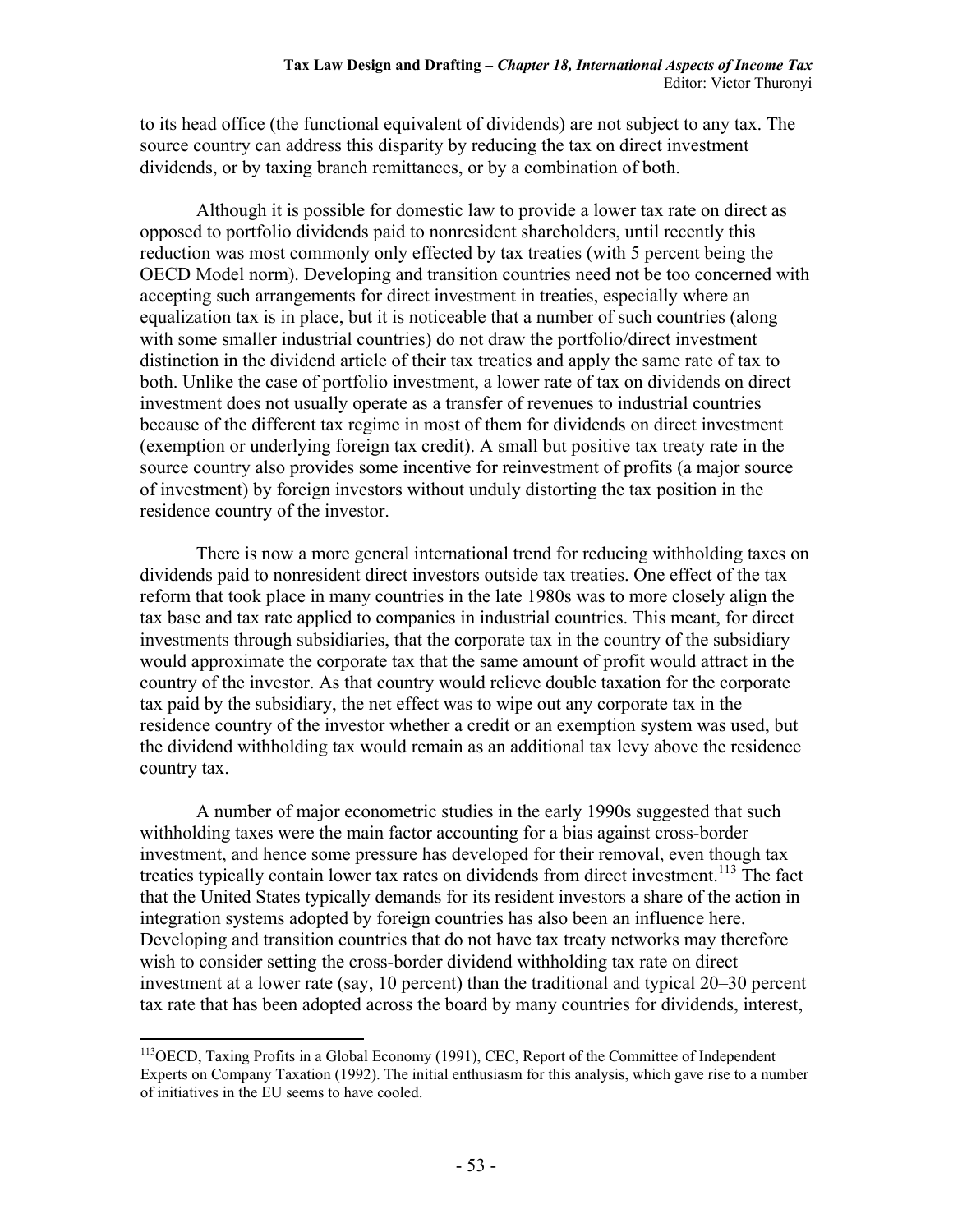to its head office (the functional equivalent of dividends) are not subject to any tax. The source country can address this disparity by reducing the tax on direct investment dividends, or by taxing branch remittances, or by a combination of both.

Although it is possible for domestic law to provide a lower tax rate on direct as opposed to portfolio dividends paid to nonresident shareholders, until recently this reduction was most commonly only effected by tax treaties (with 5 percent being the OECD Model norm). Developing and transition countries need not be too concerned with accepting such arrangements for direct investment in treaties, especially where an equalization tax is in place, but it is noticeable that a number of such countries (along with some smaller industrial countries) do not draw the portfolio/direct investment distinction in the dividend article of their tax treaties and apply the same rate of tax to both. Unlike the case of portfolio investment, a lower rate of tax on dividends on direct investment does not usually operate as a transfer of revenues to industrial countries because of the different tax regime in most of them for dividends on direct investment (exemption or underlying foreign tax credit). A small but positive tax treaty rate in the source country also provides some incentive for reinvestment of profits (a major source of investment) by foreign investors without unduly distorting the tax position in the residence country of the investor.

There is now a more general international trend for reducing withholding taxes on dividends paid to nonresident direct investors outside tax treaties. One effect of the tax reform that took place in many countries in the late 1980s was to more closely align the tax base and tax rate applied to companies in industrial countries. This meant, for direct investments through subsidiaries, that the corporate tax in the country of the subsidiary would approximate the corporate tax that the same amount of profit would attract in the country of the investor. As that country would relieve double taxation for the corporate tax paid by the subsidiary, the net effect was to wipe out any corporate tax in the residence country of the investor whether a credit or an exemption system was used, but the dividend withholding tax would remain as an additional tax levy above the residence country tax.

A number of major econometric studies in the early 1990s suggested that such withholding taxes were the main factor accounting for a bias against cross-border investment, and hence some pressure has developed for their removal, even though tax treaties typically contain lower tax rates on dividends from direct investment.[113] The fact that the United States typically demands for its resident investors a share of the action in integration systems adopted by foreign countries has also been an influence here. Developing and transition countries that do not have tax treaty networks may therefore wish to consider setting the cross-border dividend withholding tax rate on direct investment at a lower rate (say, 10 percent) than the traditional and typical 20–30 percent tax rate that has been adopted across the board by many countries for dividends, interest,

[113] OECD, Taxing Profits in a Global Economy (1991), CEC, Report of the Committee of Independent Experts on Company Taxation (1992). The initial enthusiasm for this analysis, which gave rise to a number of initiatives in the EU seems to have cooled.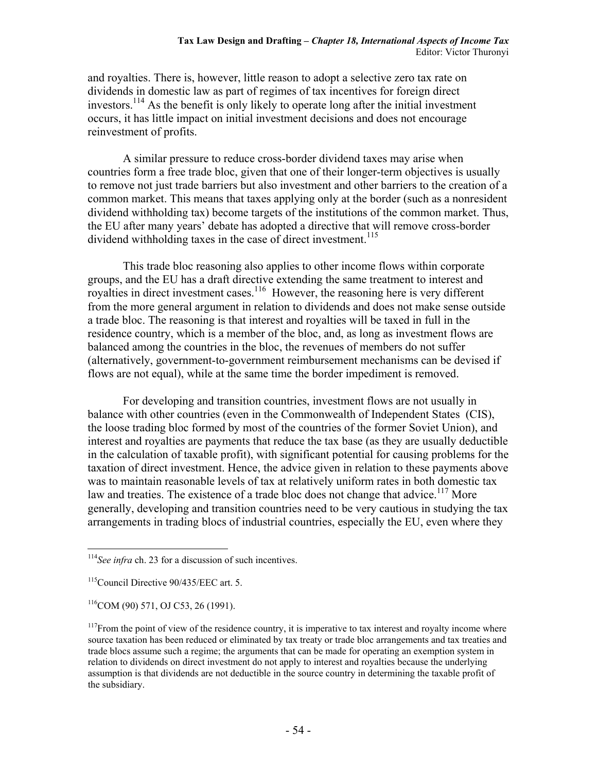and royalties. There is, however, little reason to adopt a selective zero tax rate on dividends in domestic law as part of regimes of tax incentives for foreign direct investors.[114] As the benefit is only likely to operate long after the initial investment occurs, it has little impact on initial investment decisions and does not encourage reinvestment of profits.

A similar pressure to reduce cross-border dividend taxes may arise when countries form a free trade bloc, given that one of their longer-term objectives is usually to remove not just trade barriers but also investment and other barriers to the creation of a common market. This means that taxes applying only at the border (such as a nonresident dividend withholding tax) become targets of the institutions of the common market. Thus, the EU after many years' debate has adopted a directive that will remove cross-border dividend withholding taxes in the case of direct investment.[115]

This trade bloc reasoning also applies to other income flows within corporate groups, and the EU has a draft directive extending the same treatment to interest and royalties in direct investment cases.[116] However, the reasoning here is very different from the more general argument in relation to dividends and does not make sense outside a trade bloc. The reasoning is that interest and royalties will be taxed in full in the residence country, which is a member of the bloc, and, as long as investment flows are balanced among the countries in the bloc, the revenues of members do not suffer (alternatively, government-to-government reimbursement mechanisms can be devised if flows are not equal), while at the same time the border impediment is removed.

For developing and transition countries, investment flows are not usually in balance with other countries (even in the Commonwealth of Independent States (CIS), the loose trading bloc formed by most of the countries of the former Soviet Union), and interest and royalties are payments that reduce the tax base (as they are usually deductible in the calculation of taxable profit), with significant potential for causing problems for the taxation of direct investment. Hence, the advice given in relation to these payments above was to maintain reasonable levels of tax at relatively uniform rates in both domestic tax law and treaties. The existence of a trade bloc does not change that advice.[117] More generally, developing and transition countries need to be very cautious in studying the tax arrangements in trading blocs of industrial countries, especially the EU, even where they

---

[114] *See infra* ch. 23 for a discussion of such incentives.

[115] Council Directive 90/435/EEC art. 5.

[116] COM (90) 571, OJ C53, 26 (1991).

[117] From the point of view of the residence country, it is imperative to tax interest and royalty income where source taxation has been reduced or eliminated by tax treaty or trade bloc arrangements and tax treaties and trade blocs assume such a regime; the arguments that can be made for operating an exemption system in relation to dividends on direct investment do not apply to interest and royalties because the underlying assumption is that dividends are not deductible in the source country in determining the taxable profit of the subsidiary.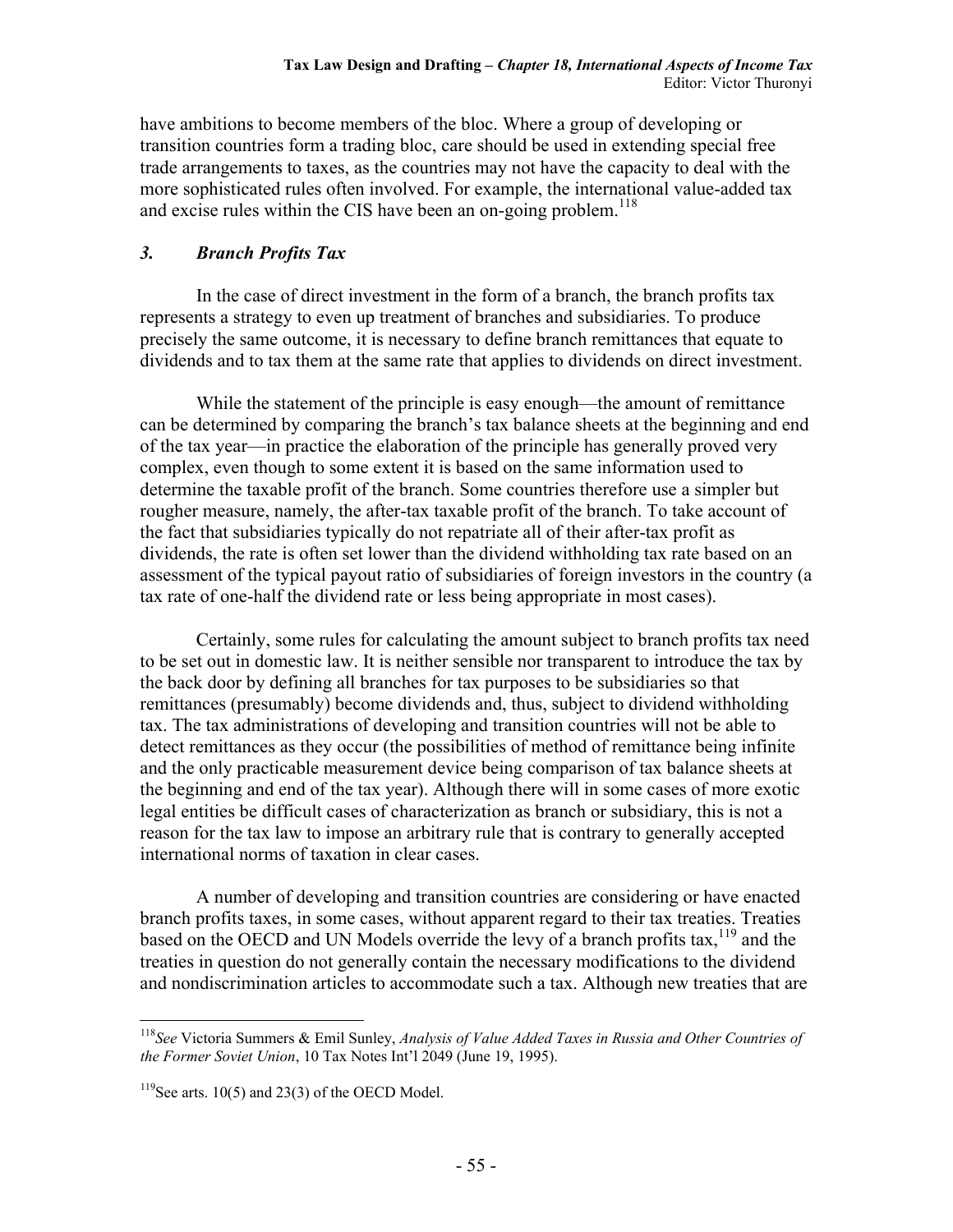have ambitions to become members of the bloc. Where a group of developing or transition countries form a trading bloc, care should be used in extending special free trade arrangements to taxes, as the countries may not have the capacity to deal with the more sophisticated rules often involved. For example, the international value-added tax and excise rules within the CIS have been an on-going problem.[118]

### *3. Branch Profits Tax*

In the case of direct investment in the form of a branch, the branch profits tax represents a strategy to even up treatment of branches and subsidiaries. To produce precisely the same outcome, it is necessary to define branch remittances that equate to dividends and to tax them at the same rate that applies to dividends on direct investment.

While the statement of the principle is easy enough—the amount of remittance can be determined by comparing the branch's tax balance sheets at the beginning and end of the tax year—in practice the elaboration of the principle has generally proved very complex, even though to some extent it is based on the same information used to determine the taxable profit of the branch. Some countries therefore use a simpler but rougher measure, namely, the after-tax taxable profit of the branch. To take account of the fact that subsidiaries typically do not repatriate all of their after-tax profit as dividends, the rate is often set lower than the dividend withholding tax rate based on an assessment of the typical payout ratio of subsidiaries of foreign investors in the country (a tax rate of one-half the dividend rate or less being appropriate in most cases).

Certainly, some rules for calculating the amount subject to branch profits tax need to be set out in domestic law. It is neither sensible nor transparent to introduce the tax by the back door by defining all branches for tax purposes to be subsidiaries so that remittances (presumably) become dividends and, thus, subject to dividend withholding tax. The tax administrations of developing and transition countries will not be able to detect remittances as they occur (the possibilities of method of remittance being infinite and the only practicable measurement device being comparison of tax balance sheets at the beginning and end of the tax year). Although there will in some cases of more exotic legal entities be difficult cases of characterization as branch or subsidiary, this is not a reason for the tax law to impose an arbitrary rule that is contrary to generally accepted international norms of taxation in clear cases.

A number of developing and transition countries are considering or have enacted branch profits taxes, in some cases, without apparent regard to their tax treaties. Treaties based on the OECD and UN Models override the levy of a branch profits tax,[119] and the treaties in question do not generally contain the necessary modifications to the dividend and nondiscrimination articles to accommodate such a tax. Although new treaties that are

---

[118] *See* Victoria Summers & Emil Sunley, *Analysis of Value Added Taxes in Russia and Other Countries of the Former Soviet Union*, 10 Tax Notes Int'l 2049 (June 19, 1995).

[119] See arts. 10(5) and 23(3) of the OECD Model.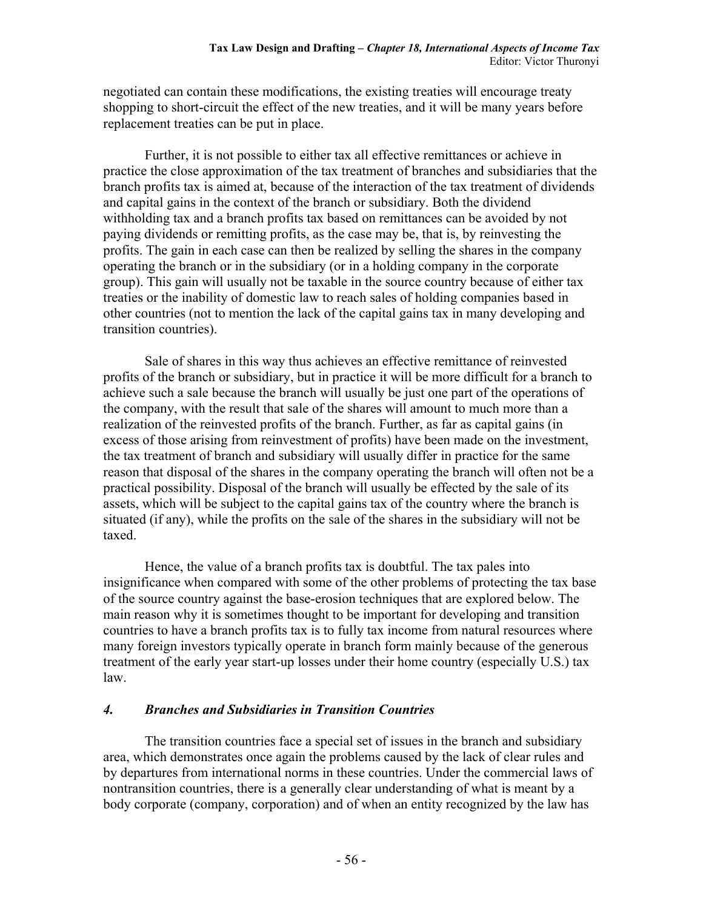negotiated can contain these modifications, the existing treaties will encourage treaty shopping to short-circuit the effect of the new treaties, and it will be many years before replacement treaties can be put in place.

Further, it is not possible to either tax all effective remittances or achieve in practice the close approximation of the tax treatment of branches and subsidiaries that the branch profits tax is aimed at, because of the interaction of the tax treatment of dividends and capital gains in the context of the branch or subsidiary. Both the dividend withholding tax and a branch profits tax based on remittances can be avoided by not paying dividends or remitting profits, as the case may be, that is, by reinvesting the profits. The gain in each case can then be realized by selling the shares in the company operating the branch or in the subsidiary (or in a holding company in the corporate group). This gain will usually not be taxable in the source country because of either tax treaties or the inability of domestic law to reach sales of holding companies based in other countries (not to mention the lack of the capital gains tax in many developing and transition countries).

Sale of shares in this way thus achieves an effective remittance of reinvested profits of the branch or subsidiary, but in practice it will be more difficult for a branch to achieve such a sale because the branch will usually be just one part of the operations of the company, with the result that sale of the shares will amount to much more than a realization of the reinvested profits of the branch. Further, as far as capital gains (in excess of those arising from reinvestment of profits) have been made on the investment, the tax treatment of branch and subsidiary will usually differ in practice for the same reason that disposal of the shares in the company operating the branch will often not be a practical possibility. Disposal of the branch will usually be effected by the sale of its assets, which will be subject to the capital gains tax of the country where the branch is situated (if any), while the profits on the sale of the shares in the subsidiary will not be taxed.

Hence, the value of a branch profits tax is doubtful. The tax pales into insignificance when compared with some of the other problems of protecting the tax base of the source country against the base-erosion techniques that are explored below. The main reason why it is sometimes thought to be important for developing and transition countries to have a branch profits tax is to fully tax income from natural resources where many foreign investors typically operate in branch form mainly because of the generous treatment of the early year start-up losses under their home country (especially U.S.) tax law.

### *4. Branches and Subsidiaries in Transition Countries*

The transition countries face a special set of issues in the branch and subsidiary area, which demonstrates once again the problems caused by the lack of clear rules and by departures from international norms in these countries. Under the commercial laws of nontransition countries, there is a generally clear understanding of what is meant by a body corporate (company, corporation) and of when an entity recognized by the law has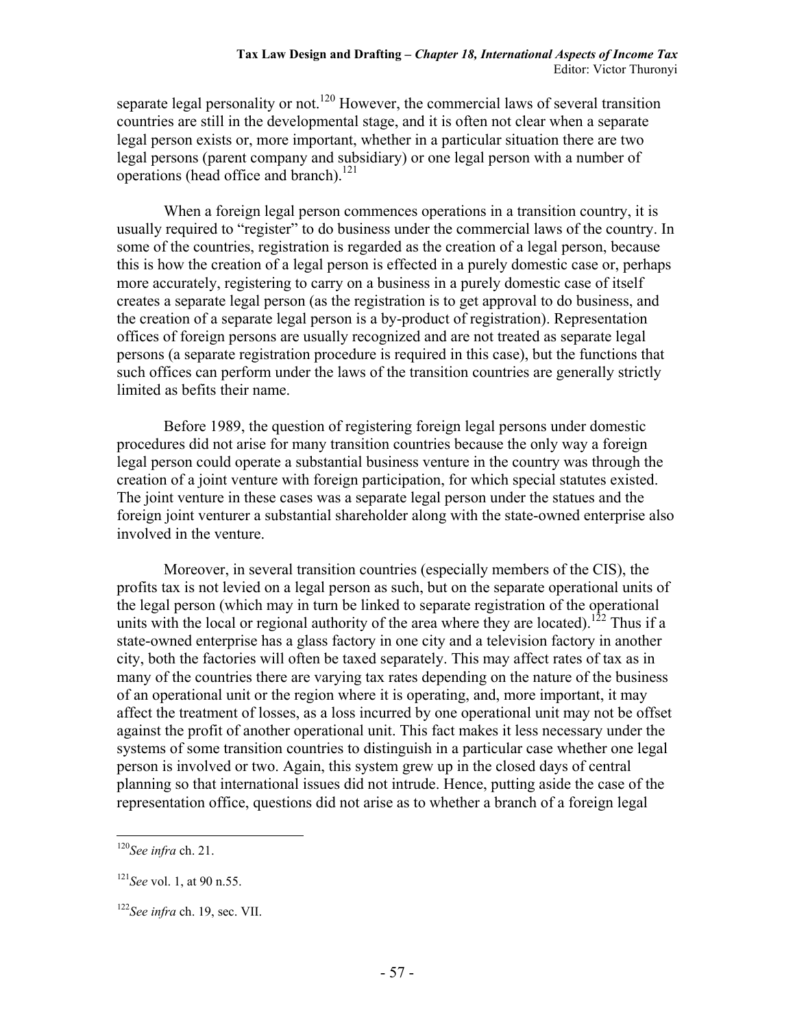separate legal personality or not.[120] However, the commercial laws of several transition countries are still in the developmental stage, and it is often not clear when a separate legal person exists or, more important, whether in a particular situation there are two legal persons (parent company and subsidiary) or one legal person with a number of operations (head office and branch).[121]

When a foreign legal person commences operations in a transition country, it is usually required to "register" to do business under the commercial laws of the country. In some of the countries, registration is regarded as the creation of a legal person, because this is how the creation of a legal person is effected in a purely domestic case or, perhaps more accurately, registering to carry on a business in a purely domestic case of itself creates a separate legal person (as the registration is to get approval to do business, and the creation of a separate legal person is a by-product of registration). Representation offices of foreign persons are usually recognized and are not treated as separate legal persons (a separate registration procedure is required in this case), but the functions that such offices can perform under the laws of the transition countries are generally strictly limited as befits their name.

Before 1989, the question of registering foreign legal persons under domestic procedures did not arise for many transition countries because the only way a foreign legal person could operate a substantial business venture in the country was through the creation of a joint venture with foreign participation, for which special statutes existed. The joint venture in these cases was a separate legal person under the statues and the foreign joint venturer a substantial shareholder along with the state-owned enterprise also involved in the venture.

Moreover, in several transition countries (especially members of the CIS), the profits tax is not levied on a legal person as such, but on the separate operational units of the legal person (which may in turn be linked to separate registration of the operational units with the local or regional authority of the area where they are located).[122] Thus if a state-owned enterprise has a glass factory in one city and a television factory in another city, both the factories will often be taxed separately. This may affect rates of tax as in many of the countries there are varying tax rates depending on the nature of the business of an operational unit or the region where it is operating, and, more important, it may affect the treatment of losses, as a loss incurred by one operational unit may not be offset against the profit of another operational unit. This fact makes it less necessary under the systems of some transition countries to distinguish in a particular case whether one legal person is involved or two. Again, this system grew up in the closed days of central planning so that international issues did not intrude. Hence, putting aside the case of the representation office, questions did not arise as to whether a branch of a foreign legal

---

[120] *See infra* ch. 21.

[121] *See* vol. 1, at 90 n.55.

[122] *See infra* ch. 19, sec. VII.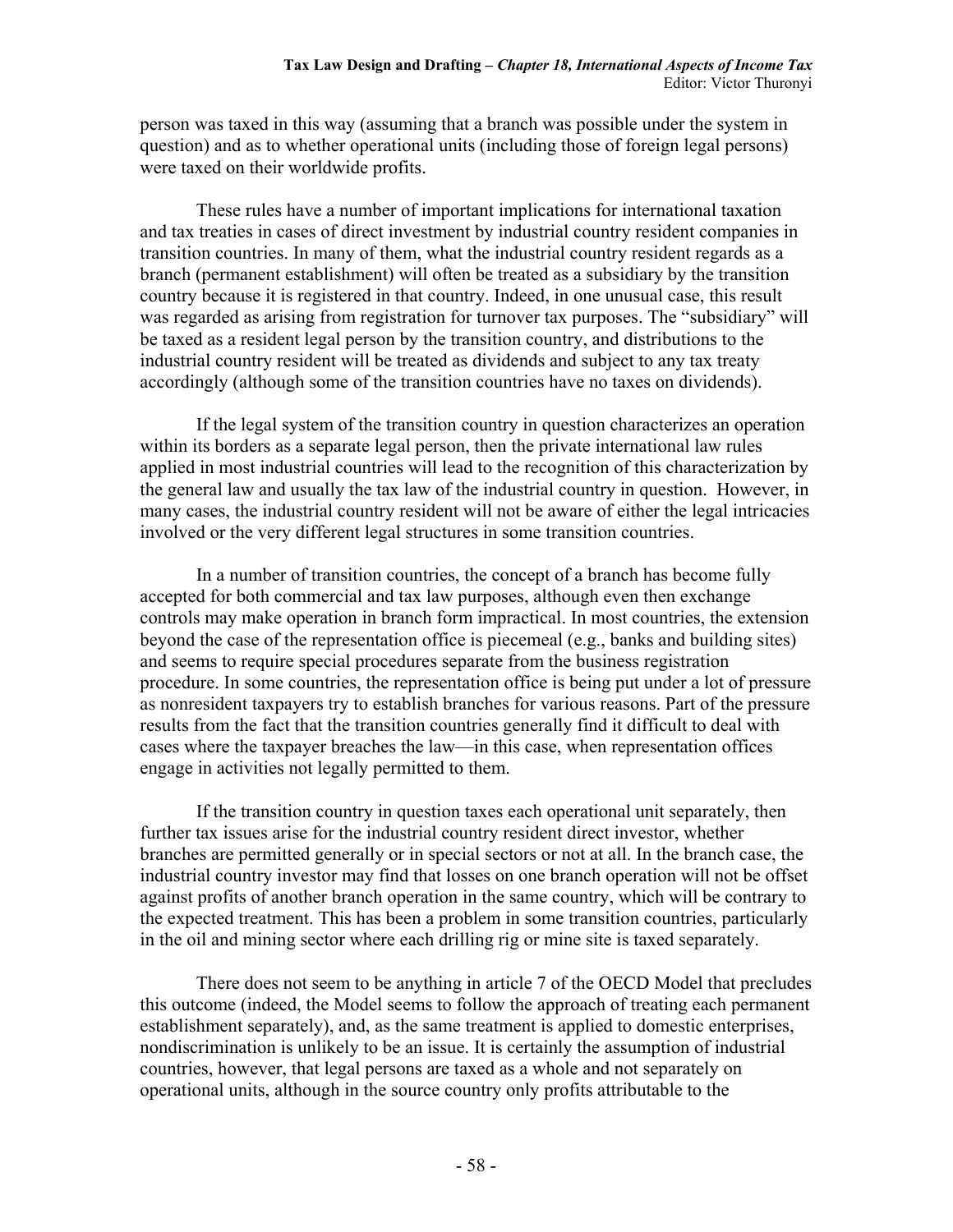person was taxed in this way (assuming that a branch was possible under the system in question) and as to whether operational units (including those of foreign legal persons) were taxed on their worldwide profits.

These rules have a number of important implications for international taxation and tax treaties in cases of direct investment by industrial country resident companies in transition countries. In many of them, what the industrial country resident regards as a branch (permanent establishment) will often be treated as a subsidiary by the transition country because it is registered in that country. Indeed, in one unusual case, this result was regarded as arising from registration for turnover tax purposes. The "subsidiary" will be taxed as a resident legal person by the transition country, and distributions to the industrial country resident will be treated as dividends and subject to any tax treaty accordingly (although some of the transition countries have no taxes on dividends).

If the legal system of the transition country in question characterizes an operation within its borders as a separate legal person, then the private international law rules applied in most industrial countries will lead to the recognition of this characterization by the general law and usually the tax law of the industrial country in question. However, in many cases, the industrial country resident will not be aware of either the legal intricacies involved or the very different legal structures in some transition countries.

In a number of transition countries, the concept of a branch has become fully accepted for both commercial and tax law purposes, although even then exchange controls may make operation in branch form impractical. In most countries, the extension beyond the case of the representation office is piecemeal (e.g., banks and building sites) and seems to require special procedures separate from the business registration procedure. In some countries, the representation office is being put under a lot of pressure as nonresident taxpayers try to establish branches for various reasons. Part of the pressure results from the fact that the transition countries generally find it difficult to deal with cases where the taxpayer breaches the law—in this case, when representation offices engage in activities not legally permitted to them.

If the transition country in question taxes each operational unit separately, then further tax issues arise for the industrial country resident direct investor, whether branches are permitted generally or in special sectors or not at all. In the branch case, the industrial country investor may find that losses on one branch operation will not be offset against profits of another branch operation in the same country, which will be contrary to the expected treatment. This has been a problem in some transition countries, particularly in the oil and mining sector where each drilling rig or mine site is taxed separately.

There does not seem to be anything in article 7 of the OECD Model that precludes this outcome (indeed, the Model seems to follow the approach of treating each permanent establishment separately), and, as the same treatment is applied to domestic enterprises, nondiscrimination is unlikely to be an issue. It is certainly the assumption of industrial countries, however, that legal persons are taxed as a whole and not separately on operational units, although in the source country only profits attributable to the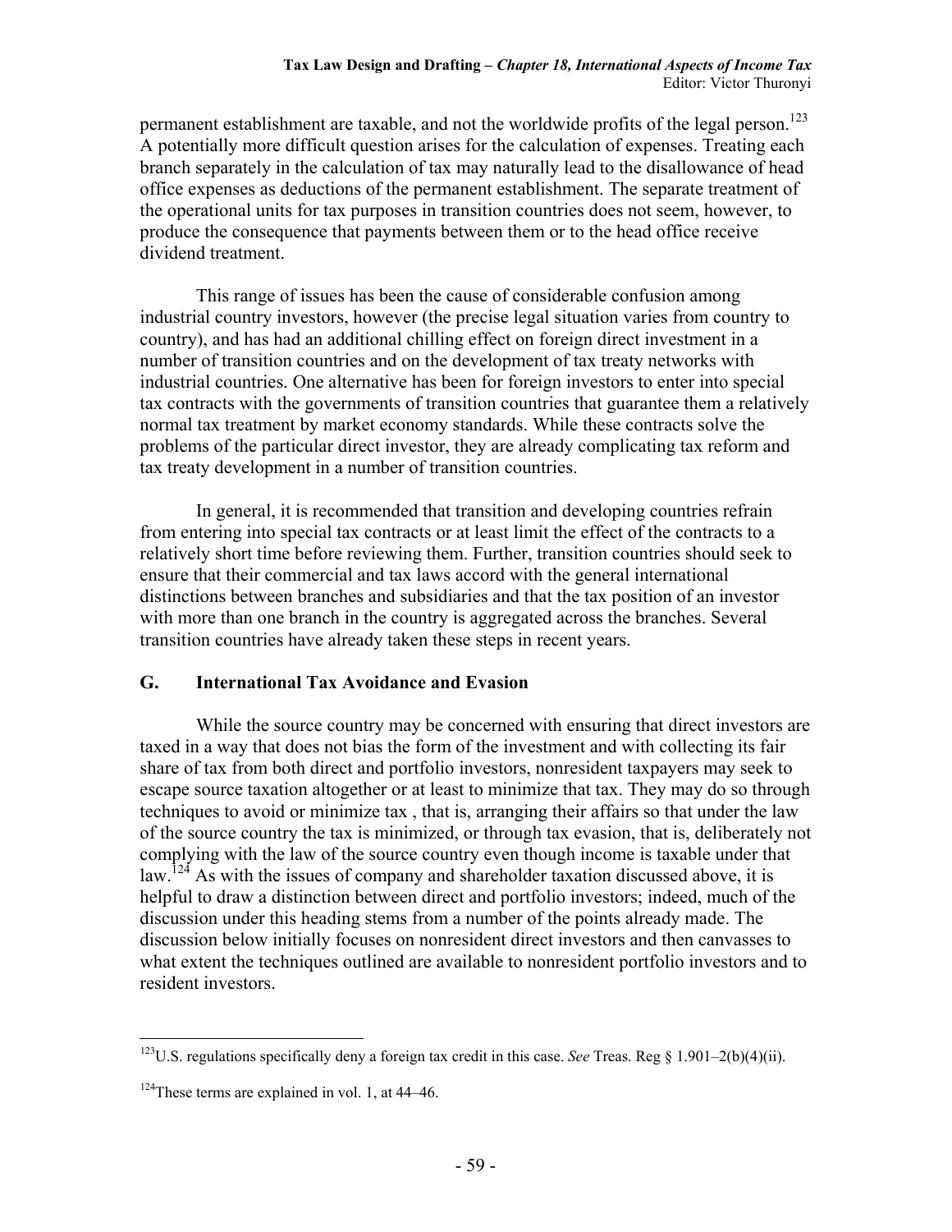permanent establishment are taxable, and not the worldwide profits of the legal person.[123] A potentially more difficult question arises for the calculation of expenses. Treating each branch separately in the calculation of tax may naturally lead to the disallowance of head office expenses as deductions of the permanent establishment. The separate treatment of the operational units for tax purposes in transition countries does not seem, however, to produce the consequence that payments between them or to the head office receive dividend treatment.

This range of issues has been the cause of considerable confusion among industrial country investors, however (the precise legal situation varies from country to country), and has had an additional chilling effect on foreign direct investment in a number of transition countries and on the development of tax treaty networks with industrial countries. One alternative has been for foreign investors to enter into special tax contracts with the governments of transition countries that guarantee them a relatively normal tax treatment by market economy standards. While these contracts solve the problems of the particular direct investor, they are already complicating tax reform and tax treaty development in a number of transition countries.

In general, it is recommended that transition and developing countries refrain from entering into special tax contracts or at least limit the effect of the contracts to a relatively short time before reviewing them. Further, transition countries should seek to ensure that their commercial and tax laws accord with the general international distinctions between branches and subsidiaries and that the tax position of an investor with more than one branch in the country is aggregated across the branches. Several transition countries have already taken these steps in recent years.

## G. International Tax Avoidance and Evasion

While the source country may be concerned with ensuring that direct investors are taxed in a way that does not bias the form of the investment and with collecting its fair share of tax from both direct and portfolio investors, nonresident taxpayers may seek to escape source taxation altogether or at least to minimize that tax. They may do so through techniques to avoid or minimize tax , that is, arranging their affairs so that under the law of the source country the tax is minimized, or through tax evasion, that is, deliberately not complying with the law of the source country even though income is taxable under that law.[124] As with the issues of company and shareholder taxation discussed above, it is helpful to draw a distinction between direct and portfolio investors; indeed, much of the discussion under this heading stems from a number of the points already made. The discussion below initially focuses on nonresident direct investors and then canvasses to what extent the techniques outlined are available to nonresident portfolio investors and to resident investors.

---

[123]U.S. regulations specifically deny a foreign tax credit in this case. *See* Treas. Reg § 1.901–2(b)(4)(ii).

[124]These terms are explained in vol. 1, at 44–46.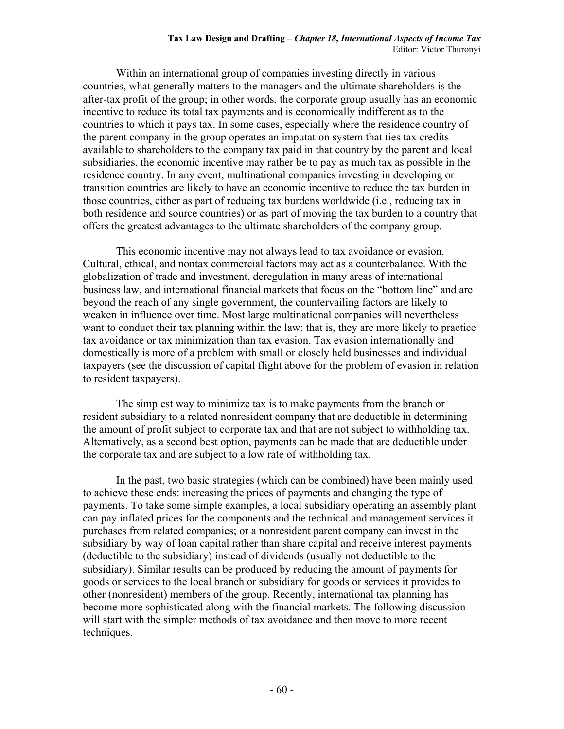Within an international group of companies investing directly in various countries, what generally matters to the managers and the ultimate shareholders is the after-tax profit of the group; in other words, the corporate group usually has an economic incentive to reduce its total tax payments and is economically indifferent as to the countries to which it pays tax. In some cases, especially where the residence country of the parent company in the group operates an imputation system that ties tax credits available to shareholders to the company tax paid in that country by the parent and local subsidiaries, the economic incentive may rather be to pay as much tax as possible in the residence country. In any event, multinational companies investing in developing or transition countries are likely to have an economic incentive to reduce the tax burden in those countries, either as part of reducing tax burdens worldwide (i.e., reducing tax in both residence and source countries) or as part of moving the tax burden to a country that offers the greatest advantages to the ultimate shareholders of the company group.

This economic incentive may not always lead to tax avoidance or evasion. Cultural, ethical, and nontax commercial factors may act as a counterbalance. With the globalization of trade and investment, deregulation in many areas of international business law, and international financial markets that focus on the "bottom line" and are beyond the reach of any single government, the countervailing factors are likely to weaken in influence over time. Most large multinational companies will nevertheless want to conduct their tax planning within the law; that is, they are more likely to practice tax avoidance or tax minimization than tax evasion. Tax evasion internationally and domestically is more of a problem with small or closely held businesses and individual taxpayers (see the discussion of capital flight above for the problem of evasion in relation to resident taxpayers).

The simplest way to minimize tax is to make payments from the branch or resident subsidiary to a related nonresident company that are deductible in determining the amount of profit subject to corporate tax and that are not subject to withholding tax. Alternatively, as a second best option, payments can be made that are deductible under the corporate tax and are subject to a low rate of withholding tax.

In the past, two basic strategies (which can be combined) have been mainly used to achieve these ends: increasing the prices of payments and changing the type of payments. To take some simple examples, a local subsidiary operating an assembly plant can pay inflated prices for the components and the technical and management services it purchases from related companies; or a nonresident parent company can invest in the subsidiary by way of loan capital rather than share capital and receive interest payments (deductible to the subsidiary) instead of dividends (usually not deductible to the subsidiary). Similar results can be produced by reducing the amount of payments for goods or services to the local branch or subsidiary for goods or services it provides to other (nonresident) members of the group. Recently, international tax planning has become more sophisticated along with the financial markets. The following discussion will start with the simpler methods of tax avoidance and then move to more recent techniques.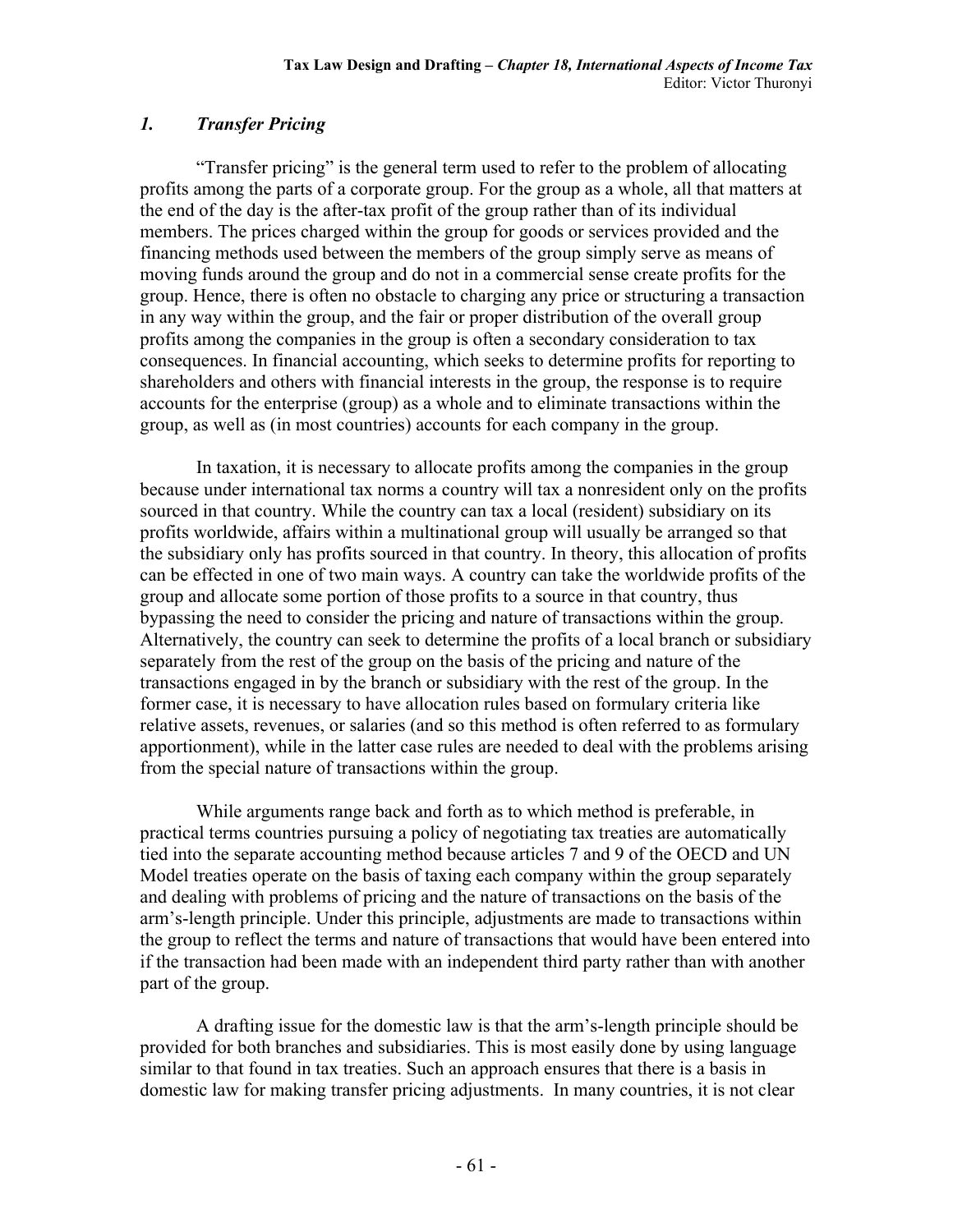## *1. Transfer Pricing*

"Transfer pricing" is the general term used to refer to the problem of allocating profits among the parts of a corporate group. For the group as a whole, all that matters at the end of the day is the after-tax profit of the group rather than of its individual members. The prices charged within the group for goods or services provided and the financing methods used between the members of the group simply serve as means of moving funds around the group and do not in a commercial sense create profits for the group. Hence, there is often no obstacle to charging any price or structuring a transaction in any way within the group, and the fair or proper distribution of the overall group profits among the companies in the group is often a secondary consideration to tax consequences. In financial accounting, which seeks to determine profits for reporting to shareholders and others with financial interests in the group, the response is to require accounts for the enterprise (group) as a whole and to eliminate transactions within the group, as well as (in most countries) accounts for each company in the group.

In taxation, it is necessary to allocate profits among the companies in the group because under international tax norms a country will tax a nonresident only on the profits sourced in that country. While the country can tax a local (resident) subsidiary on its profits worldwide, affairs within a multinational group will usually be arranged so that the subsidiary only has profits sourced in that country. In theory, this allocation of profits can be effected in one of two main ways. A country can take the worldwide profits of the group and allocate some portion of those profits to a source in that country, thus bypassing the need to consider the pricing and nature of transactions within the group. Alternatively, the country can seek to determine the profits of a local branch or subsidiary separately from the rest of the group on the basis of the pricing and nature of the transactions engaged in by the branch or subsidiary with the rest of the group. In the former case, it is necessary to have allocation rules based on formulary criteria like relative assets, revenues, or salaries (and so this method is often referred to as formulary apportionment), while in the latter case rules are needed to deal with the problems arising from the special nature of transactions within the group.

While arguments range back and forth as to which method is preferable, in practical terms countries pursuing a policy of negotiating tax treaties are automatically tied into the separate accounting method because articles 7 and 9 of the OECD and UN Model treaties operate on the basis of taxing each company within the group separately and dealing with problems of pricing and the nature of transactions on the basis of the arm's-length principle. Under this principle, adjustments are made to transactions within the group to reflect the terms and nature of transactions that would have been entered into if the transaction had been made with an independent third party rather than with another part of the group.

A drafting issue for the domestic law is that the arm's-length principle should be provided for both branches and subsidiaries. This is most easily done by using language similar to that found in tax treaties. Such an approach ensures that there is a basis in domestic law for making transfer pricing adjustments. In many countries, it is not clear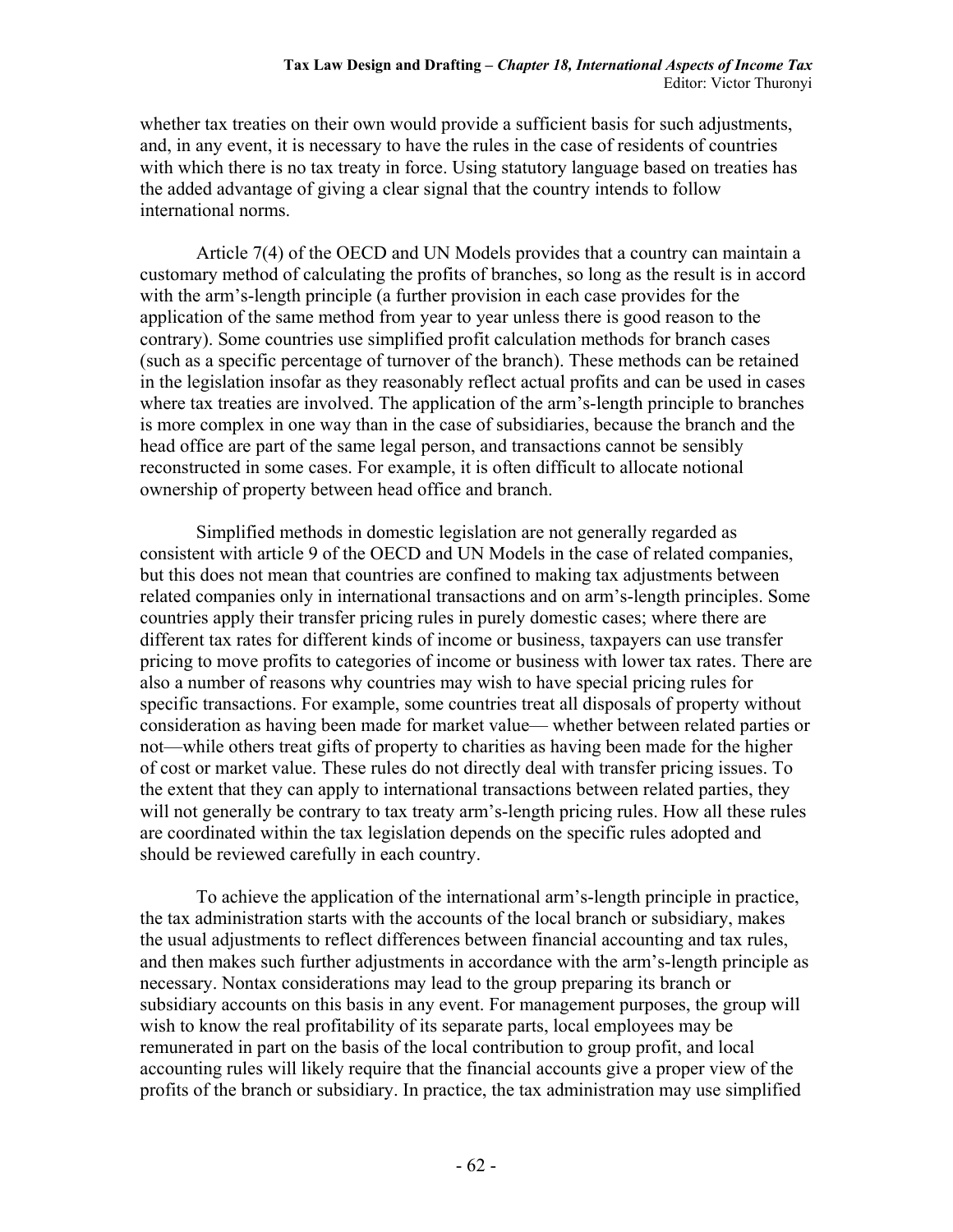whether tax treaties on their own would provide a sufficient basis for such adjustments, and, in any event, it is necessary to have the rules in the case of residents of countries with which there is no tax treaty in force. Using statutory language based on treaties has the added advantage of giving a clear signal that the country intends to follow international norms.

Article 7(4) of the OECD and UN Models provides that a country can maintain a customary method of calculating the profits of branches, so long as the result is in accord with the arm's-length principle (a further provision in each case provides for the application of the same method from year to year unless there is good reason to the contrary). Some countries use simplified profit calculation methods for branch cases (such as a specific percentage of turnover of the branch). These methods can be retained in the legislation insofar as they reasonably reflect actual profits and can be used in cases where tax treaties are involved. The application of the arm's-length principle to branches is more complex in one way than in the case of subsidiaries, because the branch and the head office are part of the same legal person, and transactions cannot be sensibly reconstructed in some cases. For example, it is often difficult to allocate notional ownership of property between head office and branch.

Simplified methods in domestic legislation are not generally regarded as consistent with article 9 of the OECD and UN Models in the case of related companies, but this does not mean that countries are confined to making tax adjustments between related companies only in international transactions and on arm's-length principles. Some countries apply their transfer pricing rules in purely domestic cases; where there are different tax rates for different kinds of income or business, taxpayers can use transfer pricing to move profits to categories of income or business with lower tax rates. There are also a number of reasons why countries may wish to have special pricing rules for specific transactions. For example, some countries treat all disposals of property without consideration as having been made for market value— whether between related parties or not—while others treat gifts of property to charities as having been made for the higher of cost or market value. These rules do not directly deal with transfer pricing issues. To the extent that they can apply to international transactions between related parties, they will not generally be contrary to tax treaty arm's-length pricing rules. How all these rules are coordinated within the tax legislation depends on the specific rules adopted and should be reviewed carefully in each country.

To achieve the application of the international arm's-length principle in practice, the tax administration starts with the accounts of the local branch or subsidiary, makes the usual adjustments to reflect differences between financial accounting and tax rules, and then makes such further adjustments in accordance with the arm's-length principle as necessary. Nontax considerations may lead to the group preparing its branch or subsidiary accounts on this basis in any event. For management purposes, the group will wish to know the real profitability of its separate parts, local employees may be remunerated in part on the basis of the local contribution to group profit, and local accounting rules will likely require that the financial accounts give a proper view of the profits of the branch or subsidiary. In practice, the tax administration may use simplified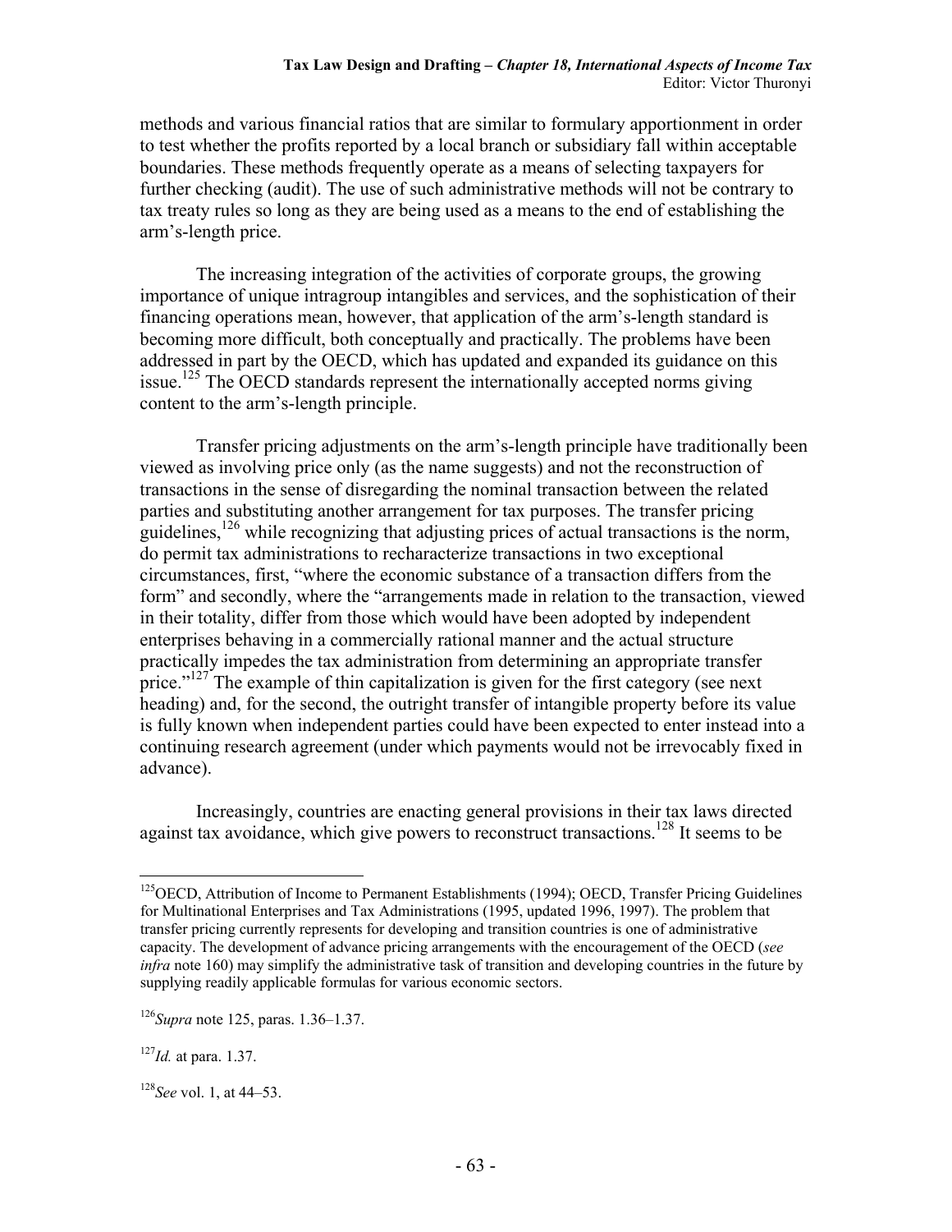methods and various financial ratios that are similar to formulary apportionment in order to test whether the profits reported by a local branch or subsidiary fall within acceptable boundaries. These methods frequently operate as a means of selecting taxpayers for further checking (audit). The use of such administrative methods will not be contrary to tax treaty rules so long as they are being used as a means to the end of establishing the arm's-length price.

The increasing integration of the activities of corporate groups, the growing importance of unique intragroup intangibles and services, and the sophistication of their financing operations mean, however, that application of the arm's-length standard is becoming more difficult, both conceptually and practically. The problems have been addressed in part by the OECD, which has updated and expanded its guidance on this issue.[125] The OECD standards represent the internationally accepted norms giving content to the arm's-length principle.

Transfer pricing adjustments on the arm's-length principle have traditionally been viewed as involving price only (as the name suggests) and not the reconstruction of transactions in the sense of disregarding the nominal transaction between the related parties and substituting another arrangement for tax purposes. The transfer pricing guidelines,[126] while recognizing that adjusting prices of actual transactions is the norm, do permit tax administrations to recharacterize transactions in two exceptional circumstances, first, "where the economic substance of a transaction differs from the form" and secondly, where the "arrangements made in relation to the transaction, viewed in their totality, differ from those which would have been adopted by independent enterprises behaving in a commercially rational manner and the actual structure practically impedes the tax administration from determining an appropriate transfer price."[127] The example of thin capitalization is given for the first category (see next heading) and, for the second, the outright transfer of intangible property before its value is fully known when independent parties could have been expected to enter instead into a continuing research agreement (under which payments would not be irrevocably fixed in advance).

Increasingly, countries are enacting general provisions in their tax laws directed against tax avoidance, which give powers to reconstruct transactions.[128] It seems to be

---

[125] OECD, Attribution of Income to Permanent Establishments (1994); OECD, Transfer Pricing Guidelines for Multinational Enterprises and Tax Administrations (1995, updated 1996, 1997). The problem that transfer pricing currently represents for developing and transition countries is one of administrative capacity. The development of advance pricing arrangements with the encouragement of the OECD (*see infra* note 160) may simplify the administrative task of transition and developing countries in the future by supplying readily applicable formulas for various economic sectors.

[126] *Supra* note 125, paras. 1.36–1.37.

[127] *Id.* at para. 1.37.

[128] *See* vol. 1, at 44–53.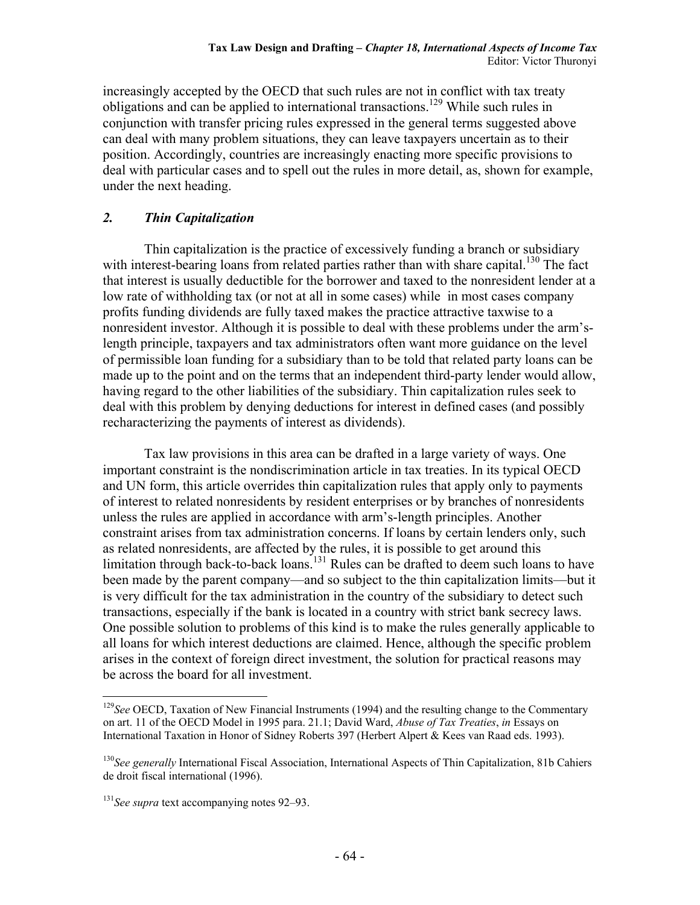increasingly accepted by the OECD that such rules are not in conflict with tax treaty obligations and can be applied to international transactions.[129] While such rules in conjunction with transfer pricing rules expressed in the general terms suggested above can deal with many problem situations, they can leave taxpayers uncertain as to their position. Accordingly, countries are increasingly enacting more specific provisions to deal with particular cases and to spell out the rules in more detail, as, shown for example, under the next heading.

### *2. Thin Capitalization*

Thin capitalization is the practice of excessively funding a branch or subsidiary with interest-bearing loans from related parties rather than with share capital.[130] The fact that interest is usually deductible for the borrower and taxed to the nonresident lender at a low rate of withholding tax (or not at all in some cases) while in most cases company profits funding dividends are fully taxed makes the practice attractive taxwise to a nonresident investor. Although it is possible to deal with these problems under the arm's-length principle, taxpayers and tax administrators often want more guidance on the level of permissible loan funding for a subsidiary than to be told that related party loans can be made up to the point and on the terms that an independent third-party lender would allow, having regard to the other liabilities of the subsidiary. Thin capitalization rules seek to deal with this problem by denying deductions for interest in defined cases (and possibly recharacterizing the payments of interest as dividends).

Tax law provisions in this area can be drafted in a large variety of ways. One important constraint is the nondiscrimination article in tax treaties. In its typical OECD and UN form, this article overrides thin capitalization rules that apply only to payments of interest to related nonresidents by resident enterprises or by branches of nonresidents unless the rules are applied in accordance with arm's-length principles. Another constraint arises from tax administration concerns. If loans by certain lenders only, such as related nonresidents, are affected by the rules, it is possible to get around this limitation through back-to-back loans.[131] Rules can be drafted to deem such loans to have been made by the parent company—and so subject to the thin capitalization limits—but it is very difficult for the tax administration in the country of the subsidiary to detect such transactions, especially if the bank is located in a country with strict bank secrecy laws. One possible solution to problems of this kind is to make the rules generally applicable to all loans for which interest deductions are claimed. Hence, although the specific problem arises in the context of foreign direct investment, the solution for practical reasons may be across the board for all investment.

---

[129] *See* OECD, Taxation of New Financial Instruments (1994) and the resulting change to the Commentary on art. 11 of the OECD Model in 1995 para. 21.1; David Ward, *Abuse of Tax Treaties*, *in* Essays on International Taxation in Honor of Sidney Roberts 397 (Herbert Alpert & Kees van Raad eds. 1993).

[130] *See generally* International Fiscal Association, International Aspects of Thin Capitalization, 81b Cahiers de droit fiscal international (1996).

[131] *See supra* text accompanying notes 92–93.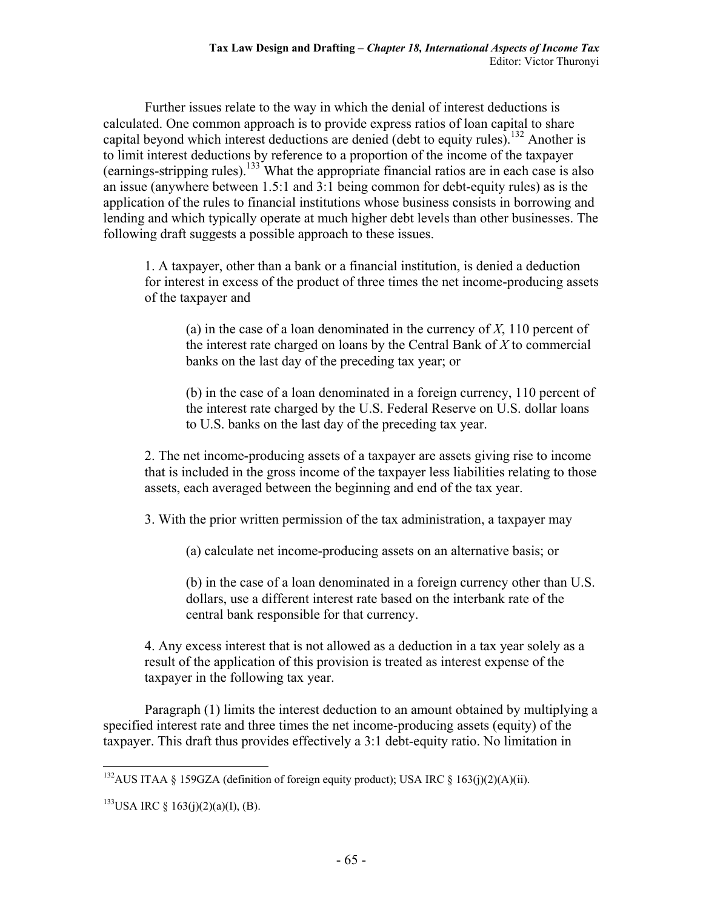Further issues relate to the way in which the denial of interest deductions is calculated. One common approach is to provide express ratios of loan capital to share capital beyond which interest deductions are denied (debt to equity rules).[132] Another is to limit interest deductions by reference to a proportion of the income of the taxpayer (earnings-stripping rules).[133] What the appropriate financial ratios are in each case is also an issue (anywhere between 1.5:1 and 3:1 being common for debt-equity rules) as is the application of the rules to financial institutions whose business consists in borrowing and lending and which typically operate at much higher debt levels than other businesses. The following draft suggests a possible approach to these issues.

> 1. A taxpayer, other than a bank or a financial institution, is denied a deduction for interest in excess of the product of three times the net income-producing assets of the taxpayer and
>
> > (a) in the case of a loan denominated in the currency of *X*, 110 percent of the interest rate charged on loans by the Central Bank of *X* to commercial banks on the last day of the preceding tax year; or
> >
> > (b) in the case of a loan denominated in a foreign currency, 110 percent of the interest rate charged by the U.S. Federal Reserve on U.S. dollar loans to U.S. banks on the last day of the preceding tax year.
>
> 2. The net income-producing assets of a taxpayer are assets giving rise to income that is included in the gross income of the taxpayer less liabilities relating to those assets, each averaged between the beginning and end of the tax year.
>
> 3. With the prior written permission of the tax administration, a taxpayer may
>
> > (a) calculate net income-producing assets on an alternative basis; or
> >
> > (b) in the case of a loan denominated in a foreign currency other than U.S. dollars, use a different interest rate based on the interbank rate of the central bank responsible for that currency.
>
> 4. Any excess interest that is not allowed as a deduction in a tax year solely as a result of the application of this provision is treated as interest expense of the taxpayer in the following tax year.

Paragraph (1) limits the interest deduction to an amount obtained by multiplying a specified interest rate and three times the net income-producing assets (equity) of the taxpayer. This draft thus provides effectively a 3:1 debt-equity ratio. No limitation in

---

[132] AUS ITAA § 159GZA (definition of foreign equity product); USA IRC § 163(j)(2)(A)(ii).

[133] USA IRC § 163(j)(2)(a)(I), (B).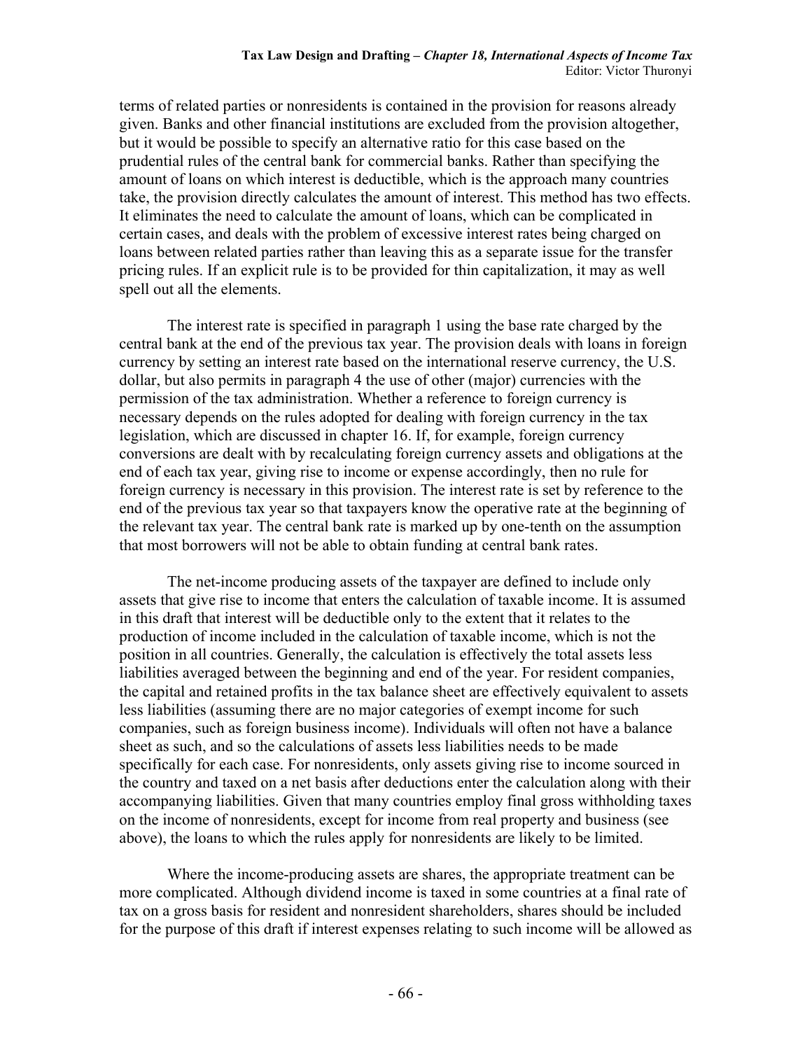terms of related parties or nonresidents is contained in the provision for reasons already given. Banks and other financial institutions are excluded from the provision altogether, but it would be possible to specify an alternative ratio for this case based on the prudential rules of the central bank for commercial banks. Rather than specifying the amount of loans on which interest is deductible, which is the approach many countries take, the provision directly calculates the amount of interest. This method has two effects. It eliminates the need to calculate the amount of loans, which can be complicated in certain cases, and deals with the problem of excessive interest rates being charged on loans between related parties rather than leaving this as a separate issue for the transfer pricing rules. If an explicit rule is to be provided for thin capitalization, it may as well spell out all the elements.

The interest rate is specified in paragraph 1 using the base rate charged by the central bank at the end of the previous tax year. The provision deals with loans in foreign currency by setting an interest rate based on the international reserve currency, the U.S. dollar, but also permits in paragraph 4 the use of other (major) currencies with the permission of the tax administration. Whether a reference to foreign currency is necessary depends on the rules adopted for dealing with foreign currency in the tax legislation, which are discussed in chapter 16. If, for example, foreign currency conversions are dealt with by recalculating foreign currency assets and obligations at the end of each tax year, giving rise to income or expense accordingly, then no rule for foreign currency is necessary in this provision. The interest rate is set by reference to the end of the previous tax year so that taxpayers know the operative rate at the beginning of the relevant tax year. The central bank rate is marked up by one-tenth on the assumption that most borrowers will not be able to obtain funding at central bank rates.

The net-income producing assets of the taxpayer are defined to include only assets that give rise to income that enters the calculation of taxable income. It is assumed in this draft that interest will be deductible only to the extent that it relates to the production of income included in the calculation of taxable income, which is not the position in all countries. Generally, the calculation is effectively the total assets less liabilities averaged between the beginning and end of the year. For resident companies, the capital and retained profits in the tax balance sheet are effectively equivalent to assets less liabilities (assuming there are no major categories of exempt income for such companies, such as foreign business income). Individuals will often not have a balance sheet as such, and so the calculations of assets less liabilities needs to be made specifically for each case. For nonresidents, only assets giving rise to income sourced in the country and taxed on a net basis after deductions enter the calculation along with their accompanying liabilities. Given that many countries employ final gross withholding taxes on the income of nonresidents, except for income from real property and business (see above), the loans to which the rules apply for nonresidents are likely to be limited.

Where the income-producing assets are shares, the appropriate treatment can be more complicated. Although dividend income is taxed in some countries at a final rate of tax on a gross basis for resident and nonresident shareholders, shares should be included for the purpose of this draft if interest expenses relating to such income will be allowed as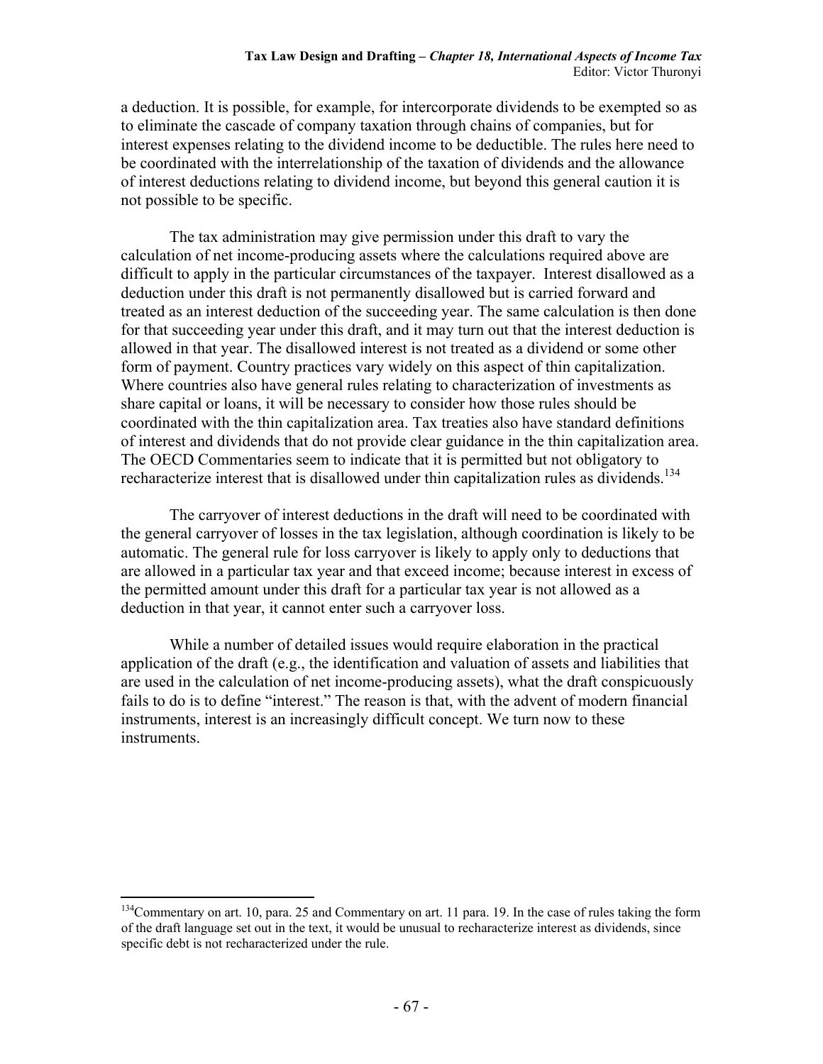a deduction. It is possible, for example, for intercorporate dividends to be exempted so as to eliminate the cascade of company taxation through chains of companies, but for interest expenses relating to the dividend income to be deductible. The rules here need to be coordinated with the interrelationship of the taxation of dividends and the allowance of interest deductions relating to dividend income, but beyond this general caution it is not possible to be specific.

The tax administration may give permission under this draft to vary the calculation of net income-producing assets where the calculations required above are difficult to apply in the particular circumstances of the taxpayer. Interest disallowed as a deduction under this draft is not permanently disallowed but is carried forward and treated as an interest deduction of the succeeding year. The same calculation is then done for that succeeding year under this draft, and it may turn out that the interest deduction is allowed in that year. The disallowed interest is not treated as a dividend or some other form of payment. Country practices vary widely on this aspect of thin capitalization. Where countries also have general rules relating to characterization of investments as share capital or loans, it will be necessary to consider how those rules should be coordinated with the thin capitalization area. Tax treaties also have standard definitions of interest and dividends that do not provide clear guidance in the thin capitalization area. The OECD Commentaries seem to indicate that it is permitted but not obligatory to recharacterize interest that is disallowed under thin capitalization rules as dividends.[134]

The carryover of interest deductions in the draft will need to be coordinated with the general carryover of losses in the tax legislation, although coordination is likely to be automatic. The general rule for loss carryover is likely to apply only to deductions that are allowed in a particular tax year and that exceed income; because interest in excess of the permitted amount under this draft for a particular tax year is not allowed as a deduction in that year, it cannot enter such a carryover loss.

While a number of detailed issues would require elaboration in the practical application of the draft (e.g., the identification and valuation of assets and liabilities that are used in the calculation of net income-producing assets), what the draft conspicuously fails to do is to define "interest." The reason is that, with the advent of modern financial instruments, interest is an increasingly difficult concept. We turn now to these instruments.

---

[134] Commentary on art. 10, para. 25 and Commentary on art. 11 para. 19. In the case of rules taking the form of the draft language set out in the text, it would be unusual to recharacterize interest as dividends, since specific debt is not recharacterized under the rule.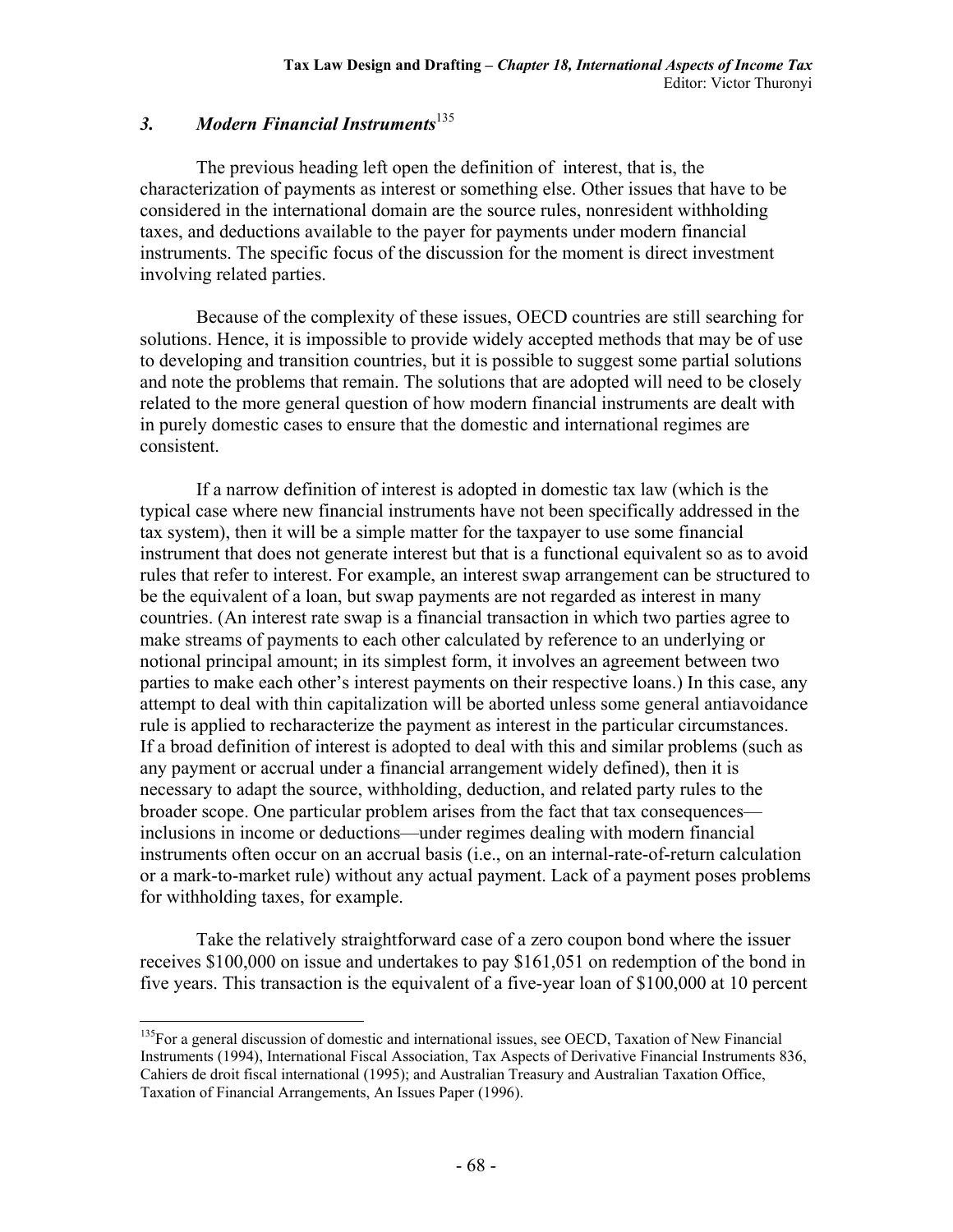### *3. Modern Financial Instruments*[135]

The previous heading left open the definition of interest, that is, the characterization of payments as interest or something else. Other issues that have to be considered in the international domain are the source rules, nonresident withholding taxes, and deductions available to the payer for payments under modern financial instruments. The specific focus of the discussion for the moment is direct investment involving related parties.

Because of the complexity of these issues, OECD countries are still searching for solutions. Hence, it is impossible to provide widely accepted methods that may be of use to developing and transition countries, but it is possible to suggest some partial solutions and note the problems that remain. The solutions that are adopted will need to be closely related to the more general question of how modern financial instruments are dealt with in purely domestic cases to ensure that the domestic and international regimes are consistent.

If a narrow definition of interest is adopted in domestic tax law (which is the typical case where new financial instruments have not been specifically addressed in the tax system), then it will be a simple matter for the taxpayer to use some financial instrument that does not generate interest but that is a functional equivalent so as to avoid rules that refer to interest. For example, an interest swap arrangement can be structured to be the equivalent of a loan, but swap payments are not regarded as interest in many countries. (An interest rate swap is a financial transaction in which two parties agree to make streams of payments to each other calculated by reference to an underlying or notional principal amount; in its simplest form, it involves an agreement between two parties to make each other's interest payments on their respective loans.) In this case, any attempt to deal with thin capitalization will be aborted unless some general antiavoidance rule is applied to recharacterize the payment as interest in the particular circumstances. If a broad definition of interest is adopted to deal with this and similar problems (such as any payment or accrual under a financial arrangement widely defined), then it is necessary to adapt the source, withholding, deduction, and related party rules to the broader scope. One particular problem arises from the fact that tax consequences—inclusions in income or deductions—under regimes dealing with modern financial instruments often occur on an accrual basis (i.e., on an internal-rate-of-return calculation or a mark-to-market rule) without any actual payment. Lack of a payment poses problems for withholding taxes, for example.

Take the relatively straightforward case of a zero coupon bond where the issuer receives \$100,000 on issue and undertakes to pay \$161,051 on redemption of the bond in five years. This transaction is the equivalent of a five-year loan of \$100,000 at 10 percent

---

[135]For a general discussion of domestic and international issues, see OECD, Taxation of New Financial Instruments (1994), International Fiscal Association, Tax Aspects of Derivative Financial Instruments 836, Cahiers de droit fiscal international (1995); and Australian Treasury and Australian Taxation Office, Taxation of Financial Arrangements, An Issues Paper (1996).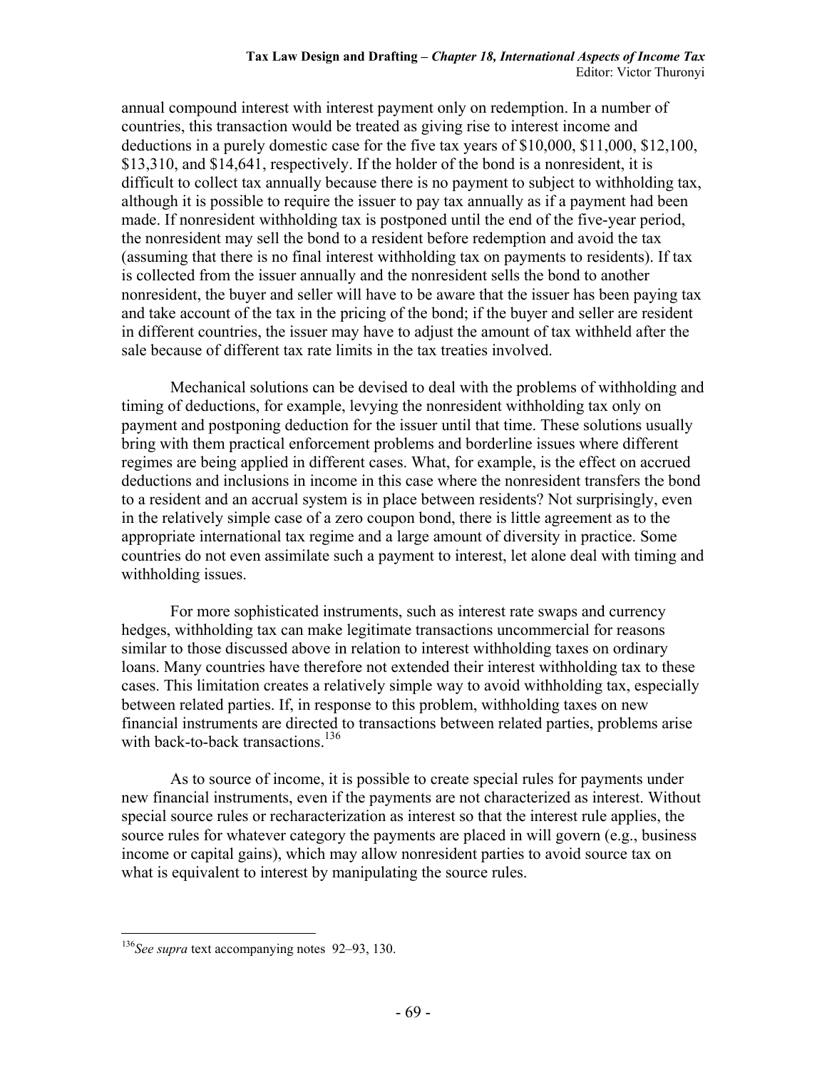annual compound interest with interest payment only on redemption. In a number of countries, this transaction would be treated as giving rise to interest income and deductions in a purely domestic case for the five tax years of $10,000, $11,000, $12,100, $13,310, and $14,641, respectively. If the holder of the bond is a nonresident, it is difficult to collect tax annually because there is no payment to subject to withholding tax, although it is possible to require the issuer to pay tax annually as if a payment had been made. If nonresident withholding tax is postponed until the end of the five-year period, the nonresident may sell the bond to a resident before redemption and avoid the tax (assuming that there is no final interest withholding tax on payments to residents). If tax is collected from the issuer annually and the nonresident sells the bond to another nonresident, the buyer and seller will have to be aware that the issuer has been paying tax and take account of the tax in the pricing of the bond; if the buyer and seller are resident in different countries, the issuer may have to adjust the amount of tax withheld after the sale because of different tax rate limits in the tax treaties involved.

Mechanical solutions can be devised to deal with the problems of withholding and timing of deductions, for example, levying the nonresident withholding tax only on payment and postponing deduction for the issuer until that time. These solutions usually bring with them practical enforcement problems and borderline issues where different regimes are being applied in different cases. What, for example, is the effect on accrued deductions and inclusions in income in this case where the nonresident transfers the bond to a resident and an accrual system is in place between residents? Not surprisingly, even in the relatively simple case of a zero coupon bond, there is little agreement as to the appropriate international tax regime and a large amount of diversity in practice. Some countries do not even assimilate such a payment to interest, let alone deal with timing and withholding issues.

For more sophisticated instruments, such as interest rate swaps and currency hedges, withholding tax can make legitimate transactions uncommercial for reasons similar to those discussed above in relation to interest withholding taxes on ordinary loans. Many countries have therefore not extended their interest withholding tax to these cases. This limitation creates a relatively simple way to avoid withholding tax, especially between related parties. If, in response to this problem, withholding taxes on new financial instruments are directed to transactions between related parties, problems arise with back-to-back transactions.[136]

As to source of income, it is possible to create special rules for payments under new financial instruments, even if the payments are not characterized as interest. Without special source rules or recharacterization as interest so that the interest rule applies, the source rules for whatever category the payments are placed in will govern (e.g., business income or capital gains), which may allow nonresident parties to avoid source tax on what is equivalent to interest by manipulating the source rules.

---

[136] *See supra* text accompanying notes 92–93, 130.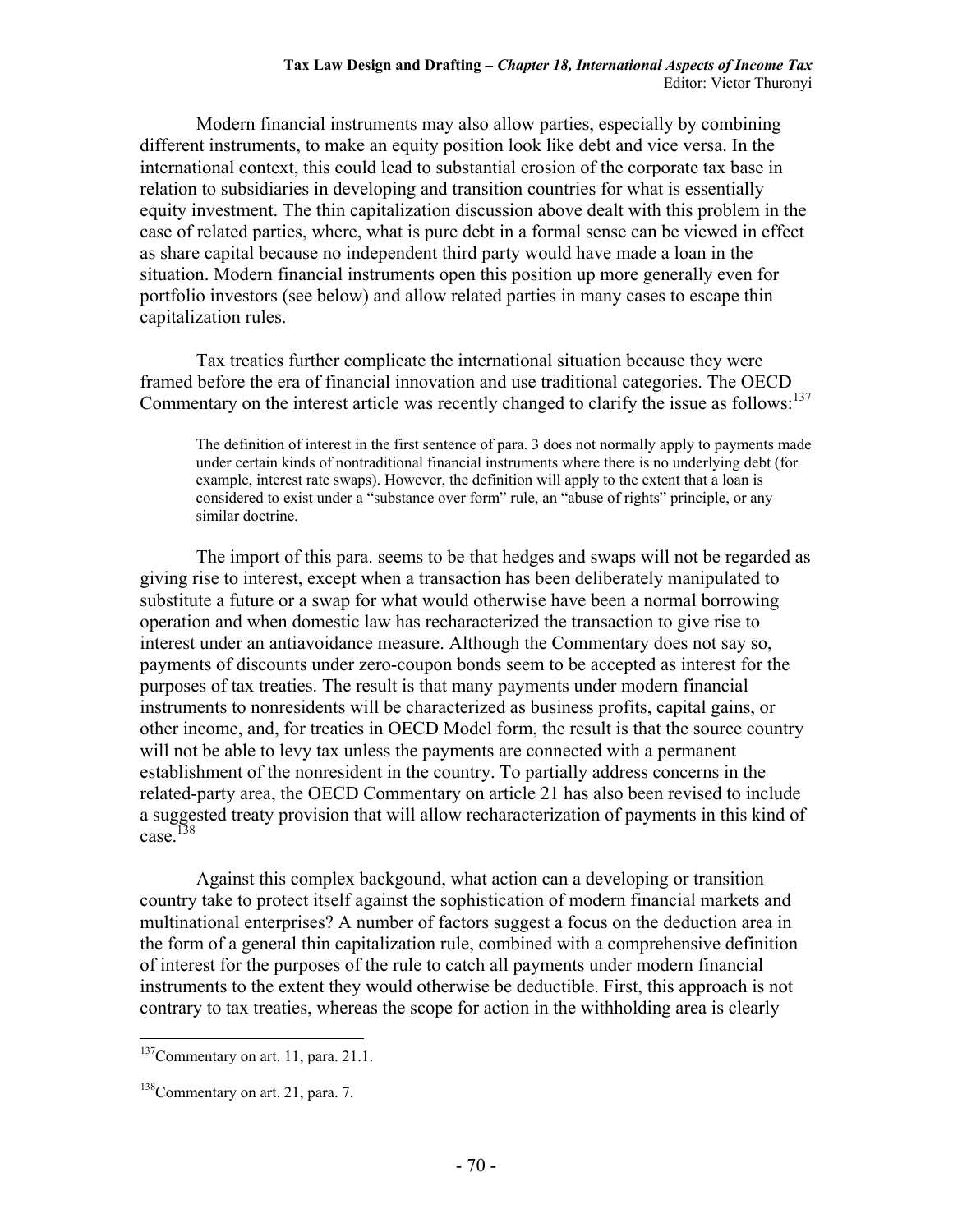Modern financial instruments may also allow parties, especially by combining different instruments, to make an equity position look like debt and vice versa. In the international context, this could lead to substantial erosion of the corporate tax base in relation to subsidiaries in developing and transition countries for what is essentially equity investment. The thin capitalization discussion above dealt with this problem in the case of related parties, where, what is pure debt in a formal sense can be viewed in effect as share capital because no independent third party would have made a loan in the situation. Modern financial instruments open this position up more generally even for portfolio investors (see below) and allow related parties in many cases to escape thin capitalization rules.

Tax treaties further complicate the international situation because they were framed before the era of financial innovation and use traditional categories. The OECD Commentary on the interest article was recently changed to clarify the issue as follows:[137]

> The definition of interest in the first sentence of para. 3 does not normally apply to payments made under certain kinds of nontraditional financial instruments where there is no underlying debt (for example, interest rate swaps). However, the definition will apply to the extent that a loan is considered to exist under a "substance over form" rule, an "abuse of rights" principle, or any similar doctrine.

The import of this para. seems to be that hedges and swaps will not be regarded as giving rise to interest, except when a transaction has been deliberately manipulated to substitute a future or a swap for what would otherwise have been a normal borrowing operation and when domestic law has recharacterized the transaction to give rise to interest under an antiavoidance measure. Although the Commentary does not say so, payments of discounts under zero-coupon bonds seem to be accepted as interest for the purposes of tax treaties. The result is that many payments under modern financial instruments to nonresidents will be characterized as business profits, capital gains, or other income, and, for treaties in OECD Model form, the result is that the source country will not be able to levy tax unless the payments are connected with a permanent establishment of the nonresident in the country. To partially address concerns in the related-party area, the OECD Commentary on article 21 has also been revised to include a suggested treaty provision that will allow recharacterization of payments in this kind of case.[138]

Against this complex backgound, what action can a developing or transition country take to protect itself against the sophistication of modern financial markets and multinational enterprises? A number of factors suggest a focus on the deduction area in the form of a general thin capitalization rule, combined with a comprehensive definition of interest for the purposes of the rule to catch all payments under modern financial instruments to the extent they would otherwise be deductible. First, this approach is not contrary to tax treaties, whereas the scope for action in the withholding area is clearly

---

[137] Commentary on art. 11, para. 21.1.

[138] Commentary on art. 21, para. 7.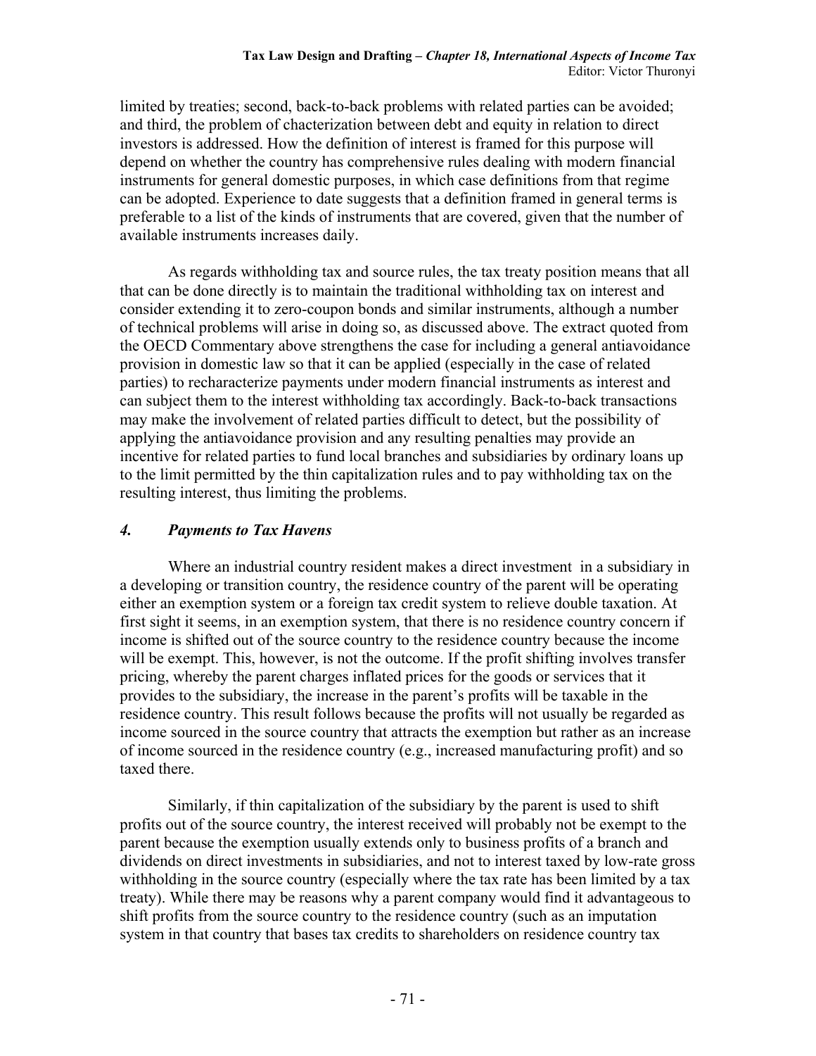limited by treaties; second, back-to-back problems with related parties can be avoided; and third, the problem of chacterization between debt and equity in relation to direct investors is addressed. How the definition of interest is framed for this purpose will depend on whether the country has comprehensive rules dealing with modern financial instruments for general domestic purposes, in which case definitions from that regime can be adopted. Experience to date suggests that a definition framed in general terms is preferable to a list of the kinds of instruments that are covered, given that the number of available instruments increases daily.

As regards withholding tax and source rules, the tax treaty position means that all that can be done directly is to maintain the traditional withholding tax on interest and consider extending it to zero-coupon bonds and similar instruments, although a number of technical problems will arise in doing so, as discussed above. The extract quoted from the OECD Commentary above strengthens the case for including a general antiavoidance provision in domestic law so that it can be applied (especially in the case of related parties) to recharacterize payments under modern financial instruments as interest and can subject them to the interest withholding tax accordingly. Back-to-back transactions may make the involvement of related parties difficult to detect, but the possibility of applying the antiavoidance provision and any resulting penalties may provide an incentive for related parties to fund local branches and subsidiaries by ordinary loans up to the limit permitted by the thin capitalization rules and to pay withholding tax on the resulting interest, thus limiting the problems.

### *4. Payments to Tax Havens*

Where an industrial country resident makes a direct investment in a subsidiary in a developing or transition country, the residence country of the parent will be operating either an exemption system or a foreign tax credit system to relieve double taxation. At first sight it seems, in an exemption system, that there is no residence country concern if income is shifted out of the source country to the residence country because the income will be exempt. This, however, is not the outcome. If the profit shifting involves transfer pricing, whereby the parent charges inflated prices for the goods or services that it provides to the subsidiary, the increase in the parent's profits will be taxable in the residence country. This result follows because the profits will not usually be regarded as income sourced in the source country that attracts the exemption but rather as an increase of income sourced in the residence country (e.g., increased manufacturing profit) and so taxed there.

Similarly, if thin capitalization of the subsidiary by the parent is used to shift profits out of the source country, the interest received will probably not be exempt to the parent because the exemption usually extends only to business profits of a branch and dividends on direct investments in subsidiaries, and not to interest taxed by low-rate gross withholding in the source country (especially where the tax rate has been limited by a tax treaty). While there may be reasons why a parent company would find it advantageous to shift profits from the source country to the residence country (such as an imputation system in that country that bases tax credits to shareholders on residence country tax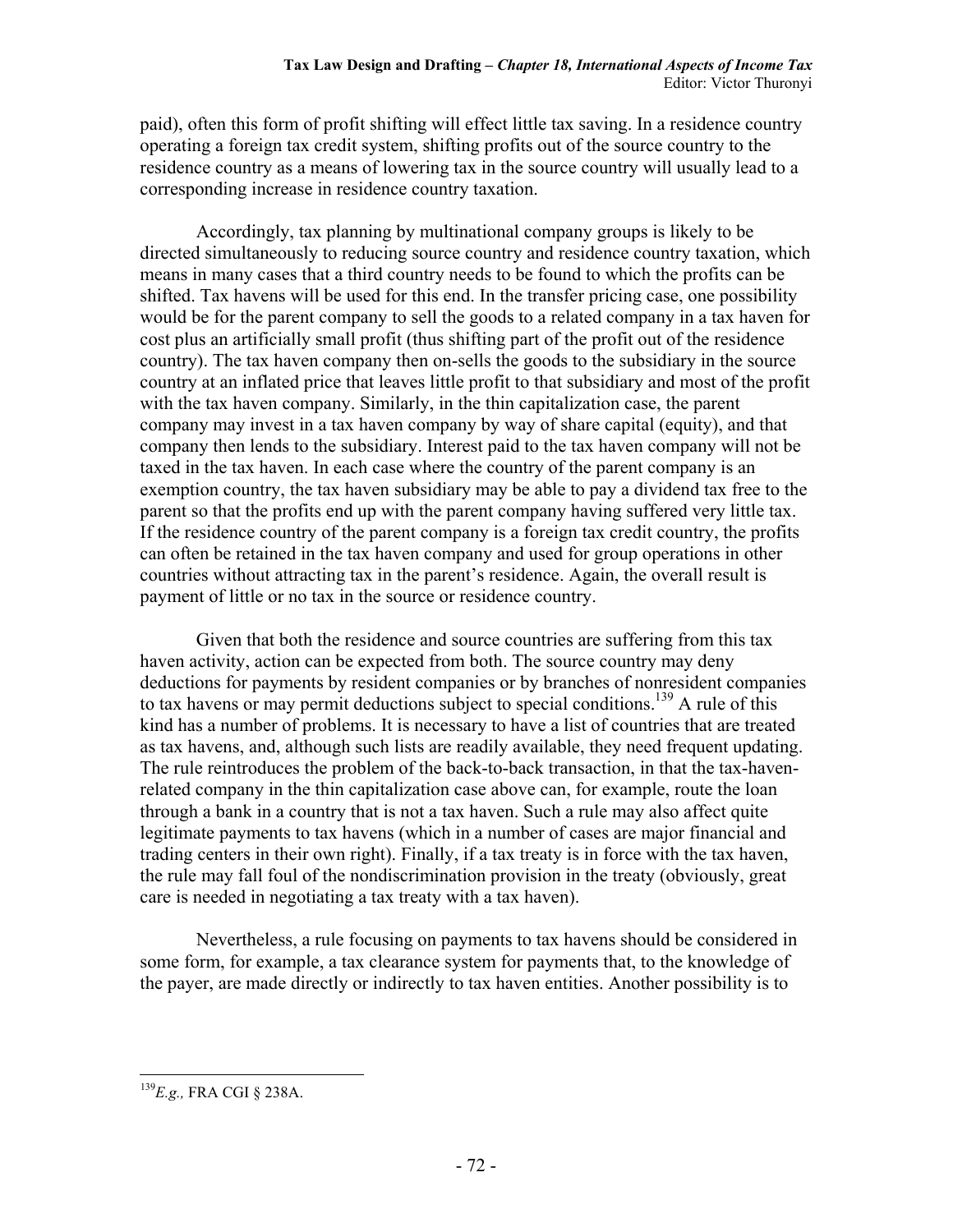paid), often this form of profit shifting will effect little tax saving. In a residence country operating a foreign tax credit system, shifting profits out of the source country to the residence country as a means of lowering tax in the source country will usually lead to a corresponding increase in residence country taxation.

Accordingly, tax planning by multinational company groups is likely to be directed simultaneously to reducing source country and residence country taxation, which means in many cases that a third country needs to be found to which the profits can be shifted. Tax havens will be used for this end. In the transfer pricing case, one possibility would be for the parent company to sell the goods to a related company in a tax haven for cost plus an artificially small profit (thus shifting part of the profit out of the residence country). The tax haven company then on-sells the goods to the subsidiary in the source country at an inflated price that leaves little profit to that subsidiary and most of the profit with the tax haven company. Similarly, in the thin capitalization case, the parent company may invest in a tax haven company by way of share capital (equity), and that company then lends to the subsidiary. Interest paid to the tax haven company will not be taxed in the tax haven. In each case where the country of the parent company is an exemption country, the tax haven subsidiary may be able to pay a dividend tax free to the parent so that the profits end up with the parent company having suffered very little tax. If the residence country of the parent company is a foreign tax credit country, the profits can often be retained in the tax haven company and used for group operations in other countries without attracting tax in the parent's residence. Again, the overall result is payment of little or no tax in the source or residence country.

Given that both the residence and source countries are suffering from this tax haven activity, action can be expected from both. The source country may deny deductions for payments by resident companies or by branches of nonresident companies to tax havens or may permit deductions subject to special conditions.[139] A rule of this kind has a number of problems. It is necessary to have a list of countries that are treated as tax havens, and, although such lists are readily available, they need frequent updating. The rule reintroduces the problem of the back-to-back transaction, in that the tax-haven-related company in the thin capitalization case above can, for example, route the loan through a bank in a country that is not a tax haven. Such a rule may also affect quite legitimate payments to tax havens (which in a number of cases are major financial and trading centers in their own right). Finally, if a tax treaty is in force with the tax haven, the rule may fall foul of the nondiscrimination provision in the treaty (obviously, great care is needed in negotiating a tax treaty with a tax haven).

Nevertheless, a rule focusing on payments to tax havens should be considered in some form, for example, a tax clearance system for payments that, to the knowledge of the payer, are made directly or indirectly to tax haven entities. Another possibility is to

---

[139] *E.g.,* FRA CGI § 238A.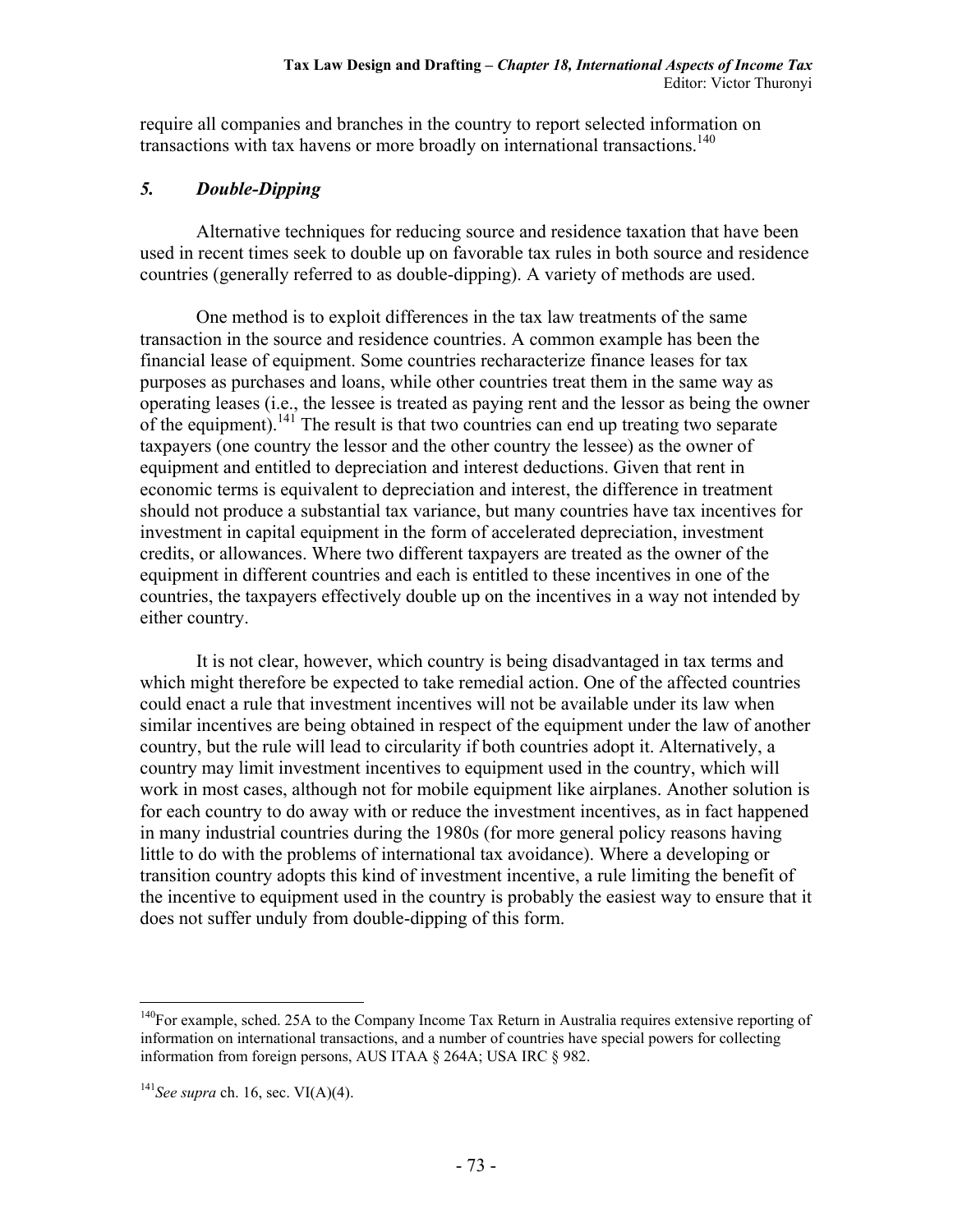require all companies and branches in the country to report selected information on transactions with tax havens or more broadly on international transactions.[140]

### *5. Double-Dipping*

Alternative techniques for reducing source and residence taxation that have been used in recent times seek to double up on favorable tax rules in both source and residence countries (generally referred to as double-dipping). A variety of methods are used.

One method is to exploit differences in the tax law treatments of the same transaction in the source and residence countries. A common example has been the financial lease of equipment. Some countries recharacterize finance leases for tax purposes as purchases and loans, while other countries treat them in the same way as operating leases (i.e., the lessee is treated as paying rent and the lessor as being the owner of the equipment).[141] The result is that two countries can end up treating two separate taxpayers (one country the lessor and the other country the lessee) as the owner of equipment and entitled to depreciation and interest deductions. Given that rent in economic terms is equivalent to depreciation and interest, the difference in treatment should not produce a substantial tax variance, but many countries have tax incentives for investment in capital equipment in the form of accelerated depreciation, investment credits, or allowances. Where two different taxpayers are treated as the owner of the equipment in different countries and each is entitled to these incentives in one of the countries, the taxpayers effectively double up on the incentives in a way not intended by either country.

It is not clear, however, which country is being disadvantaged in tax terms and which might therefore be expected to take remedial action. One of the affected countries could enact a rule that investment incentives will not be available under its law when similar incentives are being obtained in respect of the equipment under the law of another country, but the rule will lead to circularity if both countries adopt it. Alternatively, a country may limit investment incentives to equipment used in the country, which will work in most cases, although not for mobile equipment like airplanes. Another solution is for each country to do away with or reduce the investment incentives, as in fact happened in many industrial countries during the 1980s (for more general policy reasons having little to do with the problems of international tax avoidance). Where a developing or transition country adopts this kind of investment incentive, a rule limiting the benefit of the incentive to equipment used in the country is probably the easiest way to ensure that it does not suffer unduly from double-dipping of this form.

---

[140] For example, sched. 25A to the Company Income Tax Return in Australia requires extensive reporting of information on international transactions, and a number of countries have special powers for collecting information from foreign persons, AUS ITAA § 264A; USA IRC § 982.

[141] *See supra* ch. 16, sec. VI(A)(4).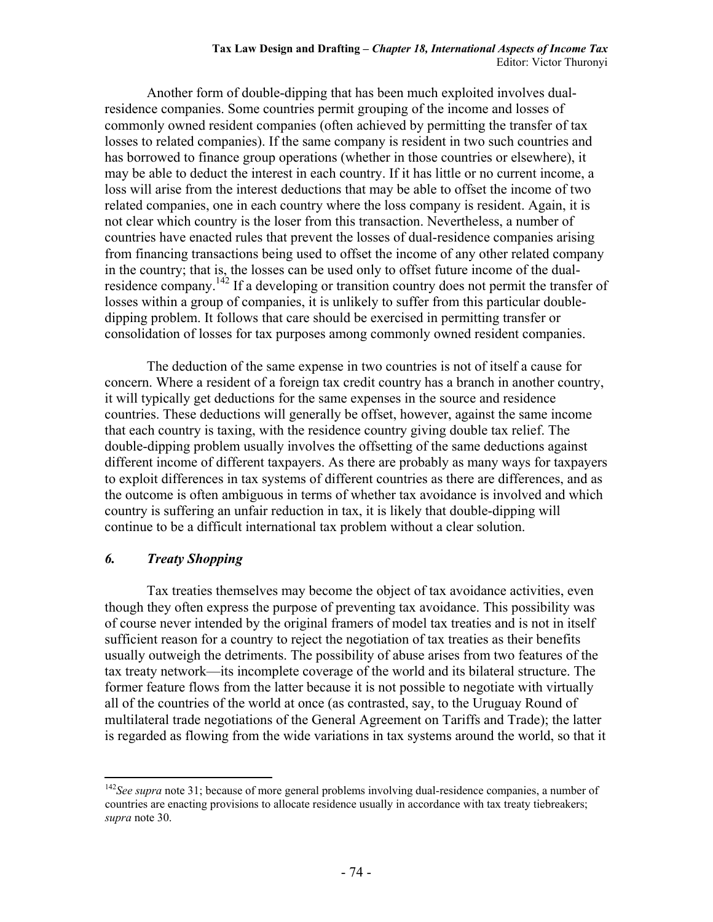Another form of double-dipping that has been much exploited involves dual-residence companies. Some countries permit grouping of the income and losses of commonly owned resident companies (often achieved by permitting the transfer of tax losses to related companies). If the same company is resident in two such countries and has borrowed to finance group operations (whether in those countries or elsewhere), it may be able to deduct the interest in each country. If it has little or no current income, a loss will arise from the interest deductions that may be able to offset the income of two related companies, one in each country where the loss company is resident. Again, it is not clear which country is the loser from this transaction. Nevertheless, a number of countries have enacted rules that prevent the losses of dual-residence companies arising from financing transactions being used to offset the income of any other related company in the country; that is, the losses can be used only to offset future income of the dual-residence company.[142] If a developing or transition country does not permit the transfer of losses within a group of companies, it is unlikely to suffer from this particular double-dipping problem. It follows that care should be exercised in permitting transfer or consolidation of losses for tax purposes among commonly owned resident companies.

The deduction of the same expense in two countries is not of itself a cause for concern. Where a resident of a foreign tax credit country has a branch in another country, it will typically get deductions for the same expenses in the source and residence countries. These deductions will generally be offset, however, against the same income that each country is taxing, with the residence country giving double tax relief. The double-dipping problem usually involves the offsetting of the same deductions against different income of different taxpayers. As there are probably as many ways for taxpayers to exploit differences in tax systems of different countries as there are differences, and as the outcome is often ambiguous in terms of whether tax avoidance is involved and which country is suffering an unfair reduction in tax, it is likely that double-dipping will continue to be a difficult international tax problem without a clear solution.

### *6. Treaty Shopping*

Tax treaties themselves may become the object of tax avoidance activities, even though they often express the purpose of preventing tax avoidance. This possibility was of course never intended by the original framers of model tax treaties and is not in itself sufficient reason for a country to reject the negotiation of tax treaties as their benefits usually outweigh the detriments. The possibility of abuse arises from two features of the tax treaty network—its incomplete coverage of the world and its bilateral structure. The former feature flows from the latter because it is not possible to negotiate with virtually all of the countries of the world at once (as contrasted, say, to the Uruguay Round of multilateral trade negotiations of the General Agreement on Tariffs and Trade); the latter is regarded as flowing from the wide variations in tax systems around the world, so that it

---

[142] *See supra* note 31; because of more general problems involving dual-residence companies, a number of countries are enacting provisions to allocate residence usually in accordance with tax treaty tiebreakers; *supra* note 30.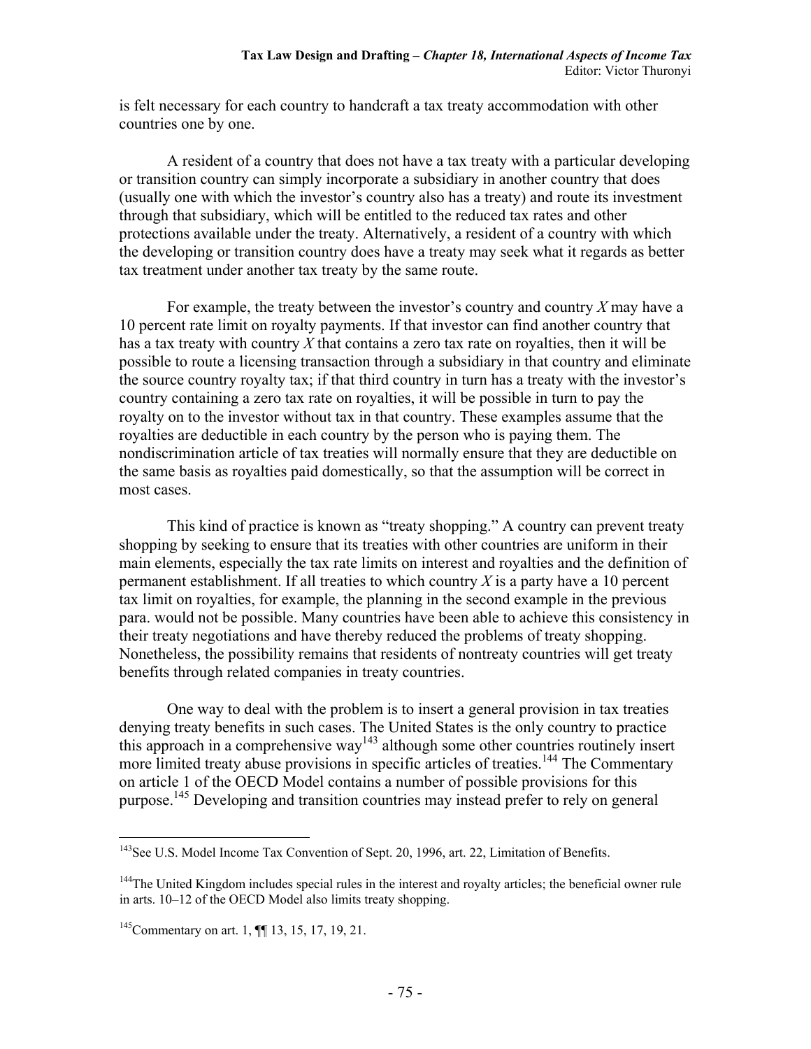is felt necessary for each country to handcraft a tax treaty accommodation with other countries one by one.

A resident of a country that does not have a tax treaty with a particular developing or transition country can simply incorporate a subsidiary in another country that does (usually one with which the investor's country also has a treaty) and route its investment through that subsidiary, which will be entitled to the reduced tax rates and other protections available under the treaty. Alternatively, a resident of a country with which the developing or transition country does have a treaty may seek what it regards as better tax treatment under another tax treaty by the same route.

For example, the treaty between the investor's country and country *X* may have a 10 percent rate limit on royalty payments. If that investor can find another country that has a tax treaty with country *X* that contains a zero tax rate on royalties, then it will be possible to route a licensing transaction through a subsidiary in that country and eliminate the source country royalty tax; if that third country in turn has a treaty with the investor's country containing a zero tax rate on royalties, it will be possible in turn to pay the royalty on to the investor without tax in that country. These examples assume that the royalties are deductible in each country by the person who is paying them. The nondiscrimination article of tax treaties will normally ensure that they are deductible on the same basis as royalties paid domestically, so that the assumption will be correct in most cases.

This kind of practice is known as "treaty shopping." A country can prevent treaty shopping by seeking to ensure that its treaties with other countries are uniform in their main elements, especially the tax rate limits on interest and royalties and the definition of permanent establishment. If all treaties to which country *X* is a party have a 10 percent tax limit on royalties, for example, the planning in the second example in the previous para. would not be possible. Many countries have been able to achieve this consistency in their treaty negotiations and have thereby reduced the problems of treaty shopping. Nonetheless, the possibility remains that residents of nontreaty countries will get treaty benefits through related companies in treaty countries.

One way to deal with the problem is to insert a general provision in tax treaties denying treaty benefits in such cases. The United States is the only country to practice this approach in a comprehensive way[143] although some other countries routinely insert more limited treaty abuse provisions in specific articles of treaties.[144] The Commentary on article 1 of the OECD Model contains a number of possible provisions for this purpose.[145] Developing and transition countries may instead prefer to rely on general

[143]See U.S. Model Income Tax Convention of Sept. 20, 1996, art. 22, Limitation of Benefits.

[144]The United Kingdom includes special rules in the interest and royalty articles; the beneficial owner rule in arts. 10–12 of the OECD Model also limits treaty shopping.

[145]Commentary on art. 1, ¶¶ 13, 15, 17, 19, 21.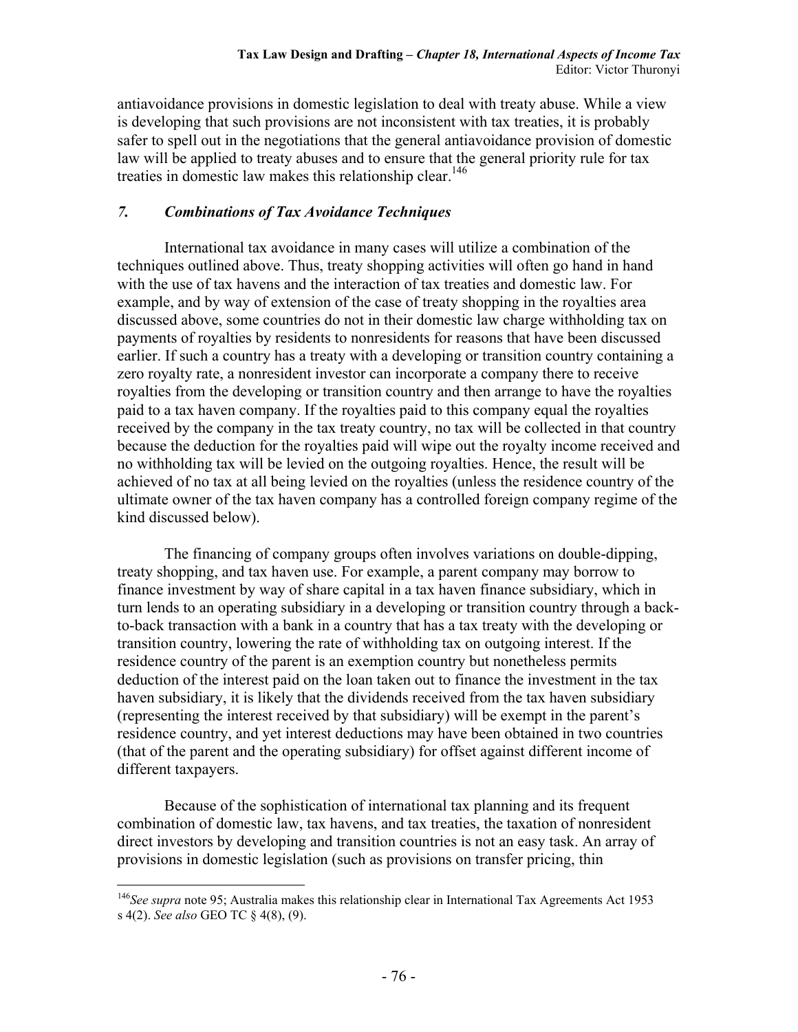antiavoidance provisions in domestic legislation to deal with treaty abuse. While a view is developing that such provisions are not inconsistent with tax treaties, it is probably safer to spell out in the negotiations that the general antiavoidance provision of domestic law will be applied to treaty abuses and to ensure that the general priority rule for tax treaties in domestic law makes this relationship clear.[146]

### *7. Combinations of Tax Avoidance Techniques*

International tax avoidance in many cases will utilize a combination of the techniques outlined above. Thus, treaty shopping activities will often go hand in hand with the use of tax havens and the interaction of tax treaties and domestic law. For example, and by way of extension of the case of treaty shopping in the royalties area discussed above, some countries do not in their domestic law charge withholding tax on payments of royalties by residents to nonresidents for reasons that have been discussed earlier. If such a country has a treaty with a developing or transition country containing a zero royalty rate, a nonresident investor can incorporate a company there to receive royalties from the developing or transition country and then arrange to have the royalties paid to a tax haven company. If the royalties paid to this company equal the royalties received by the company in the tax treaty country, no tax will be collected in that country because the deduction for the royalties paid will wipe out the royalty income received and no withholding tax will be levied on the outgoing royalties. Hence, the result will be achieved of no tax at all being levied on the royalties (unless the residence country of the ultimate owner of the tax haven company has a controlled foreign company regime of the kind discussed below).

The financing of company groups often involves variations on double-dipping, treaty shopping, and tax haven use. For example, a parent company may borrow to finance investment by way of share capital in a tax haven finance subsidiary, which in turn lends to an operating subsidiary in a developing or transition country through a back-to-back transaction with a bank in a country that has a tax treaty with the developing or transition country, lowering the rate of withholding tax on outgoing interest. If the residence country of the parent is an exemption country but nonetheless permits deduction of the interest paid on the loan taken out to finance the investment in the tax haven subsidiary, it is likely that the dividends received from the tax haven subsidiary (representing the interest received by that subsidiary) will be exempt in the parent's residence country, and yet interest deductions may have been obtained in two countries (that of the parent and the operating subsidiary) for offset against different income of different taxpayers.

Because of the sophistication of international tax planning and its frequent combination of domestic law, tax havens, and tax treaties, the taxation of nonresident direct investors by developing and transition countries is not an easy task. An array of provisions in domestic legislation (such as provisions on transfer pricing, thin

---

[146] *See supra* note 95; Australia makes this relationship clear in International Tax Agreements Act 1953 s 4(2). *See also* GEO TC § 4(8), (9).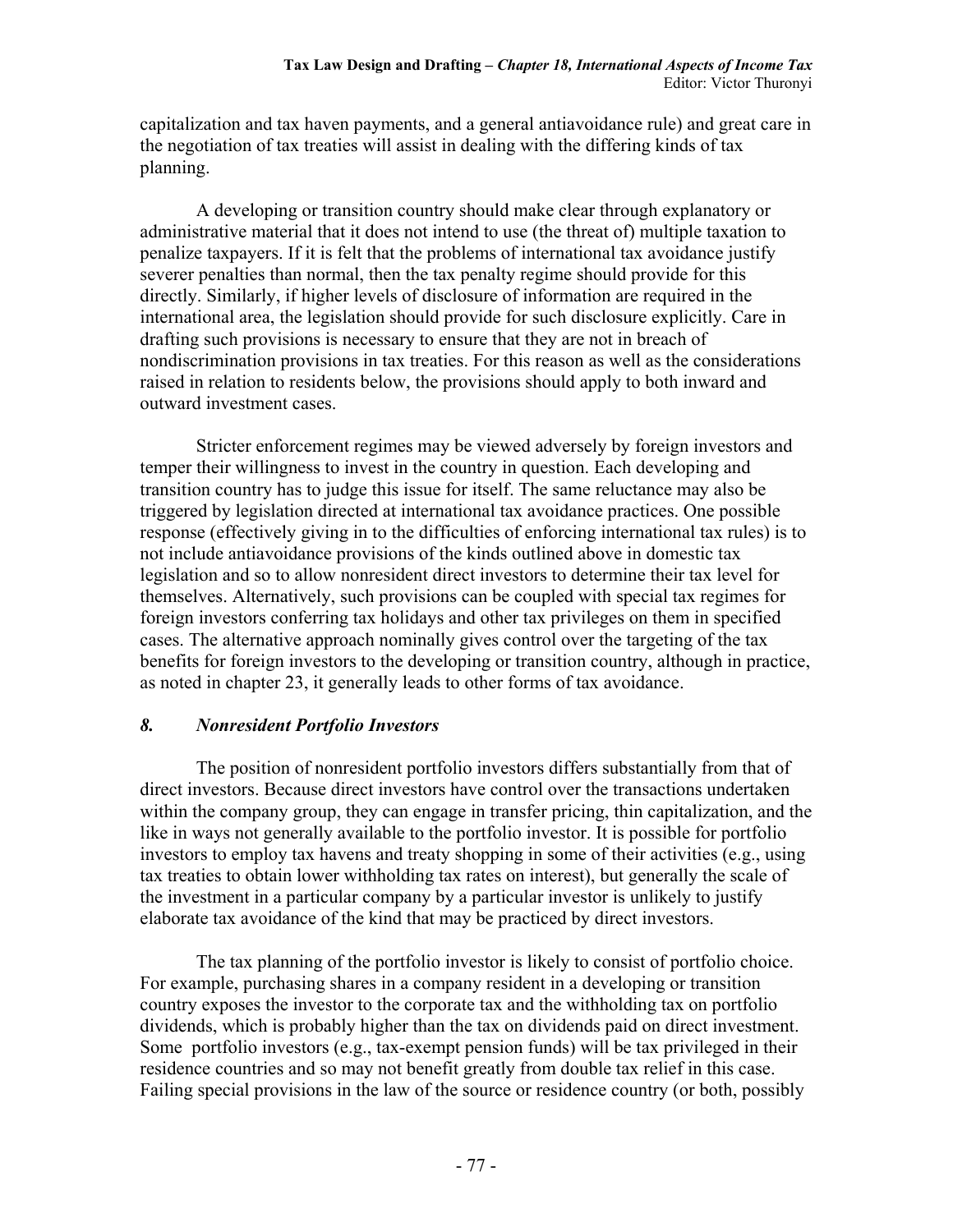capitalization and tax haven payments, and a general antiavoidance rule) and great care in the negotiation of tax treaties will assist in dealing with the differing kinds of tax planning.

A developing or transition country should make clear through explanatory or administrative material that it does not intend to use (the threat of) multiple taxation to penalize taxpayers. If it is felt that the problems of international tax avoidance justify severer penalties than normal, then the tax penalty regime should provide for this directly. Similarly, if higher levels of disclosure of information are required in the international area, the legislation should provide for such disclosure explicitly. Care in drafting such provisions is necessary to ensure that they are not in breach of nondiscrimination provisions in tax treaties. For this reason as well as the considerations raised in relation to residents below, the provisions should apply to both inward and outward investment cases.

Stricter enforcement regimes may be viewed adversely by foreign investors and temper their willingness to invest in the country in question. Each developing and transition country has to judge this issue for itself. The same reluctance may also be triggered by legislation directed at international tax avoidance practices. One possible response (effectively giving in to the difficulties of enforcing international tax rules) is to not include antiavoidance provisions of the kinds outlined above in domestic tax legislation and so to allow nonresident direct investors to determine their tax level for themselves. Alternatively, such provisions can be coupled with special tax regimes for foreign investors conferring tax holidays and other tax privileges on them in specified cases. The alternative approach nominally gives control over the targeting of the tax benefits for foreign investors to the developing or transition country, although in practice, as noted in chapter 23, it generally leads to other forms of tax avoidance.

## *8. Nonresident Portfolio Investors*

The position of nonresident portfolio investors differs substantially from that of direct investors. Because direct investors have control over the transactions undertaken within the company group, they can engage in transfer pricing, thin capitalization, and the like in ways not generally available to the portfolio investor. It is possible for portfolio investors to employ tax havens and treaty shopping in some of their activities (e.g., using tax treaties to obtain lower withholding tax rates on interest), but generally the scale of the investment in a particular company by a particular investor is unlikely to justify elaborate tax avoidance of the kind that may be practiced by direct investors.

The tax planning of the portfolio investor is likely to consist of portfolio choice. For example, purchasing shares in a company resident in a developing or transition country exposes the investor to the corporate tax and the withholding tax on portfolio dividends, which is probably higher than the tax on dividends paid on direct investment. Some portfolio investors (e.g., tax-exempt pension funds) will be tax privileged in their residence countries and so may not benefit greatly from double tax relief in this case. Failing special provisions in the law of the source or residence country (or both, possibly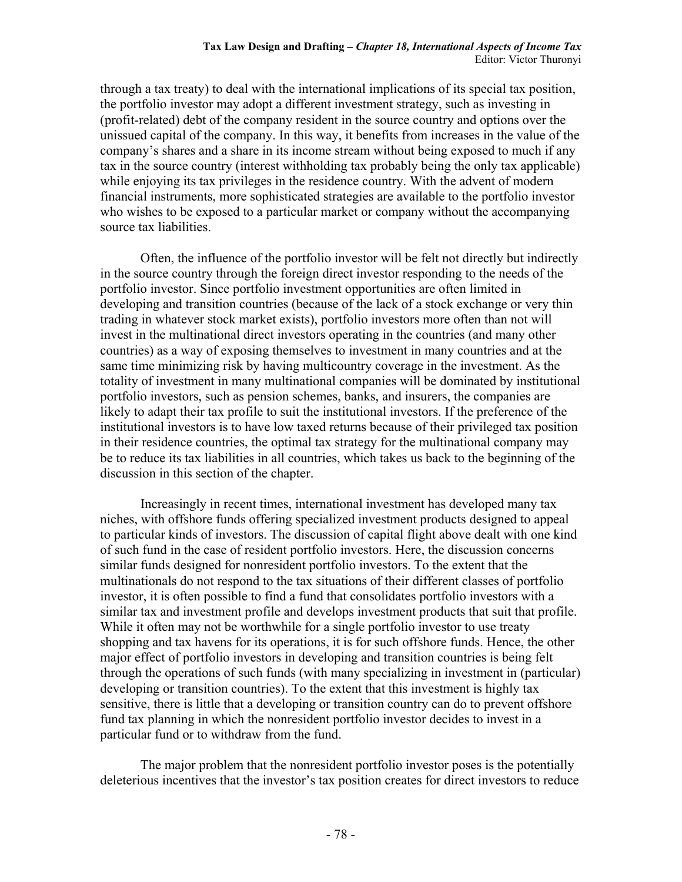through a tax treaty) to deal with the international implications of its special tax position, the portfolio investor may adopt a different investment strategy, such as investing in (profit-related) debt of the company resident in the source country and options over the unissued capital of the company. In this way, it benefits from increases in the value of the company's shares and a share in its income stream without being exposed to much if any tax in the source country (interest withholding tax probably being the only tax applicable) while enjoying its tax privileges in the residence country. With the advent of modern financial instruments, more sophisticated strategies are available to the portfolio investor who wishes to be exposed to a particular market or company without the accompanying source tax liabilities.

Often, the influence of the portfolio investor will be felt not directly but indirectly in the source country through the foreign direct investor responding to the needs of the portfolio investor. Since portfolio investment opportunities are often limited in developing and transition countries (because of the lack of a stock exchange or very thin trading in whatever stock market exists), portfolio investors more often than not will invest in the multinational direct investors operating in the countries (and many other countries) as a way of exposing themselves to investment in many countries and at the same time minimizing risk by having multicountry coverage in the investment. As the totality of investment in many multinational companies will be dominated by institutional portfolio investors, such as pension schemes, banks, and insurers, the companies are likely to adapt their tax profile to suit the institutional investors. If the preference of the institutional investors is to have low taxed returns because of their privileged tax position in their residence countries, the optimal tax strategy for the multinational company may be to reduce its tax liabilities in all countries, which takes us back to the beginning of the discussion in this section of the chapter.

Increasingly in recent times, international investment has developed many tax niches, with offshore funds offering specialized investment products designed to appeal to particular kinds of investors. The discussion of capital flight above dealt with one kind of such fund in the case of resident portfolio investors. Here, the discussion concerns similar funds designed for nonresident portfolio investors. To the extent that the multinationals do not respond to the tax situations of their different classes of portfolio investor, it is often possible to find a fund that consolidates portfolio investors with a similar tax and investment profile and develops investment products that suit that profile. While it often may not be worthwhile for a single portfolio investor to use treaty shopping and tax havens for its operations, it is for such offshore funds. Hence, the other major effect of portfolio investors in developing and transition countries is being felt through the operations of such funds (with many specializing in investment in (particular) developing or transition countries). To the extent that this investment is highly tax sensitive, there is little that a developing or transition country can do to prevent offshore fund tax planning in which the nonresident portfolio investor decides to invest in a particular fund or to withdraw from the fund.

The major problem that the nonresident portfolio investor poses is the potentially deleterious incentives that the investor's tax position creates for direct investors to reduce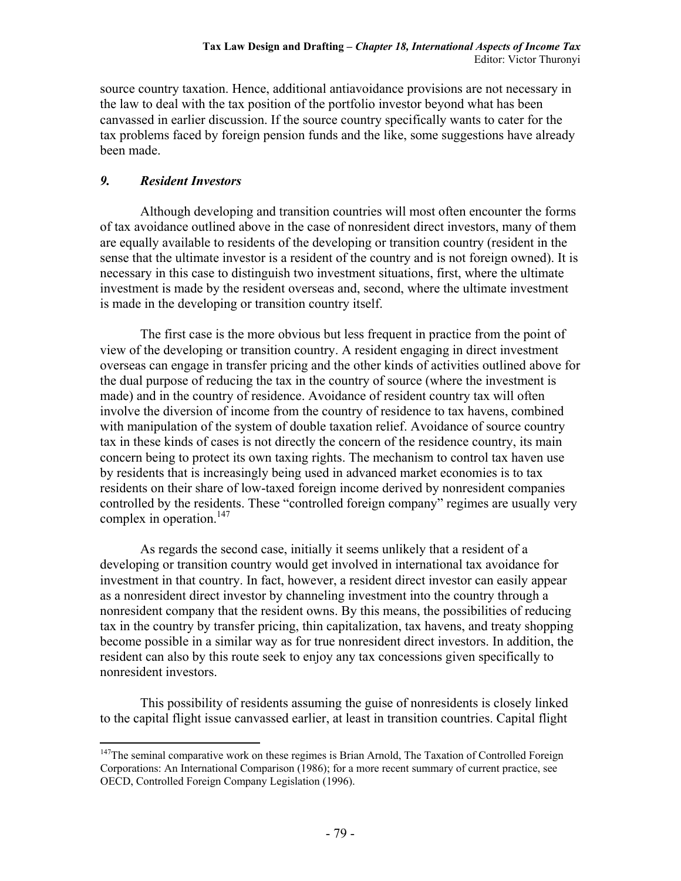source country taxation. Hence, additional antiavoidance provisions are not necessary in the law to deal with the tax position of the portfolio investor beyond what has been canvassed in earlier discussion. If the source country specifically wants to cater for the tax problems faced by foreign pension funds and the like, some suggestions have already been made.

### *9. Resident Investors*

Although developing and transition countries will most often encounter the forms of tax avoidance outlined above in the case of nonresident direct investors, many of them are equally available to residents of the developing or transition country (resident in the sense that the ultimate investor is a resident of the country and is not foreign owned). It is necessary in this case to distinguish two investment situations, first, where the ultimate investment is made by the resident overseas and, second, where the ultimate investment is made in the developing or transition country itself.

The first case is the more obvious but less frequent in practice from the point of view of the developing or transition country. A resident engaging in direct investment overseas can engage in transfer pricing and the other kinds of activities outlined above for the dual purpose of reducing the tax in the country of source (where the investment is made) and in the country of residence. Avoidance of resident country tax will often involve the diversion of income from the country of residence to tax havens, combined with manipulation of the system of double taxation relief. Avoidance of source country tax in these kinds of cases is not directly the concern of the residence country, its main concern being to protect its own taxing rights. The mechanism to control tax haven use by residents that is increasingly being used in advanced market economies is to tax residents on their share of low-taxed foreign income derived by nonresident companies controlled by the residents. These "controlled foreign company" regimes are usually very complex in operation.[147]

As regards the second case, initially it seems unlikely that a resident of a developing or transition country would get involved in international tax avoidance for investment in that country. In fact, however, a resident direct investor can easily appear as a nonresident direct investor by channeling investment into the country through a nonresident company that the resident owns. By this means, the possibilities of reducing tax in the country by transfer pricing, thin capitalization, tax havens, and treaty shopping become possible in a similar way as for true nonresident direct investors. In addition, the resident can also by this route seek to enjoy any tax concessions given specifically to nonresident investors.

This possibility of residents assuming the guise of nonresidents is closely linked to the capital flight issue canvassed earlier, at least in transition countries. Capital flight

---

[147]The seminal comparative work on these regimes is Brian Arnold, The Taxation of Controlled Foreign Corporations: An International Comparison (1986); for a more recent summary of current practice, see OECD, Controlled Foreign Company Legislation (1996).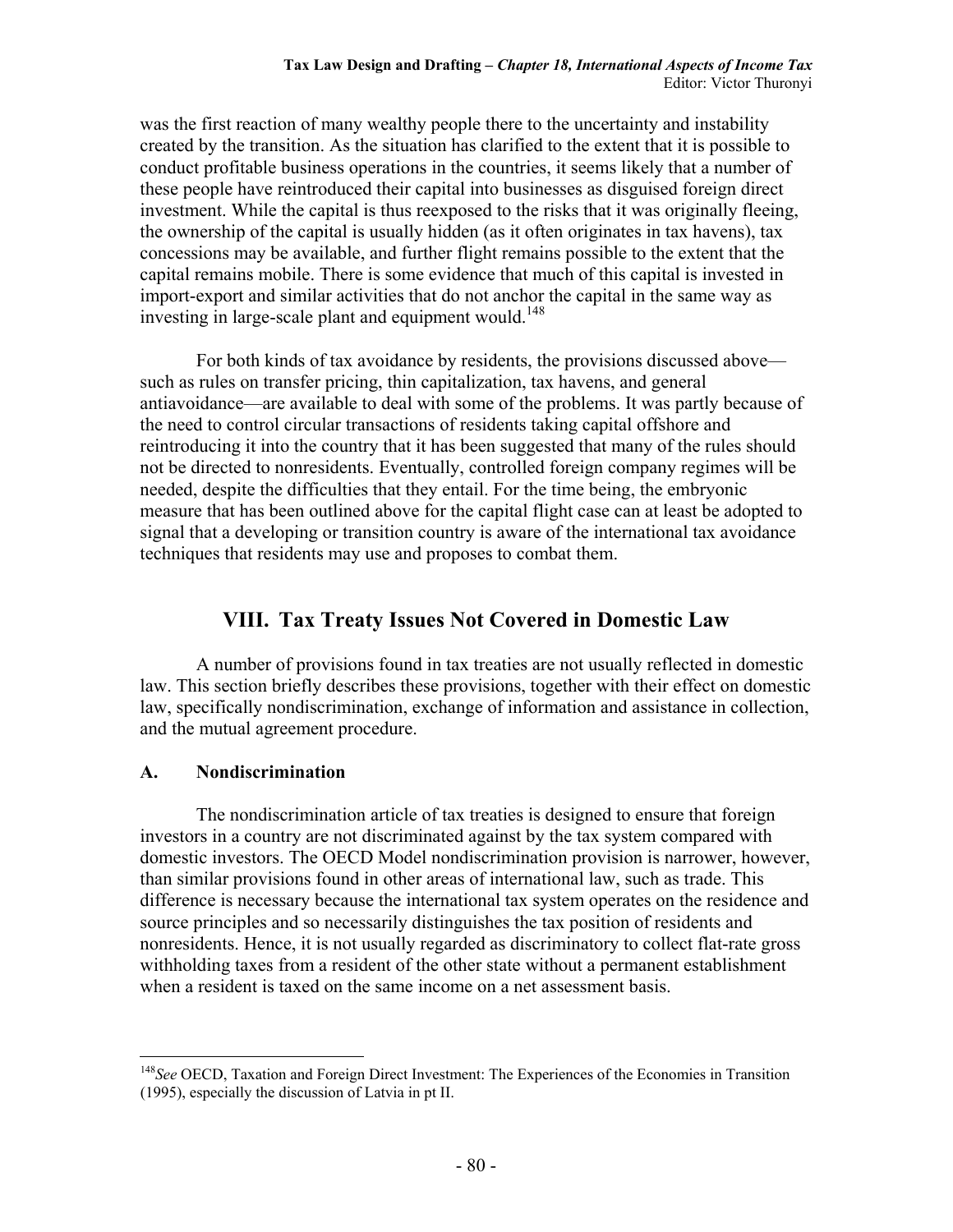was the first reaction of many wealthy people there to the uncertainty and instability created by the transition. As the situation has clarified to the extent that it is possible to conduct profitable business operations in the countries, it seems likely that a number of these people have reintroduced their capital into businesses as disguised foreign direct investment. While the capital is thus reexposed to the risks that it was originally fleeing, the ownership of the capital is usually hidden (as it often originates in tax havens), tax concessions may be available, and further flight remains possible to the extent that the capital remains mobile. There is some evidence that much of this capital is invested in import-export and similar activities that do not anchor the capital in the same way as investing in large-scale plant and equipment would.[148]

For both kinds of tax avoidance by residents, the provisions discussed above—such as rules on transfer pricing, thin capitalization, tax havens, and general antiavoidance—are available to deal with some of the problems. It was partly because of the need to control circular transactions of residents taking capital offshore and reintroducing it into the country that it has been suggested that many of the rules should not be directed to nonresidents. Eventually, controlled foreign company regimes will be needed, despite the difficulties that they entail. For the time being, the embryonic measure that has been outlined above for the capital flight case can at least be adopted to signal that a developing or transition country is aware of the international tax avoidance techniques that residents may use and proposes to combat them.

## VIII. Tax Treaty Issues Not Covered in Domestic Law

A number of provisions found in tax treaties are not usually reflected in domestic law. This section briefly describes these provisions, together with their effect on domestic law, specifically nondiscrimination, exchange of information and assistance in collection, and the mutual agreement procedure.

### A. Nondiscrimination

The nondiscrimination article of tax treaties is designed to ensure that foreign investors in a country are not discriminated against by the tax system compared with domestic investors. The OECD Model nondiscrimination provision is narrower, however, than similar provisions found in other areas of international law, such as trade. This difference is necessary because the international tax system operates on the residence and source principles and so necessarily distinguishes the tax position of residents and nonresidents. Hence, it is not usually regarded as discriminatory to collect flat-rate gross withholding taxes from a resident of the other state without a permanent establishment when a resident is taxed on the same income on a net assessment basis.

---

[148] *See* OECD, Taxation and Foreign Direct Investment: The Experiences of the Economies in Transition (1995), especially the discussion of Latvia in pt II.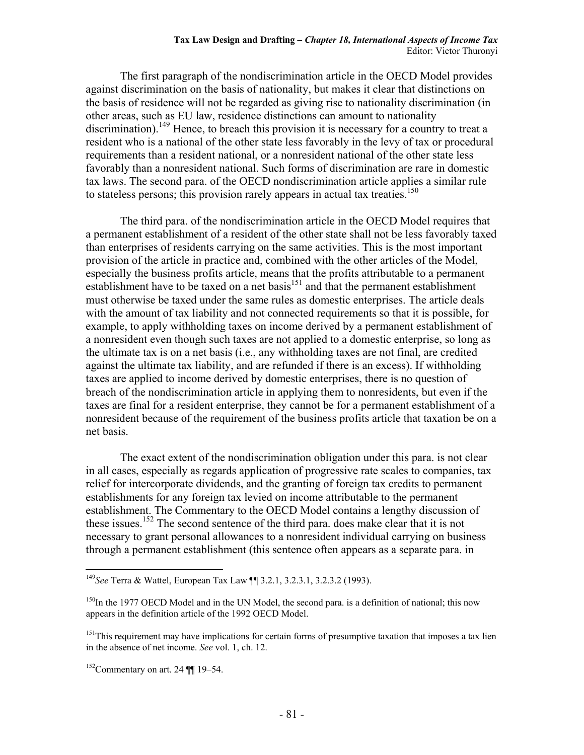The first paragraph of the nondiscrimination article in the OECD Model provides against discrimination on the basis of nationality, but makes it clear that distinctions on the basis of residence will not be regarded as giving rise to nationality discrimination (in other areas, such as EU law, residence distinctions can amount to nationality discrimination).[149] Hence, to breach this provision it is necessary for a country to treat a resident who is a national of the other state less favorably in the levy of tax or procedural requirements than a resident national, or a nonresident national of the other state less favorably than a nonresident national. Such forms of discrimination are rare in domestic tax laws. The second para. of the OECD nondiscrimination article applies a similar rule to stateless persons; this provision rarely appears in actual tax treaties.[150]

The third para. of the nondiscrimination article in the OECD Model requires that a permanent establishment of a resident of the other state shall not be less favorably taxed than enterprises of residents carrying on the same activities. This is the most important provision of the article in practice and, combined with the other articles of the Model, especially the business profits article, means that the profits attributable to a permanent establishment have to be taxed on a net basis[151] and that the permanent establishment must otherwise be taxed under the same rules as domestic enterprises. The article deals with the amount of tax liability and not connected requirements so that it is possible, for example, to apply withholding taxes on income derived by a permanent establishment of a nonresident even though such taxes are not applied to a domestic enterprise, so long as the ultimate tax is on a net basis (i.e., any withholding taxes are not final, are credited against the ultimate tax liability, and are refunded if there is an excess). If withholding taxes are applied to income derived by domestic enterprises, there is no question of breach of the nondiscrimination article in applying them to nonresidents, but even if the taxes are final for a resident enterprise, they cannot be for a permanent establishment of a nonresident because of the requirement of the business profits article that taxation be on a net basis.

The exact extent of the nondiscrimination obligation under this para. is not clear in all cases, especially as regards application of progressive rate scales to companies, tax relief for intercorporate dividends, and the granting of foreign tax credits to permanent establishments for any foreign tax levied on income attributable to the permanent establishment. The Commentary to the OECD Model contains a lengthy discussion of these issues.[152] The second sentence of the third para. does make clear that it is not necessary to grant personal allowances to a nonresident individual carrying on business through a permanent establishment (this sentence often appears as a separate para. in

---

[149] *See* Terra & Wattel, European Tax Law ¶¶ 3.2.1, 3.2.3.1, 3.2.3.2 (1993).

[150] In the 1977 OECD Model and in the UN Model, the second para. is a definition of national; this now appears in the definition article of the 1992 OECD Model.

[151] This requirement may have implications for certain forms of presumptive taxation that imposes a tax lien in the absence of net income. *See* vol. 1, ch. 12.

[152] Commentary on art. 24 ¶¶ 19–54.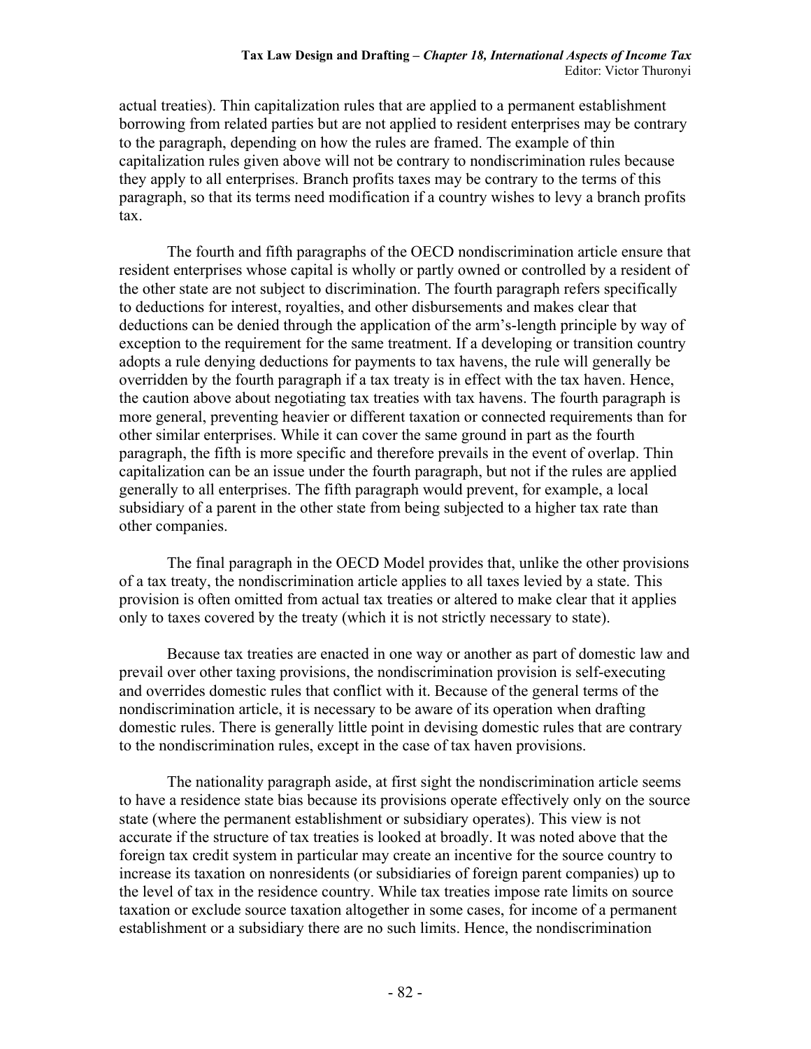actual treaties). Thin capitalization rules that are applied to a permanent establishment borrowing from related parties but are not applied to resident enterprises may be contrary to the paragraph, depending on how the rules are framed. The example of thin capitalization rules given above will not be contrary to nondiscrimination rules because they apply to all enterprises. Branch profits taxes may be contrary to the terms of this paragraph, so that its terms need modification if a country wishes to levy a branch profits tax.

The fourth and fifth paragraphs of the OECD nondiscrimination article ensure that resident enterprises whose capital is wholly or partly owned or controlled by a resident of the other state are not subject to discrimination. The fourth paragraph refers specifically to deductions for interest, royalties, and other disbursements and makes clear that deductions can be denied through the application of the arm's-length principle by way of exception to the requirement for the same treatment. If a developing or transition country adopts a rule denying deductions for payments to tax havens, the rule will generally be overridden by the fourth paragraph if a tax treaty is in effect with the tax haven. Hence, the caution above about negotiating tax treaties with tax havens. The fourth paragraph is more general, preventing heavier or different taxation or connected requirements than for other similar enterprises. While it can cover the same ground in part as the fourth paragraph, the fifth is more specific and therefore prevails in the event of overlap. Thin capitalization can be an issue under the fourth paragraph, but not if the rules are applied generally to all enterprises. The fifth paragraph would prevent, for example, a local subsidiary of a parent in the other state from being subjected to a higher tax rate than other companies.

The final paragraph in the OECD Model provides that, unlike the other provisions of a tax treaty, the nondiscrimination article applies to all taxes levied by a state. This provision is often omitted from actual tax treaties or altered to make clear that it applies only to taxes covered by the treaty (which it is not strictly necessary to state).

Because tax treaties are enacted in one way or another as part of domestic law and prevail over other taxing provisions, the nondiscrimination provision is self-executing and overrides domestic rules that conflict with it. Because of the general terms of the nondiscrimination article, it is necessary to be aware of its operation when drafting domestic rules. There is generally little point in devising domestic rules that are contrary to the nondiscrimination rules, except in the case of tax haven provisions.

The nationality paragraph aside, at first sight the nondiscrimination article seems to have a residence state bias because its provisions operate effectively only on the source state (where the permanent establishment or subsidiary operates). This view is not accurate if the structure of tax treaties is looked at broadly. It was noted above that the foreign tax credit system in particular may create an incentive for the source country to increase its taxation on nonresidents (or subsidiaries of foreign parent companies) up to the level of tax in the residence country. While tax treaties impose rate limits on source taxation or exclude source taxation altogether in some cases, for income of a permanent establishment or a subsidiary there are no such limits. Hence, the nondiscrimination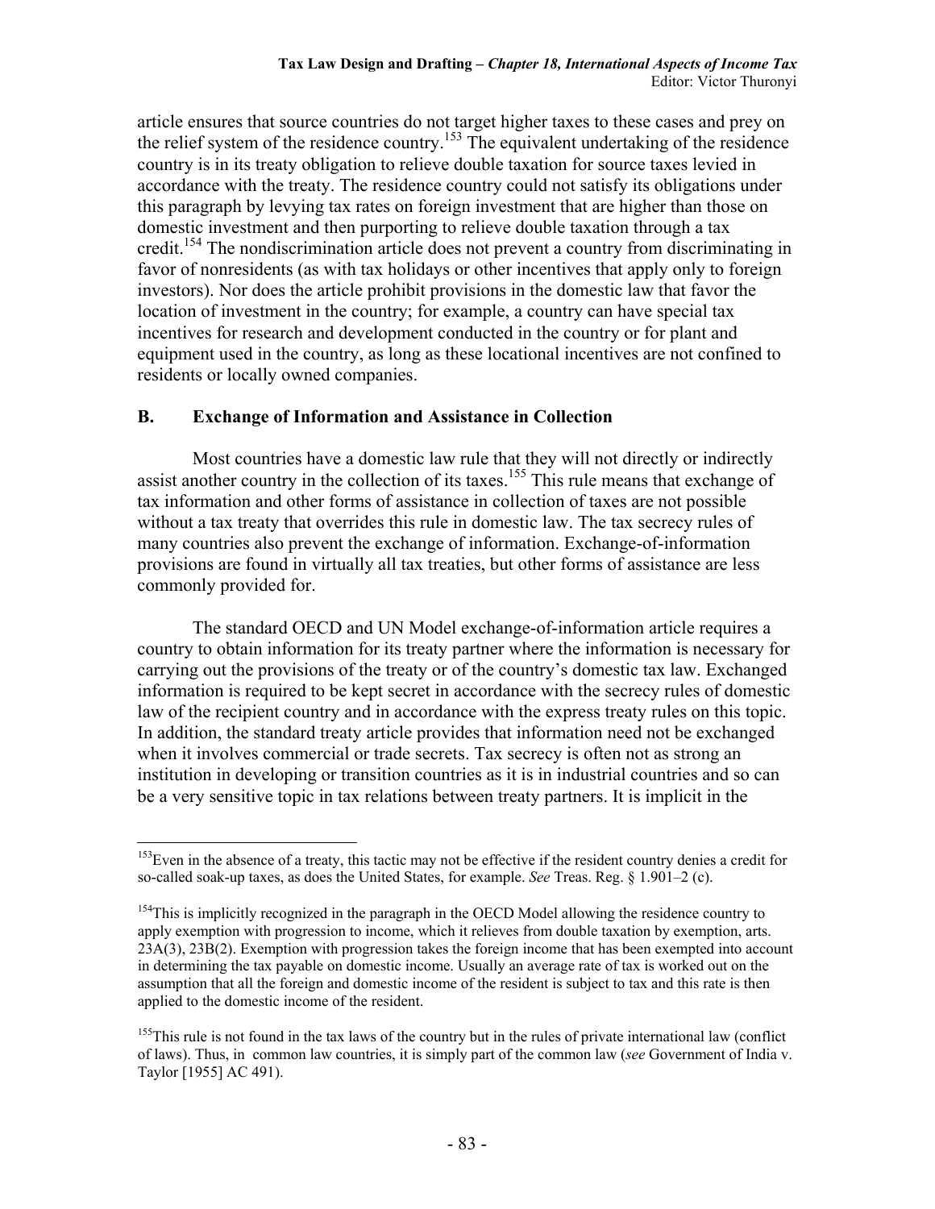article ensures that source countries do not target higher taxes to these cases and prey on the relief system of the residence country.[153] The equivalent undertaking of the residence country is in its treaty obligation to relieve double taxation for source taxes levied in accordance with the treaty. The residence country could not satisfy its obligations under this paragraph by levying tax rates on foreign investment that are higher than those on domestic investment and then purporting to relieve double taxation through a tax credit.[154] The nondiscrimination article does not prevent a country from discriminating in favor of nonresidents (as with tax holidays or other incentives that apply only to foreign investors). Nor does the article prohibit provisions in the domestic law that favor the location of investment in the country; for example, a country can have special tax incentives for research and development conducted in the country or for plant and equipment used in the country, as long as these locational incentives are not confined to residents or locally owned companies.

## B. Exchange of Information and Assistance in Collection

Most countries have a domestic law rule that they will not directly or indirectly assist another country in the collection of its taxes.[155] This rule means that exchange of tax information and other forms of assistance in collection of taxes are not possible without a tax treaty that overrides this rule in domestic law. The tax secrecy rules of many countries also prevent the exchange of information. Exchange-of-information provisions are found in virtually all tax treaties, but other forms of assistance are less commonly provided for.

The standard OECD and UN Model exchange-of-information article requires a country to obtain information for its treaty partner where the information is necessary for carrying out the provisions of the treaty or of the country's domestic tax law. Exchanged information is required to be kept secret in accordance with the secrecy rules of domestic law of the recipient country and in accordance with the express treaty rules on this topic. In addition, the standard treaty article provides that information need not be exchanged when it involves commercial or trade secrets. Tax secrecy is often not as strong an institution in developing or transition countries as it is in industrial countries and so can be a very sensitive topic in tax relations between treaty partners. It is implicit in the

---

[153] Even in the absence of a treaty, this tactic may not be effective if the resident country denies a credit for so-called soak-up taxes, as does the United States, for example. *See* Treas. Reg. § 1.901–2 (c).

[154] This is implicitly recognized in the paragraph in the OECD Model allowing the residence country to apply exemption with progression to income, which it relieves from double taxation by exemption, arts. 23A(3), 23B(2). Exemption with progression takes the foreign income that has been exempted into account in determining the tax payable on domestic income. Usually an average rate of tax is worked out on the assumption that all the foreign and domestic income of the resident is subject to tax and this rate is then applied to the domestic income of the resident.

[155] This rule is not found in the tax laws of the country but in the rules of private international law (conflict of laws). Thus, in common law countries, it is simply part of the common law (*see* Government of India v. Taylor [1955] AC 491).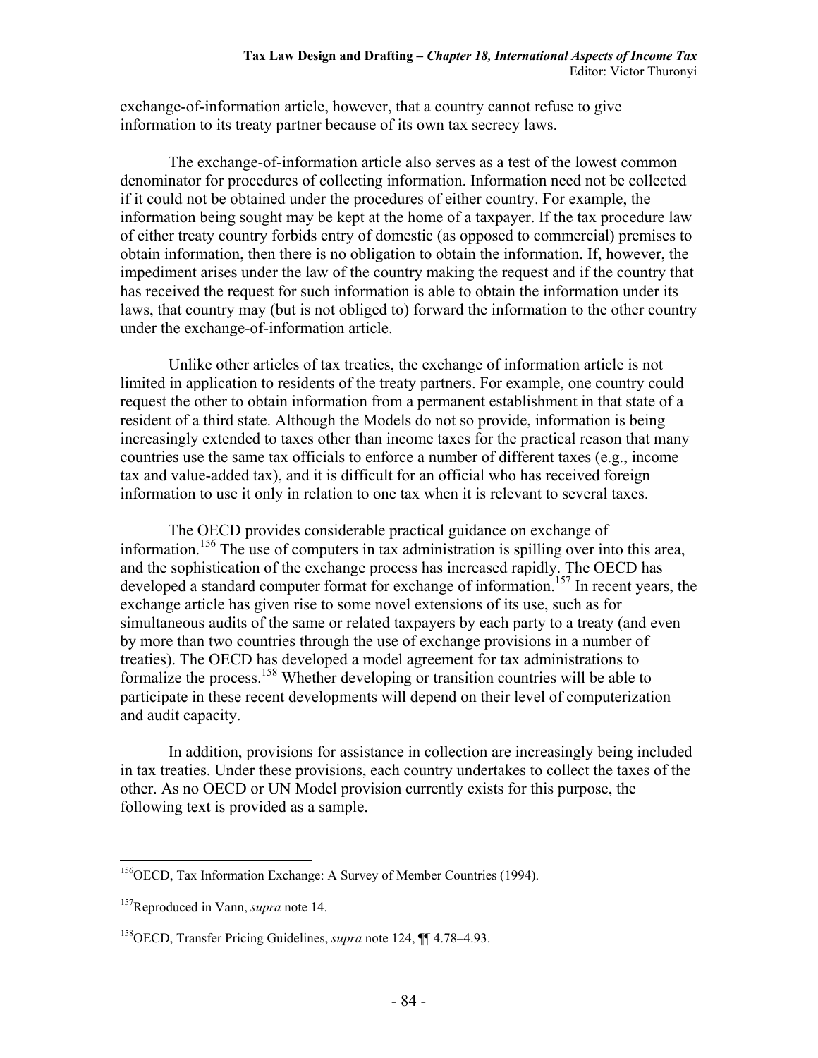exchange-of-information article, however, that a country cannot refuse to give information to its treaty partner because of its own tax secrecy laws.

The exchange-of-information article also serves as a test of the lowest common denominator for procedures of collecting information. Information need not be collected if it could not be obtained under the procedures of either country. For example, the information being sought may be kept at the home of a taxpayer. If the tax procedure law of either treaty country forbids entry of domestic (as opposed to commercial) premises to obtain information, then there is no obligation to obtain the information. If, however, the impediment arises under the law of the country making the request and if the country that has received the request for such information is able to obtain the information under its laws, that country may (but is not obliged to) forward the information to the other country under the exchange-of-information article.

Unlike other articles of tax treaties, the exchange of information article is not limited in application to residents of the treaty partners. For example, one country could request the other to obtain information from a permanent establishment in that state of a resident of a third state. Although the Models do not so provide, information is being increasingly extended to taxes other than income taxes for the practical reason that many countries use the same tax officials to enforce a number of different taxes (e.g., income tax and value-added tax), and it is difficult for an official who has received foreign information to use it only in relation to one tax when it is relevant to several taxes.

The OECD provides considerable practical guidance on exchange of information.[156] The use of computers in tax administration is spilling over into this area, and the sophistication of the exchange process has increased rapidly. The OECD has developed a standard computer format for exchange of information.[157] In recent years, the exchange article has given rise to some novel extensions of its use, such as for simultaneous audits of the same or related taxpayers by each party to a treaty (and even by more than two countries through the use of exchange provisions in a number of treaties). The OECD has developed a model agreement for tax administrations to formalize the process.[158] Whether developing or transition countries will be able to participate in these recent developments will depend on their level of computerization and audit capacity.

In addition, provisions for assistance in collection are increasingly being included in tax treaties. Under these provisions, each country undertakes to collect the taxes of the other. As no OECD or UN Model provision currently exists for this purpose, the following text is provided as a sample.

---

[156] OECD, Tax Information Exchange: A Survey of Member Countries (1994).

[157] Reproduced in Vann, *supra* note 14.

[158] OECD, Transfer Pricing Guidelines, *supra* note 124, ¶¶ 4.78–4.93.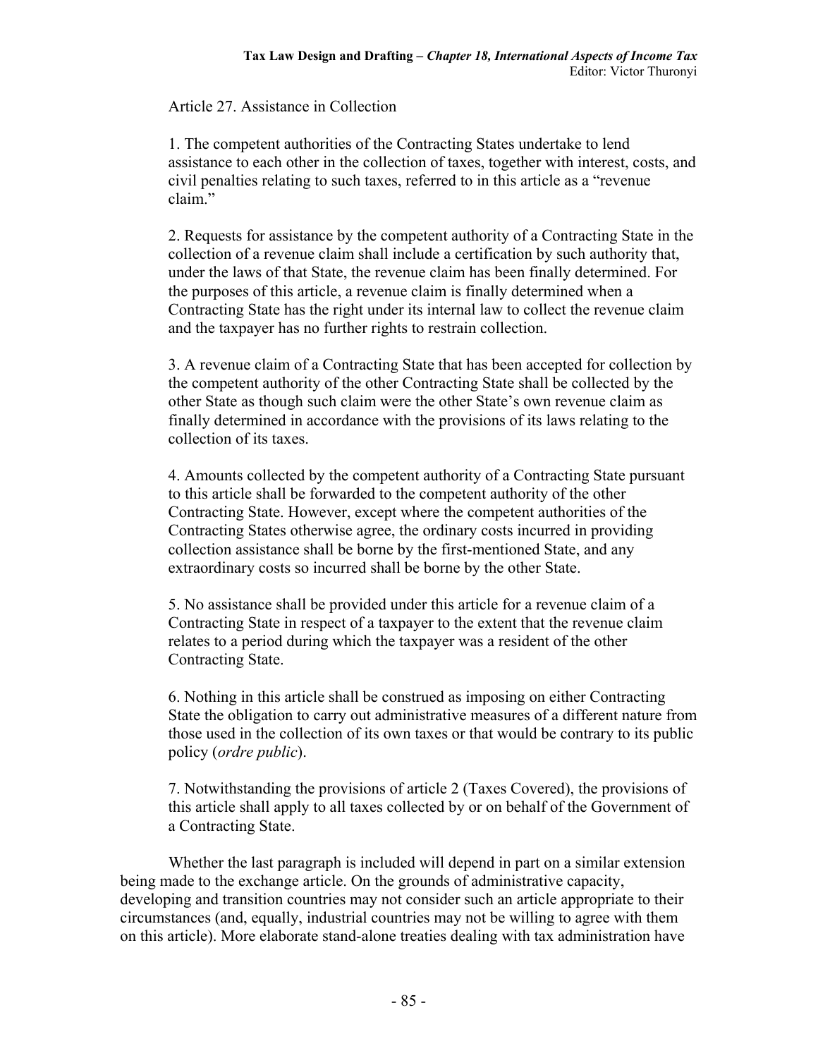Article 27. Assistance in Collection

1. The competent authorities of the Contracting States undertake to lend assistance to each other in the collection of taxes, together with interest, costs, and civil penalties relating to such taxes, referred to in this article as a "revenue claim."

2. Requests for assistance by the competent authority of a Contracting State in the collection of a revenue claim shall include a certification by such authority that, under the laws of that State, the revenue claim has been finally determined. For the purposes of this article, a revenue claim is finally determined when a Contracting State has the right under its internal law to collect the revenue claim and the taxpayer has no further rights to restrain collection.

3. A revenue claim of a Contracting State that has been accepted for collection by the competent authority of the other Contracting State shall be collected by the other State as though such claim were the other State's own revenue claim as finally determined in accordance with the provisions of its laws relating to the collection of its taxes.

4. Amounts collected by the competent authority of a Contracting State pursuant to this article shall be forwarded to the competent authority of the other Contracting State. However, except where the competent authorities of the Contracting States otherwise agree, the ordinary costs incurred in providing collection assistance shall be borne by the first-mentioned State, and any extraordinary costs so incurred shall be borne by the other State.

5. No assistance shall be provided under this article for a revenue claim of a Contracting State in respect of a taxpayer to the extent that the revenue claim relates to a period during which the taxpayer was a resident of the other Contracting State.

6. Nothing in this article shall be construed as imposing on either Contracting State the obligation to carry out administrative measures of a different nature from those used in the collection of its own taxes or that would be contrary to its public policy (*ordre public*).

7. Notwithstanding the provisions of article 2 (Taxes Covered), the provisions of this article shall apply to all taxes collected by or on behalf of the Government of a Contracting State.

Whether the last paragraph is included will depend in part on a similar extension being made to the exchange article. On the grounds of administrative capacity, developing and transition countries may not consider such an article appropriate to their circumstances (and, equally, industrial countries may not be willing to agree with them on this article). More elaborate stand-alone treaties dealing with tax administration have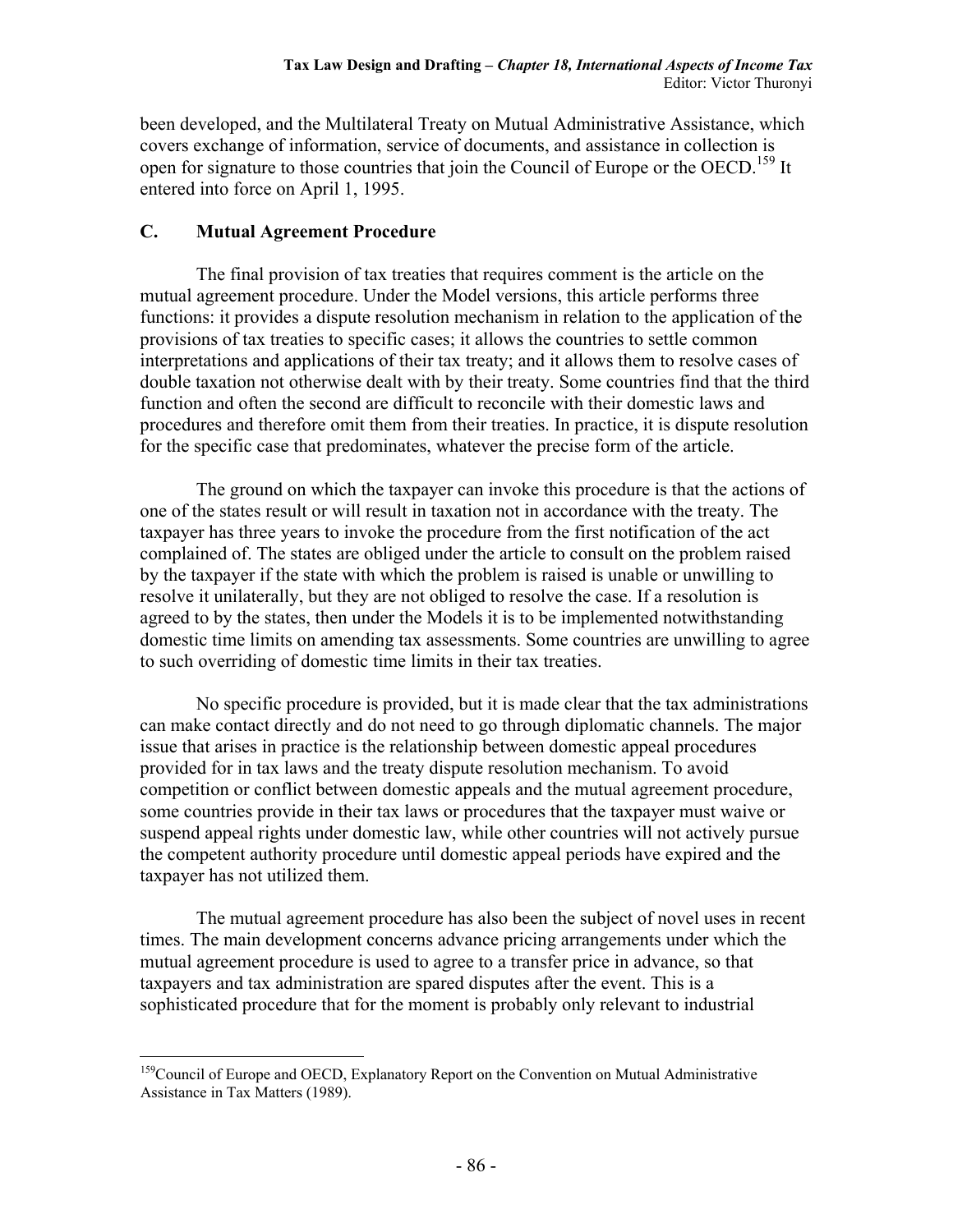been developed, and the Multilateral Treaty on Mutual Administrative Assistance, which covers exchange of information, service of documents, and assistance in collection is open for signature to those countries that join the Council of Europe or the OECD.[159] It entered into force on April 1, 1995.

## C. Mutual Agreement Procedure

The final provision of tax treaties that requires comment is the article on the mutual agreement procedure. Under the Model versions, this article performs three functions: it provides a dispute resolution mechanism in relation to the application of the provisions of tax treaties to specific cases; it allows the countries to settle common interpretations and applications of their tax treaty; and it allows them to resolve cases of double taxation not otherwise dealt with by their treaty. Some countries find that the third function and often the second are difficult to reconcile with their domestic laws and procedures and therefore omit them from their treaties. In practice, it is dispute resolution for the specific case that predominates, whatever the precise form of the article.

The ground on which the taxpayer can invoke this procedure is that the actions of one of the states result or will result in taxation not in accordance with the treaty. The taxpayer has three years to invoke the procedure from the first notification of the act complained of. The states are obliged under the article to consult on the problem raised by the taxpayer if the state with which the problem is raised is unable or unwilling to resolve it unilaterally, but they are not obliged to resolve the case. If a resolution is agreed to by the states, then under the Models it is to be implemented notwithstanding domestic time limits on amending tax assessments. Some countries are unwilling to agree to such overriding of domestic time limits in their tax treaties.

No specific procedure is provided, but it is made clear that the tax administrations can make contact directly and do not need to go through diplomatic channels. The major issue that arises in practice is the relationship between domestic appeal procedures provided for in tax laws and the treaty dispute resolution mechanism. To avoid competition or conflict between domestic appeals and the mutual agreement procedure, some countries provide in their tax laws or procedures that the taxpayer must waive or suspend appeal rights under domestic law, while other countries will not actively pursue the competent authority procedure until domestic appeal periods have expired and the taxpayer has not utilized them.

The mutual agreement procedure has also been the subject of novel uses in recent times. The main development concerns advance pricing arrangements under which the mutual agreement procedure is used to agree to a transfer price in advance, so that taxpayers and tax administration are spared disputes after the event. This is a sophisticated procedure that for the moment is probably only relevant to industrial

---

[159] Council of Europe and OECD, Explanatory Report on the Convention on Mutual Administrative Assistance in Tax Matters (1989).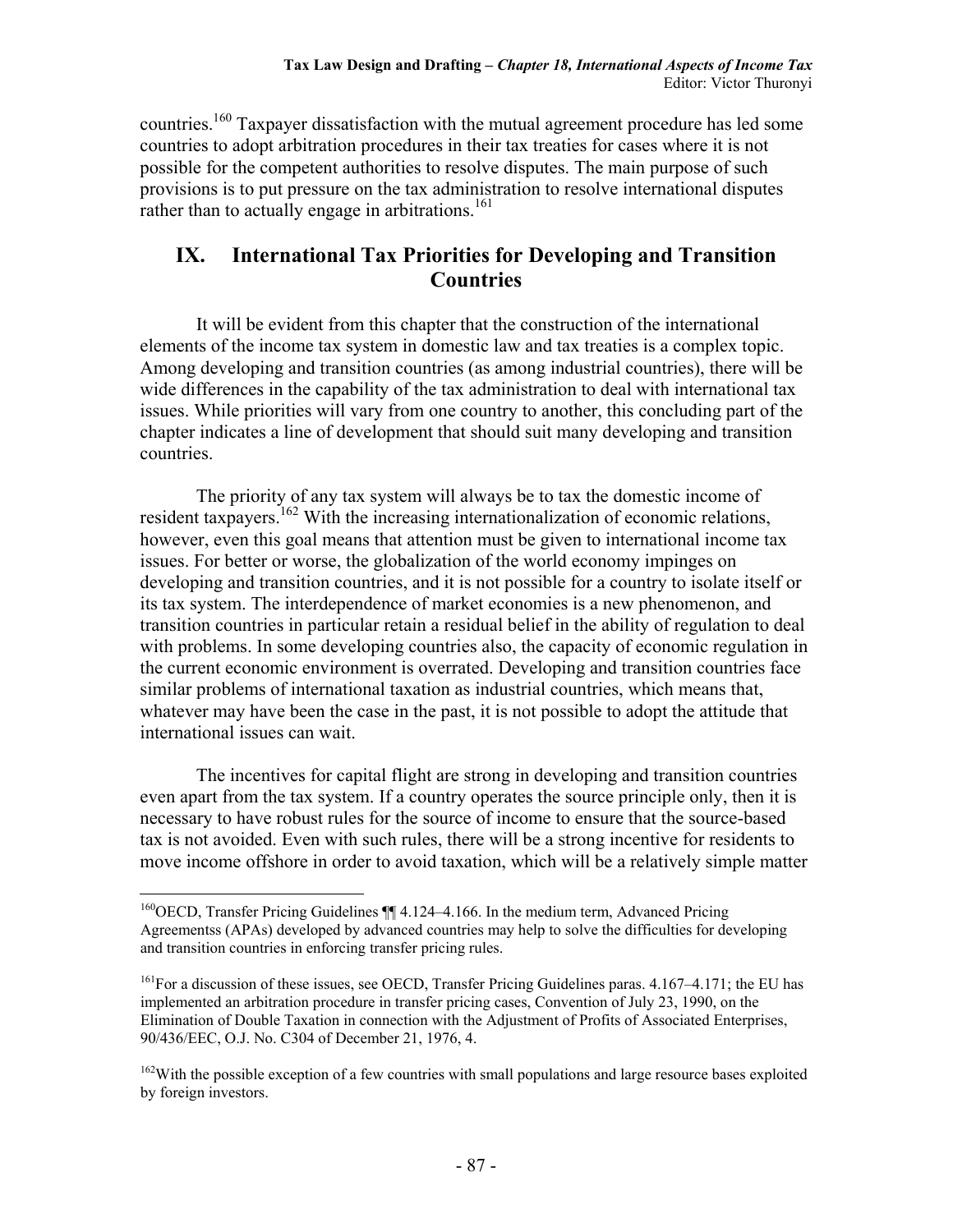countries.[160] Taxpayer dissatisfaction with the mutual agreement procedure has led some countries to adopt arbitration procedures in their tax treaties for cases where it is not possible for the competent authorities to resolve disputes. The main purpose of such provisions is to put pressure on the tax administration to resolve international disputes rather than to actually engage in arbitrations.[161]

## IX. International Tax Priorities for Developing and Transition Countries

It will be evident from this chapter that the construction of the international elements of the income tax system in domestic law and tax treaties is a complex topic. Among developing and transition countries (as among industrial countries), there will be wide differences in the capability of the tax administration to deal with international tax issues. While priorities will vary from one country to another, this concluding part of the chapter indicates a line of development that should suit many developing and transition countries.

The priority of any tax system will always be to tax the domestic income of resident taxpayers.[162] With the increasing internationalization of economic relations, however, even this goal means that attention must be given to international income tax issues. For better or worse, the globalization of the world economy impinges on developing and transition countries, and it is not possible for a country to isolate itself or its tax system. The interdependence of market economies is a new phenomenon, and transition countries in particular retain a residual belief in the ability of regulation to deal with problems. In some developing countries also, the capacity of economic regulation in the current economic environment is overrated. Developing and transition countries face similar problems of international taxation as industrial countries, which means that, whatever may have been the case in the past, it is not possible to adopt the attitude that international issues can wait.

The incentives for capital flight are strong in developing and transition countries even apart from the tax system. If a country operates the source principle only, then it is necessary to have robust rules for the source of income to ensure that the source-based tax is not avoided. Even with such rules, there will be a strong incentive for residents to move income offshore in order to avoid taxation, which will be a relatively simple matter

---

[160] OECD, Transfer Pricing Guidelines ¶¶ 4.124–4.166. In the medium term, Advanced Pricing Agreementss (APAs) developed by advanced countries may help to solve the difficulties for developing and transition countries in enforcing transfer pricing rules.

[161] For a discussion of these issues, see OECD, Transfer Pricing Guidelines paras. 4.167–4.171; the EU has implemented an arbitration procedure in transfer pricing cases, Convention of July 23, 1990, on the Elimination of Double Taxation in connection with the Adjustment of Profits of Associated Enterprises, 90/436/EEC, O.J. No. C304 of December 21, 1976, 4.

[162] With the possible exception of a few countries with small populations and large resource bases exploited by foreign investors.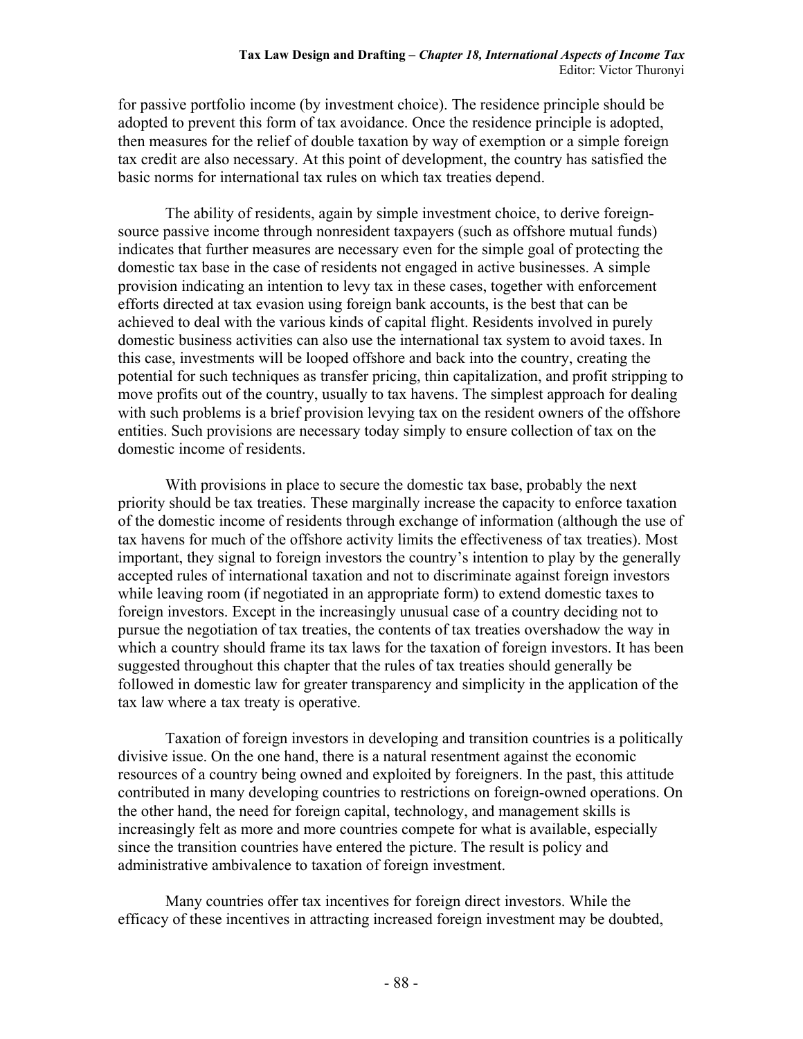for passive portfolio income (by investment choice). The residence principle should be adopted to prevent this form of tax avoidance. Once the residence principle is adopted, then measures for the relief of double taxation by way of exemption or a simple foreign tax credit are also necessary. At this point of development, the country has satisfied the basic norms for international tax rules on which tax treaties depend.

The ability of residents, again by simple investment choice, to derive foreign-source passive income through nonresident taxpayers (such as offshore mutual funds) indicates that further measures are necessary even for the simple goal of protecting the domestic tax base in the case of residents not engaged in active businesses. A simple provision indicating an intention to levy tax in these cases, together with enforcement efforts directed at tax evasion using foreign bank accounts, is the best that can be achieved to deal with the various kinds of capital flight. Residents involved in purely domestic business activities can also use the international tax system to avoid taxes. In this case, investments will be looped offshore and back into the country, creating the potential for such techniques as transfer pricing, thin capitalization, and profit stripping to move profits out of the country, usually to tax havens. The simplest approach for dealing with such problems is a brief provision levying tax on the resident owners of the offshore entities. Such provisions are necessary today simply to ensure collection of tax on the domestic income of residents.

With provisions in place to secure the domestic tax base, probably the next priority should be tax treaties. These marginally increase the capacity to enforce taxation of the domestic income of residents through exchange of information (although the use of tax havens for much of the offshore activity limits the effectiveness of tax treaties). Most important, they signal to foreign investors the country's intention to play by the generally accepted rules of international taxation and not to discriminate against foreign investors while leaving room (if negotiated in an appropriate form) to extend domestic taxes to foreign investors. Except in the increasingly unusual case of a country deciding not to pursue the negotiation of tax treaties, the contents of tax treaties overshadow the way in which a country should frame its tax laws for the taxation of foreign investors. It has been suggested throughout this chapter that the rules of tax treaties should generally be followed in domestic law for greater transparency and simplicity in the application of the tax law where a tax treaty is operative.

Taxation of foreign investors in developing and transition countries is a politically divisive issue. On the one hand, there is a natural resentment against the economic resources of a country being owned and exploited by foreigners. In the past, this attitude contributed in many developing countries to restrictions on foreign-owned operations. On the other hand, the need for foreign capital, technology, and management skills is increasingly felt as more and more countries compete for what is available, especially since the transition countries have entered the picture. The result is policy and administrative ambivalence to taxation of foreign investment.

Many countries offer tax incentives for foreign direct investors. While the efficacy of these incentives in attracting increased foreign investment may be doubted,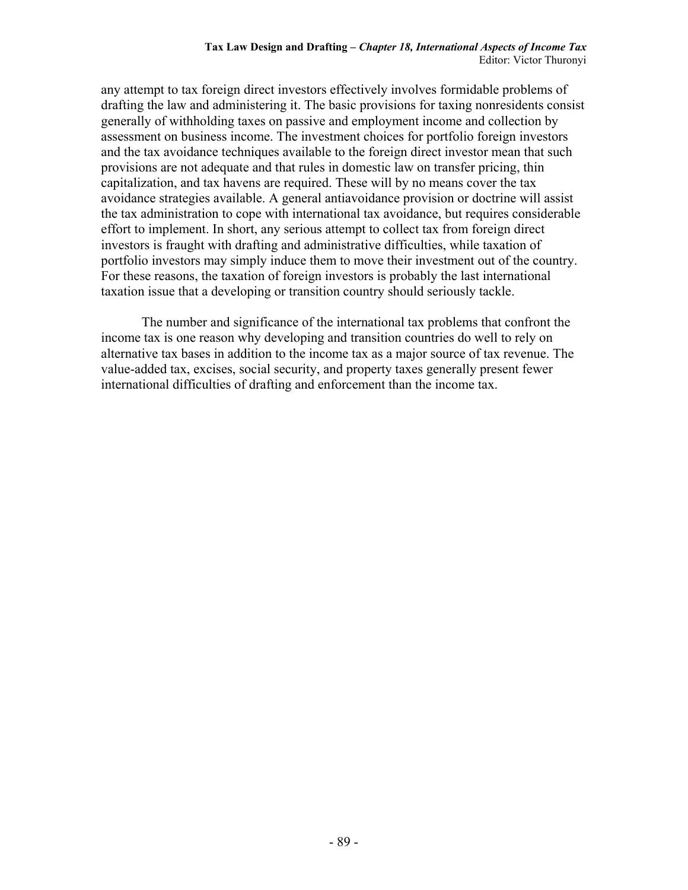any attempt to tax foreign direct investors effectively involves formidable problems of drafting the law and administering it. The basic provisions for taxing nonresidents consist generally of withholding taxes on passive and employment income and collection by assessment on business income. The investment choices for portfolio foreign investors and the tax avoidance techniques available to the foreign direct investor mean that such provisions are not adequate and that rules in domestic law on transfer pricing, thin capitalization, and tax havens are required. These will by no means cover the tax avoidance strategies available. A general antiavoidance provision or doctrine will assist the tax administration to cope with international tax avoidance, but requires considerable effort to implement. In short, any serious attempt to collect tax from foreign direct investors is fraught with drafting and administrative difficulties, while taxation of portfolio investors may simply induce them to move their investment out of the country. For these reasons, the taxation of foreign investors is probably the last international taxation issue that a developing or transition country should seriously tackle.

The number and significance of the international tax problems that confront the income tax is one reason why developing and transition countries do well to rely on alternative tax bases in addition to the income tax as a major source of tax revenue. The value-added tax, excises, social security, and property taxes generally present fewer international difficulties of drafting and enforcement than the income tax.